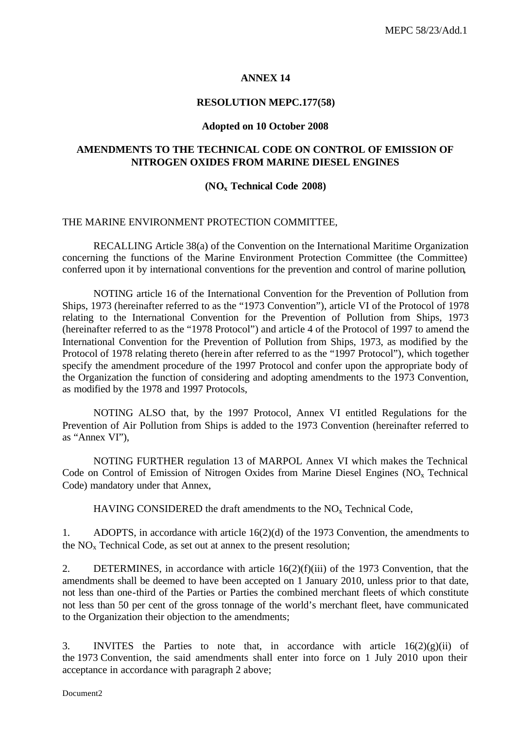# ANNEX 14

## RESOLUTION MEPC.177(58)

### Adopted on 10 October 2008

## AMENDMENTS TO THE TECHNICAL CODE ON CONTROL OF EMISSION OF NITROGEN OXIDES FROM MARINE DIESEL ENGINES

### ($NO_x$ Technical Code 2008)

THE MARINE ENVIRONMENT PROTECTION COMMITTEE,

RECALLING Article 38(a) of the Convention on the International Maritime Organization concerning the functions of the Marine Environment Protection Committee (the Committee) conferred upon it by international conventions for the prevention and control of marine pollution,

NOTING article 16 of the International Convention for the Prevention of Pollution from Ships, 1973 (hereinafter referred to as the "1973 Convention"), article VI of the Protocol of 1978 relating to the International Convention for the Prevention of Pollution from Ships, 1973 (hereinafter referred to as the "1978 Protocol") and article 4 of the Protocol of 1997 to amend the International Convention for the Prevention of Pollution from Ships, 1973, as modified by the Protocol of 1978 relating thereto (herein after referred to as the "1997 Protocol"), which together specify the amendment procedure of the 1997 Protocol and confer upon the appropriate body of the Organization the function of considering and adopting amendments to the 1973 Convention, as modified by the 1978 and 1997 Protocols,

NOTING ALSO that, by the 1997 Protocol, Annex VI entitled Regulations for the Prevention of Air Pollution from Ships is added to the 1973 Convention (hereinafter referred to as "Annex VI"),

NOTING FURTHER regulation 13 of MARPOL Annex VI which makes the Technical Code on Control of Emission of Nitrogen Oxides from Marine Diesel Engines ($NO_x$ Technical Code) mandatory under that Annex,

HAVING CONSIDERED the draft amendments to the $NO_x$ Technical Code,

1. ADOPTS, in accordance with article 16(2)(d) of the 1973 Convention, the amendments to the $NO_x$ Technical Code, as set out at annex to the present resolution;

2. DETERMINES, in accordance with article 16(2)(f)(iii) of the 1973 Convention, that the amendments shall be deemed to have been accepted on 1 January 2010, unless prior to that date, not less than one-third of the Parties or Parties the combined merchant fleets of which constitute not less than 50 per cent of the gross tonnage of the world's merchant fleet, have communicated to the Organization their objection to the amendments;

3. INVITES the Parties to note that, in accordance with article 16(2)(g)(ii) of the 1973 Convention, the said amendments shall enter into force on 1 July 2010 upon their acceptance in accordance with paragraph 2 above;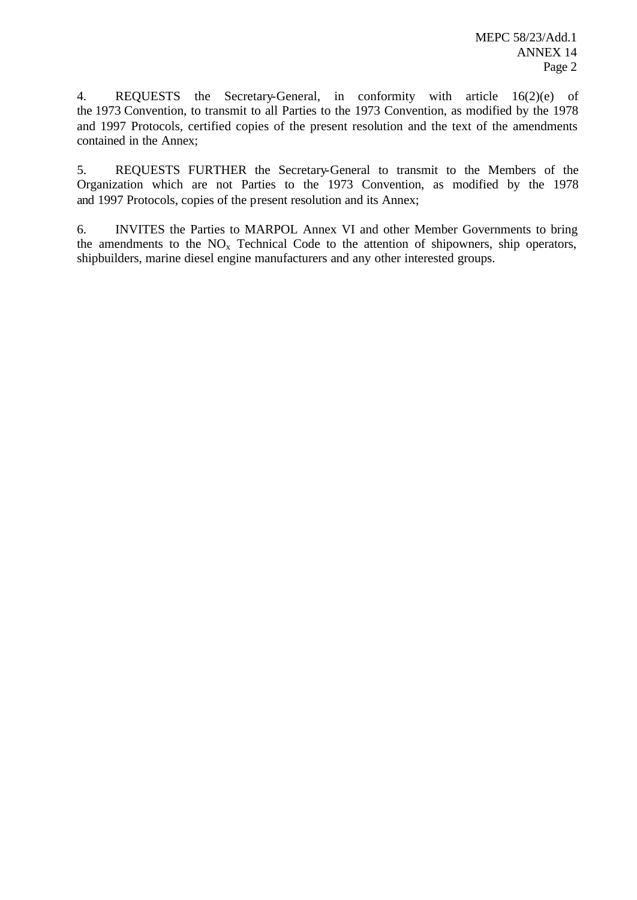4. REQUESTS the Secretary-General, in conformity with article 16(2)(e) of the 1973 Convention, to transmit to all Parties to the 1973 Convention, as modified by the 1978 and 1997 Protocols, certified copies of the present resolution and the text of the amendments contained in the Annex;

5. REQUESTS FURTHER the Secretary-General to transmit to the Members of the Organization which are not Parties to the 1973 Convention, as modified by the 1978 and 1997 Protocols, copies of the present resolution and its Annex;

6. INVITES the Parties to MARPOL Annex VI and other Member Governments to bring the amendments to the $NO_x$ Technical Code to the attention of shipowners, ship operators, shipbuilders, marine diesel engine manufacturers and any other interested groups.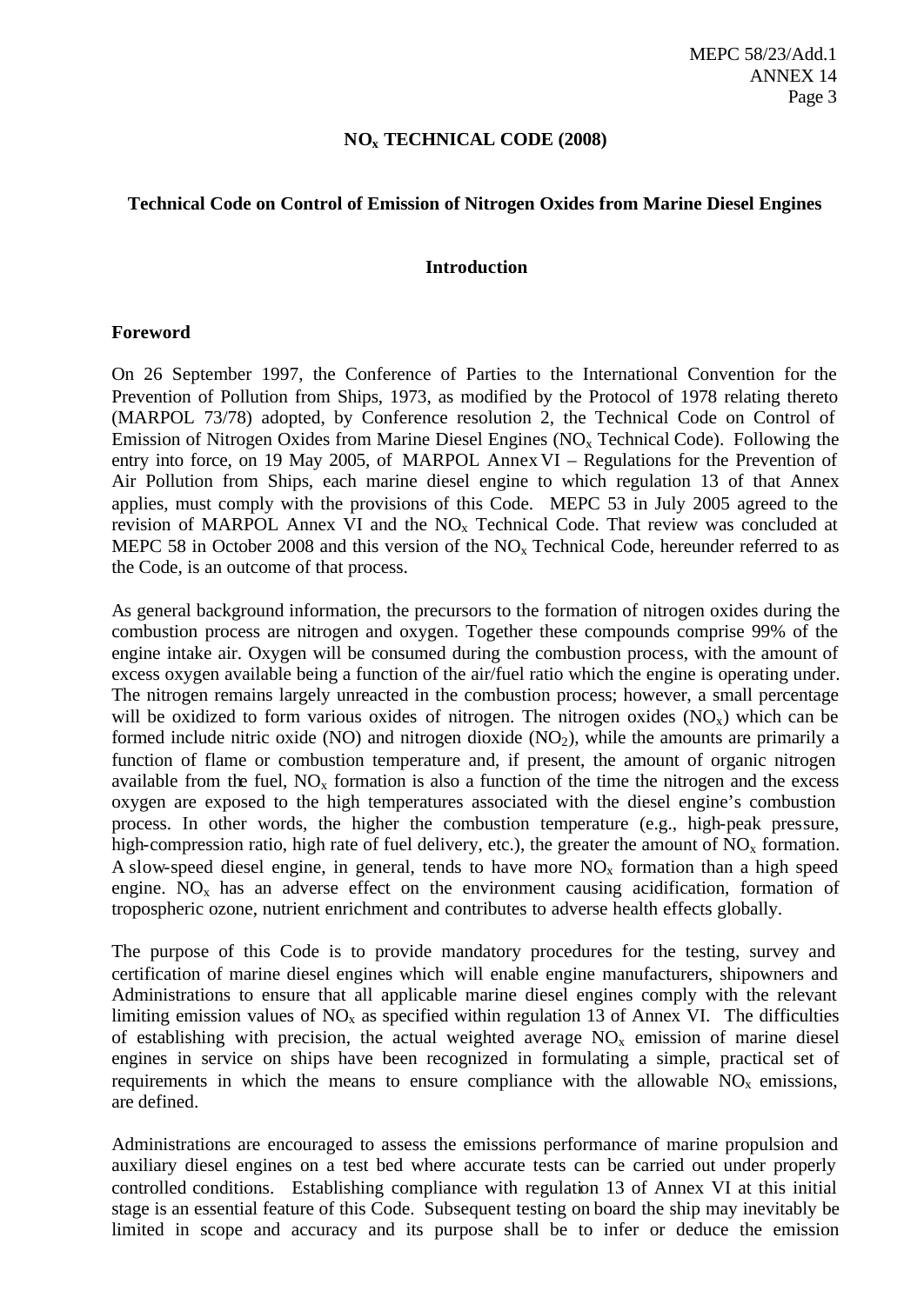# $NO_x$ TECHNICAL CODE (2008)

## Technical Code on Control of Emission of Nitrogen Oxides from Marine Diesel Engines

## Introduction

### Foreword

On 26 September 1997, the Conference of Parties to the International Convention for the Prevention of Pollution from Ships, 1973, as modified by the Protocol of 1978 relating thereto (MARPOL 73/78) adopted, by Conference resolution 2, the Technical Code on Control of Emission of Nitrogen Oxides from Marine Diesel Engines ($NO_x$ Technical Code). Following the entry into force, on 19 May 2005, of MARPOL Annex VI – Regulations for the Prevention of Air Pollution from Ships, each marine diesel engine to which regulation 13 of that Annex applies, must comply with the provisions of this Code. MEPC 53 in July 2005 agreed to the revision of MARPOL Annex VI and the $NO_x$ Technical Code. That review was concluded at MEPC 58 in October 2008 and this version of the $NO_x$ Technical Code, hereunder referred to as the Code, is an outcome of that process.

As general background information, the precursors to the formation of nitrogen oxides during the combustion process are nitrogen and oxygen. Together these compounds comprise 99% of the engine intake air. Oxygen will be consumed during the combustion process, with the amount of excess oxygen available being a function of the air/fuel ratio which the engine is operating under. The nitrogen remains largely unreacted in the combustion process; however, a small percentage will be oxidized to form various oxides of nitrogen. The nitrogen oxides ($NO_x$) which can be formed include nitric oxide (NO) and nitrogen dioxide ($NO_2$), while the amounts are primarily a function of flame or combustion temperature and, if present, the amount of organic nitrogen available from the fuel, $NO_x$ formation is also a function of the time the nitrogen and the excess oxygen are exposed to the high temperatures associated with the diesel engine's combustion process. In other words, the higher the combustion temperature (e.g., high-peak pressure, high-compression ratio, high rate of fuel delivery, etc.), the greater the amount of $NO_x$ formation. A slow-speed diesel engine, in general, tends to have more $NO_x$ formation than a high speed engine. $NO_x$ has an adverse effect on the environment causing acidification, formation of tropospheric ozone, nutrient enrichment and contributes to adverse health effects globally.

The purpose of this Code is to provide mandatory procedures for the testing, survey and certification of marine diesel engines which will enable engine manufacturers, shipowners and Administrations to ensure that all applicable marine diesel engines comply with the relevant limiting emission values of $NO_x$ as specified within regulation 13 of Annex VI. The difficulties of establishing with precision, the actual weighted average $NO_x$ emission of marine diesel engines in service on ships have been recognized in formulating a simple, practical set of requirements in which the means to ensure compliance with the allowable $NO_x$ emissions, are defined.

Administrations are encouraged to assess the emissions performance of marine propulsion and auxiliary diesel engines on a test bed where accurate tests can be carried out under properly controlled conditions. Establishing compliance with regulation 13 of Annex VI at this initial stage is an essential feature of this Code. Subsequent testing on board the ship may inevitably be limited in scope and accuracy and its purpose shall be to infer or deduce the emission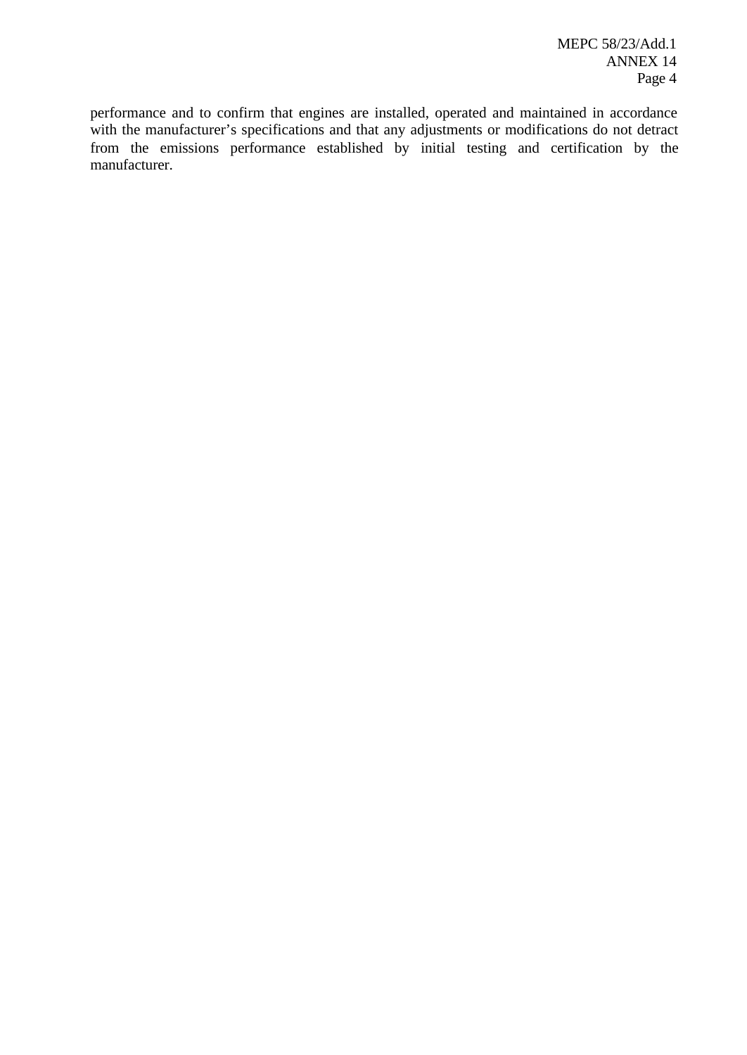performance and to confirm that engines are installed, operated and maintained in accordance with the manufacturer's specifications and that any adjustments or modifications do not detract from the emissions performance established by initial testing and certification by the manufacturer.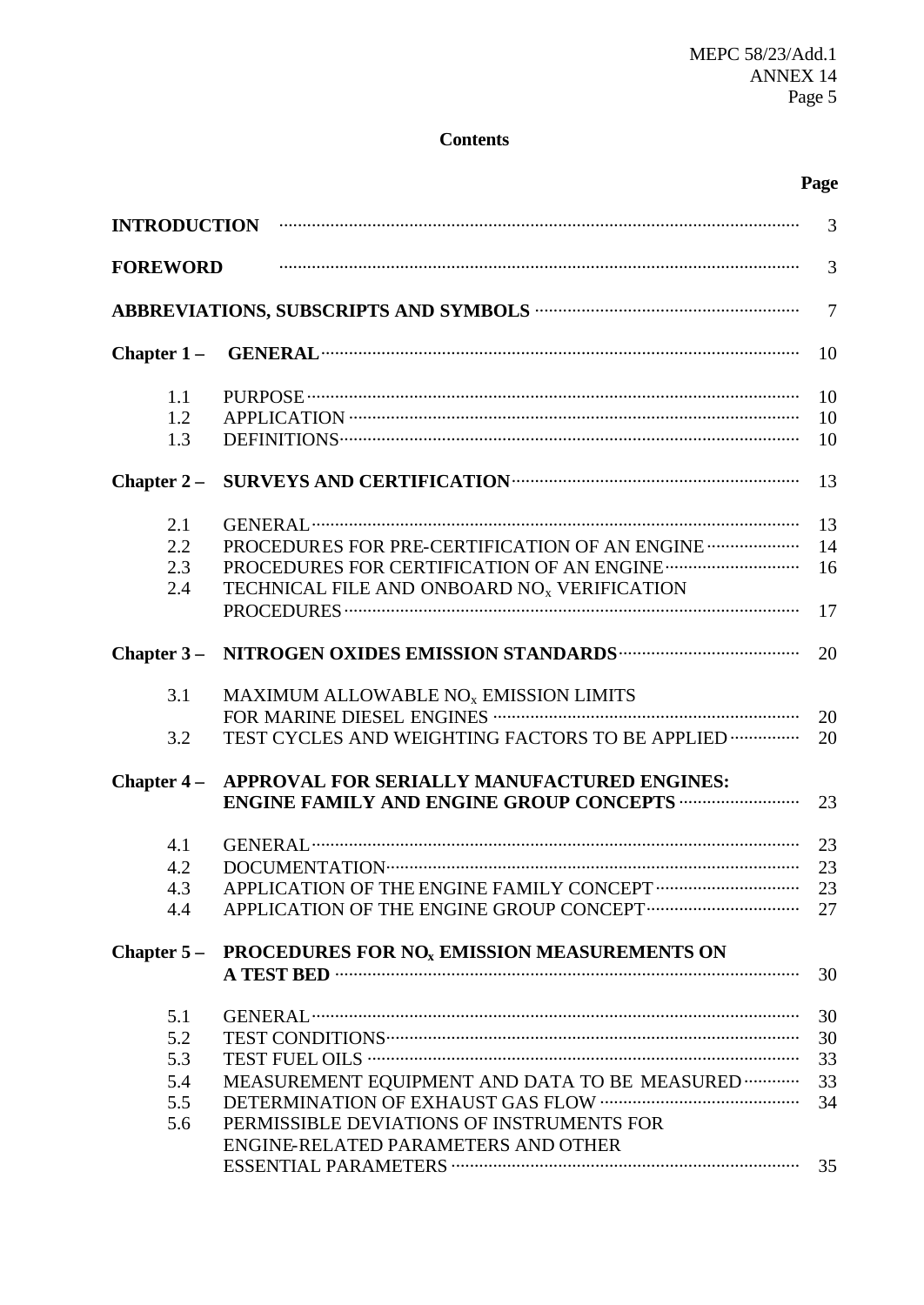**Contents**

| | | Page |
|---|---|---|
| **INTRODUCTION** | | 3 |
| **FOREWORD** | | 3 |
| **ABBREVIATIONS, SUBSCRIPTS AND SYMBOLS** | | 7 |
| **Chapter 1 –** | **GENERAL** | 10 |
| 1.1 | PURPOSE | 10 |
| 1.2 | APPLICATION | 10 |
| 1.3 | DEFINITIONS | 10 |
| **Chapter 2 –** | **SURVEYS AND CERTIFICATION** | 13 |
| 2.1 | GENERAL | 13 |
| 2.2 | PROCEDURES FOR PRE-CERTIFICATION OF AN ENGINE | 14 |
| 2.3 | PROCEDURES FOR CERTIFICATION OF AN ENGINE | 16 |
| 2.4 | TECHNICAL FILE AND ONBOARD $NO_x$ VERIFICATION PROCEDURES | 17 |
| **Chapter 3 –** | **NITROGEN OXIDES EMISSION STANDARDS** | 20 |
| 3.1 | MAXIMUM ALLOWABLE $NO_x$ EMISSION LIMITS FOR MARINE DIESEL ENGINES | 20 |
| 3.2 | TEST CYCLES AND WEIGHTING FACTORS TO BE APPLIED | 20 |
| **Chapter 4 –** | **APPROVAL FOR SERIALLY MANUFACTURED ENGINES: ENGINE FAMILY AND ENGINE GROUP CONCEPTS** | 23 |
| 4.1 | GENERAL | 23 |
| 4.2 | DOCUMENTATION | 23 |
| 4.3 | APPLICATION OF THE ENGINE FAMILY CONCEPT | 23 |
| 4.4 | APPLICATION OF THE ENGINE GROUP CONCEPT | 27 |
| **Chapter 5 –** | **PROCEDURES FOR $NO_x$ EMISSION MEASUREMENTS ON A TEST BED** | 30 |
| 5.1 | GENERAL | 30 |
| 5.2 | TEST CONDITIONS | 30 |
| 5.3 | TEST FUEL OILS | 33 |
| 5.4 | MEASUREMENT EQUIPMENT AND DATA TO BE MEASURED | 33 |
| 5.5 | DETERMINATION OF EXHAUST GAS FLOW | 34 |
| 5.6 | PERMISSIBLE DEVIATIONS OF INSTRUMENTS FOR ENGINE-RELATED PARAMETERS AND OTHER ESSENTIAL PARAMETERS | 35 |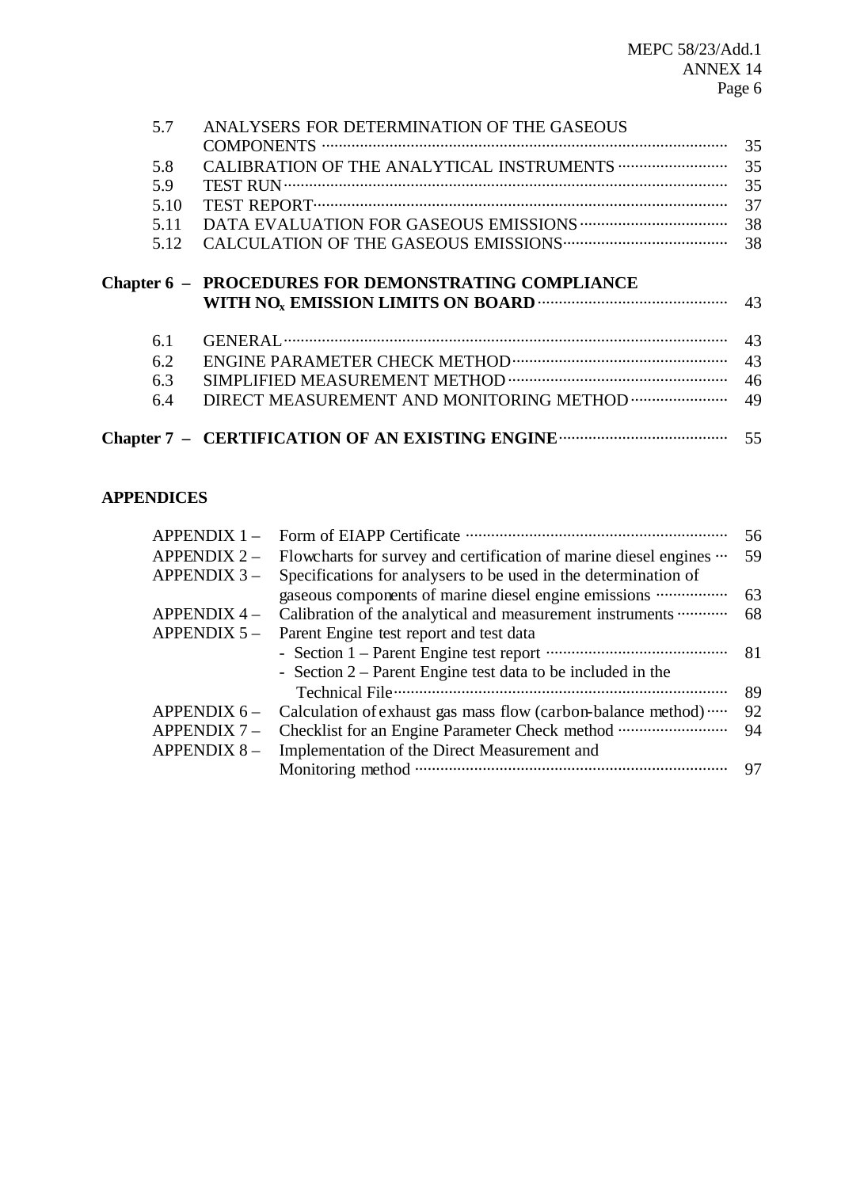| | | |
|---|---|---|
| 5.7 | ANALYSERS FOR DETERMINATION OF THE GASEOUS COMPONENTS | 35 |
| 5.8 | CALIBRATION OF THE ANALYTICAL INSTRUMENTS | 35 |
| 5.9 | TEST RUN | 35 |
| 5.10 | TEST REPORT | 37 |
| 5.11 | DATA EVALUATION FOR GASEOUS EMISSIONS | 38 |
| 5.12 | CALCULATION OF THE GASEOUS EMISSIONS | 38 |
| **Chapter 6 –** | **PROCEDURES FOR DEMONSTRATING COMPLIANCE WITH $NO_x$ EMISSION LIMITS ON BOARD** | 43 |
| 6.1 | GENERAL | 43 |
| 6.2 | ENGINE PARAMETER CHECK METHOD | 43 |
| 6.3 | SIMPLIFIED MEASUREMENT METHOD | 46 |
| 6.4 | DIRECT MEASUREMENT AND MONITORING METHOD | 49 |
| **Chapter 7 –** | **CERTIFICATION OF AN EXISTING ENGINE** | 55 |

**APPENDICES**

| | | |
|---|---|---|
| APPENDIX 1 – | Form of EIAPP Certificate | 56 |
| APPENDIX 2 – | Flowcharts for survey and certification of marine diesel engines | 59 |
| APPENDIX 3 – | Specifications for analysers to be used in the determination of gaseous components of marine diesel engine emissions | 63 |
| APPENDIX 4 – | Calibration of the analytical and measurement instruments | 68 |
| APPENDIX 5 – | Parent Engine test report and test data | |
| | - Section 1 – Parent Engine test report | 81 |
| | - Section 2 – Parent Engine test data to be included in the Technical File | 89 |
| APPENDIX 6 – | Calculation of exhaust gas mass flow (carbon-balance method) | 92 |
| APPENDIX 7 – | Checklist for an Engine Parameter Check method | 94 |
| APPENDIX 8 – | Implementation of the Direct Measurement and Monitoring method | 97 |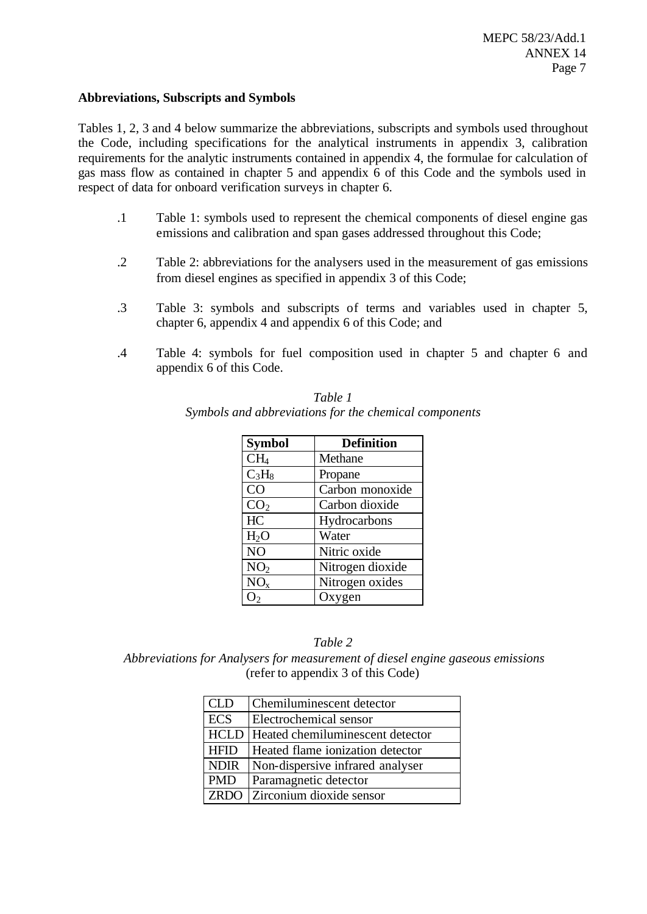**Abbreviations, Subscripts and Symbols**

Tables 1, 2, 3 and 4 below summarize the abbreviations, subscripts and symbols used throughout the Code, including specifications for the analytical instruments in appendix 3, calibration requirements for the analytic instruments contained in appendix 4, the formulae for calculation of gas mass flow as contained in chapter 5 and appendix 6 of this Code and the symbols used in respect of data for onboard verification surveys in chapter 6.

.1 Table 1: symbols used to represent the chemical components of diesel engine gas emissions and calibration and span gases addressed throughout this Code;

.2 Table 2: abbreviations for the analysers used in the measurement of gas emissions from diesel engines as specified in appendix 3 of this Code;

.3 Table 3: symbols and subscripts of terms and variables used in chapter 5, chapter 6, appendix 4 and appendix 6 of this Code; and

.4 Table 4: symbols for fuel composition used in chapter 5 and chapter 6 and appendix 6 of this Code.

*Table 1*
*Symbols and abbreviations for the chemical components*

| Symbol | Definition |
|---|---|
| $CH_4$ | Methane |
| $C_3H_8$ | Propane |
| CO | Carbon monoxide |
| $CO_2$ | Carbon dioxide |
| HC | Hydrocarbons |
| $H_2O$ | Water |
| NO | Nitric oxide |
| $NO_2$ | Nitrogen dioxide |
| $NO_x$ | Nitrogen oxides |
| $O_2$ | Oxygen |

*Table 2*
*Abbreviations for Analysers for measurement of diesel engine gaseous emissions*
(refer to appendix 3 of this Code)

| | |
|---|---|
| CLD | Chemiluminescent detector |
| ECS | Electrochemical sensor |
| HCLD | Heated chemiluminescent detector |
| HFID | Heated flame ionization detector |
| NDIR | Non-dispersive infrared analyser |
| PMD | Paramagnetic detector |
| ZRDO | Zirconium dioxide sensor |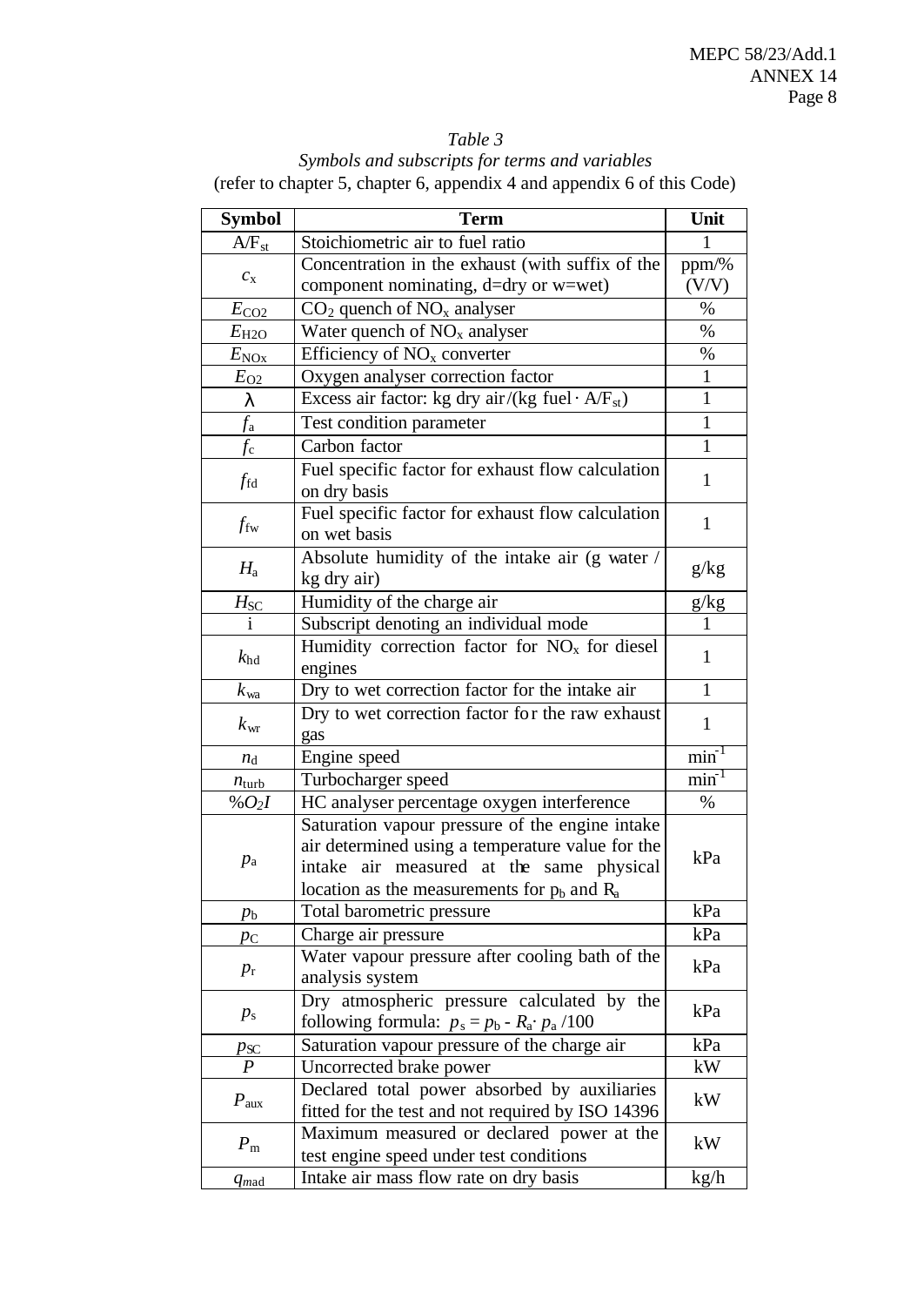*Table 3*

*Symbols and subscripts for terms and variables*

(refer to chapter 5, chapter 6, appendix 4 and appendix 6 of this Code)

| Symbol | Term | Unit |
|---|---|---|
| $A/F_{st}$ | Stoichiometric air to fuel ratio | 1 |
| $c_x$ | Concentration in the exhaust (with suffix of the component nominating, d=dry or w=wet) | ppm/% (V/V) |
| $E_{CO2}$ | $CO_2$ quench of $NO_x$ analyser | % |
| $E_{H2O}$ | Water quench of $NO_x$ analyser | % |
| $E_{NOx}$ | Efficiency of $NO_x$ converter | % |
| $E_{O2}$ | Oxygen analyser correction factor | 1 |
| $\lambda$ | Excess air factor: kg dry air/(kg fuel $\cdot$ $A/F_{st}$) | 1 |
| $f_a$ | Test condition parameter | 1 |
| $f_c$ | Carbon factor | 1 |
| $f_{fd}$ | Fuel specific factor for exhaust flow calculation on dry basis | 1 |
| $f_{fw}$ | Fuel specific factor for exhaust flow calculation on wet basis | 1 |
| $H_a$ | Absolute humidity of the intake air (g water / kg dry air) | g/kg |
| $H_{SC}$ | Humidity of the charge air | g/kg |
| i | Subscript denoting an individual mode | 1 |
| $k_{hd}$ | Humidity correction factor for $NO_x$ for diesel engines | 1 |
| $k_{wa}$ | Dry to wet correction factor for the intake air | 1 |
| $k_{wr}$ | Dry to wet correction factor for the raw exhaust gas | 1 |
| $n_d$ | Engine speed | $min^{-1}$ |
| $n_{turb}$ | Turbocharger speed | $min^{-1}$ |
| $\%O_2I$ | HC analyser percentage oxygen interference | % |
| $p_a$ | Saturation vapour pressure of the engine intake air determined using a temperature value for the intake air measured at the same physical location as the measurements for $p_b$ and $R_a$ | kPa |
| $p_b$ | Total barometric pressure | kPa |
| $p_C$ | Charge air pressure | kPa |
| $p_r$ | Water vapour pressure after cooling bath of the analysis system | kPa |
| $p_s$ | Dry atmospheric pressure calculated by the following formula: $p_s = p_b - R_a \cdot p_a / 100$ | kPa |
| $p_{SC}$ | Saturation vapour pressure of the charge air | kPa |
| $P$ | Uncorrected brake power | kW |
| $P_{aux}$ | Declared total power absorbed by auxiliaries fitted for the test and not required by ISO 14396 | kW |
| $P_m$ | Maximum measured or declared power at the test engine speed under test conditions | kW |
| $q_{mad}$ | Intake air mass flow rate on dry basis | kg/h |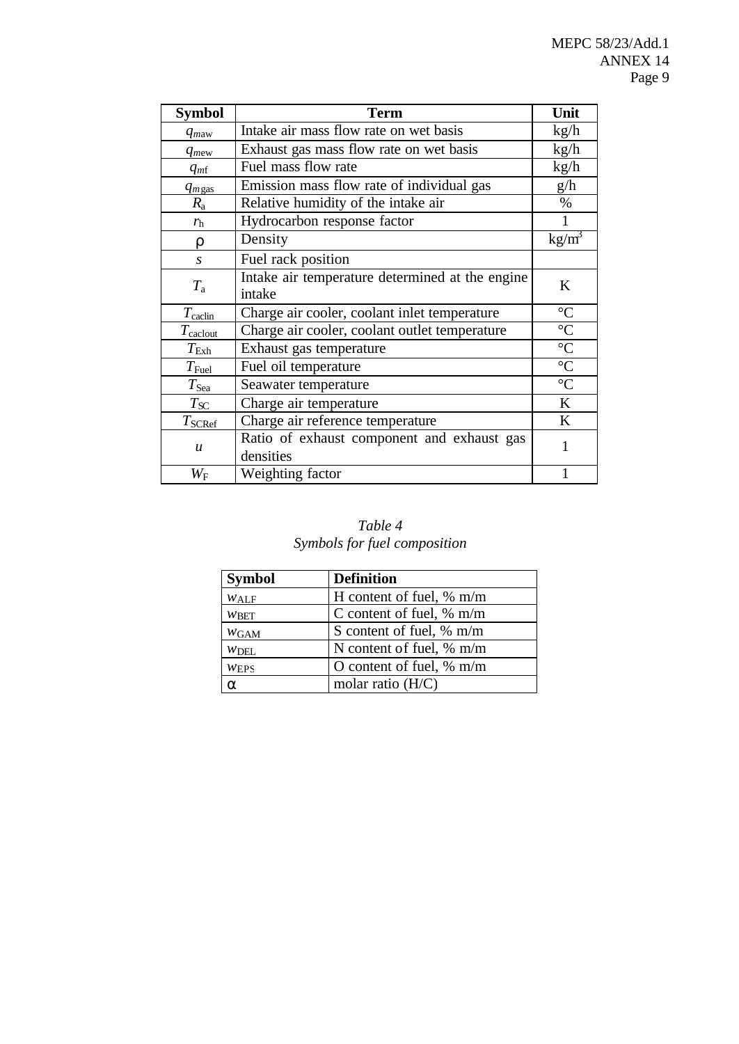| Symbol | Term | Unit |
|---|---|---|
| $q_{maw}$ | Intake air mass flow rate on wet basis | kg/h |
| $q_{mew}$ | Exhaust gas mass flow rate on wet basis | kg/h |
| $q_{mf}$ | Fuel mass flow rate | kg/h |
| $q_{mgas}$ | Emission mass flow rate of individual gas | g/h |
| $R_a$ | Relative humidity of the intake air | % |
| $r_h$ | Hydrocarbon response factor | 1 |
| $\rho$ | Density | $kg/m^3$ |
| $s$ | Fuel rack position | |
| $T_a$ | Intake air temperature determined at the engine intake | K |
| $T_{caclin}$ | Charge air cooler, coolant inlet temperature | °C |
| $T_{caclout}$ | Charge air cooler, coolant outlet temperature | °C |
| $T_{Exh}$ | Exhaust gas temperature | °C |
| $T_{Fuel}$ | Fuel oil temperature | °C |
| $T_{Sea}$ | Seawater temperature | °C |
| $T_{SC}$ | Charge air temperature | K |
| $T_{SCRef}$ | Charge air reference temperature | K |
| $u$ | Ratio of exhaust component and exhaust gas densities | 1 |
| $W_F$ | Weighting factor | 1 |

*Table 4*
*Symbols for fuel composition*

| Symbol | Definition |
|---|---|
| $w_{ALF}$ | H content of fuel, % m/m |
| $w_{BET}$ | C content of fuel, % m/m |
| $w_{GAM}$ | S content of fuel, % m/m |
| $w_{DEL}$ | N content of fuel, % m/m |
| $w_{EPS}$ | O content of fuel, % m/m |
| $\alpha$ | molar ratio (H/C) |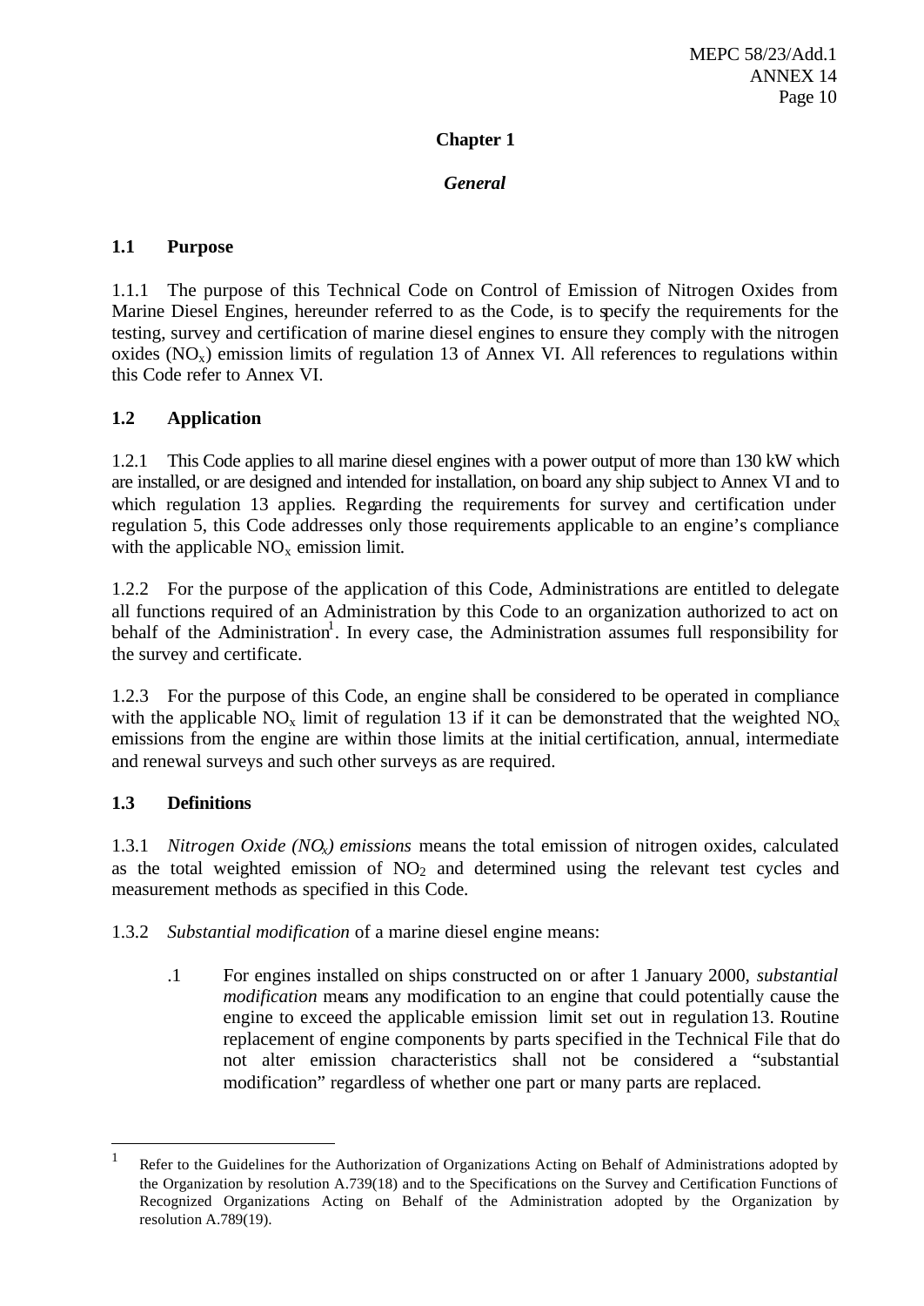# Chapter 1

## *General*

### 1.1 Purpose

1.1.1 The purpose of this Technical Code on Control of Emission of Nitrogen Oxides from Marine Diesel Engines, hereunder referred to as the Code, is to specify the requirements for the testing, survey and certification of marine diesel engines to ensure they comply with the nitrogen oxides ($NO_x$) emission limits of regulation 13 of Annex VI. All references to regulations within this Code refer to Annex VI.

### 1.2 Application

1.2.1 This Code applies to all marine diesel engines with a power output of more than 130 kW which are installed, or are designed and intended for installation, on board any ship subject to Annex VI and to which regulation 13 applies. Regarding the requirements for survey and certification under regulation 5, this Code addresses only those requirements applicable to an engine's compliance with the applicable $NO_x$ emission limit.

1.2.2 For the purpose of the application of this Code, Administrations are entitled to delegate all functions required of an Administration by this Code to an organization authorized to act on behalf of the Administration[1]. In every case, the Administration assumes full responsibility for the survey and certificate.

1.2.3 For the purpose of this Code, an engine shall be considered to be operated in compliance with the applicable $NO_x$ limit of regulation 13 if it can be demonstrated that the weighted $NO_x$ emissions from the engine are within those limits at the initial certification, annual, intermediate and renewal surveys and such other surveys as are required.

### 1.3 Definitions

1.3.1 *Nitrogen Oxide ($NO_x$) emissions* means the total emission of nitrogen oxides, calculated as the total weighted emission of $NO_2$ and determined using the relevant test cycles and measurement methods as specified in this Code.

1.3.2 *Substantial modification* of a marine diesel engine means:

.1 For engines installed on ships constructed on or after 1 January 2000, *substantial modification* means any modification to an engine that could potentially cause the engine to exceed the applicable emission limit set out in regulation 13. Routine replacement of engine components by parts specified in the Technical File that do not alter emission characteristics shall not be considered a "substantial modification" regardless of whether one part or many parts are replaced.

---

[1] Refer to the Guidelines for the Authorization of Organizations Acting on Behalf of Administrations adopted by the Organization by resolution A.739(18) and to the Specifications on the Survey and Certification Functions of Recognized Organizations Acting on Behalf of the Administration adopted by the Organization by resolution A.789(19).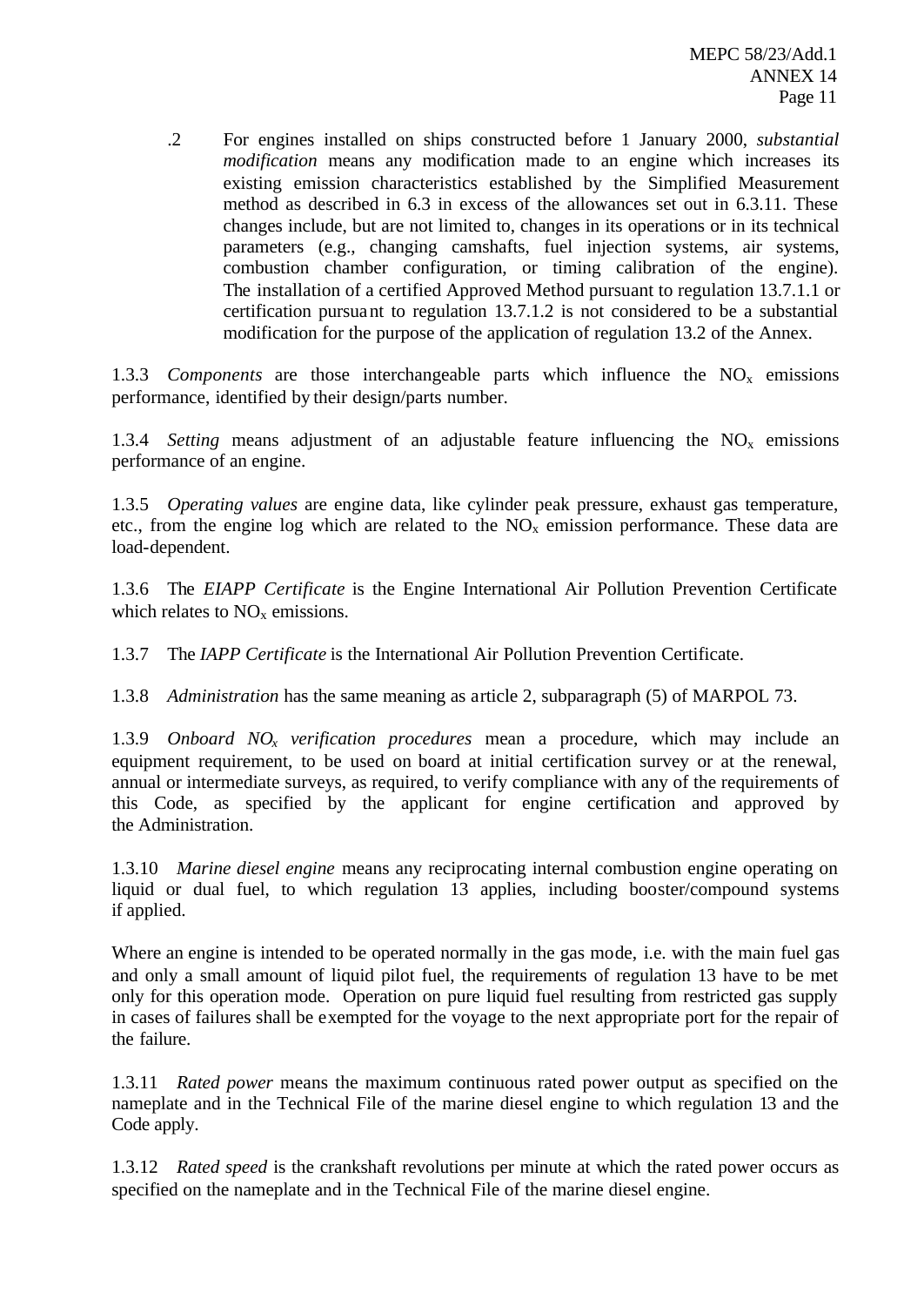.2 For engines installed on ships constructed before 1 January 2000, *substantial modification* means any modification made to an engine which increases its existing emission characteristics established by the Simplified Measurement method as described in 6.3 in excess of the allowances set out in 6.3.11. These changes include, but are not limited to, changes in its operations or in its technical parameters (e.g., changing camshafts, fuel injection systems, air systems, combustion chamber configuration, or timing calibration of the engine). The installation of a certified Approved Method pursuant to regulation 13.7.1.1 or certification pursuant to regulation 13.7.1.2 is not considered to be a substantial modification for the purpose of the application of regulation 13.2 of the Annex.

1.3.3 *Components* are those interchangeable parts which influence the $NO_x$ emissions performance, identified by their design/parts number.

1.3.4 *Setting* means adjustment of an adjustable feature influencing the $NO_x$ emissions performance of an engine.

1.3.5 *Operating values* are engine data, like cylinder peak pressure, exhaust gas temperature, etc., from the engine log which are related to the $NO_x$ emission performance. These data are load-dependent.

1.3.6 The *EIAPP Certificate* is the Engine International Air Pollution Prevention Certificate which relates to $NO_x$ emissions.

1.3.7 The *IAPP Certificate* is the International Air Pollution Prevention Certificate.

1.3.8 *Administration* has the same meaning as article 2, subparagraph (5) of MARPOL 73.

1.3.9 *Onboard $NO_x$ verification procedures* mean a procedure, which may include an equipment requirement, to be used on board at initial certification survey or at the renewal, annual or intermediate surveys, as required, to verify compliance with any of the requirements of this Code, as specified by the applicant for engine certification and approved by the Administration.

1.3.10 *Marine diesel engine* means any reciprocating internal combustion engine operating on liquid or dual fuel, to which regulation 13 applies, including booster/compound systems if applied.

Where an engine is intended to be operated normally in the gas mode, i.e. with the main fuel gas and only a small amount of liquid pilot fuel, the requirements of regulation 13 have to be met only for this operation mode. Operation on pure liquid fuel resulting from restricted gas supply in cases of failures shall be exempted for the voyage to the next appropriate port for the repair of the failure.

1.3.11 *Rated power* means the maximum continuous rated power output as specified on the nameplate and in the Technical File of the marine diesel engine to which regulation 13 and the Code apply.

1.3.12 *Rated speed* is the crankshaft revolutions per minute at which the rated power occurs as specified on the nameplate and in the Technical File of the marine diesel engine.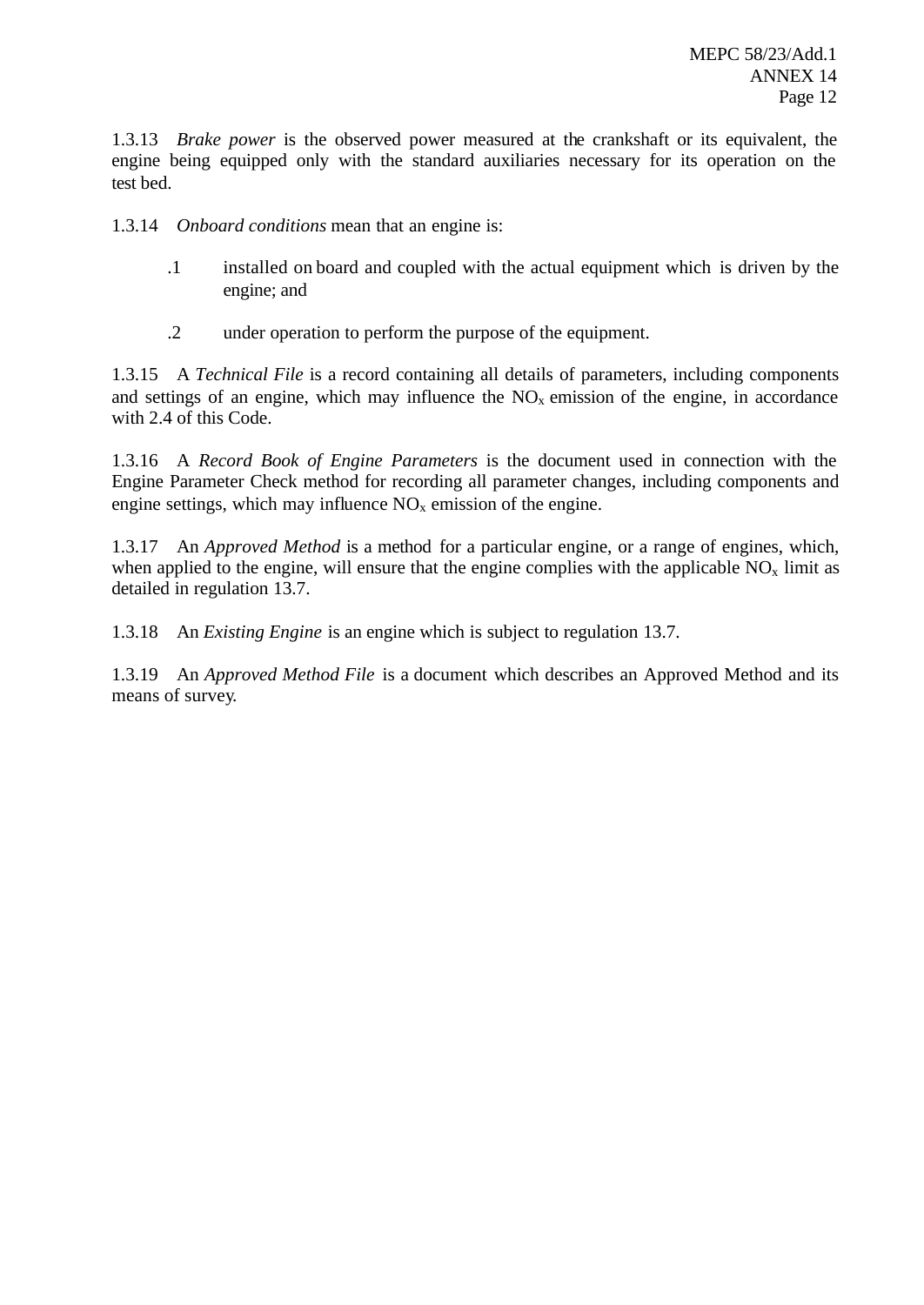1.3.13 *Brake power* is the observed power measured at the crankshaft or its equivalent, the engine being equipped only with the standard auxiliaries necessary for its operation on the test bed.

1.3.14 *Onboard conditions* mean that an engine is:

.1 installed on board and coupled with the actual equipment which is driven by the engine; and

.2 under operation to perform the purpose of the equipment.

1.3.15 A *Technical File* is a record containing all details of parameters, including components and settings of an engine, which may influence the $NO_x$ emission of the engine, in accordance with 2.4 of this Code.

1.3.16 A *Record Book of Engine Parameters* is the document used in connection with the Engine Parameter Check method for recording all parameter changes, including components and engine settings, which may influence $NO_x$ emission of the engine.

1.3.17 An *Approved Method* is a method for a particular engine, or a range of engines, which, when applied to the engine, will ensure that the engine complies with the applicable $NO_x$ limit as detailed in regulation 13.7.

1.3.18 An *Existing Engine* is an engine which is subject to regulation 13.7.

1.3.19 An *Approved Method File* is a document which describes an Approved Method and its means of survey.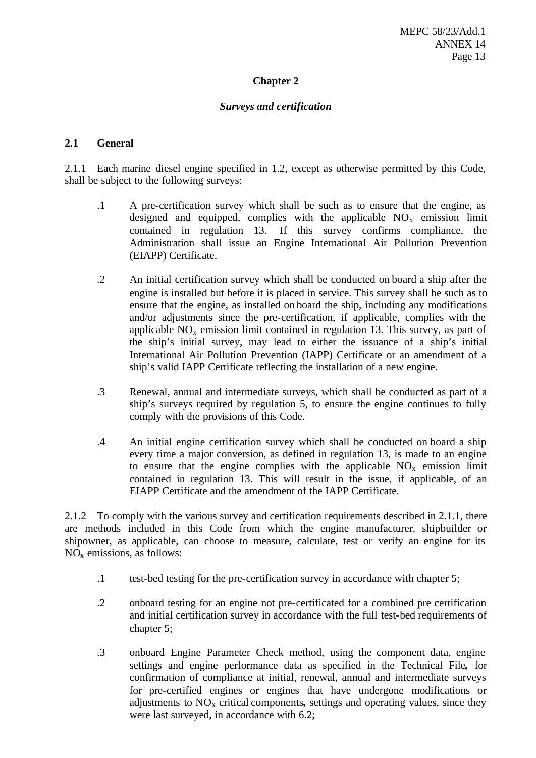## Chapter 2

### *Surveys and certification*

### 2.1 General

2.1.1 Each marine diesel engine specified in 1.2, except as otherwise permitted by this Code, shall be subject to the following surveys:

.1 A pre-certification survey which shall be such as to ensure that the engine, as designed and equipped, complies with the applicable $NO_x$ emission limit contained in regulation 13. If this survey confirms compliance, the Administration shall issue an Engine International Air Pollution Prevention (EIAPP) Certificate.

.2 An initial certification survey which shall be conducted on board a ship after the engine is installed but before it is placed in service. This survey shall be such as to ensure that the engine, as installed on board the ship, including any modifications and/or adjustments since the pre-certification, if applicable, complies with the applicable $NO_x$ emission limit contained in regulation 13. This survey, as part of the ship's initial survey, may lead to either the issuance of a ship's initial International Air Pollution Prevention (IAPP) Certificate or an amendment of a ship's valid IAPP Certificate reflecting the installation of a new engine.

.3 Renewal, annual and intermediate surveys, which shall be conducted as part of a ship's surveys required by regulation 5, to ensure the engine continues to fully comply with the provisions of this Code.

.4 An initial engine certification survey which shall be conducted on board a ship every time a major conversion, as defined in regulation 13, is made to an engine to ensure that the engine complies with the applicable $NO_x$ emission limit contained in regulation 13. This will result in the issue, if applicable, of an EIAPP Certificate and the amendment of the IAPP Certificate.

2.1.2 To comply with the various survey and certification requirements described in 2.1.1, there are methods included in this Code from which the engine manufacturer, shipbuilder or shipowner, as applicable, can choose to measure, calculate, test or verify an engine for its $NO_x$ emissions, as follows:

.1 test-bed testing for the pre-certification survey in accordance with chapter 5;

.2 onboard testing for an engine not pre-certificated for a combined pre certification and initial certification survey in accordance with the full test-bed requirements of chapter 5;

.3 onboard Engine Parameter Check method, using the component data, engine settings and engine performance data as specified in the Technical File**,** for confirmation of compliance at initial, renewal, annual and intermediate surveys for pre-certified engines or engines that have undergone modifications or adjustments to $NO_x$ critical components**,** settings and operating values, since they were last surveyed, in accordance with 6.2;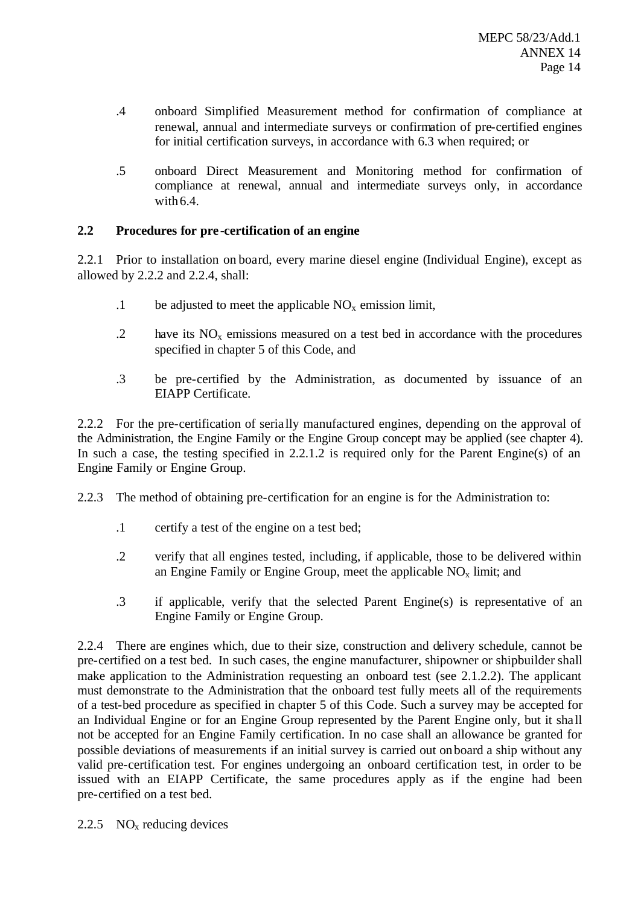.4 onboard Simplified Measurement method for confirmation of compliance at renewal, annual and intermediate surveys or confirmation of pre-certified engines for initial certification surveys, in accordance with 6.3 when required; or

.5 onboard Direct Measurement and Monitoring method for confirmation of compliance at renewal, annual and intermediate surveys only, in accordance with 6.4.

## 2.2 Procedures for pre-certification of an engine

2.2.1 Prior to installation on board, every marine diesel engine (Individual Engine), except as allowed by 2.2.2 and 2.2.4, shall:

.1 be adjusted to meet the applicable $NO_x$ emission limit,

.2 have its $NO_x$ emissions measured on a test bed in accordance with the procedures specified in chapter 5 of this Code, and

.3 be pre-certified by the Administration, as documented by issuance of an EIAPP Certificate.

2.2.2 For the pre-certification of serially manufactured engines, depending on the approval of the Administration, the Engine Family or the Engine Group concept may be applied (see chapter 4). In such a case, the testing specified in 2.2.1.2 is required only for the Parent Engine(s) of an Engine Family or Engine Group.

2.2.3 The method of obtaining pre-certification for an engine is for the Administration to:

.1 certify a test of the engine on a test bed;

.2 verify that all engines tested, including, if applicable, those to be delivered within an Engine Family or Engine Group, meet the applicable $NO_x$ limit; and

.3 if applicable, verify that the selected Parent Engine(s) is representative of an Engine Family or Engine Group.

2.2.4 There are engines which, due to their size, construction and delivery schedule, cannot be pre-certified on a test bed. In such cases, the engine manufacturer, shipowner or shipbuilder shall make application to the Administration requesting an onboard test (see 2.1.2.2). The applicant must demonstrate to the Administration that the onboard test fully meets all of the requirements of a test-bed procedure as specified in chapter 5 of this Code. Such a survey may be accepted for an Individual Engine or for an Engine Group represented by the Parent Engine only, but it shall not be accepted for an Engine Family certification. In no case shall an allowance be granted for possible deviations of measurements if an initial survey is carried out onboard a ship without any valid pre-certification test. For engines undergoing an onboard certification test, in order to be issued with an EIAPP Certificate, the same procedures apply as if the engine had been pre-certified on a test bed.

2.2.5 $NO_x$ reducing devices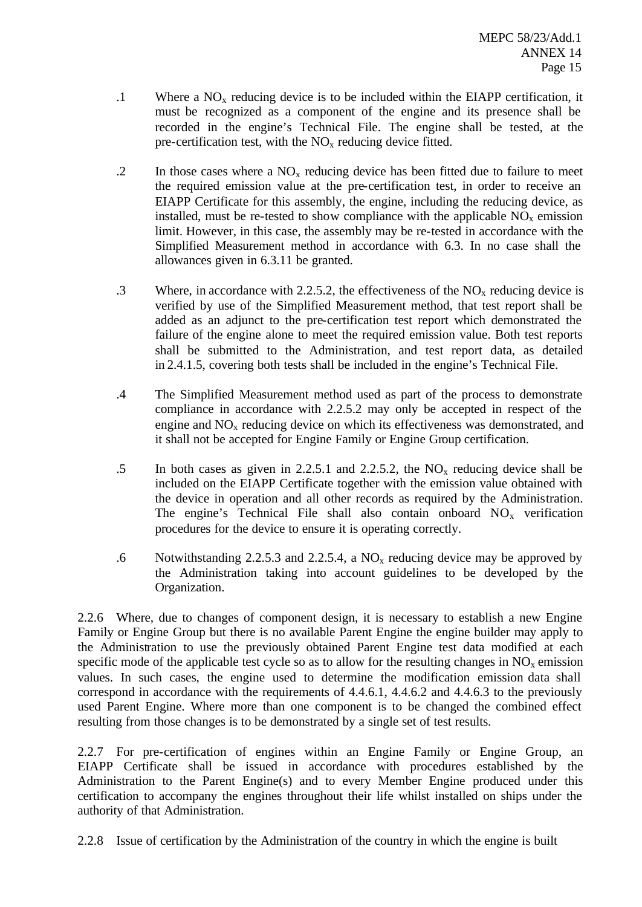.1 Where a $NO_x$ reducing device is to be included within the EIAPP certification, it must be recognized as a component of the engine and its presence shall be recorded in the engine's Technical File. The engine shall be tested, at the pre-certification test, with the $NO_x$ reducing device fitted.

.2 In those cases where a $NO_x$ reducing device has been fitted due to failure to meet the required emission value at the pre-certification test, in order to receive an EIAPP Certificate for this assembly, the engine, including the reducing device, as installed, must be re-tested to show compliance with the applicable $NO_x$ emission limit. However, in this case, the assembly may be re-tested in accordance with the Simplified Measurement method in accordance with 6.3. In no case shall the allowances given in 6.3.11 be granted.

.3 Where, in accordance with 2.2.5.2, the effectiveness of the $NO_x$ reducing device is verified by use of the Simplified Measurement method, that test report shall be added as an adjunct to the pre-certification test report which demonstrated the failure of the engine alone to meet the required emission value. Both test reports shall be submitted to the Administration, and test report data, as detailed in 2.4.1.5, covering both tests shall be included in the engine's Technical File.

.4 The Simplified Measurement method used as part of the process to demonstrate compliance in accordance with 2.2.5.2 may only be accepted in respect of the engine and $NO_x$ reducing device on which its effectiveness was demonstrated, and it shall not be accepted for Engine Family or Engine Group certification.

.5 In both cases as given in 2.2.5.1 and 2.2.5.2, the $NO_x$ reducing device shall be included on the EIAPP Certificate together with the emission value obtained with the device in operation and all other records as required by the Administration. The engine's Technical File shall also contain onboard $NO_x$ verification procedures for the device to ensure it is operating correctly.

.6 Notwithstanding 2.2.5.3 and 2.2.5.4, a $NO_x$ reducing device may be approved by the Administration taking into account guidelines to be developed by the Organization.

2.2.6 Where, due to changes of component design, it is necessary to establish a new Engine Family or Engine Group but there is no available Parent Engine the engine builder may apply to the Administration to use the previously obtained Parent Engine test data modified at each specific mode of the applicable test cycle so as to allow for the resulting changes in $NO_x$ emission values. In such cases, the engine used to determine the modification emission data shall correspond in accordance with the requirements of 4.4.6.1, 4.4.6.2 and 4.4.6.3 to the previously used Parent Engine. Where more than one component is to be changed the combined effect resulting from those changes is to be demonstrated by a single set of test results.

2.2.7 For pre-certification of engines within an Engine Family or Engine Group, an EIAPP Certificate shall be issued in accordance with procedures established by the Administration to the Parent Engine(s) and to every Member Engine produced under this certification to accompany the engines throughout their life whilst installed on ships under the authority of that Administration.

2.2.8 Issue of certification by the Administration of the country in which the engine is built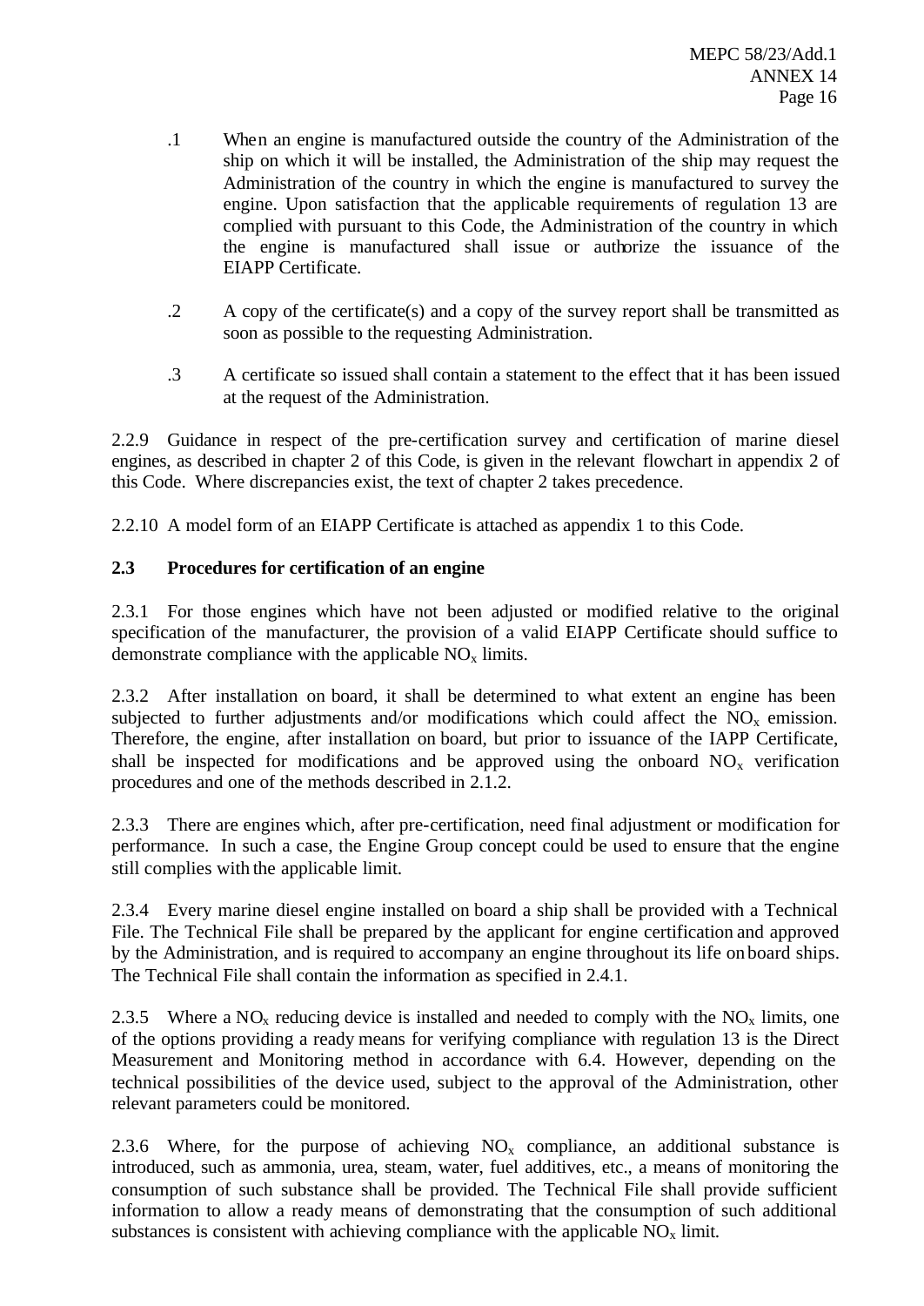.1 When an engine is manufactured outside the country of the Administration of the ship on which it will be installed, the Administration of the ship may request the Administration of the country in which the engine is manufactured to survey the engine. Upon satisfaction that the applicable requirements of regulation 13 are complied with pursuant to this Code, the Administration of the country in which the engine is manufactured shall issue or authorize the issuance of the EIAPP Certificate.

.2 A copy of the certificate(s) and a copy of the survey report shall be transmitted as soon as possible to the requesting Administration.

.3 A certificate so issued shall contain a statement to the effect that it has been issued at the request of the Administration.

2.2.9 Guidance in respect of the pre-certification survey and certification of marine diesel engines, as described in chapter 2 of this Code, is given in the relevant flowchart in appendix 2 of this Code. Where discrepancies exist, the text of chapter 2 takes precedence.

2.2.10 A model form of an EIAPP Certificate is attached as appendix 1 to this Code.

**2.3 Procedures for certification of an engine**

2.3.1 For those engines which have not been adjusted or modified relative to the original specification of the manufacturer, the provision of a valid EIAPP Certificate should suffice to demonstrate compliance with the applicable $NO_x$ limits.

2.3.2 After installation on board, it shall be determined to what extent an engine has been subjected to further adjustments and/or modifications which could affect the $NO_x$ emission. Therefore, the engine, after installation on board, but prior to issuance of the IAPP Certificate, shall be inspected for modifications and be approved using the onboard $NO_x$ verification procedures and one of the methods described in 2.1.2.

2.3.3 There are engines which, after pre-certification, need final adjustment or modification for performance. In such a case, the Engine Group concept could be used to ensure that the engine still complies with the applicable limit.

2.3.4 Every marine diesel engine installed on board a ship shall be provided with a Technical File. The Technical File shall be prepared by the applicant for engine certification and approved by the Administration, and is required to accompany an engine throughout its life on board ships. The Technical File shall contain the information as specified in 2.4.1.

2.3.5 Where a $NO_x$ reducing device is installed and needed to comply with the $NO_x$ limits, one of the options providing a ready means for verifying compliance with regulation 13 is the Direct Measurement and Monitoring method in accordance with 6.4. However, depending on the technical possibilities of the device used, subject to the approval of the Administration, other relevant parameters could be monitored.

2.3.6 Where, for the purpose of achieving $NO_x$ compliance, an additional substance is introduced, such as ammonia, urea, steam, water, fuel additives, etc., a means of monitoring the consumption of such substance shall be provided. The Technical File shall provide sufficient information to allow a ready means of demonstrating that the consumption of such additional substances is consistent with achieving compliance with the applicable $NO_x$ limit.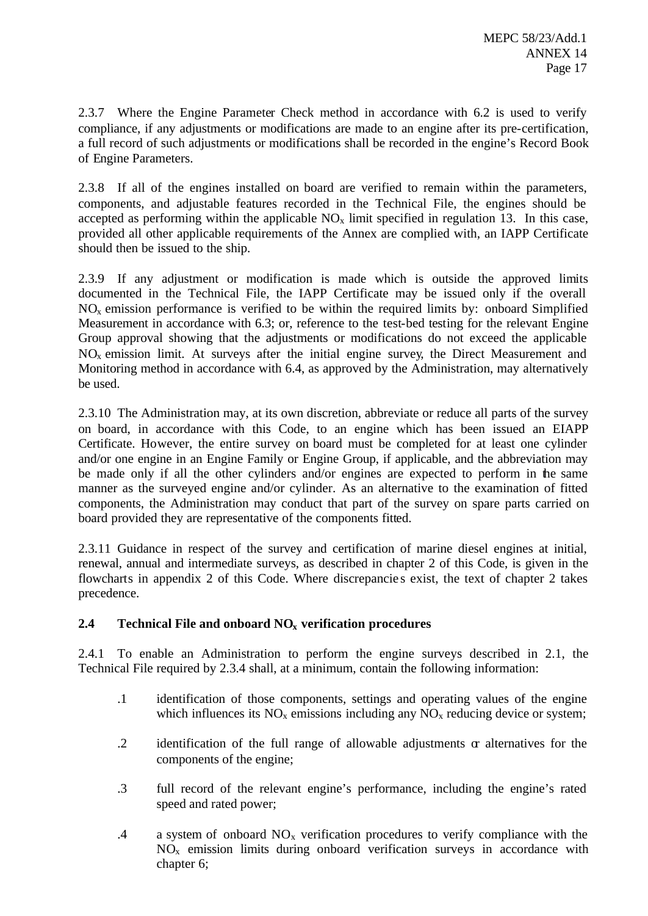2.3.7 Where the Engine Parameter Check method in accordance with 6.2 is used to verify compliance, if any adjustments or modifications are made to an engine after its pre-certification, a full record of such adjustments or modifications shall be recorded in the engine's Record Book of Engine Parameters.

2.3.8 If all of the engines installed on board are verified to remain within the parameters, components, and adjustable features recorded in the Technical File, the engines should be accepted as performing within the applicable $NO_x$ limit specified in regulation 13. In this case, provided all other applicable requirements of the Annex are complied with, an IAPP Certificate should then be issued to the ship.

2.3.9 If any adjustment or modification is made which is outside the approved limits documented in the Technical File, the IAPP Certificate may be issued only if the overall $NO_x$ emission performance is verified to be within the required limits by: onboard Simplified Measurement in accordance with 6.3; or, reference to the test-bed testing for the relevant Engine Group approval showing that the adjustments or modifications do not exceed the applicable $NO_x$ emission limit. At surveys after the initial engine survey, the Direct Measurement and Monitoring method in accordance with 6.4, as approved by the Administration, may alternatively be used.

2.3.10 The Administration may, at its own discretion, abbreviate or reduce all parts of the survey on board, in accordance with this Code, to an engine which has been issued an EIAPP Certificate. However, the entire survey on board must be completed for at least one cylinder and/or one engine in an Engine Family or Engine Group, if applicable, and the abbreviation may be made only if all the other cylinders and/or engines are expected to perform in the same manner as the surveyed engine and/or cylinder. As an alternative to the examination of fitted components, the Administration may conduct that part of the survey on spare parts carried on board provided they are representative of the components fitted.

2.3.11 Guidance in respect of the survey and certification of marine diesel engines at initial, renewal, annual and intermediate surveys, as described in chapter 2 of this Code, is given in the flowcharts in appendix 2 of this Code. Where discrepancies exist, the text of chapter 2 takes precedence.

### 2.4 Technical File and onboard $NO_x$ verification procedures

2.4.1 To enable an Administration to perform the engine surveys described in 2.1, the Technical File required by 2.3.4 shall, at a minimum, contain the following information:

.1 identification of those components, settings and operating values of the engine which influences its $NO_x$ emissions including any $NO_x$ reducing device or system;

.2 identification of the full range of allowable adjustments or alternatives for the components of the engine;

.3 full record of the relevant engine's performance, including the engine's rated speed and rated power;

.4 a system of onboard $NO_x$ verification procedures to verify compliance with the $NO_x$ emission limits during onboard verification surveys in accordance with chapter 6;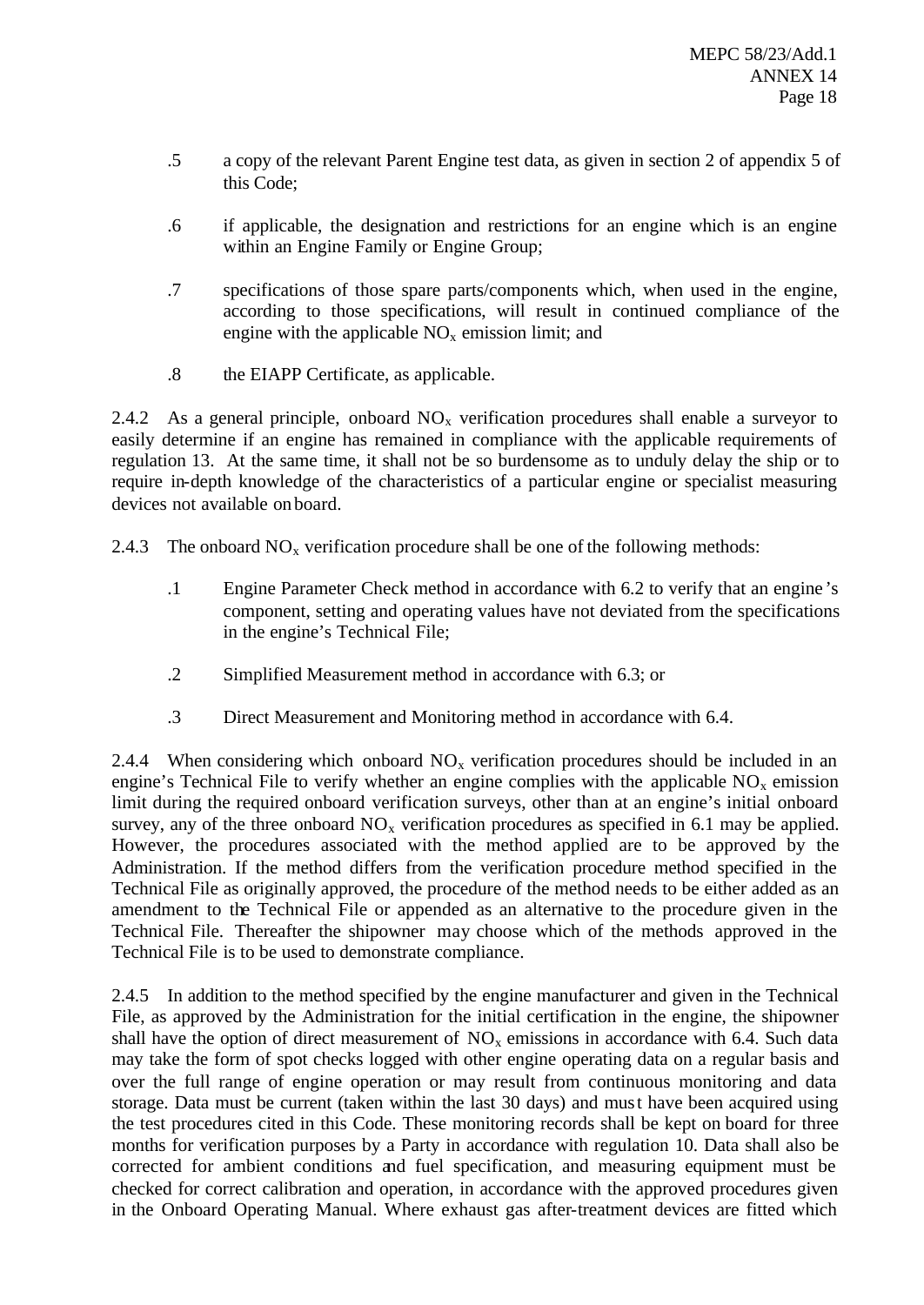.5 a copy of the relevant Parent Engine test data, as given in section 2 of appendix 5 of this Code;

.6 if applicable, the designation and restrictions for an engine which is an engine within an Engine Family or Engine Group;

.7 specifications of those spare parts/components which, when used in the engine, according to those specifications, will result in continued compliance of the engine with the applicable $NO_x$ emission limit; and

.8 the EIAPP Certificate, as applicable.

2.4.2 As a general principle, onboard $NO_x$ verification procedures shall enable a surveyor to easily determine if an engine has remained in compliance with the applicable requirements of regulation 13. At the same time, it shall not be so burdensome as to unduly delay the ship or to require in-depth knowledge of the characteristics of a particular engine or specialist measuring devices not available on board.

2.4.3 The onboard $NO_x$ verification procedure shall be one of the following methods:

.1 Engine Parameter Check method in accordance with 6.2 to verify that an engine's component, setting and operating values have not deviated from the specifications in the engine's Technical File;

.2 Simplified Measurement method in accordance with 6.3; or

.3 Direct Measurement and Monitoring method in accordance with 6.4.

2.4.4 When considering which onboard $NO_x$ verification procedures should be included in an engine's Technical File to verify whether an engine complies with the applicable $NO_x$ emission limit during the required onboard verification surveys, other than at an engine's initial onboard survey, any of the three onboard $NO_x$ verification procedures as specified in 6.1 may be applied. However, the procedures associated with the method applied are to be approved by the Administration. If the method differs from the verification procedure method specified in the Technical File as originally approved, the procedure of the method needs to be either added as an amendment to the Technical File or appended as an alternative to the procedure given in the Technical File. Thereafter the shipowner may choose which of the methods approved in the Technical File is to be used to demonstrate compliance.

2.4.5 In addition to the method specified by the engine manufacturer and given in the Technical File, as approved by the Administration for the initial certification in the engine, the shipowner shall have the option of direct measurement of $NO_x$ emissions in accordance with 6.4. Such data may take the form of spot checks logged with other engine operating data on a regular basis and over the full range of engine operation or may result from continuous monitoring and data storage. Data must be current (taken within the last 30 days) and must have been acquired using the test procedures cited in this Code. These monitoring records shall be kept on board for three months for verification purposes by a Party in accordance with regulation 10. Data shall also be corrected for ambient conditions and fuel specification, and measuring equipment must be checked for correct calibration and operation, in accordance with the approved procedures given in the Onboard Operating Manual. Where exhaust gas after-treatment devices are fitted which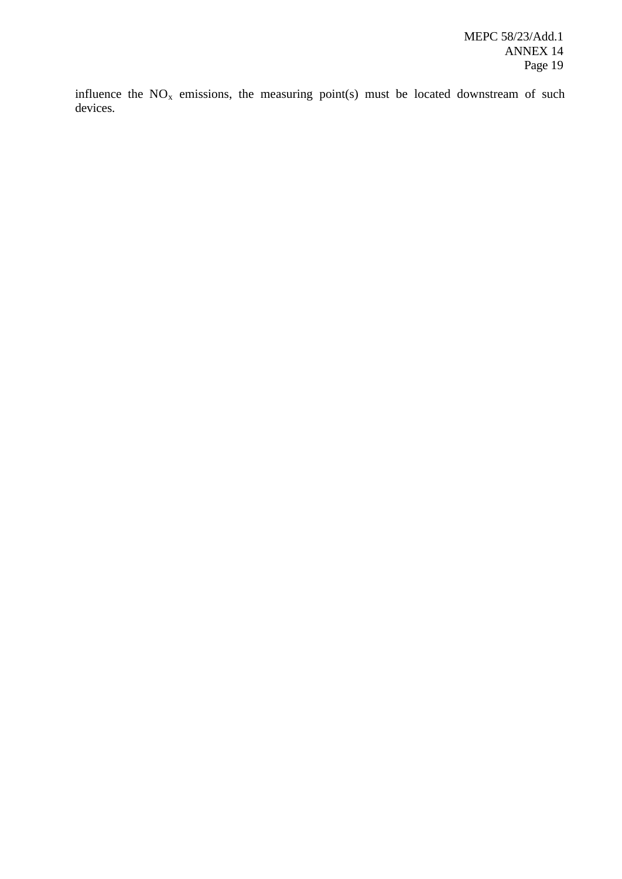influence the $NO_x$ emissions, the measuring point(s) must be located downstream of such devices.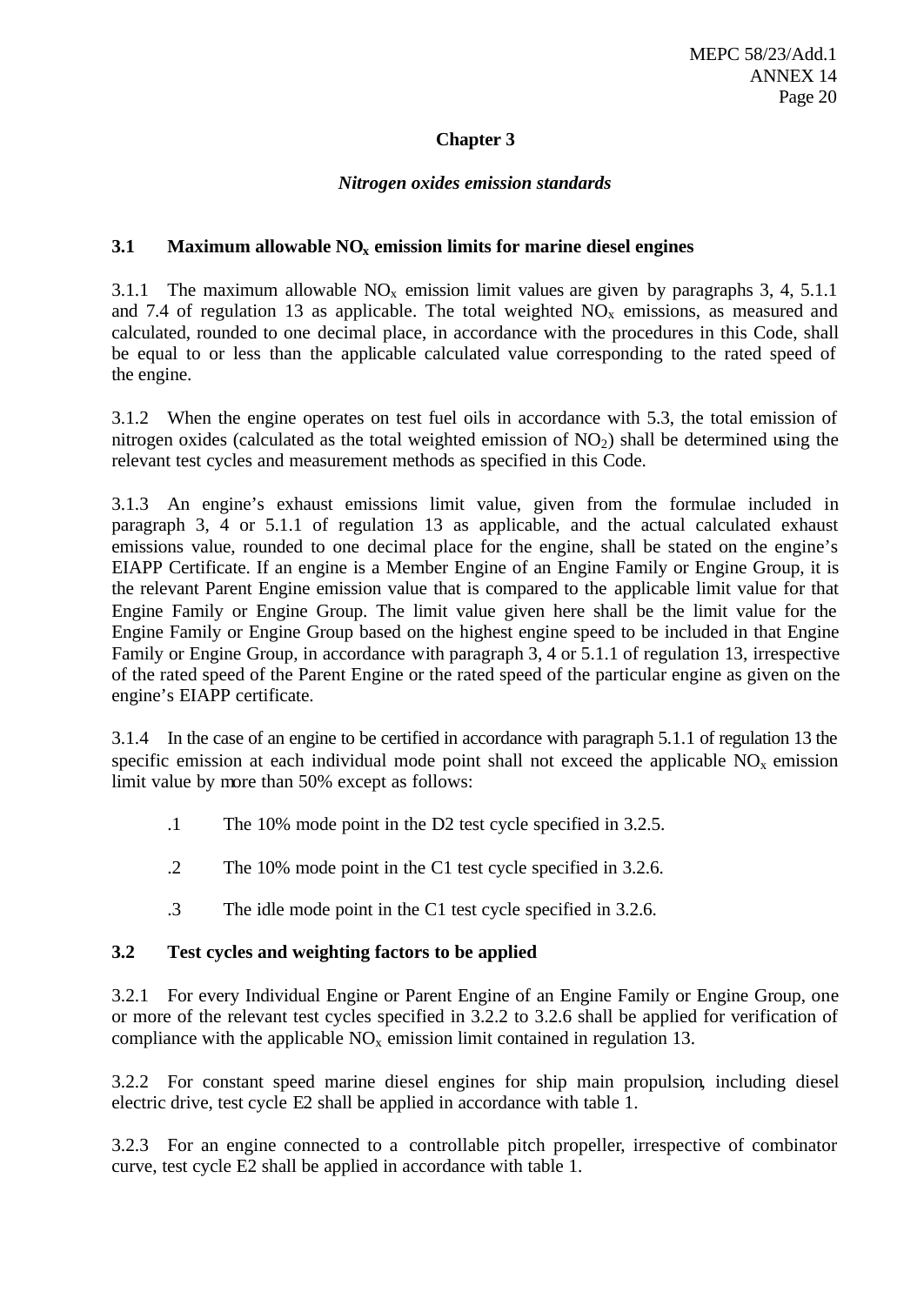## Chapter 3

### *Nitrogen oxides emission standards*

**3.1 Maximum allowable $NO_x$ emission limits for marine diesel engines**

3.1.1 The maximum allowable $NO_x$ emission limit values are given by paragraphs 3, 4, 5.1.1 and 7.4 of regulation 13 as applicable. The total weighted $NO_x$ emissions, as measured and calculated, rounded to one decimal place, in accordance with the procedures in this Code, shall be equal to or less than the applicable calculated value corresponding to the rated speed of the engine.

3.1.2 When the engine operates on test fuel oils in accordance with 5.3, the total emission of nitrogen oxides (calculated as the total weighted emission of $NO_2$) shall be determined using the relevant test cycles and measurement methods as specified in this Code.

3.1.3 An engine's exhaust emissions limit value, given from the formulae included in paragraph 3, 4 or 5.1.1 of regulation 13 as applicable, and the actual calculated exhaust emissions value, rounded to one decimal place for the engine, shall be stated on the engine's EIAPP Certificate. If an engine is a Member Engine of an Engine Family or Engine Group, it is the relevant Parent Engine emission value that is compared to the applicable limit value for that Engine Family or Engine Group. The limit value given here shall be the limit value for the Engine Family or Engine Group based on the highest engine speed to be included in that Engine Family or Engine Group, in accordance with paragraph 3, 4 or 5.1.1 of regulation 13, irrespective of the rated speed of the Parent Engine or the rated speed of the particular engine as given on the engine's EIAPP certificate.

3.1.4 In the case of an engine to be certified in accordance with paragraph 5.1.1 of regulation 13 the specific emission at each individual mode point shall not exceed the applicable $NO_x$ emission limit value by more than 50% except as follows:

.1 The 10% mode point in the D2 test cycle specified in 3.2.5.

.2 The 10% mode point in the C1 test cycle specified in 3.2.6.

.3 The idle mode point in the C1 test cycle specified in 3.2.6.

**3.2 Test cycles and weighting factors to be applied**

3.2.1 For every Individual Engine or Parent Engine of an Engine Family or Engine Group, one or more of the relevant test cycles specified in 3.2.2 to 3.2.6 shall be applied for verification of compliance with the applicable $NO_x$ emission limit contained in regulation 13.

3.2.2 For constant speed marine diesel engines for ship main propulsion, including diesel electric drive, test cycle E2 shall be applied in accordance with table 1.

3.2.3 For an engine connected to a controllable pitch propeller, irrespective of combinator curve, test cycle E2 shall be applied in accordance with table 1.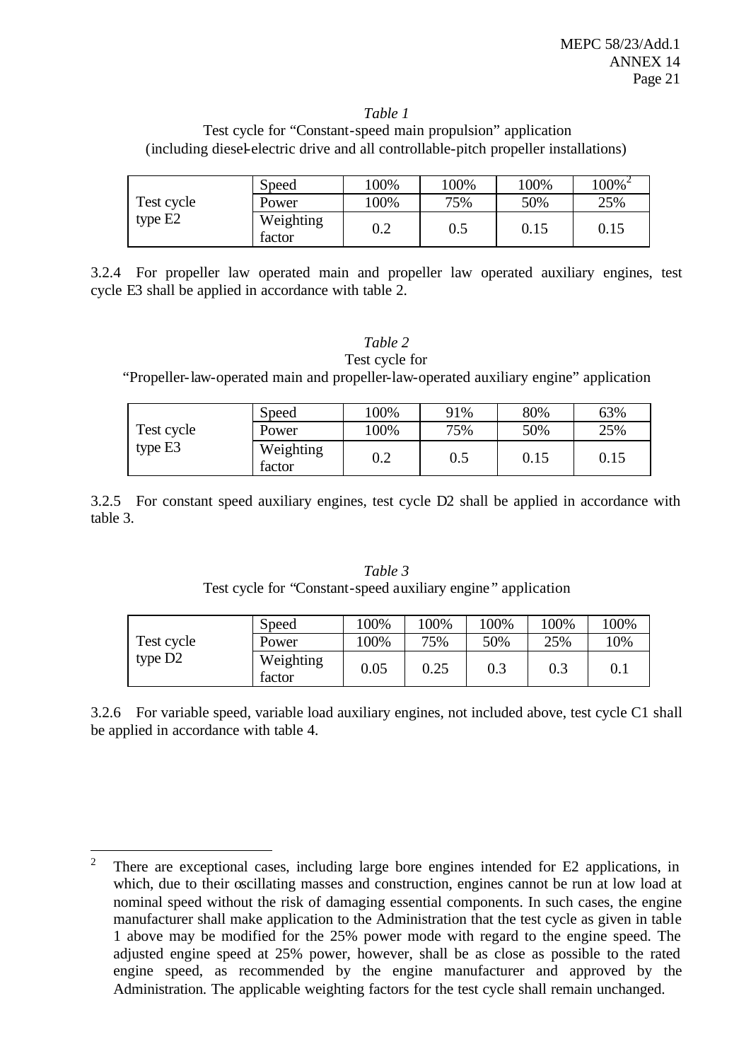*Table 1*
Test cycle for "Constant-speed main propulsion" application
(including diesel-electric drive and all controllable-pitch propeller installations)

| | | | | | |
|---|---|---|---|---|---|
| Test cycle type E2 | Speed | 100% | 100% | 100% | 100%[2] |
| | Power | 100% | 75% | 50% | 25% |
| | Weighting factor | 0.2 | 0.5 | 0.15 | 0.15 |

3.2.4 For propeller law operated main and propeller law operated auxiliary engines, test cycle E3 shall be applied in accordance with table 2.

*Table 2*
Test cycle for
"Propeller-law-operated main and propeller-law-operated auxiliary engine" application

| | | | | | |
|---|---|---|---|---|---|
| Test cycle type E3 | Speed | 100% | 91% | 80% | 63% |
| | Power | 100% | 75% | 50% | 25% |
| | Weighting factor | 0.2 | 0.5 | 0.15 | 0.15 |

3.2.5 For constant speed auxiliary engines, test cycle D2 shall be applied in accordance with table 3.

*Table 3*
Test cycle for "Constant-speed auxiliary engine" application

| | | | | | | |
|---|---|---|---|---|---|---|
| Test cycle type D2 | Speed | 100% | 100% | 100% | 100% | 100% |
| | Power | 100% | 75% | 50% | 25% | 10% |
| | Weighting factor | 0.05 | 0.25 | 0.3 | 0.3 | 0.1 |

3.2.6 For variable speed, variable load auxiliary engines, not included above, test cycle C1 shall be applied in accordance with table 4.

---

[2] There are exceptional cases, including large bore engines intended for E2 applications, in which, due to their oscillating masses and construction, engines cannot be run at low load at nominal speed without the risk of damaging essential components. In such cases, the engine manufacturer shall make application to the Administration that the test cycle as given in table 1 above may be modified for the 25% power mode with regard to the engine speed. The adjusted engine speed at 25% power, however, shall be as close as possible to the rated engine speed, as recommended by the engine manufacturer and approved by the Administration. The applicable weighting factors for the test cycle shall remain unchanged.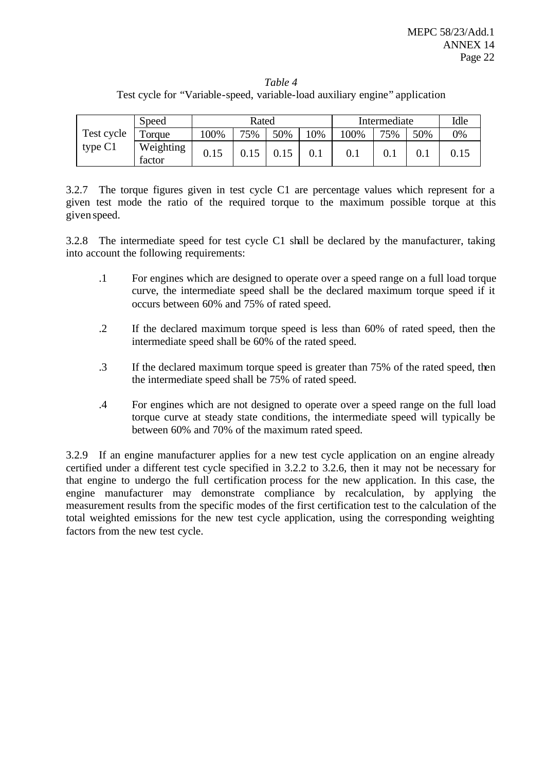*Table 4*
Test cycle for "Variable-speed, variable-load auxiliary engine" application

| Test cycle type C1 | Speed | Rated | | | | Intermediate | | | Idle |
|---|---|---|---|---|---|---|---|---|---|
| | Torque | 100% | 75% | 50% | 10% | 100% | 75% | 50% | 0% |
| | Weighting factor | 0.15 | 0.15 | 0.15 | 0.1 | 0.1 | 0.1 | 0.1 | 0.15 |

3.2.7 The torque figures given in test cycle C1 are percentage values which represent for a given test mode the ratio of the required torque to the maximum possible torque at this given speed.

3.2.8 The intermediate speed for test cycle C1 shall be declared by the manufacturer, taking into account the following requirements:

.1 For engines which are designed to operate over a speed range on a full load torque curve, the intermediate speed shall be the declared maximum torque speed if it occurs between 60% and 75% of rated speed.

.2 If the declared maximum torque speed is less than 60% of rated speed, then the intermediate speed shall be 60% of the rated speed.

.3 If the declared maximum torque speed is greater than 75% of the rated speed, then the intermediate speed shall be 75% of rated speed.

.4 For engines which are not designed to operate over a speed range on the full load torque curve at steady state conditions, the intermediate speed will typically be between 60% and 70% of the maximum rated speed.

3.2.9 If an engine manufacturer applies for a new test cycle application on an engine already certified under a different test cycle specified in 3.2.2 to 3.2.6, then it may not be necessary for that engine to undergo the full certification process for the new application. In this case, the engine manufacturer may demonstrate compliance by recalculation, by applying the measurement results from the specific modes of the first certification test to the calculation of the total weighted emissions for the new test cycle application, using the corresponding weighting factors from the new test cycle.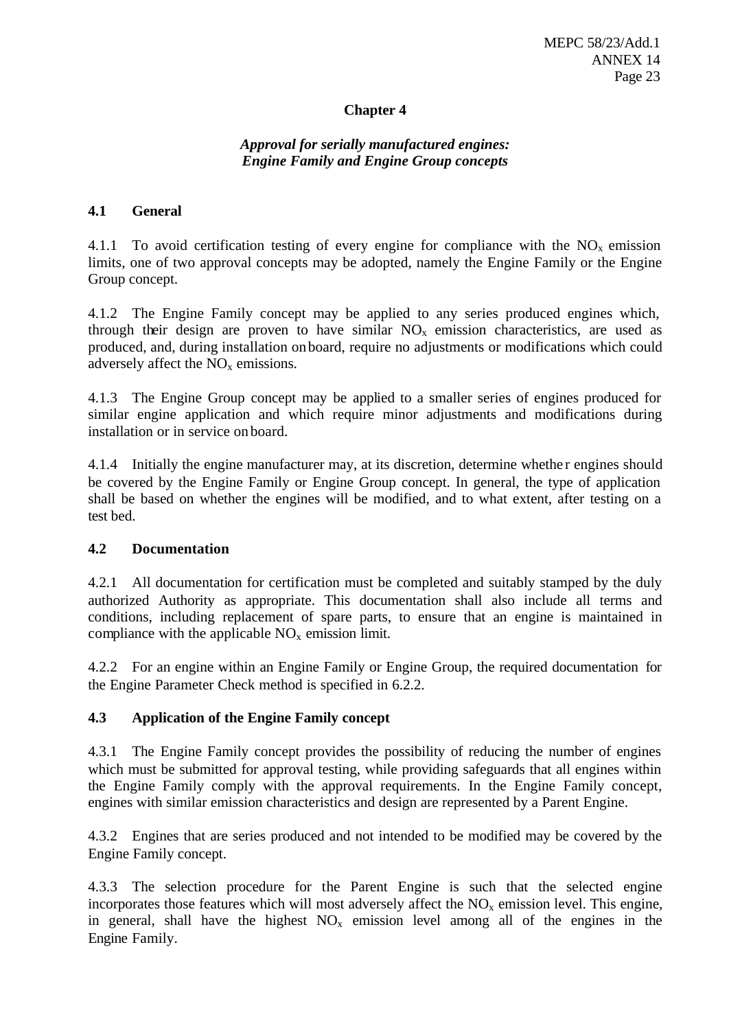## Chapter 4

### *Approval for serially manufactured engines: Engine Family and Engine Group concepts*

**4.1 General**

4.1.1 To avoid certification testing of every engine for compliance with the $NO_x$ emission limits, one of two approval concepts may be adopted, namely the Engine Family or the Engine Group concept.

4.1.2 The Engine Family concept may be applied to any series produced engines which, through their design are proven to have similar $NO_x$ emission characteristics, are used as produced, and, during installation on board, require no adjustments or modifications which could adversely affect the $NO_x$ emissions.

4.1.3 The Engine Group concept may be applied to a smaller series of engines produced for similar engine application and which require minor adjustments and modifications during installation or in service on board.

4.1.4 Initially the engine manufacturer may, at its discretion, determine whether engines should be covered by the Engine Family or Engine Group concept. In general, the type of application shall be based on whether the engines will be modified, and to what extent, after testing on a test bed.

**4.2 Documentation**

4.2.1 All documentation for certification must be completed and suitably stamped by the duly authorized Authority as appropriate. This documentation shall also include all terms and conditions, including replacement of spare parts, to ensure that an engine is maintained in compliance with the applicable $NO_x$ emission limit.

4.2.2 For an engine within an Engine Family or Engine Group, the required documentation for the Engine Parameter Check method is specified in 6.2.2.

**4.3 Application of the Engine Family concept**

4.3.1 The Engine Family concept provides the possibility of reducing the number of engines which must be submitted for approval testing, while providing safeguards that all engines within the Engine Family comply with the approval requirements. In the Engine Family concept, engines with similar emission characteristics and design are represented by a Parent Engine.

4.3.2 Engines that are series produced and not intended to be modified may be covered by the Engine Family concept.

4.3.3 The selection procedure for the Parent Engine is such that the selected engine incorporates those features which will most adversely affect the $NO_x$ emission level. This engine, in general, shall have the highest $NO_x$ emission level among all of the engines in the Engine Family.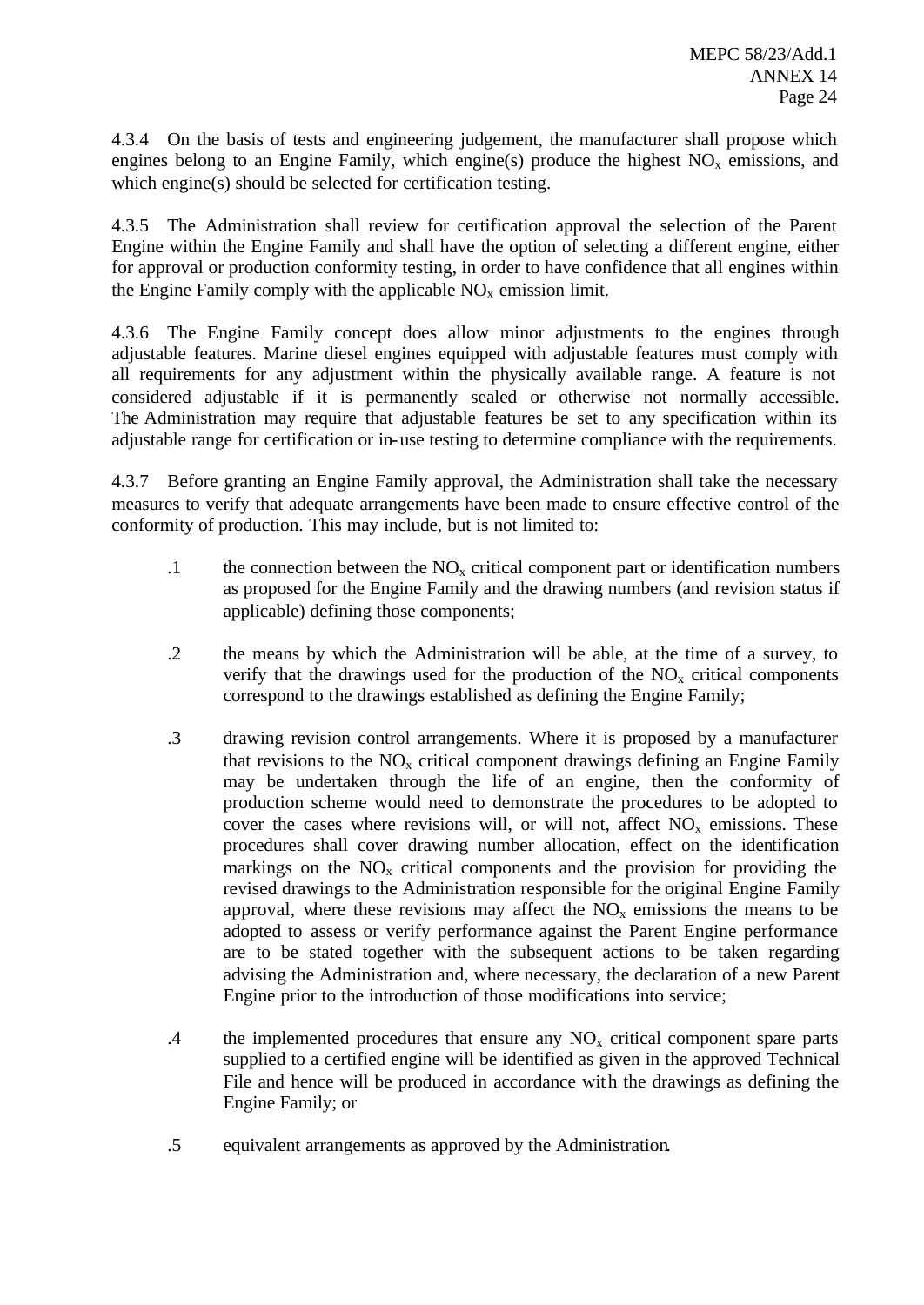4.3.4 On the basis of tests and engineering judgement, the manufacturer shall propose which engines belong to an Engine Family, which engine(s) produce the highest $NO_x$ emissions, and which engine(s) should be selected for certification testing.

4.3.5 The Administration shall review for certification approval the selection of the Parent Engine within the Engine Family and shall have the option of selecting a different engine, either for approval or production conformity testing, in order to have confidence that all engines within the Engine Family comply with the applicable $NO_x$ emission limit.

4.3.6 The Engine Family concept does allow minor adjustments to the engines through adjustable features. Marine diesel engines equipped with adjustable features must comply with all requirements for any adjustment within the physically available range. A feature is not considered adjustable if it is permanently sealed or otherwise not normally accessible. The Administration may require that adjustable features be set to any specification within its adjustable range for certification or in-use testing to determine compliance with the requirements.

4.3.7 Before granting an Engine Family approval, the Administration shall take the necessary measures to verify that adequate arrangements have been made to ensure effective control of the conformity of production. This may include, but is not limited to:

.1 the connection between the $NO_x$ critical component part or identification numbers as proposed for the Engine Family and the drawing numbers (and revision status if applicable) defining those components;

.2 the means by which the Administration will be able, at the time of a survey, to verify that the drawings used for the production of the $NO_x$ critical components correspond to the drawings established as defining the Engine Family;

.3 drawing revision control arrangements. Where it is proposed by a manufacturer that revisions to the $NO_x$ critical component drawings defining an Engine Family may be undertaken through the life of an engine, then the conformity of production scheme would need to demonstrate the procedures to be adopted to cover the cases where revisions will, or will not, affect $NO_x$ emissions. These procedures shall cover drawing number allocation, effect on the identification markings on the $NO_x$ critical components and the provision for providing the revised drawings to the Administration responsible for the original Engine Family approval, where these revisions may affect the $NO_x$ emissions the means to be adopted to assess or verify performance against the Parent Engine performance are to be stated together with the subsequent actions to be taken regarding advising the Administration and, where necessary, the declaration of a new Parent Engine prior to the introduction of those modifications into service;

.4 the implemented procedures that ensure any $NO_x$ critical component spare parts supplied to a certified engine will be identified as given in the approved Technical File and hence will be produced in accordance with the drawings as defining the Engine Family; or

.5 equivalent arrangements as approved by the Administration.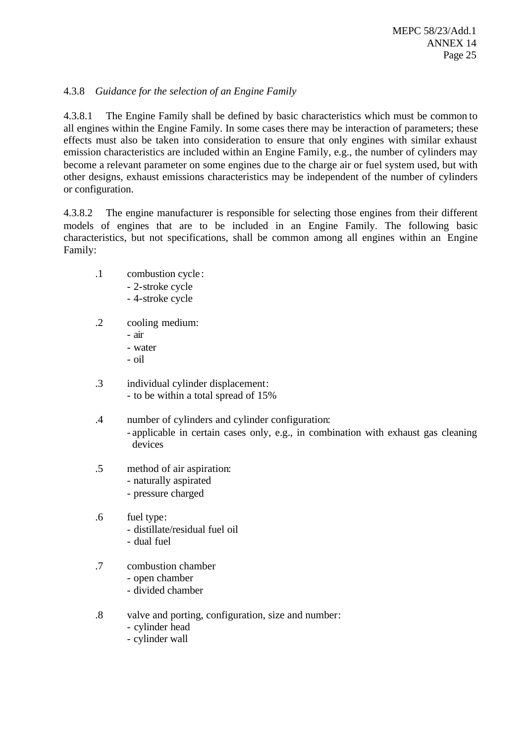4.3.8 *Guidance for the selection of an Engine Family*

4.3.8.1 The Engine Family shall be defined by basic characteristics which must be common to all engines within the Engine Family. In some cases there may be interaction of parameters; these effects must also be taken into consideration to ensure that only engines with similar exhaust emission characteristics are included within an Engine Family, e.g., the number of cylinders may become a relevant parameter on some engines due to the charge air or fuel system used, but with other designs, exhaust emissions characteristics may be independent of the number of cylinders or configuration.

4.3.8.2 The engine manufacturer is responsible for selecting those engines from their different models of engines that are to be included in an Engine Family. The following basic characteristics, but not specifications, shall be common among all engines within an Engine Family:

.1 combustion cycle:
- 2-stroke cycle
- 4-stroke cycle

.2 cooling medium:
- air
- water
- oil

.3 individual cylinder displacement:
- to be within a total spread of 15%

.4 number of cylinders and cylinder configuration:
- applicable in certain cases only, e.g., in combination with exhaust gas cleaning devices

.5 method of air aspiration:
- naturally aspirated
- pressure charged

.6 fuel type:
- distillate/residual fuel oil
- dual fuel

.7 combustion chamber
- open chamber
- divided chamber

.8 valve and porting, configuration, size and number:
- cylinder head
- cylinder wall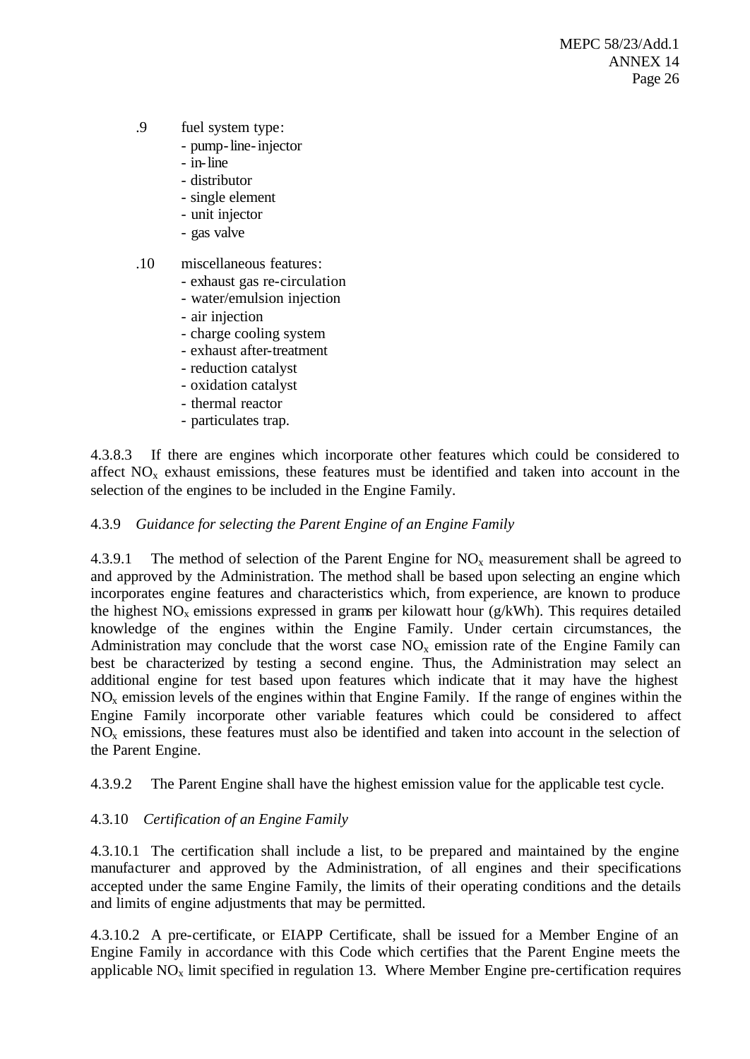.9 fuel system type:
- pump-line-injector
- in-line
- distributor
- single element
- unit injector
- gas valve

.10 miscellaneous features:
- exhaust gas re-circulation
- water/emulsion injection
- air injection
- charge cooling system
- exhaust after-treatment
- reduction catalyst
- oxidation catalyst
- thermal reactor
- particulates trap.

4.3.8.3 If there are engines which incorporate other features which could be considered to affect $NO_x$ exhaust emissions, these features must be identified and taken into account in the selection of the engines to be included in the Engine Family.

4.3.9 *Guidance for selecting the Parent Engine of an Engine Family*

4.3.9.1 The method of selection of the Parent Engine for $NO_x$ measurement shall be agreed to and approved by the Administration. The method shall be based upon selecting an engine which incorporates engine features and characteristics which, from experience, are known to produce the highest $NO_x$ emissions expressed in grams per kilowatt hour (g/kWh). This requires detailed knowledge of the engines within the Engine Family. Under certain circumstances, the Administration may conclude that the worst case $NO_x$ emission rate of the Engine Family can best be characterized by testing a second engine. Thus, the Administration may select an additional engine for test based upon features which indicate that it may have the highest $NO_x$ emission levels of the engines within that Engine Family. If the range of engines within the Engine Family incorporate other variable features which could be considered to affect $NO_x$ emissions, these features must also be identified and taken into account in the selection of the Parent Engine.

4.3.9.2 The Parent Engine shall have the highest emission value for the applicable test cycle.

4.3.10 *Certification of an Engine Family*

4.3.10.1 The certification shall include a list, to be prepared and maintained by the engine manufacturer and approved by the Administration, of all engines and their specifications accepted under the same Engine Family, the limits of their operating conditions and the details and limits of engine adjustments that may be permitted.

4.3.10.2 A pre-certificate, or EIAPP Certificate, shall be issued for a Member Engine of an Engine Family in accordance with this Code which certifies that the Parent Engine meets the applicable $NO_x$ limit specified in regulation 13. Where Member Engine pre-certification requires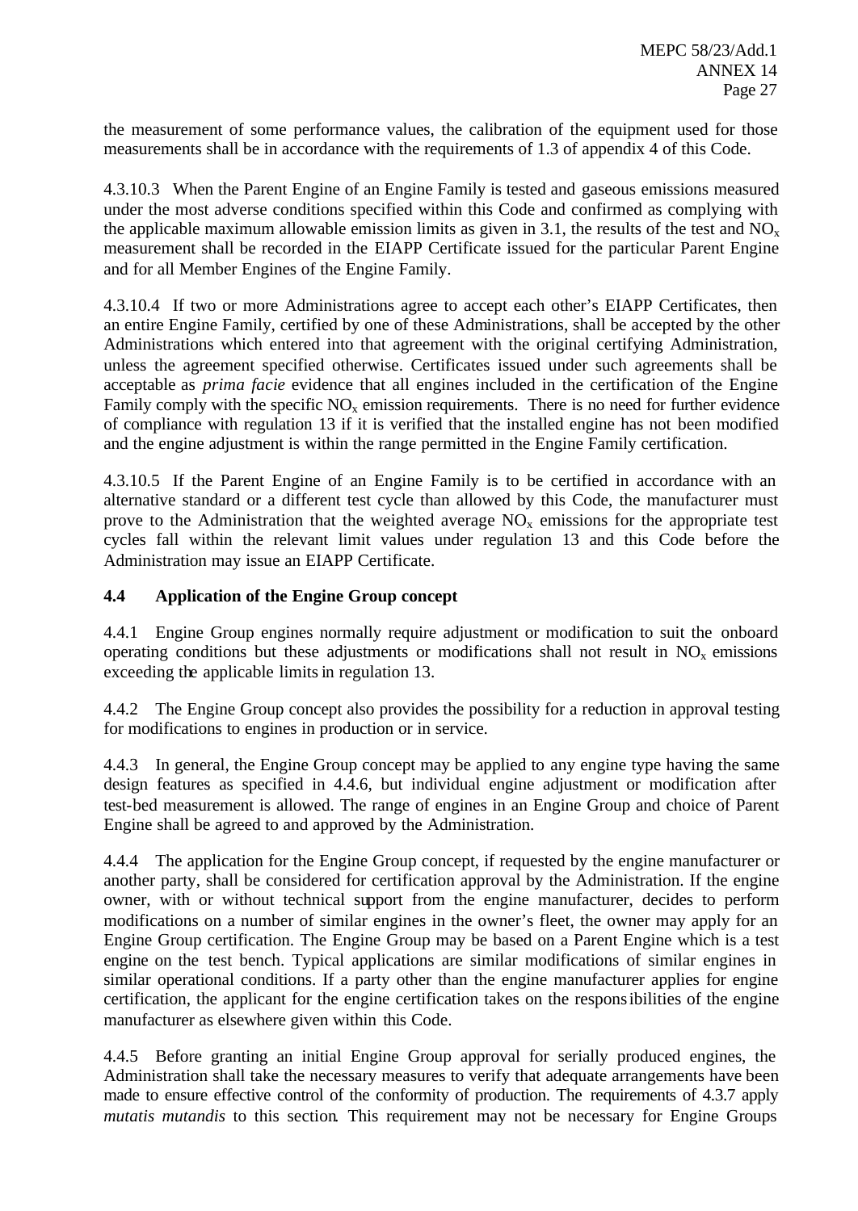the measurement of some performance values, the calibration of the equipment used for those measurements shall be in accordance with the requirements of 1.3 of appendix 4 of this Code.

4.3.10.3 When the Parent Engine of an Engine Family is tested and gaseous emissions measured under the most adverse conditions specified within this Code and confirmed as complying with the applicable maximum allowable emission limits as given in 3.1, the results of the test and $NO_x$ measurement shall be recorded in the EIAPP Certificate issued for the particular Parent Engine and for all Member Engines of the Engine Family.

4.3.10.4 If two or more Administrations agree to accept each other's EIAPP Certificates, then an entire Engine Family, certified by one of these Administrations, shall be accepted by the other Administrations which entered into that agreement with the original certifying Administration, unless the agreement specified otherwise. Certificates issued under such agreements shall be acceptable as *prima facie* evidence that all engines included in the certification of the Engine Family comply with the specific $NO_x$ emission requirements. There is no need for further evidence of compliance with regulation 13 if it is verified that the installed engine has not been modified and the engine adjustment is within the range permitted in the Engine Family certification.

4.3.10.5 If the Parent Engine of an Engine Family is to be certified in accordance with an alternative standard or a different test cycle than allowed by this Code, the manufacturer must prove to the Administration that the weighted average $NO_x$ emissions for the appropriate test cycles fall within the relevant limit values under regulation 13 and this Code before the Administration may issue an EIAPP Certificate.

**4.4 Application of the Engine Group concept**

4.4.1 Engine Group engines normally require adjustment or modification to suit the onboard operating conditions but these adjustments or modifications shall not result in $NO_x$ emissions exceeding the applicable limits in regulation 13.

4.4.2 The Engine Group concept also provides the possibility for a reduction in approval testing for modifications to engines in production or in service.

4.4.3 In general, the Engine Group concept may be applied to any engine type having the same design features as specified in 4.4.6, but individual engine adjustment or modification after test-bed measurement is allowed. The range of engines in an Engine Group and choice of Parent Engine shall be agreed to and approved by the Administration.

4.4.4 The application for the Engine Group concept, if requested by the engine manufacturer or another party, shall be considered for certification approval by the Administration. If the engine owner, with or without technical support from the engine manufacturer, decides to perform modifications on a number of similar engines in the owner's fleet, the owner may apply for an Engine Group certification. The Engine Group may be based on a Parent Engine which is a test engine on the test bench. Typical applications are similar modifications of similar engines in similar operational conditions. If a party other than the engine manufacturer applies for engine certification, the applicant for the engine certification takes on the responsibilities of the engine manufacturer as elsewhere given within this Code.

4.4.5 Before granting an initial Engine Group approval for serially produced engines, the Administration shall take the necessary measures to verify that adequate arrangements have been made to ensure effective control of the conformity of production. The requirements of 4.3.7 apply *mutatis mutandis* to this section. This requirement may not be necessary for Engine Groups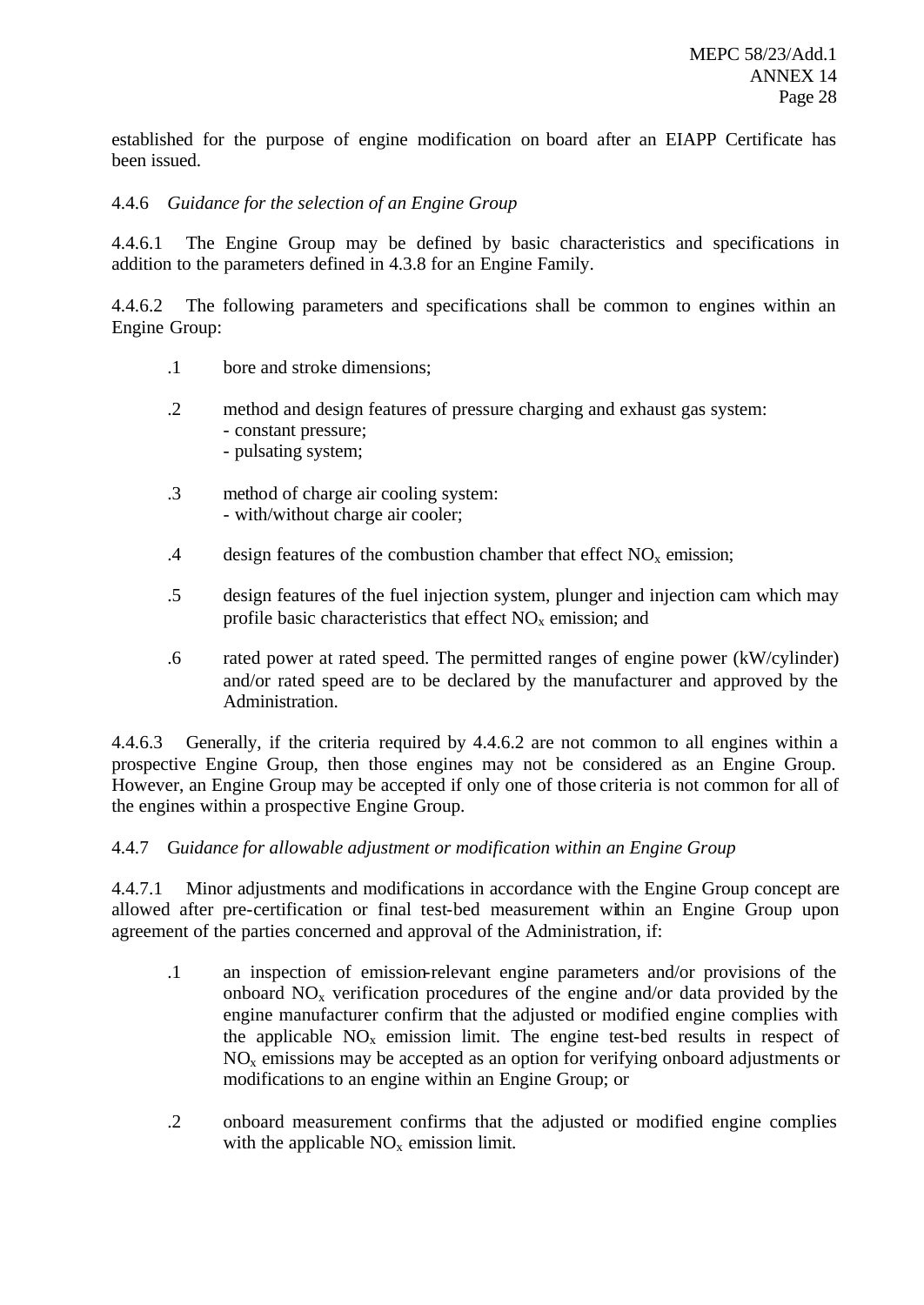established for the purpose of engine modification on board after an EIAPP Certificate has been issued.

4.4.6 *Guidance for the selection of an Engine Group*

4.4.6.1 The Engine Group may be defined by basic characteristics and specifications in addition to the parameters defined in 4.3.8 for an Engine Family.

4.4.6.2 The following parameters and specifications shall be common to engines within an Engine Group:

.1 bore and stroke dimensions;

.2 method and design features of pressure charging and exhaust gas system:
- constant pressure;
- pulsating system;

.3 method of charge air cooling system:
- with/without charge air cooler;

.4 design features of the combustion chamber that effect $NO_x$ emission;

.5 design features of the fuel injection system, plunger and injection cam which may profile basic characteristics that effect $NO_x$ emission; and

.6 rated power at rated speed. The permitted ranges of engine power (kW/cylinder) and/or rated speed are to be declared by the manufacturer and approved by the Administration.

4.4.6.3 Generally, if the criteria required by 4.4.6.2 are not common to all engines within a prospective Engine Group, then those engines may not be considered as an Engine Group. However, an Engine Group may be accepted if only one of those criteria is not common for all of the engines within a prospective Engine Group.

4.4.7 G*uidance for allowable adjustment or modification within an Engine Group*

4.4.7.1 Minor adjustments and modifications in accordance with the Engine Group concept are allowed after pre-certification or final test-bed measurement within an Engine Group upon agreement of the parties concerned and approval of the Administration, if:

.1 an inspection of emission-relevant engine parameters and/or provisions of the onboard $NO_x$ verification procedures of the engine and/or data provided by the engine manufacturer confirm that the adjusted or modified engine complies with the applicable $NO_x$ emission limit. The engine test-bed results in respect of $NO_x$ emissions may be accepted as an option for verifying onboard adjustments or modifications to an engine within an Engine Group; or

.2 onboard measurement confirms that the adjusted or modified engine complies with the applicable $NO_x$ emission limit.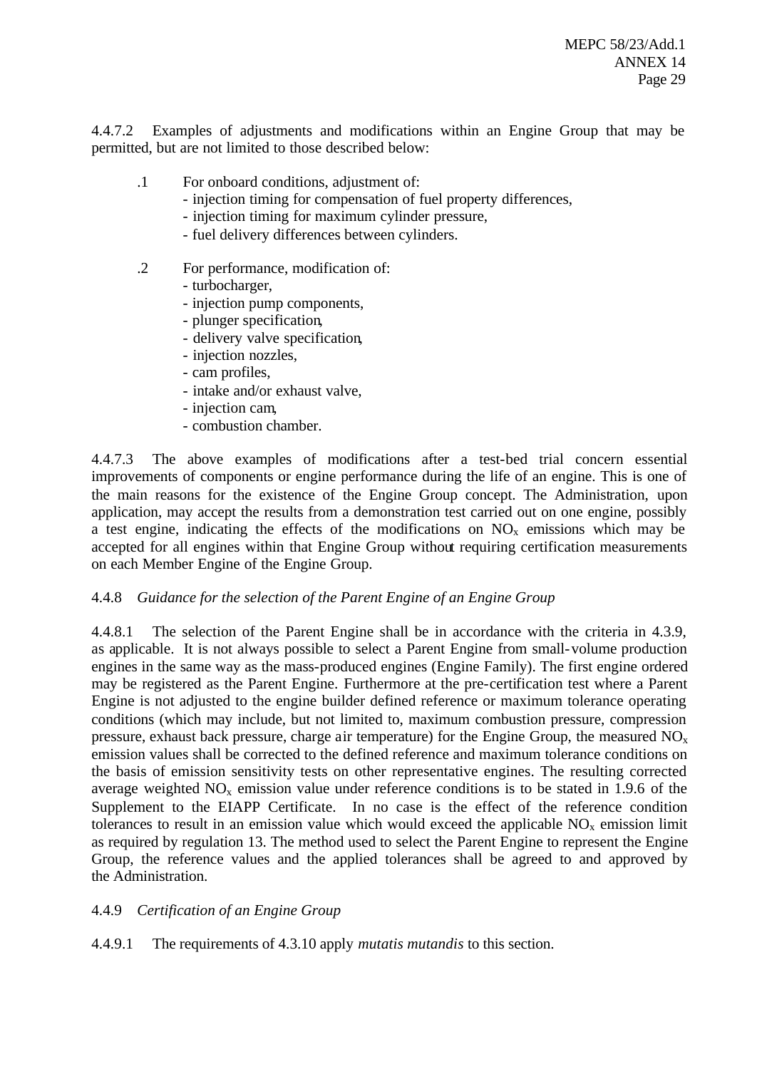4.4.7.2 Examples of adjustments and modifications within an Engine Group that may be permitted, but are not limited to those described below:

.1 For onboard conditions, adjustment of:
- injection timing for compensation of fuel property differences,
- injection timing for maximum cylinder pressure,
- fuel delivery differences between cylinders.

.2 For performance, modification of:
- turbocharger,
- injection pump components,
- plunger specification,
- delivery valve specification,
- injection nozzles,
- cam profiles,
- intake and/or exhaust valve,
- injection cam,
- combustion chamber.

4.4.7.3 The above examples of modifications after a test-bed trial concern essential improvements of components or engine performance during the life of an engine. This is one of the main reasons for the existence of the Engine Group concept. The Administration, upon application, may accept the results from a demonstration test carried out on one engine, possibly a test engine, indicating the effects of the modifications on $NO_x$ emissions which may be accepted for all engines within that Engine Group without requiring certification measurements on each Member Engine of the Engine Group.

4.4.8 *Guidance for the selection of the Parent Engine of an Engine Group*

4.4.8.1 The selection of the Parent Engine shall be in accordance with the criteria in 4.3.9, as applicable. It is not always possible to select a Parent Engine from small-volume production engines in the same way as the mass-produced engines (Engine Family). The first engine ordered may be registered as the Parent Engine. Furthermore at the pre-certification test where a Parent Engine is not adjusted to the engine builder defined reference or maximum tolerance operating conditions (which may include, but not limited to, maximum combustion pressure, compression pressure, exhaust back pressure, charge air temperature) for the Engine Group, the measured $NO_x$ emission values shall be corrected to the defined reference and maximum tolerance conditions on the basis of emission sensitivity tests on other representative engines. The resulting corrected average weighted $NO_x$ emission value under reference conditions is to be stated in 1.9.6 of the Supplement to the EIAPP Certificate. In no case is the effect of the reference condition tolerances to result in an emission value which would exceed the applicable $NO_x$ emission limit as required by regulation 13. The method used to select the Parent Engine to represent the Engine Group, the reference values and the applied tolerances shall be agreed to and approved by the Administration.

4.4.9 *Certification of an Engine Group*

4.4.9.1 The requirements of 4.3.10 apply *mutatis mutandis* to this section.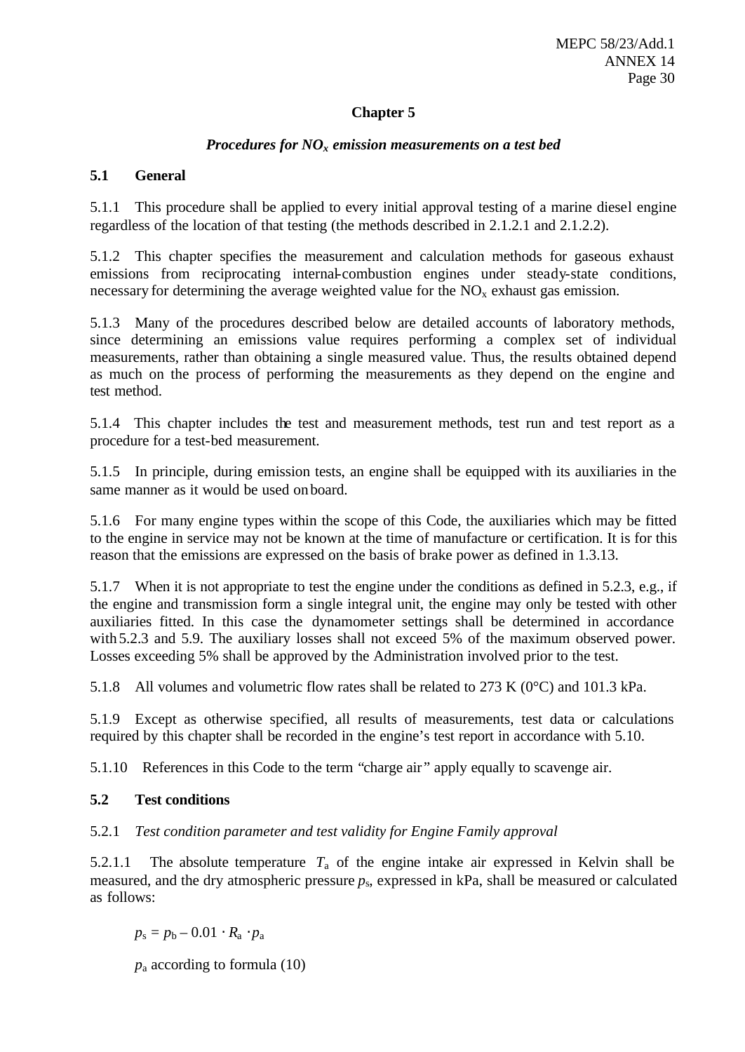# Chapter 5

## *Procedures for $NO_x$ emission measurements on a test bed*

### 5.1 General

5.1.1 This procedure shall be applied to every initial approval testing of a marine diesel engine regardless of the location of that testing (the methods described in 2.1.2.1 and 2.1.2.2).

5.1.2 This chapter specifies the measurement and calculation methods for gaseous exhaust emissions from reciprocating internal-combustion engines under steady-state conditions, necessary for determining the average weighted value for the $NO_x$ exhaust gas emission.

5.1.3 Many of the procedures described below are detailed accounts of laboratory methods, since determining an emissions value requires performing a complex set of individual measurements, rather than obtaining a single measured value. Thus, the results obtained depend as much on the process of performing the measurements as they depend on the engine and test method.

5.1.4 This chapter includes the test and measurement methods, test run and test report as a procedure for a test-bed measurement.

5.1.5 In principle, during emission tests, an engine shall be equipped with its auxiliaries in the same manner as it would be used on board.

5.1.6 For many engine types within the scope of this Code, the auxiliaries which may be fitted to the engine in service may not be known at the time of manufacture or certification. It is for this reason that the emissions are expressed on the basis of brake power as defined in 1.3.13.

5.1.7 When it is not appropriate to test the engine under the conditions as defined in 5.2.3, e.g., if the engine and transmission form a single integral unit, the engine may only be tested with other auxiliaries fitted. In this case the dynamometer settings shall be determined in accordance with 5.2.3 and 5.9. The auxiliary losses shall not exceed 5% of the maximum observed power. Losses exceeding 5% shall be approved by the Administration involved prior to the test.

5.1.8 All volumes and volumetric flow rates shall be related to 273 K (0°C) and 101.3 kPa.

5.1.9 Except as otherwise specified, all results of measurements, test data or calculations required by this chapter shall be recorded in the engine's test report in accordance with 5.10.

5.1.10 References in this Code to the term "charge air" apply equally to scavenge air.

### 5.2 Test conditions

5.2.1 *Test condition parameter and test validity for Engine Family approval*

5.2.1.1 The absolute temperature $T_a$ of the engine intake air expressed in Kelvin shall be measured, and the dry atmospheric pressure $p_s$, expressed in kPa, shall be measured or calculated as follows:

$$p_s = p_b - 0.01 \cdot R_a \cdot p_a$$

$p_a$ according to formula (10)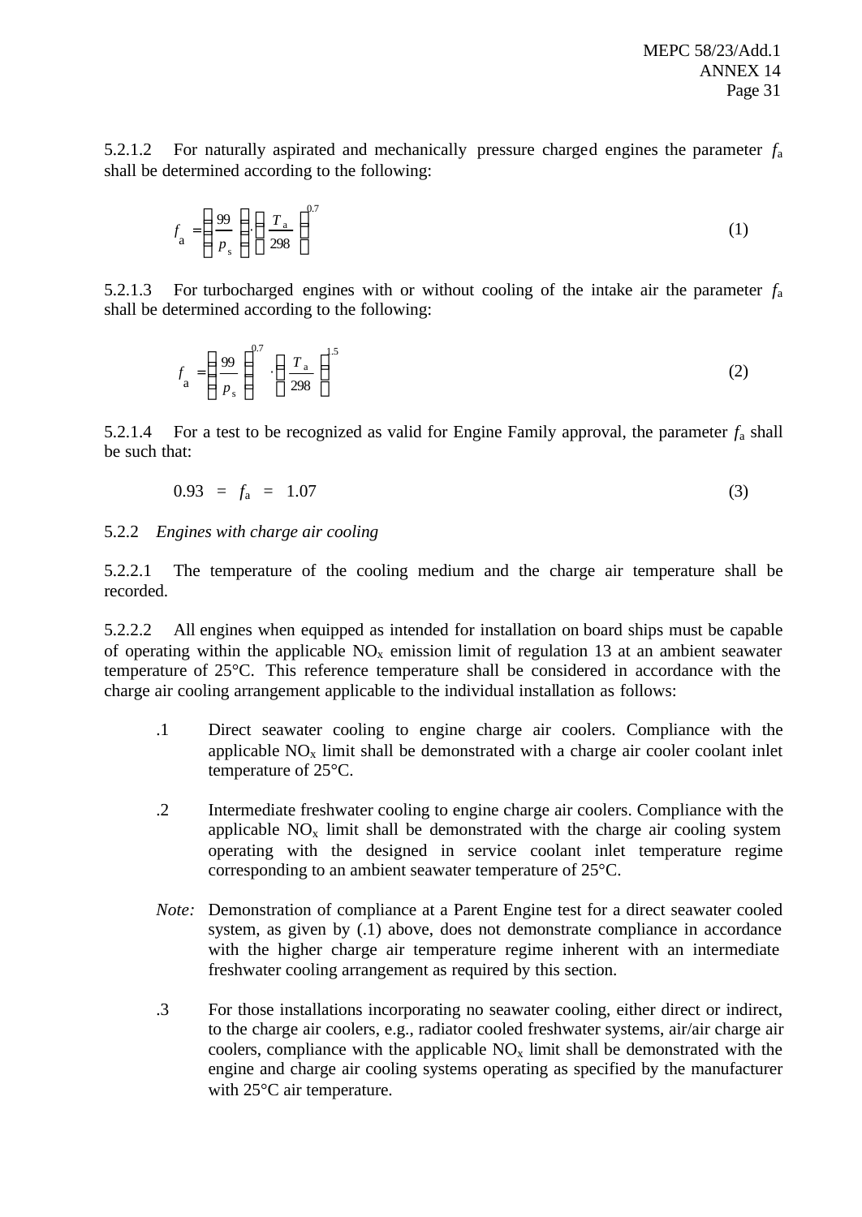5.2.1.2 For naturally aspirated and mechanically pressure charged engines the parameter $f_a$ shall be determined according to the following:

$$f_a = \left(\frac{99}{p_s}\right) \cdot \left(\frac{T_a}{298}\right)^{0.7} \qquad (1)$$

5.2.1.3 For turbocharged engines with or without cooling of the intake air the parameter $f_a$ shall be determined according to the following:

$$f_a = \left(\frac{99}{p_s}\right)^{0.7} \cdot \left(\frac{T_a}{298}\right)^{1.5} \qquad (2)$$

5.2.1.4 For a test to be recognized as valid for Engine Family approval, the parameter $f_a$ shall be such that:

$$0.93 = f_a = 1.07 \qquad (3)$$

5.2.2 *Engines with charge air cooling*

5.2.2.1 The temperature of the cooling medium and the charge air temperature shall be recorded.

5.2.2.2 All engines when equipped as intended for installation on board ships must be capable of operating within the applicable $NO_x$ emission limit of regulation 13 at an ambient seawater temperature of 25°C. This reference temperature shall be considered in accordance with the charge air cooling arrangement applicable to the individual installation as follows:

.1 Direct seawater cooling to engine charge air coolers. Compliance with the applicable $NO_x$ limit shall be demonstrated with a charge air cooler coolant inlet temperature of 25°C.

.2 Intermediate freshwater cooling to engine charge air coolers. Compliance with the applicable $NO_x$ limit shall be demonstrated with the charge air cooling system operating with the designed in service coolant inlet temperature regime corresponding to an ambient seawater temperature of 25°C.

*Note:* Demonstration of compliance at a Parent Engine test for a direct seawater cooled system, as given by (.1) above, does not demonstrate compliance in accordance with the higher charge air temperature regime inherent with an intermediate freshwater cooling arrangement as required by this section.

.3 For those installations incorporating no seawater cooling, either direct or indirect, to the charge air coolers, e.g., radiator cooled freshwater systems, air/air charge air coolers, compliance with the applicable $NO_x$ limit shall be demonstrated with the engine and charge air cooling systems operating as specified by the manufacturer with 25°C air temperature.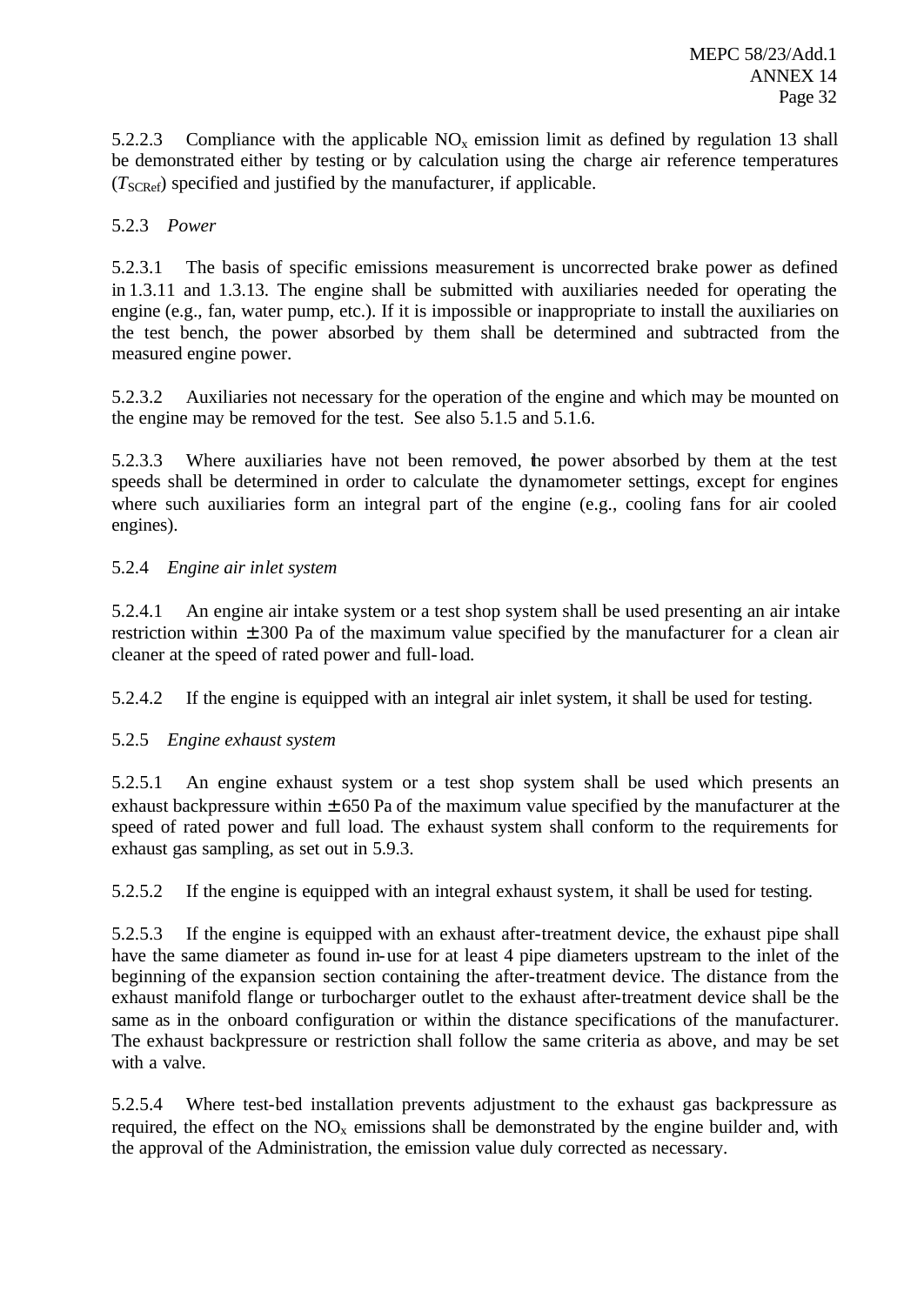5.2.2.3 Compliance with the applicable $NO_x$ emission limit as defined by regulation 13 shall be demonstrated either by testing or by calculation using the charge air reference temperatures ($T_{SCRef}$) specified and justified by the manufacturer, if applicable.

5.2.3 *Power*

5.2.3.1 The basis of specific emissions measurement is uncorrected brake power as defined in 1.3.11 and 1.3.13. The engine shall be submitted with auxiliaries needed for operating the engine (e.g., fan, water pump, etc.). If it is impossible or inappropriate to install the auxiliaries on the test bench, the power absorbed by them shall be determined and subtracted from the measured engine power.

5.2.3.2 Auxiliaries not necessary for the operation of the engine and which may be mounted on the engine may be removed for the test. See also 5.1.5 and 5.1.6.

5.2.3.3 Where auxiliaries have not been removed, the power absorbed by them at the test speeds shall be determined in order to calculate the dynamometer settings, except for engines where such auxiliaries form an integral part of the engine (e.g., cooling fans for air cooled engines).

5.2.4 *Engine air inlet system*

5.2.4.1 An engine air intake system or a test shop system shall be used presenting an air intake restriction within $\pm$ 300 Pa of the maximum value specified by the manufacturer for a clean air cleaner at the speed of rated power and full-load.

5.2.4.2 If the engine is equipped with an integral air inlet system, it shall be used for testing.

5.2.5 *Engine exhaust system*

5.2.5.1 An engine exhaust system or a test shop system shall be used which presents an exhaust backpressure within $\pm$ 650 Pa of the maximum value specified by the manufacturer at the speed of rated power and full load. The exhaust system shall conform to the requirements for exhaust gas sampling, as set out in 5.9.3.

5.2.5.2 If the engine is equipped with an integral exhaust system, it shall be used for testing.

5.2.5.3 If the engine is equipped with an exhaust after-treatment device, the exhaust pipe shall have the same diameter as found in-use for at least 4 pipe diameters upstream to the inlet of the beginning of the expansion section containing the after-treatment device. The distance from the exhaust manifold flange or turbocharger outlet to the exhaust after-treatment device shall be the same as in the onboard configuration or within the distance specifications of the manufacturer. The exhaust backpressure or restriction shall follow the same criteria as above, and may be set with a valve.

5.2.5.4 Where test-bed installation prevents adjustment to the exhaust gas backpressure as required, the effect on the $NO_x$ emissions shall be demonstrated by the engine builder and, with the approval of the Administration, the emission value duly corrected as necessary.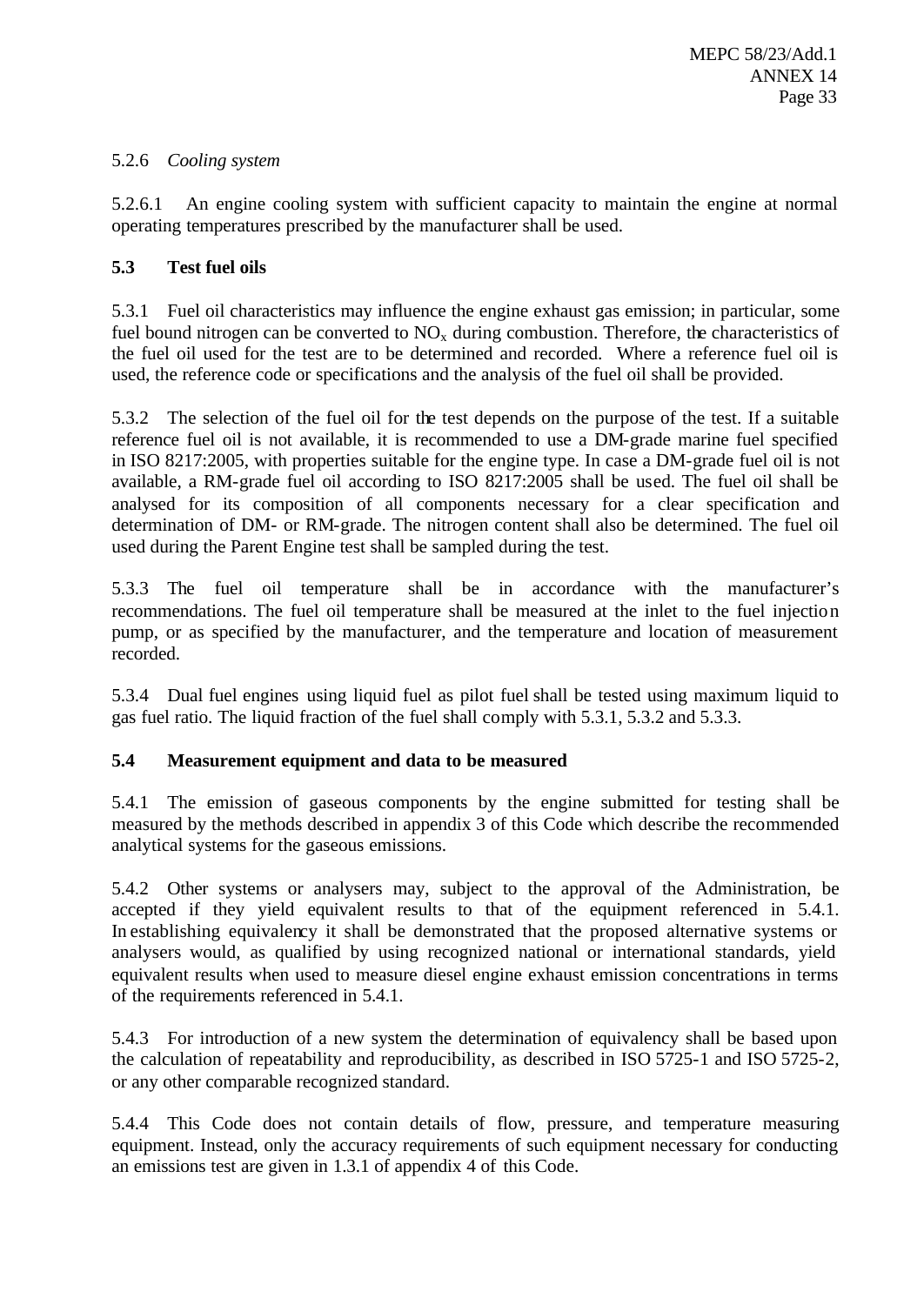5.2.6 *Cooling system*

5.2.6.1 An engine cooling system with sufficient capacity to maintain the engine at normal operating temperatures prescribed by the manufacturer shall be used.

**5.3 Test fuel oils**

5.3.1 Fuel oil characteristics may influence the engine exhaust gas emission; in particular, some fuel bound nitrogen can be converted to $NO_x$ during combustion. Therefore, the characteristics of the fuel oil used for the test are to be determined and recorded. Where a reference fuel oil is used, the reference code or specifications and the analysis of the fuel oil shall be provided.

5.3.2 The selection of the fuel oil for the test depends on the purpose of the test. If a suitable reference fuel oil is not available, it is recommended to use a DM-grade marine fuel specified in ISO 8217:2005, with properties suitable for the engine type. In case a DM-grade fuel oil is not available, a RM-grade fuel oil according to ISO 8217:2005 shall be used. The fuel oil shall be analysed for its composition of all components necessary for a clear specification and determination of DM- or RM-grade. The nitrogen content shall also be determined. The fuel oil used during the Parent Engine test shall be sampled during the test.

5.3.3 The fuel oil temperature shall be in accordance with the manufacturer's recommendations. The fuel oil temperature shall be measured at the inlet to the fuel injection pump, or as specified by the manufacturer, and the temperature and location of measurement recorded.

5.3.4 Dual fuel engines using liquid fuel as pilot fuel shall be tested using maximum liquid to gas fuel ratio. The liquid fraction of the fuel shall comply with 5.3.1, 5.3.2 and 5.3.3.

**5.4 Measurement equipment and data to be measured**

5.4.1 The emission of gaseous components by the engine submitted for testing shall be measured by the methods described in appendix 3 of this Code which describe the recommended analytical systems for the gaseous emissions.

5.4.2 Other systems or analysers may, subject to the approval of the Administration, be accepted if they yield equivalent results to that of the equipment referenced in 5.4.1. In establishing equivalency it shall be demonstrated that the proposed alternative systems or analysers would, as qualified by using recognized national or international standards, yield equivalent results when used to measure diesel engine exhaust emission concentrations in terms of the requirements referenced in 5.4.1.

5.4.3 For introduction of a new system the determination of equivalency shall be based upon the calculation of repeatability and reproducibility, as described in ISO 5725-1 and ISO 5725-2, or any other comparable recognized standard.

5.4.4 This Code does not contain details of flow, pressure, and temperature measuring equipment. Instead, only the accuracy requirements of such equipment necessary for conducting an emissions test are given in 1.3.1 of appendix 4 of this Code.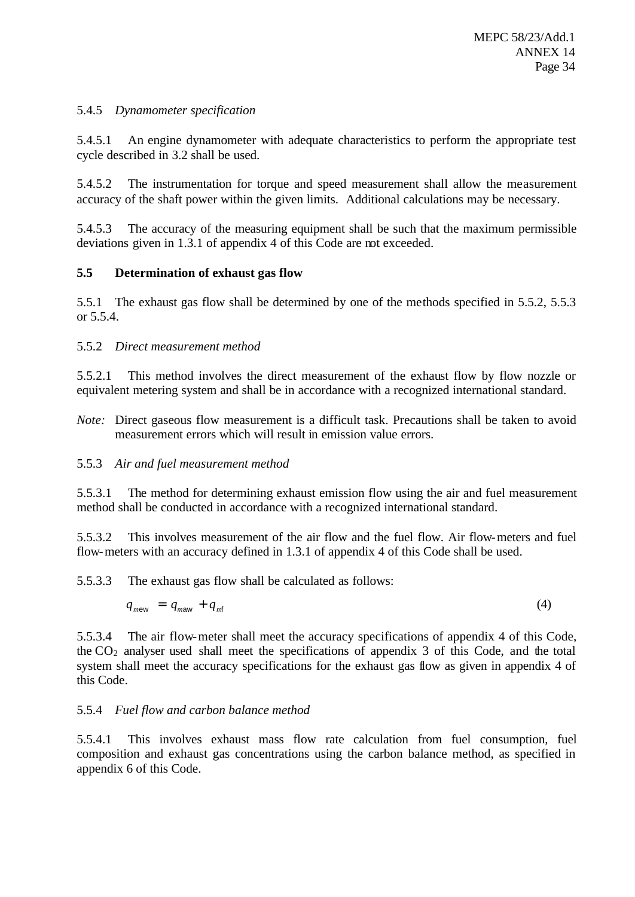5.4.5 *Dynamometer specification*

5.4.5.1 An engine dynamometer with adequate characteristics to perform the appropriate test cycle described in 3.2 shall be used.

5.4.5.2 The instrumentation for torque and speed measurement shall allow the measurement accuracy of the shaft power within the given limits. Additional calculations may be necessary.

5.4.5.3 The accuracy of the measuring equipment shall be such that the maximum permissible deviations given in 1.3.1 of appendix 4 of this Code are not exceeded.

**5.5 Determination of exhaust gas flow**

5.5.1 The exhaust gas flow shall be determined by one of the methods specified in 5.5.2, 5.5.3 or 5.5.4.

5.5.2 *Direct measurement method*

5.5.2.1 This method involves the direct measurement of the exhaust flow by flow nozzle or equivalent metering system and shall be in accordance with a recognized international standard.

*Note:* Direct gaseous flow measurement is a difficult task. Precautions shall be taken to avoid measurement errors which will result in emission value errors.

5.5.3 *Air and fuel measurement method*

5.5.3.1 The method for determining exhaust emission flow using the air and fuel measurement method shall be conducted in accordance with a recognized international standard.

5.5.3.2 This involves measurement of the air flow and the fuel flow. Air flow-meters and fuel flow-meters with an accuracy defined in 1.3.1 of appendix 4 of this Code shall be used.

5.5.3.3 The exhaust gas flow shall be calculated as follows:

$$q_{mew} = q_{maw} + q_{mf} \qquad (4)$$

5.5.3.4 The air flow-meter shall meet the accuracy specifications of appendix 4 of this Code, the $CO_2$ analyser used shall meet the specifications of appendix 3 of this Code, and the total system shall meet the accuracy specifications for the exhaust gas flow as given in appendix 4 of this Code.

5.5.4 *Fuel flow and carbon balance method*

5.5.4.1 This involves exhaust mass flow rate calculation from fuel consumption, fuel composition and exhaust gas concentrations using the carbon balance method, as specified in appendix 6 of this Code.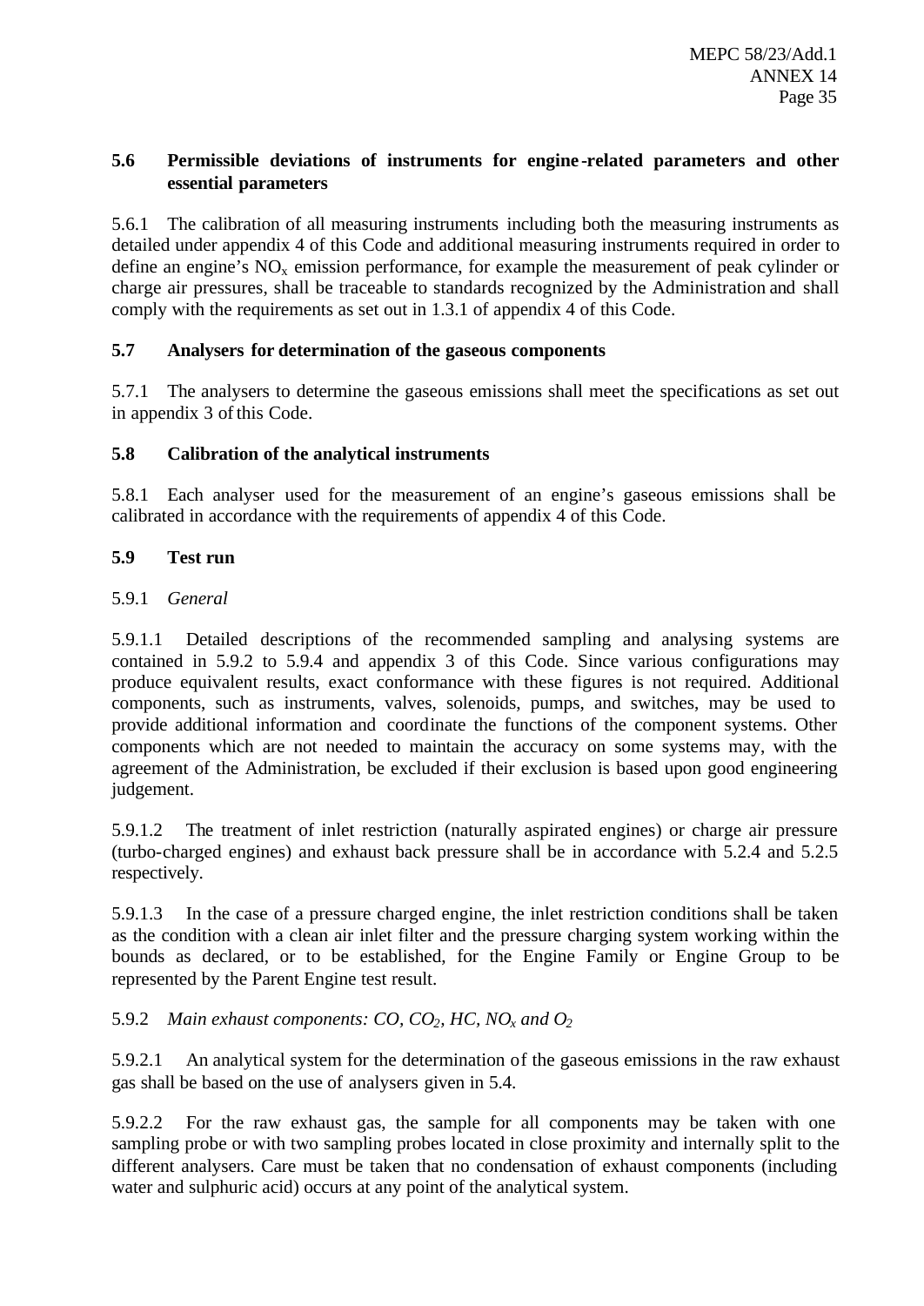### 5.6 Permissible deviations of instruments for engine-related parameters and other essential parameters

5.6.1 The calibration of all measuring instruments including both the measuring instruments as detailed under appendix 4 of this Code and additional measuring instruments required in order to define an engine's $NO_x$ emission performance, for example the measurement of peak cylinder or charge air pressures, shall be traceable to standards recognized by the Administration and shall comply with the requirements as set out in 1.3.1 of appendix 4 of this Code.

### 5.7 Analysers for determination of the gaseous components

5.7.1 The analysers to determine the gaseous emissions shall meet the specifications as set out in appendix 3 of this Code.

### 5.8 Calibration of the analytical instruments

5.8.1 Each analyser used for the measurement of an engine's gaseous emissions shall be calibrated in accordance with the requirements of appendix 4 of this Code.

### 5.9 Test run

5.9.1 *General*

5.9.1.1 Detailed descriptions of the recommended sampling and analysing systems are contained in 5.9.2 to 5.9.4 and appendix 3 of this Code. Since various configurations may produce equivalent results, exact conformance with these figures is not required. Additional components, such as instruments, valves, solenoids, pumps, and switches, may be used to provide additional information and coordinate the functions of the component systems. Other components which are not needed to maintain the accuracy on some systems may, with the agreement of the Administration, be excluded if their exclusion is based upon good engineering judgement.

5.9.1.2 The treatment of inlet restriction (naturally aspirated engines) or charge air pressure (turbo-charged engines) and exhaust back pressure shall be in accordance with 5.2.4 and 5.2.5 respectively.

5.9.1.3 In the case of a pressure charged engine, the inlet restriction conditions shall be taken as the condition with a clean air inlet filter and the pressure charging system working within the bounds as declared, or to be established, for the Engine Family or Engine Group to be represented by the Parent Engine test result.

5.9.2 *Main exhaust components: CO, $CO_2$, HC, $NO_x$ and $O_2$*

5.9.2.1 An analytical system for the determination of the gaseous emissions in the raw exhaust gas shall be based on the use of analysers given in 5.4.

5.9.2.2 For the raw exhaust gas, the sample for all components may be taken with one sampling probe or with two sampling probes located in close proximity and internally split to the different analysers. Care must be taken that no condensation of exhaust components (including water and sulphuric acid) occurs at any point of the analytical system.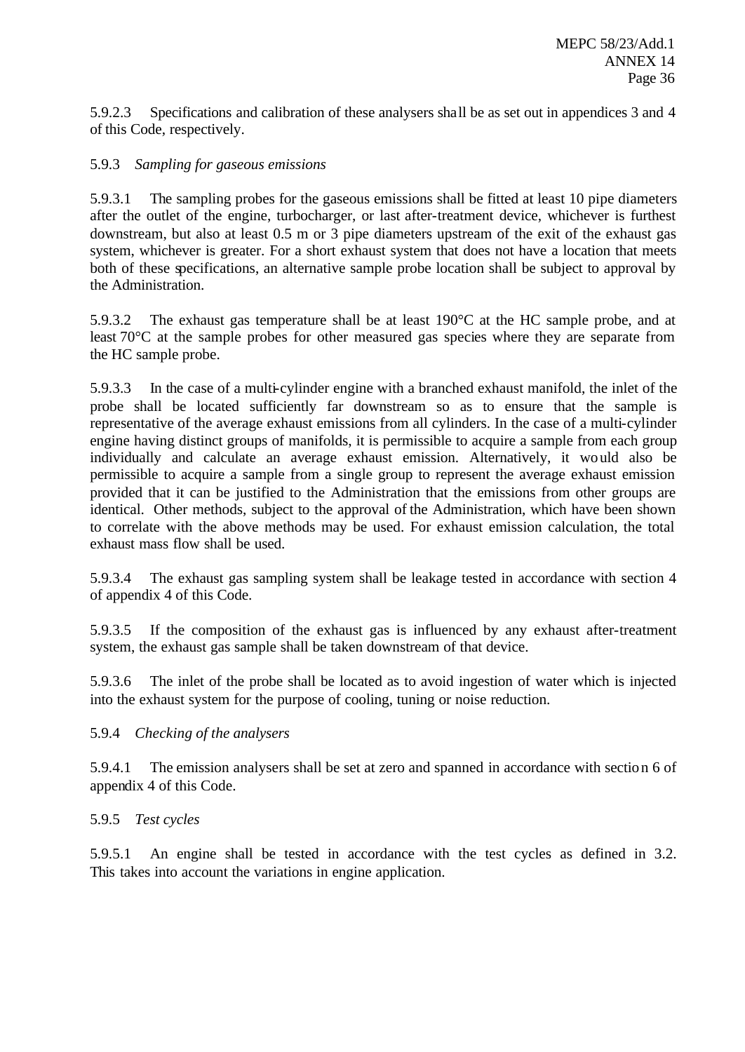5.9.2.3 Specifications and calibration of these analysers shall be as set out in appendices 3 and 4 of this Code, respectively.

5.9.3 *Sampling for gaseous emissions*

5.9.3.1 The sampling probes for the gaseous emissions shall be fitted at least 10 pipe diameters after the outlet of the engine, turbocharger, or last after-treatment device, whichever is furthest downstream, but also at least 0.5 m or 3 pipe diameters upstream of the exit of the exhaust gas system, whichever is greater. For a short exhaust system that does not have a location that meets both of these specifications, an alternative sample probe location shall be subject to approval by the Administration.

5.9.3.2 The exhaust gas temperature shall be at least 190°C at the HC sample probe, and at least 70°C at the sample probes for other measured gas species where they are separate from the HC sample probe.

5.9.3.3 In the case of a multi-cylinder engine with a branched exhaust manifold, the inlet of the probe shall be located sufficiently far downstream so as to ensure that the sample is representative of the average exhaust emissions from all cylinders. In the case of a multi-cylinder engine having distinct groups of manifolds, it is permissible to acquire a sample from each group individually and calculate an average exhaust emission. Alternatively, it would also be permissible to acquire a sample from a single group to represent the average exhaust emission provided that it can be justified to the Administration that the emissions from other groups are identical. Other methods, subject to the approval of the Administration, which have been shown to correlate with the above methods may be used. For exhaust emission calculation, the total exhaust mass flow shall be used.

5.9.3.4 The exhaust gas sampling system shall be leakage tested in accordance with section 4 of appendix 4 of this Code.

5.9.3.5 If the composition of the exhaust gas is influenced by any exhaust after-treatment system, the exhaust gas sample shall be taken downstream of that device.

5.9.3.6 The inlet of the probe shall be located as to avoid ingestion of water which is injected into the exhaust system for the purpose of cooling, tuning or noise reduction.

5.9.4 *Checking of the analysers*

5.9.4.1 The emission analysers shall be set at zero and spanned in accordance with section 6 of appendix 4 of this Code.

5.9.5 *Test cycles*

5.9.5.1 An engine shall be tested in accordance with the test cycles as defined in 3.2. This takes into account the variations in engine application.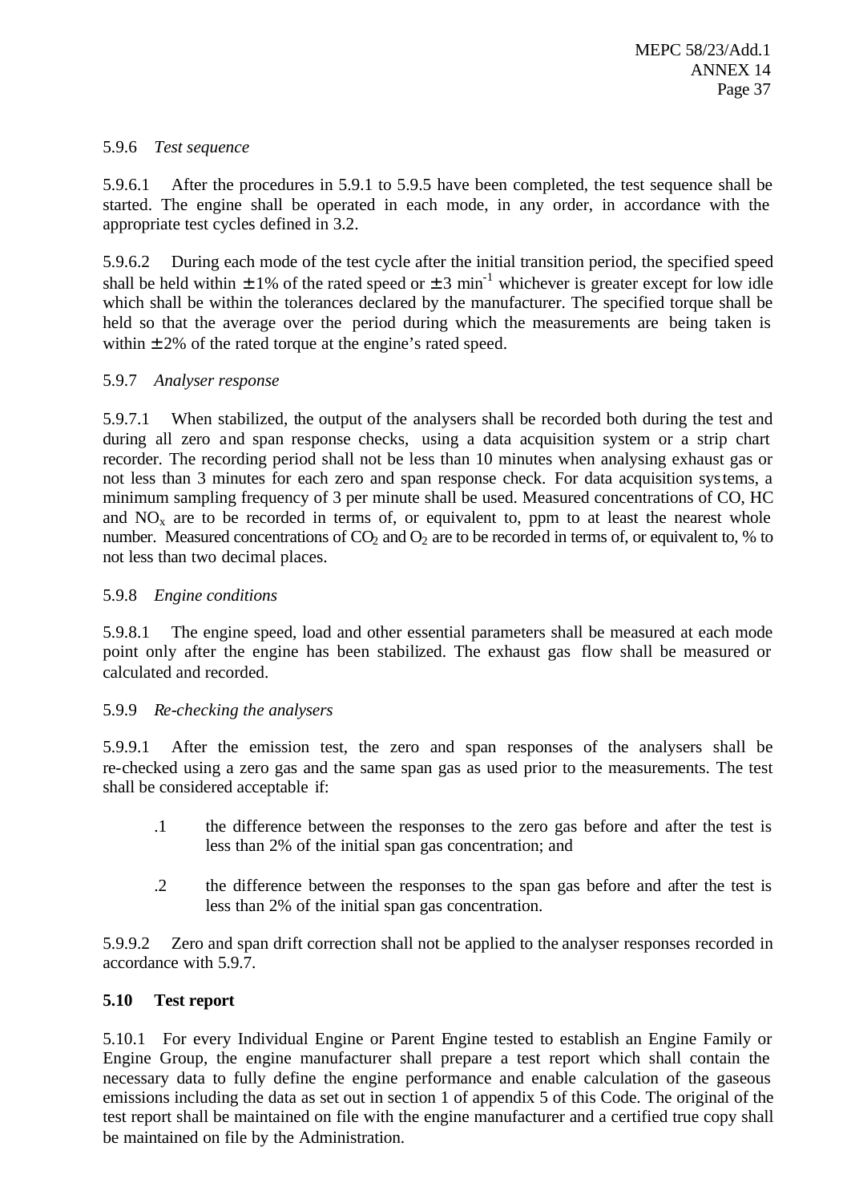5.9.6 *Test sequence*

5.9.6.1 After the procedures in 5.9.1 to 5.9.5 have been completed, the test sequence shall be started. The engine shall be operated in each mode, in any order, in accordance with the appropriate test cycles defined in 3.2.

5.9.6.2 During each mode of the test cycle after the initial transition period, the specified speed shall be held within $\pm 1\%$ of the rated speed or $\pm 3$ $min^{-1}$ whichever is greater except for low idle which shall be within the tolerances declared by the manufacturer. The specified torque shall be held so that the average over the period during which the measurements are being taken is within $\pm 2\%$ of the rated torque at the engine's rated speed.

5.9.7 *Analyser response*

5.9.7.1 When stabilized, the output of the analysers shall be recorded both during the test and during all zero and span response checks, using a data acquisition system or a strip chart recorder. The recording period shall not be less than 10 minutes when analysing exhaust gas or not less than 3 minutes for each zero and span response check. For data acquisition systems, a minimum sampling frequency of 3 per minute shall be used. Measured concentrations of CO, HC and $NO_x$ are to be recorded in terms of, or equivalent to, ppm to at least the nearest whole number. Measured concentrations of $CO_2$ and $O_2$ are to be recorded in terms of, or equivalent to, % to not less than two decimal places.

5.9.8 *Engine conditions*

5.9.8.1 The engine speed, load and other essential parameters shall be measured at each mode point only after the engine has been stabilized. The exhaust gas flow shall be measured or calculated and recorded.

5.9.9 *Re-checking the analysers*

5.9.9.1 After the emission test, the zero and span responses of the analysers shall be re-checked using a zero gas and the same span gas as used prior to the measurements. The test shall be considered acceptable if:

.1 the difference between the responses to the zero gas before and after the test is less than 2% of the initial span gas concentration; and

.2 the difference between the responses to the span gas before and after the test is less than 2% of the initial span gas concentration.

5.9.9.2 Zero and span drift correction shall not be applied to the analyser responses recorded in accordance with 5.9.7.

**5.10 Test report**

5.10.1 For every Individual Engine or Parent Engine tested to establish an Engine Family or Engine Group, the engine manufacturer shall prepare a test report which shall contain the necessary data to fully define the engine performance and enable calculation of the gaseous emissions including the data as set out in section 1 of appendix 5 of this Code. The original of the test report shall be maintained on file with the engine manufacturer and a certified true copy shall be maintained on file by the Administration.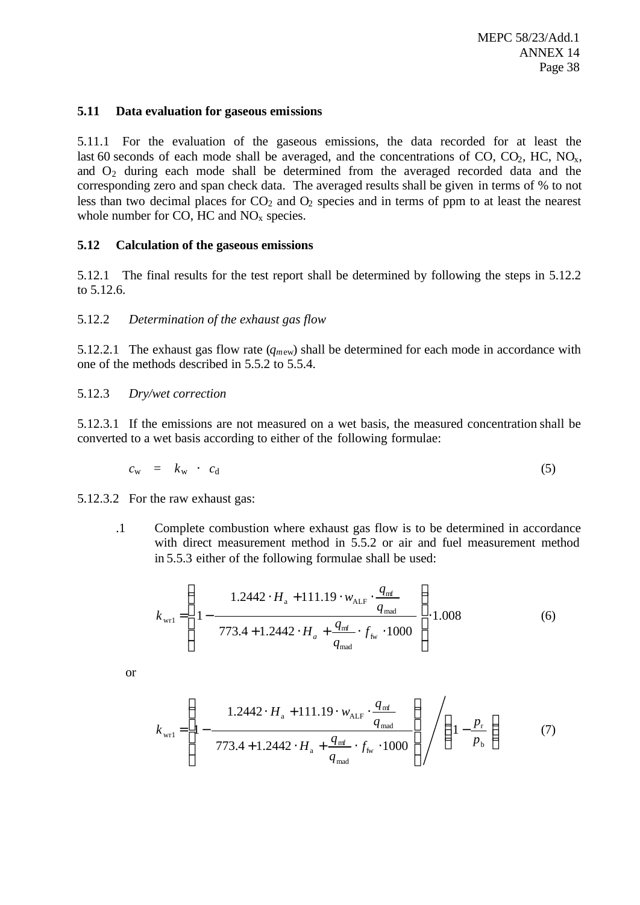### 5.11 Data evaluation for gaseous emissions

5.11.1 For the evaluation of the gaseous emissions, the data recorded for at least the last 60 seconds of each mode shall be averaged, and the concentrations of CO, $CO_2$, HC, $NO_x$, and $O_2$ during each mode shall be determined from the averaged recorded data and the corresponding zero and span check data. The averaged results shall be given in terms of % to not less than two decimal places for $CO_2$ and $O_2$ species and in terms of ppm to at least the nearest whole number for CO, HC and $NO_x$ species.

### 5.12 Calculation of the gaseous emissions

5.12.1 The final results for the test report shall be determined by following the steps in 5.12.2 to 5.12.6.

5.12.2 *Determination of the exhaust gas flow*

5.12.2.1 The exhaust gas flow rate ($q_{mew}$) shall be determined for each mode in accordance with one of the methods described in 5.5.2 to 5.5.4.

5.12.3 *Dry/wet correction*

5.12.3.1 If the emissions are not measured on a wet basis, the measured concentration shall be converted to a wet basis according to either of the following formulae:

$$c_{w} = k_{w} \cdot c_{d} \tag{5}$$

5.12.3.2 For the raw exhaust gas:

.1 Complete combustion where exhaust gas flow is to be determined in accordance with direct measurement method in 5.5.2 or air and fuel measurement method in 5.5.3 either of the following formulae shall be used:

$$k_{wr1} = \left( 1 - \frac{1.2442 \cdot H_{a} + 111.19 \cdot w_{ALF} \cdot \dfrac{q_{mf}}{q_{mad}}}{773.4 + 1.2442 \cdot H_{a} + \dfrac{q_{mf}}{q_{mad}} \cdot f_{fw} \cdot 1000} \right) \cdot 1.008 \tag{6}$$

or

$$k_{wr1} = \left( 1 - \frac{1.2442 \cdot H_{a} + 111.19 \cdot w_{ALF} \cdot \dfrac{q_{mf}}{q_{mad}}}{773.4 + 1.2442 \cdot H_{a} + \dfrac{q_{mf}}{q_{mad}} \cdot f_{fw} \cdot 1000} \right) \Bigg/ \left( 1 - \frac{p_{r}}{p_{b}} \right) \tag{7}$$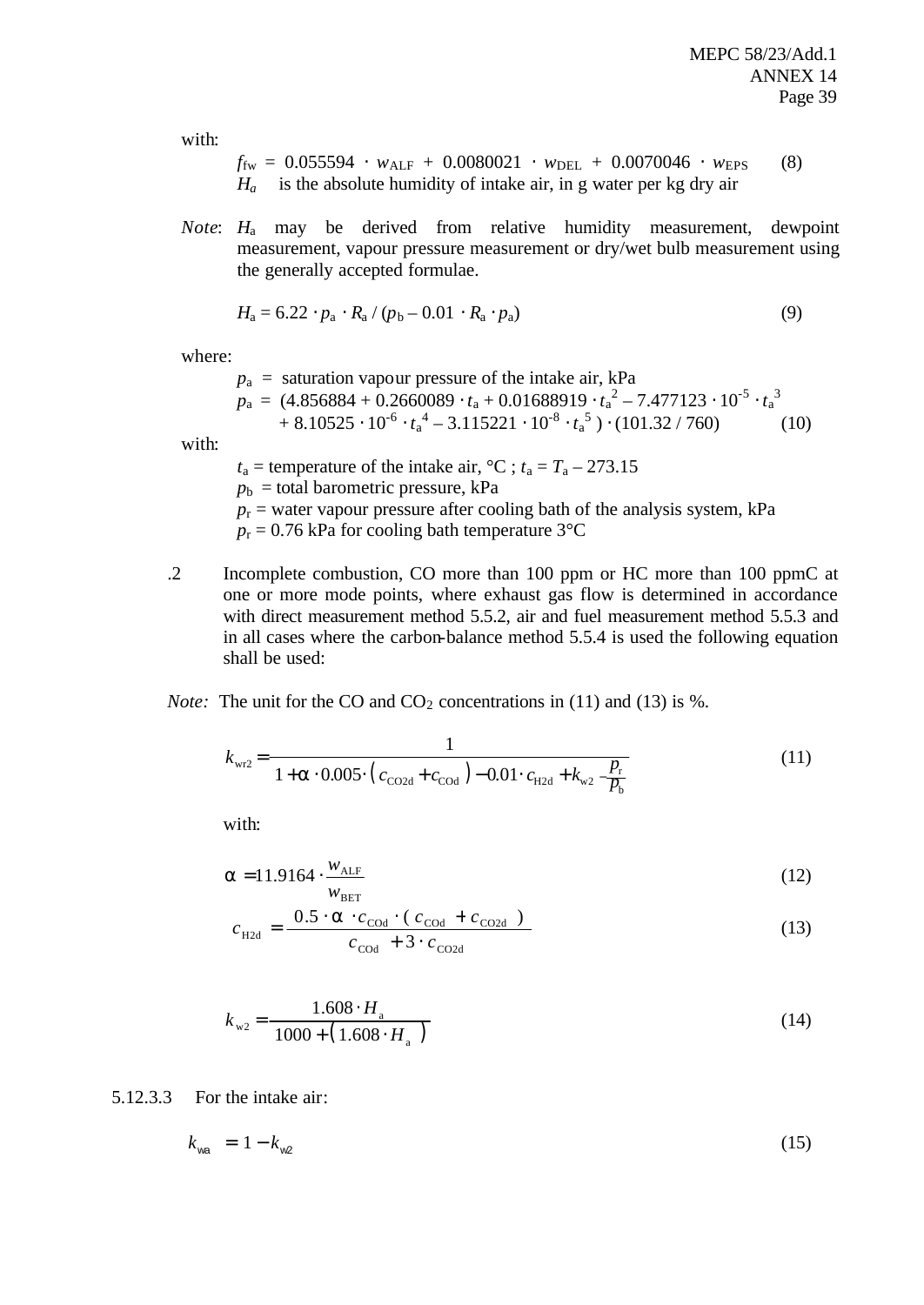with:

$$f_{fw} = 0.055594 \cdot w_{ALF} + 0.0080021 \cdot w_{DEL} + 0.0070046 \cdot w_{EPS} \qquad (8)$$

$H_a$ is the absolute humidity of intake air, in g water per kg dry air

*Note*: $H_a$ may be derived from relative humidity measurement, dewpoint measurement, vapour pressure measurement or dry/wet bulb measurement using the generally accepted formulae.

$$H_a = 6.22 \cdot p_a \cdot R_a / (p_b - 0.01 \cdot R_a \cdot p_a) \qquad (9)$$

where:

$p_a$ = saturation vapour pressure of the intake air, kPa

$$p_a = (4.856884 + 0.2660089 \cdot t_a + 0.01688919 \cdot t_a^2 - 7.477123 \cdot 10^{-5} \cdot t_a^3 + 8.10525 \cdot 10^{-6} \cdot t_a^4 - 3.115221 \cdot 10^{-8} \cdot t_a^5) \cdot (101.32 / 760) \qquad (10)$$

with:

$t_a$ = temperature of the intake air, °C ; $t_a = T_a - 273.15$

$p_b$ = total barometric pressure, kPa

$p_r$ = water vapour pressure after cooling bath of the analysis system, kPa

$p_r$ = 0.76 kPa for cooling bath temperature 3°C

.2 Incomplete combustion, CO more than 100 ppm or HC more than 100 ppmC at one or more mode points, where exhaust gas flow is determined in accordance with direct measurement method 5.5.2, air and fuel measurement method 5.5.3 and in all cases where the carbon-balance method 5.5.4 is used the following equation shall be used:

*Note:* The unit for the CO and $CO_2$ concentrations in (11) and (13) is %.

$$k_{wr2} = \frac{1}{1 + \alpha \cdot 0.005 \cdot (c_{CO2d} + c_{COd}) - 0.01 \cdot c_{H2d} + k_{w2} - \frac{p_r}{p_b}} \qquad (11)$$

with:

$$\alpha = 11.9164 \cdot \frac{w_{ALF}}{w_{BET}} \qquad (12)$$

$$c_{H2d} = \frac{0.5 \cdot \alpha \cdot c_{COd} \cdot (c_{COd} + c_{CO2d})}{c_{COd} + 3 \cdot c_{CO2d}} \qquad (13)$$

$$k_{w2} = \frac{1.608 \cdot H_a}{1000 + (1.608 \cdot H_a)} \qquad (14)$$

5.12.3.3 For the intake air:

$$k_{wa} = 1 - k_{w2} \qquad (15)$$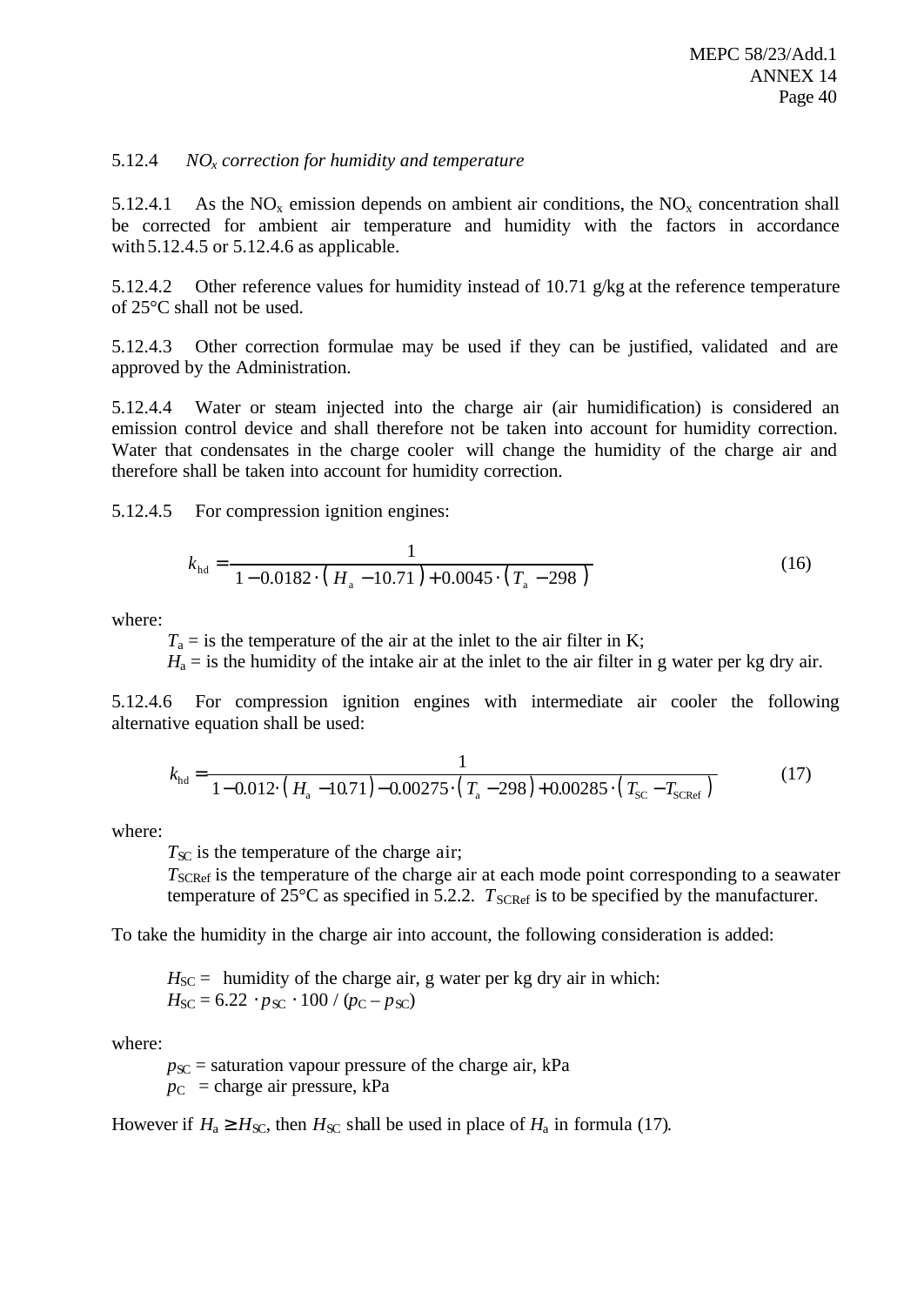5.12.4 *$NO_x$ correction for humidity and temperature*

5.12.4.1 As the $NO_x$ emission depends on ambient air conditions, the $NO_x$ concentration shall be corrected for ambient air temperature and humidity with the factors in accordance with 5.12.4.5 or 5.12.4.6 as applicable.

5.12.4.2 Other reference values for humidity instead of 10.71 g/kg at the reference temperature of 25°C shall not be used.

5.12.4.3 Other correction formulae may be used if they can be justified, validated and are approved by the Administration.

5.12.4.4 Water or steam injected into the charge air (air humidification) is considered an emission control device and shall therefore not be taken into account for humidity correction. Water that condensates in the charge cooler will change the humidity of the charge air and therefore shall be taken into account for humidity correction.

5.12.4.5 For compression ignition engines:

$$k_{hd} = \frac{1}{1 - 0.0182 \cdot (H_a - 10.71) + 0.0045 \cdot (T_a - 298)} \qquad (16)$$

where:

$T_a$ = is the temperature of the air at the inlet to the air filter in K;
$H_a$ = is the humidity of the intake air at the inlet to the air filter in g water per kg dry air.

5.12.4.6 For compression ignition engines with intermediate air cooler the following alternative equation shall be used:

$$k_{hd} = \frac{1}{1 - 0.012 \cdot (H_a - 10.71) - 0.00275 \cdot (T_a - 298) + 0.00285 \cdot (T_{SC} - T_{SCRef})} \qquad (17)$$

where:

$T_{SC}$ is the temperature of the charge air;
$T_{SCRef}$ is the temperature of the charge air at each mode point corresponding to a seawater temperature of 25°C as specified in 5.2.2. $T_{SCRef}$ is to be specified by the manufacturer.

To take the humidity in the charge air into account, the following consideration is added:

$H_{SC}$ = humidity of the charge air, g water per kg dry air in which:
$H_{SC} = 6.22 \cdot p_{SC} \cdot 100 / (p_C - p_{SC})$

where:

$p_{SC}$ = saturation vapour pressure of the charge air, kPa
$p_C$ = charge air pressure, kPa

However if $H_a \geq H_{SC}$, then $H_{SC}$ shall be used in place of $H_a$ in formula (17).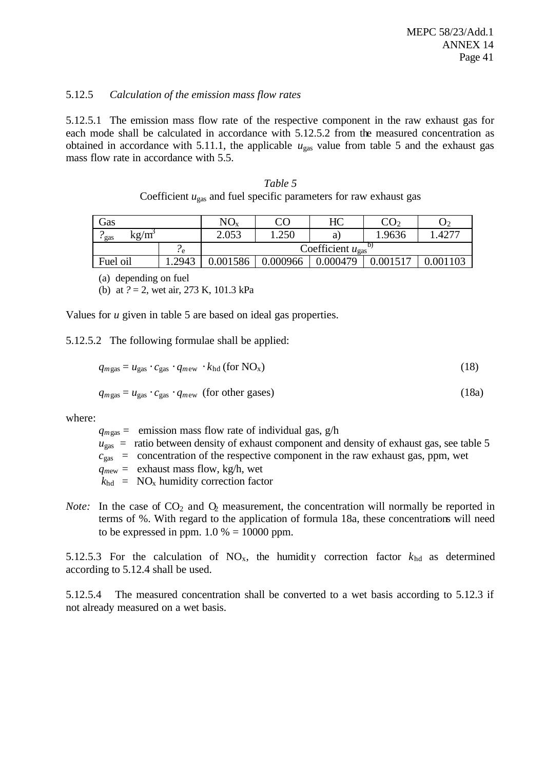5.12.5 *Calculation of the emission mass flow rates*

5.12.5.1 The emission mass flow rate of the respective component in the raw exhaust gas for each mode shall be calculated in accordance with 5.12.5.2 from the measured concentration as obtained in accordance with 5.11.1, the applicable $u_{gas}$ value from table 5 and the exhaust gas mass flow rate in accordance with 5.5.

*Table 5*

Coefficient $u_{gas}$ and fuel specific parameters for raw exhaust gas

| Gas | | $NO_x$ | CO | HC | $CO_2$ | $O_2$ |
|---|---|---|---|---|---|---|
| $?_{gas}$ kg/m[3] | | 2.053 | 1.250 | a) | 1.9636 | 1.4277 |
| | $?_e$ | Coefficient $u_{gas}$ [b)] | | | | |
| Fuel oil | 1.2943 | 0.001586 | 0.000966 | 0.000479 | 0.001517 | 0.001103 |

(a) depending on fuel

(b) at $? = 2$, wet air, 273 K, 101.3 kPa

Values for $u$ given in table 5 are based on ideal gas properties.

5.12.5.2 The following formulae shall be applied:

$$q_{mgas} = u_{gas} \cdot c_{gas} \cdot q_{mew} \cdot k_{hd} \text{ (for } NO_x\text{)} \tag{18}$$

$$q_{mgas} = u_{gas} \cdot c_{gas} \cdot q_{mew} \text{ (for other gases)} \tag{18a}$$

where:

$q_{mgas}$ = emission mass flow rate of individual gas, g/h

$u_{gas}$ = ratio between density of exhaust component and density of exhaust gas, see table 5

$c_{gas}$ = concentration of the respective component in the raw exhaust gas, ppm, wet

$q_{mew}$ = exhaust mass flow, kg/h, wet

$k_{hd}$ = $NO_x$ humidity correction factor

*Note:* In the case of $CO_2$ and $O_2$ measurement, the concentration will normally be reported in terms of %. With regard to the application of formula 18a, these concentrations will need to be expressed in ppm. 1.0 % = 10000 ppm.

5.12.5.3 For the calculation of $NO_x$, the humidity correction factor $k_{hd}$ as determined according to 5.12.4 shall be used.

5.12.5.4 The measured concentration shall be converted to a wet basis according to 5.12.3 if not already measured on a wet basis.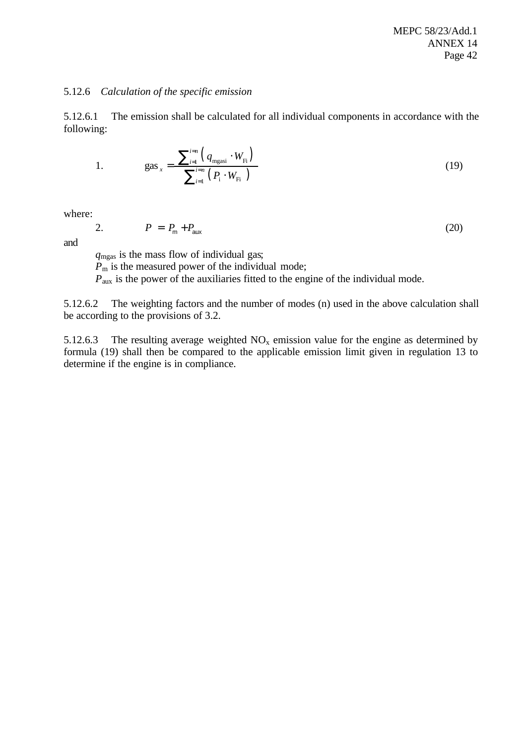5.12.6 *Calculation of the specific emission*

5.12.6.1 The emission shall be calculated for all individual components in accordance with the following:

1. $$\text{gas}_x = \frac{\sum_{i=1}^{i=n} \left( q_{\text{mgasi}} \cdot W_{\text{Fi}} \right)}{\sum_{i=1}^{i=n} \left( P_{\text{i}} \cdot W_{\text{Fi}} \right)} \tag{19}$$

where:

2. $$P = P_{\text{m}} + P_{\text{aux}} \tag{20}$$

and

$q_{\text{mgas}}$ is the mass flow of individual gas;
$P_{\text{m}}$ is the measured power of the individual mode;
$P_{\text{aux}}$ is the power of the auxiliaries fitted to the engine of the individual mode.

5.12.6.2 The weighting factors and the number of modes (n) used in the above calculation shall be according to the provisions of 3.2.

5.12.6.3 The resulting average weighted $NO_x$ emission value for the engine as determined by formula (19) shall then be compared to the applicable emission limit given in regulation 13 to determine if the engine is in compliance.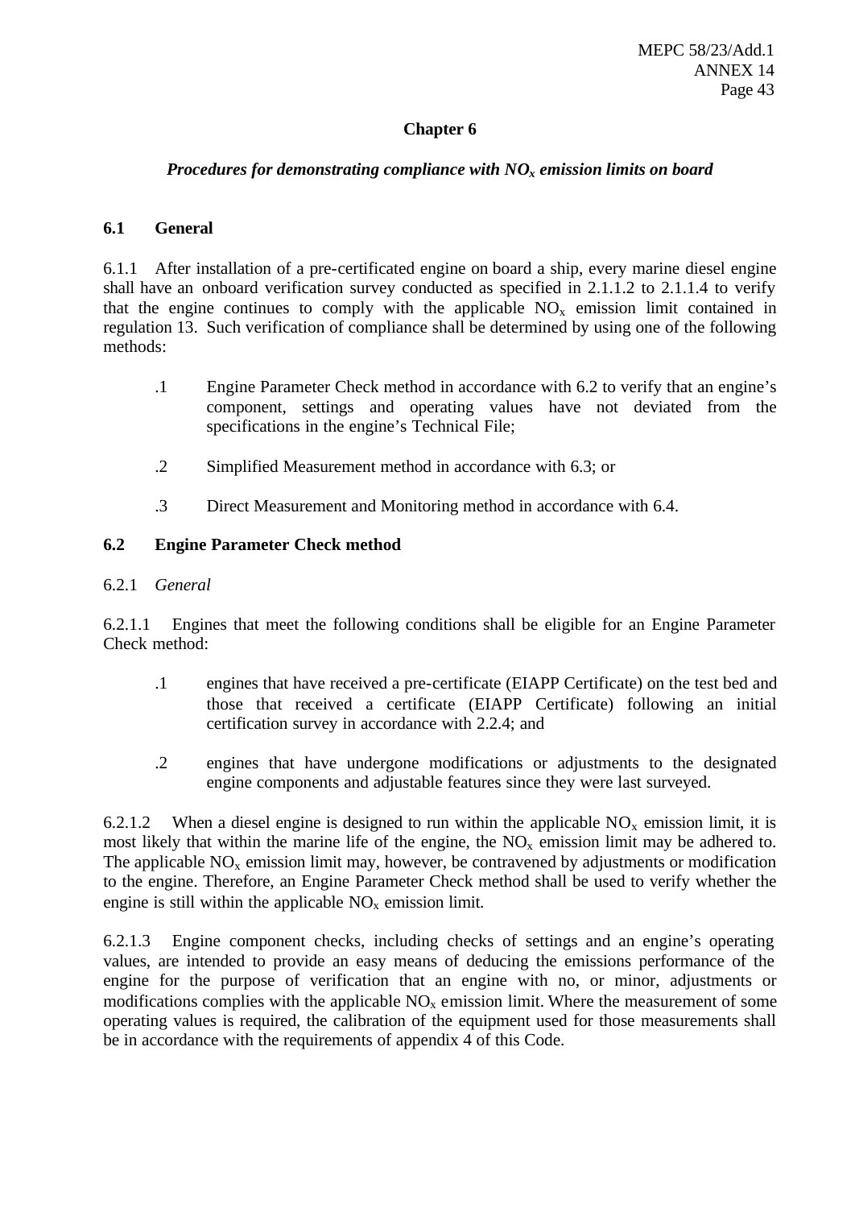## Chapter 6

### *Procedures for demonstrating compliance with $NO_x$ emission limits on board*

**6.1 General**

6.1.1 After installation of a pre-certificated engine on board a ship, every marine diesel engine shall have an onboard verification survey conducted as specified in 2.1.1.2 to 2.1.1.4 to verify that the engine continues to comply with the applicable $NO_x$ emission limit contained in regulation 13. Such verification of compliance shall be determined by using one of the following methods:

.1 Engine Parameter Check method in accordance with 6.2 to verify that an engine's component, settings and operating values have not deviated from the specifications in the engine's Technical File;

.2 Simplified Measurement method in accordance with 6.3; or

.3 Direct Measurement and Monitoring method in accordance with 6.4.

**6.2 Engine Parameter Check method**

6.2.1 *General*

6.2.1.1 Engines that meet the following conditions shall be eligible for an Engine Parameter Check method:

.1 engines that have received a pre-certificate (EIAPP Certificate) on the test bed and those that received a certificate (EIAPP Certificate) following an initial certification survey in accordance with 2.2.4; and

.2 engines that have undergone modifications or adjustments to the designated engine components and adjustable features since they were last surveyed.

6.2.1.2 When a diesel engine is designed to run within the applicable $NO_x$ emission limit, it is most likely that within the marine life of the engine, the $NO_x$ emission limit may be adhered to. The applicable $NO_x$ emission limit may, however, be contravened by adjustments or modification to the engine. Therefore, an Engine Parameter Check method shall be used to verify whether the engine is still within the applicable $NO_x$ emission limit.

6.2.1.3 Engine component checks, including checks of settings and an engine's operating values, are intended to provide an easy means of deducing the emissions performance of the engine for the purpose of verification that an engine with no, or minor, adjustments or modifications complies with the applicable $NO_x$ emission limit. Where the measurement of some operating values is required, the calibration of the equipment used for those measurements shall be in accordance with the requirements of appendix 4 of this Code.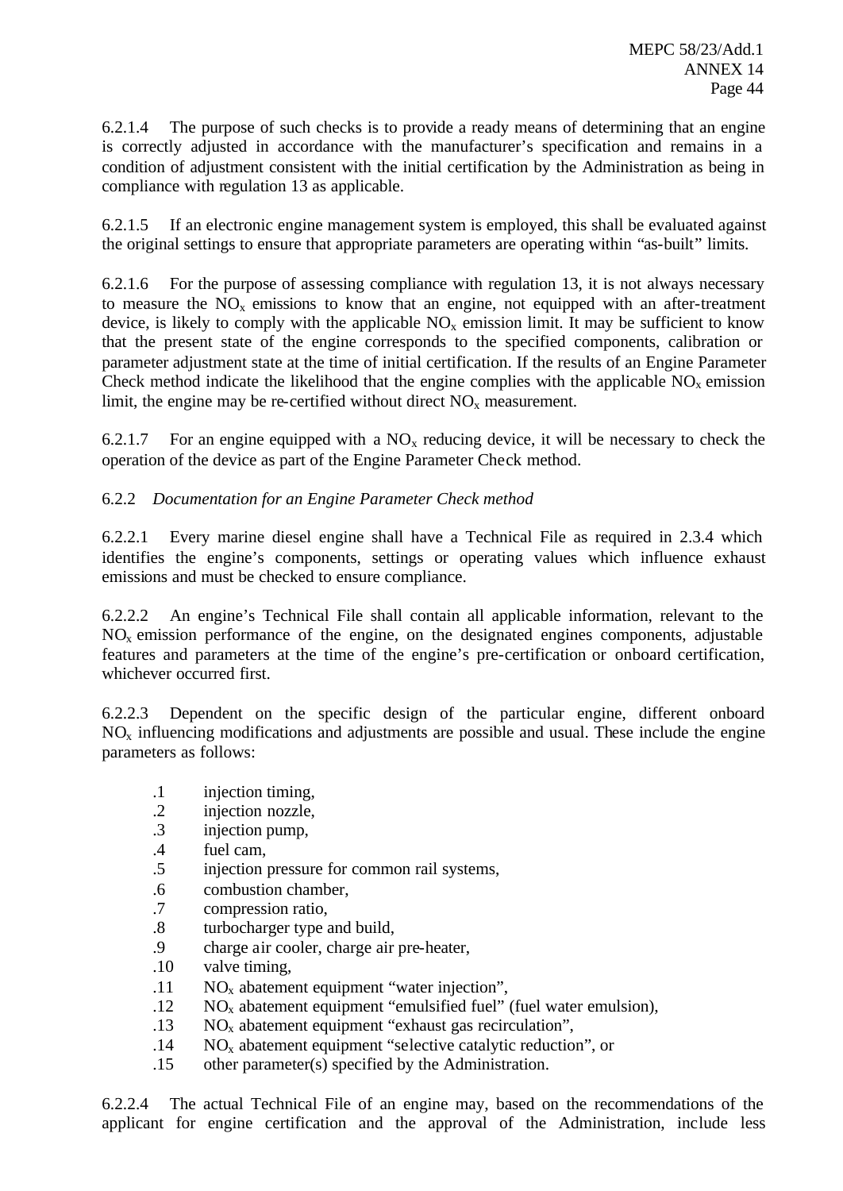6.2.1.4 The purpose of such checks is to provide a ready means of determining that an engine is correctly adjusted in accordance with the manufacturer's specification and remains in a condition of adjustment consistent with the initial certification by the Administration as being in compliance with regulation 13 as applicable.

6.2.1.5 If an electronic engine management system is employed, this shall be evaluated against the original settings to ensure that appropriate parameters are operating within "as-built" limits.

6.2.1.6 For the purpose of assessing compliance with regulation 13, it is not always necessary to measure the $NO_x$ emissions to know that an engine, not equipped with an after-treatment device, is likely to comply with the applicable $NO_x$ emission limit. It may be sufficient to know that the present state of the engine corresponds to the specified components, calibration or parameter adjustment state at the time of initial certification. If the results of an Engine Parameter Check method indicate the likelihood that the engine complies with the applicable $NO_x$ emission limit, the engine may be re-certified without direct $NO_x$ measurement.

6.2.1.7 For an engine equipped with a $NO_x$ reducing device, it will be necessary to check the operation of the device as part of the Engine Parameter Check method.

6.2.2 *Documentation for an Engine Parameter Check method*

6.2.2.1 Every marine diesel engine shall have a Technical File as required in 2.3.4 which identifies the engine's components, settings or operating values which influence exhaust emissions and must be checked to ensure compliance.

6.2.2.2 An engine's Technical File shall contain all applicable information, relevant to the $NO_x$ emission performance of the engine, on the designated engines components, adjustable features and parameters at the time of the engine's pre-certification or onboard certification, whichever occurred first.

6.2.2.3 Dependent on the specific design of the particular engine, different onboard $NO_x$ influencing modifications and adjustments are possible and usual. These include the engine parameters as follows:

.1 injection timing,
.2 injection nozzle,
.3 injection pump,
.4 fuel cam,
.5 injection pressure for common rail systems,
.6 combustion chamber,
.7 compression ratio,
.8 turbocharger type and build,
.9 charge air cooler, charge air pre-heater,
.10 valve timing,
.11 $NO_x$ abatement equipment "water injection",
.12 $NO_x$ abatement equipment "emulsified fuel" (fuel water emulsion),
.13 $NO_x$ abatement equipment "exhaust gas recirculation",
.14 $NO_x$ abatement equipment "selective catalytic reduction", or
.15 other parameter(s) specified by the Administration.

6.2.2.4 The actual Technical File of an engine may, based on the recommendations of the applicant for engine certification and the approval of the Administration, include less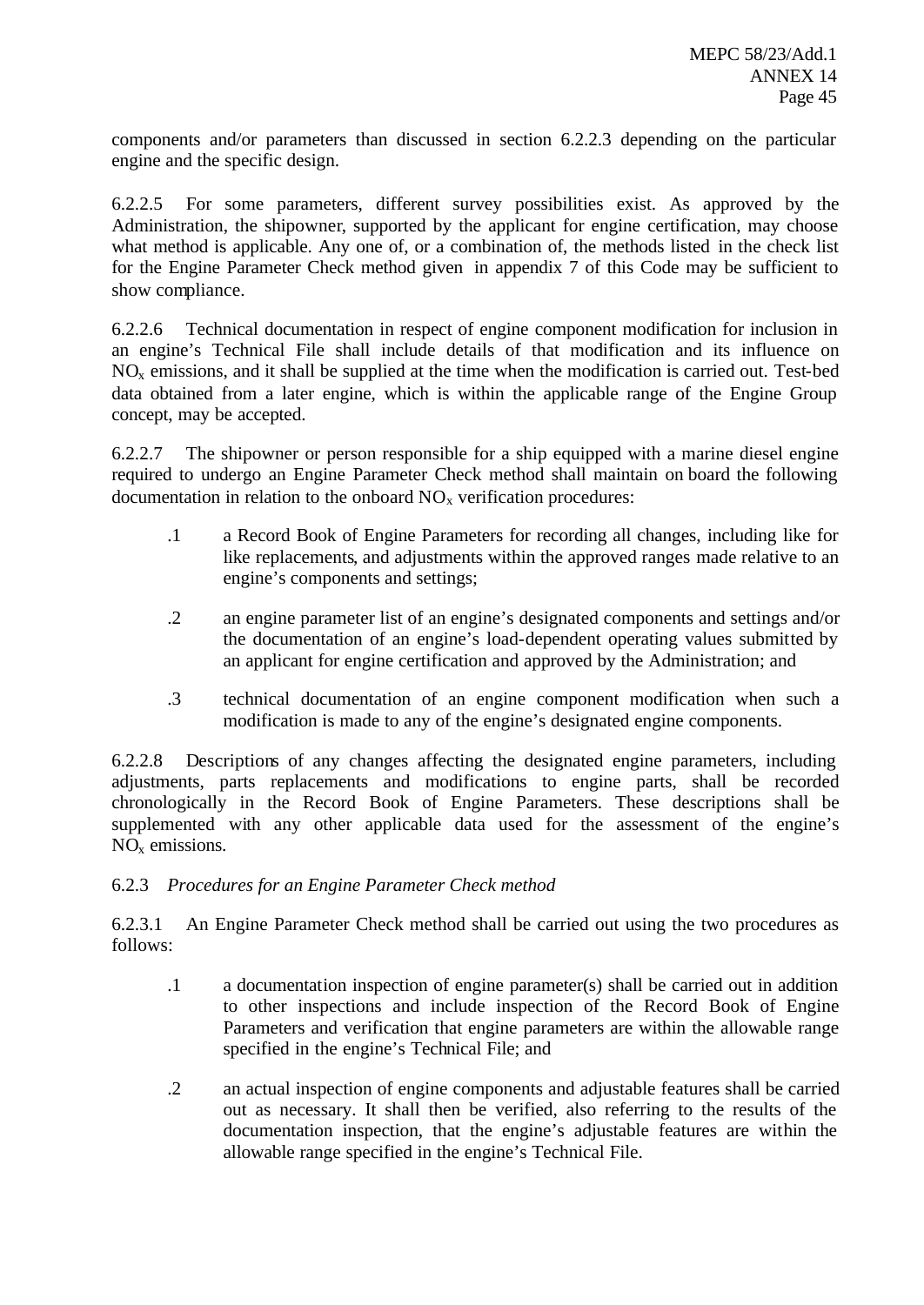components and/or parameters than discussed in section 6.2.2.3 depending on the particular engine and the specific design.

6.2.2.5 For some parameters, different survey possibilities exist. As approved by the Administration, the shipowner, supported by the applicant for engine certification, may choose what method is applicable. Any one of, or a combination of, the methods listed in the check list for the Engine Parameter Check method given in appendix 7 of this Code may be sufficient to show compliance.

6.2.2.6 Technical documentation in respect of engine component modification for inclusion in an engine's Technical File shall include details of that modification and its influence on $NO_x$ emissions, and it shall be supplied at the time when the modification is carried out. Test-bed data obtained from a later engine, which is within the applicable range of the Engine Group concept, may be accepted.

6.2.2.7 The shipowner or person responsible for a ship equipped with a marine diesel engine required to undergo an Engine Parameter Check method shall maintain on board the following documentation in relation to the onboard $NO_x$ verification procedures:

.1 a Record Book of Engine Parameters for recording all changes, including like for like replacements, and adjustments within the approved ranges made relative to an engine's components and settings;

.2 an engine parameter list of an engine's designated components and settings and/or the documentation of an engine's load-dependent operating values submitted by an applicant for engine certification and approved by the Administration; and

.3 technical documentation of an engine component modification when such a modification is made to any of the engine's designated engine components.

6.2.2.8 Descriptions of any changes affecting the designated engine parameters, including adjustments, parts replacements and modifications to engine parts, shall be recorded chronologically in the Record Book of Engine Parameters. These descriptions shall be supplemented with any other applicable data used for the assessment of the engine's $NO_x$ emissions.

6.2.3 *Procedures for an Engine Parameter Check method*

6.2.3.1 An Engine Parameter Check method shall be carried out using the two procedures as follows:

.1 a documentation inspection of engine parameter(s) shall be carried out in addition to other inspections and include inspection of the Record Book of Engine Parameters and verification that engine parameters are within the allowable range specified in the engine's Technical File; and

.2 an actual inspection of engine components and adjustable features shall be carried out as necessary. It shall then be verified, also referring to the results of the documentation inspection, that the engine's adjustable features are within the allowable range specified in the engine's Technical File.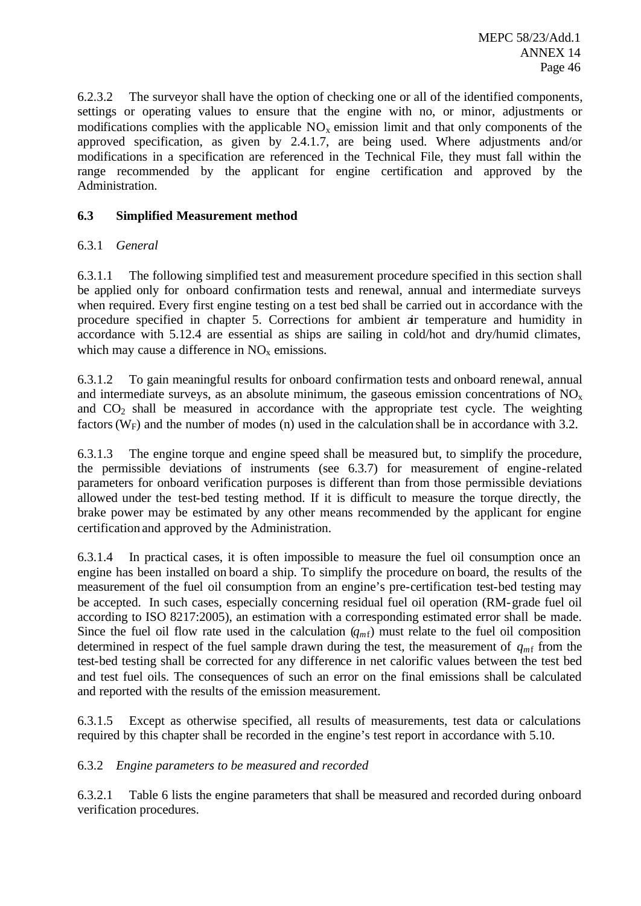6.2.3.2 The surveyor shall have the option of checking one or all of the identified components, settings or operating values to ensure that the engine with no, or minor, adjustments or modifications complies with the applicable $NO_x$ emission limit and that only components of the approved specification, as given by 2.4.1.7, are being used. Where adjustments and/or modifications in a specification are referenced in the Technical File, they must fall within the range recommended by the applicant for engine certification and approved by the Administration.

### 6.3 Simplified Measurement method

6.3.1 *General*

6.3.1.1 The following simplified test and measurement procedure specified in this section shall be applied only for onboard confirmation tests and renewal, annual and intermediate surveys when required. Every first engine testing on a test bed shall be carried out in accordance with the procedure specified in chapter 5. Corrections for ambient air temperature and humidity in accordance with 5.12.4 are essential as ships are sailing in cold/hot and dry/humid climates, which may cause a difference in $NO_x$ emissions.

6.3.1.2 To gain meaningful results for onboard confirmation tests and onboard renewal, annual and intermediate surveys, as an absolute minimum, the gaseous emission concentrations of $NO_x$ and $CO_2$ shall be measured in accordance with the appropriate test cycle. The weighting factors ($W_F$) and the number of modes (n) used in the calculation shall be in accordance with 3.2.

6.3.1.3 The engine torque and engine speed shall be measured but, to simplify the procedure, the permissible deviations of instruments (see 6.3.7) for measurement of engine-related parameters for onboard verification purposes is different than from those permissible deviations allowed under the test-bed testing method. If it is difficult to measure the torque directly, the brake power may be estimated by any other means recommended by the applicant for engine certification and approved by the Administration.

6.3.1.4 In practical cases, it is often impossible to measure the fuel oil consumption once an engine has been installed on board a ship. To simplify the procedure on board, the results of the measurement of the fuel oil consumption from an engine's pre-certification test-bed testing may be accepted. In such cases, especially concerning residual fuel oil operation (RM-grade fuel oil according to ISO 8217:2005), an estimation with a corresponding estimated error shall be made. Since the fuel oil flow rate used in the calculation ($q_{mf}$) must relate to the fuel oil composition determined in respect of the fuel sample drawn during the test, the measurement of $q_{mf}$ from the test-bed testing shall be corrected for any difference in net calorific values between the test bed and test fuel oils. The consequences of such an error on the final emissions shall be calculated and reported with the results of the emission measurement.

6.3.1.5 Except as otherwise specified, all results of measurements, test data or calculations required by this chapter shall be recorded in the engine's test report in accordance with 5.10.

6.3.2 *Engine parameters to be measured and recorded*

6.3.2.1 Table 6 lists the engine parameters that shall be measured and recorded during onboard verification procedures.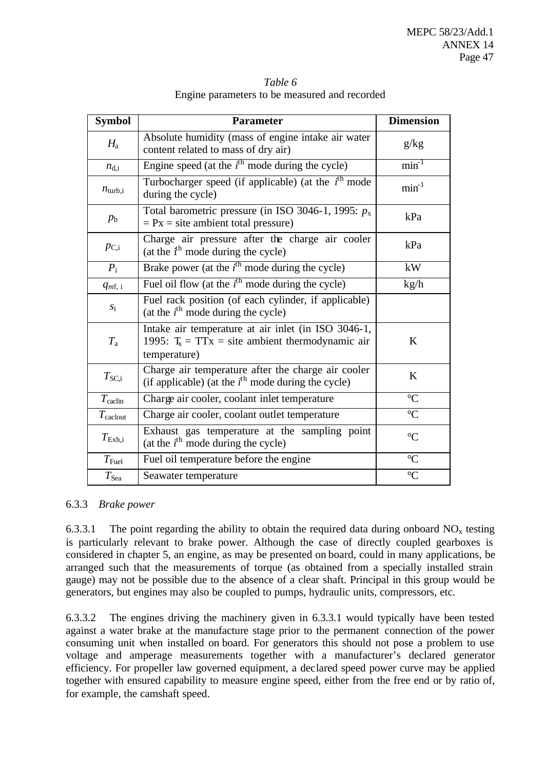*Table 6*

Engine parameters to be measured and recorded

| Symbol | Parameter | Dimension |
|---|---|---|
| $H_a$ | Absolute humidity (mass of engine intake air water content related to mass of dry air) | g/kg |
| $n_{d,i}$ | Engine speed (at the $i^{th}$ mode during the cycle) | $min^{-1}$ |
| $n_{turb,i}$ | Turbocharger speed (if applicable) (at the $i^{th}$ mode during the cycle) | $min^{-1}$ |
| $p_b$ | Total barometric pressure (in ISO 3046-1, 1995: $p_x$ = Px = site ambient total pressure) | kPa |
| $p_{C,i}$ | Charge air pressure after the charge air cooler (at the $i^{th}$ mode during the cycle) | kPa |
| $P_i$ | Brake power (at the $i^{th}$ mode during the cycle) | kW |
| $q_{mf,\,i}$ | Fuel oil flow (at the $i^{th}$ mode during the cycle) | kg/h |
| $s_i$ | Fuel rack position (of each cylinder, if applicable) (at the $i^{th}$ mode during the cycle) | |
| $T_a$ | Intake air temperature at air inlet (in ISO 3046-1, 1995: $T_x$ = TTx = site ambient thermodynamic air temperature) | K |
| $T_{SC,i}$ | Charge air temperature after the charge air cooler (if applicable) (at the $i^{th}$ mode during the cycle) | K |
| $T_{caclin}$ | Charge air cooler, coolant inlet temperature | °C |
| $T_{caclout}$ | Charge air cooler, coolant outlet temperature | °C |
| $T_{Exh,i}$ | Exhaust gas temperature at the sampling point (at the $i^{th}$ mode during the cycle) | °C |
| $T_{Fuel}$ | Fuel oil temperature before the engine | °C |
| $T_{Sea}$ | Seawater temperature | °C |

6.3.3 *Brake power*

6.3.3.1 The point regarding the ability to obtain the required data during onboard $NO_x$ testing is particularly relevant to brake power. Although the case of directly coupled gearboxes is considered in chapter 5, an engine, as may be presented on board, could in many applications, be arranged such that the measurements of torque (as obtained from a specially installed strain gauge) may not be possible due to the absence of a clear shaft. Principal in this group would be generators, but engines may also be coupled to pumps, hydraulic units, compressors, etc.

6.3.3.2 The engines driving the machinery given in 6.3.3.1 would typically have been tested against a water brake at the manufacture stage prior to the permanent connection of the power consuming unit when installed on board. For generators this should not pose a problem to use voltage and amperage measurements together with a manufacturer's declared generator efficiency. For propeller law governed equipment, a declared speed power curve may be applied together with ensured capability to measure engine speed, either from the free end or by ratio of, for example, the camshaft speed.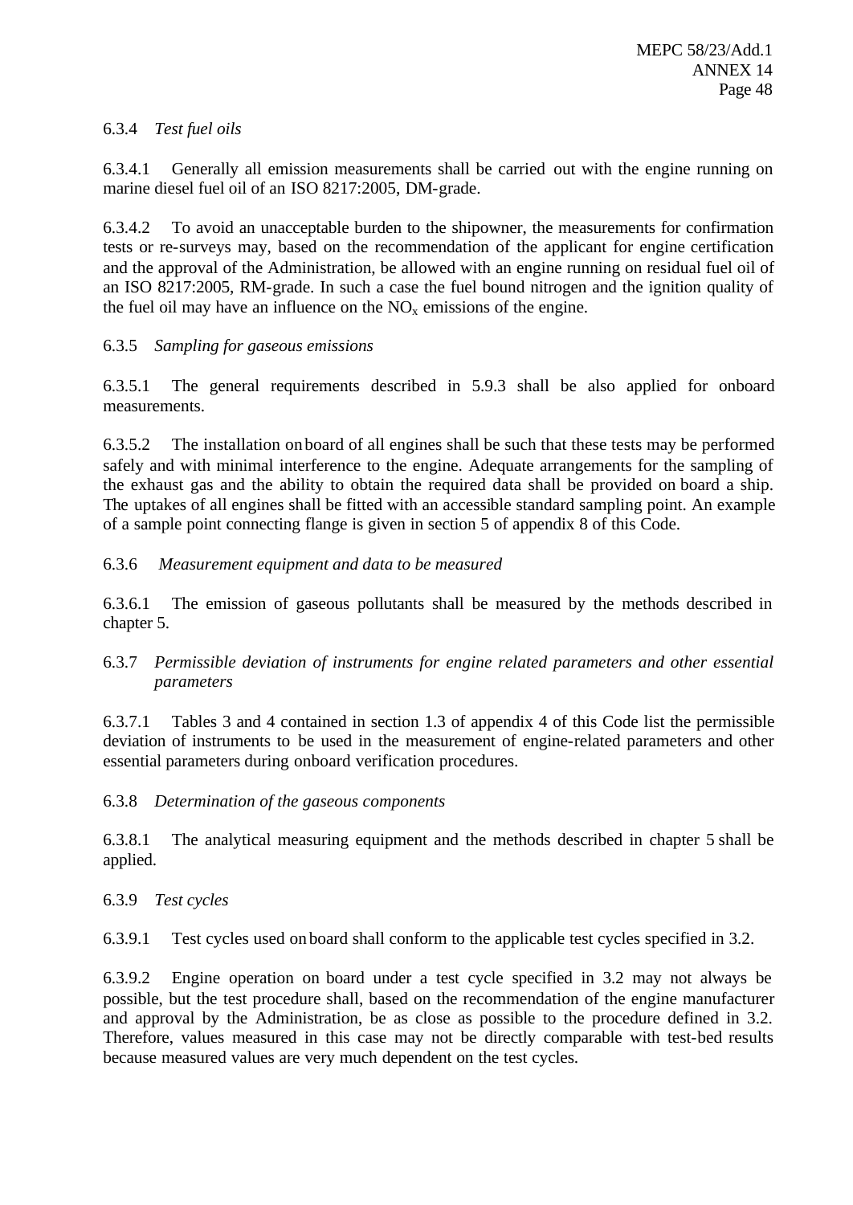6.3.4 *Test fuel oils*

6.3.4.1 Generally all emission measurements shall be carried out with the engine running on marine diesel fuel oil of an ISO 8217:2005, DM-grade.

6.3.4.2 To avoid an unacceptable burden to the shipowner, the measurements for confirmation tests or re-surveys may, based on the recommendation of the applicant for engine certification and the approval of the Administration, be allowed with an engine running on residual fuel oil of an ISO 8217:2005, RM-grade. In such a case the fuel bound nitrogen and the ignition quality of the fuel oil may have an influence on the $NO_x$ emissions of the engine.

6.3.5 *Sampling for gaseous emissions*

6.3.5.1 The general requirements described in 5.9.3 shall be also applied for onboard measurements.

6.3.5.2 The installation on board of all engines shall be such that these tests may be performed safely and with minimal interference to the engine. Adequate arrangements for the sampling of the exhaust gas and the ability to obtain the required data shall be provided on board a ship. The uptakes of all engines shall be fitted with an accessible standard sampling point. An example of a sample point connecting flange is given in section 5 of appendix 8 of this Code.

6.3.6 *Measurement equipment and data to be measured*

6.3.6.1 The emission of gaseous pollutants shall be measured by the methods described in chapter 5.

6.3.7 *Permissible deviation of instruments for engine related parameters and other essential parameters*

6.3.7.1 Tables 3 and 4 contained in section 1.3 of appendix 4 of this Code list the permissible deviation of instruments to be used in the measurement of engine-related parameters and other essential parameters during onboard verification procedures.

6.3.8 *Determination of the gaseous components*

6.3.8.1 The analytical measuring equipment and the methods described in chapter 5 shall be applied.

6.3.9 *Test cycles*

6.3.9.1 Test cycles used on board shall conform to the applicable test cycles specified in 3.2.

6.3.9.2 Engine operation on board under a test cycle specified in 3.2 may not always be possible, but the test procedure shall, based on the recommendation of the engine manufacturer and approval by the Administration, be as close as possible to the procedure defined in 3.2. Therefore, values measured in this case may not be directly comparable with test-bed results because measured values are very much dependent on the test cycles.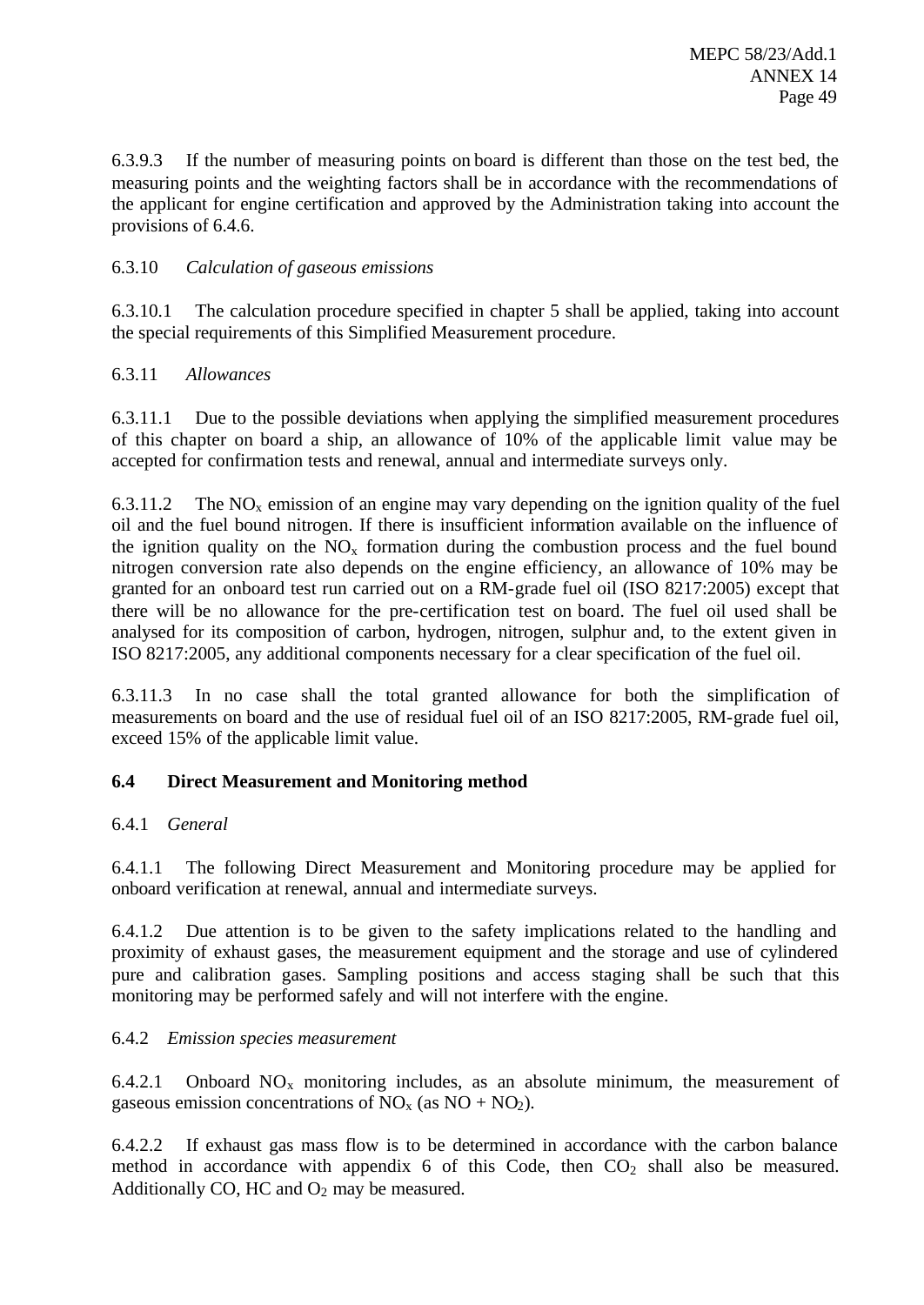6.3.9.3 If the number of measuring points on board is different than those on the test bed, the measuring points and the weighting factors shall be in accordance with the recommendations of the applicant for engine certification and approved by the Administration taking into account the provisions of 6.4.6.

6.3.10 *Calculation of gaseous emissions*

6.3.10.1 The calculation procedure specified in chapter 5 shall be applied, taking into account the special requirements of this Simplified Measurement procedure.

6.3.11 *Allowances*

6.3.11.1 Due to the possible deviations when applying the simplified measurement procedures of this chapter on board a ship, an allowance of 10% of the applicable limit value may be accepted for confirmation tests and renewal, annual and intermediate surveys only.

6.3.11.2 The $NO_x$ emission of an engine may vary depending on the ignition quality of the fuel oil and the fuel bound nitrogen. If there is insufficient information available on the influence of the ignition quality on the $NO_x$ formation during the combustion process and the fuel bound nitrogen conversion rate also depends on the engine efficiency, an allowance of 10% may be granted for an onboard test run carried out on a RM-grade fuel oil (ISO 8217:2005) except that there will be no allowance for the pre-certification test on board. The fuel oil used shall be analysed for its composition of carbon, hydrogen, nitrogen, sulphur and, to the extent given in ISO 8217:2005, any additional components necessary for a clear specification of the fuel oil.

6.3.11.3 In no case shall the total granted allowance for both the simplification of measurements on board and the use of residual fuel oil of an ISO 8217:2005, RM-grade fuel oil, exceed 15% of the applicable limit value.

## 6.4 Direct Measurement and Monitoring method

6.4.1 *General*

6.4.1.1 The following Direct Measurement and Monitoring procedure may be applied for onboard verification at renewal, annual and intermediate surveys.

6.4.1.2 Due attention is to be given to the safety implications related to the handling and proximity of exhaust gases, the measurement equipment and the storage and use of cylindered pure and calibration gases. Sampling positions and access staging shall be such that this monitoring may be performed safely and will not interfere with the engine.

6.4.2 *Emission species measurement*

6.4.2.1 Onboard $NO_x$ monitoring includes, as an absolute minimum, the measurement of gaseous emission concentrations of $NO_x$ (as $NO + NO_2$).

6.4.2.2 If exhaust gas mass flow is to be determined in accordance with the carbon balance method in accordance with appendix 6 of this Code, then $CO_2$ shall also be measured. Additionally CO, HC and $O_2$ may be measured.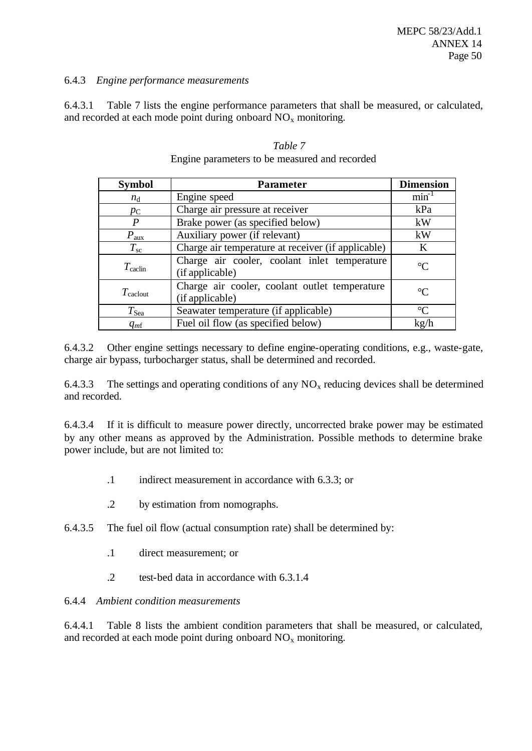6.4.3 *Engine performance measurements*

6.4.3.1 Table 7 lists the engine performance parameters that shall be measured, or calculated, and recorded at each mode point during onboard $NO_x$ monitoring.

*Table 7*

Engine parameters to be measured and recorded

| Symbol | Parameter | Dimension |
|---|---|---|
| $n_d$ | Engine speed | $min^{-1}$ |
| $p_C$ | Charge air pressure at receiver | kPa |
| $P$ | Brake power (as specified below) | kW |
| $P_{aux}$ | Auxiliary power (if relevant) | kW |
| $T_{sc}$ | Charge air temperature at receiver (if applicable) | K |
| $T_{caclin}$ | Charge air cooler, coolant inlet temperature (if applicable) | °C |
| $T_{caclout}$ | Charge air cooler, coolant outlet temperature (if applicable) | °C |
| $T_{Sea}$ | Seawater temperature (if applicable) | °C |
| $q_{mf}$ | Fuel oil flow (as specified below) | kg/h |

6.4.3.2 Other engine settings necessary to define engine-operating conditions, e.g., waste-gate, charge air bypass, turbocharger status, shall be determined and recorded.

6.4.3.3 The settings and operating conditions of any $NO_x$ reducing devices shall be determined and recorded.

6.4.3.4 If it is difficult to measure power directly, uncorrected brake power may be estimated by any other means as approved by the Administration. Possible methods to determine brake power include, but are not limited to:

.1 indirect measurement in accordance with 6.3.3; or

.2 by estimation from nomographs.

6.4.3.5 The fuel oil flow (actual consumption rate) shall be determined by:

.1 direct measurement; or

.2 test-bed data in accordance with 6.3.1.4

6.4.4 *Ambient condition measurements*

6.4.4.1 Table 8 lists the ambient condition parameters that shall be measured, or calculated, and recorded at each mode point during onboard $NO_x$ monitoring.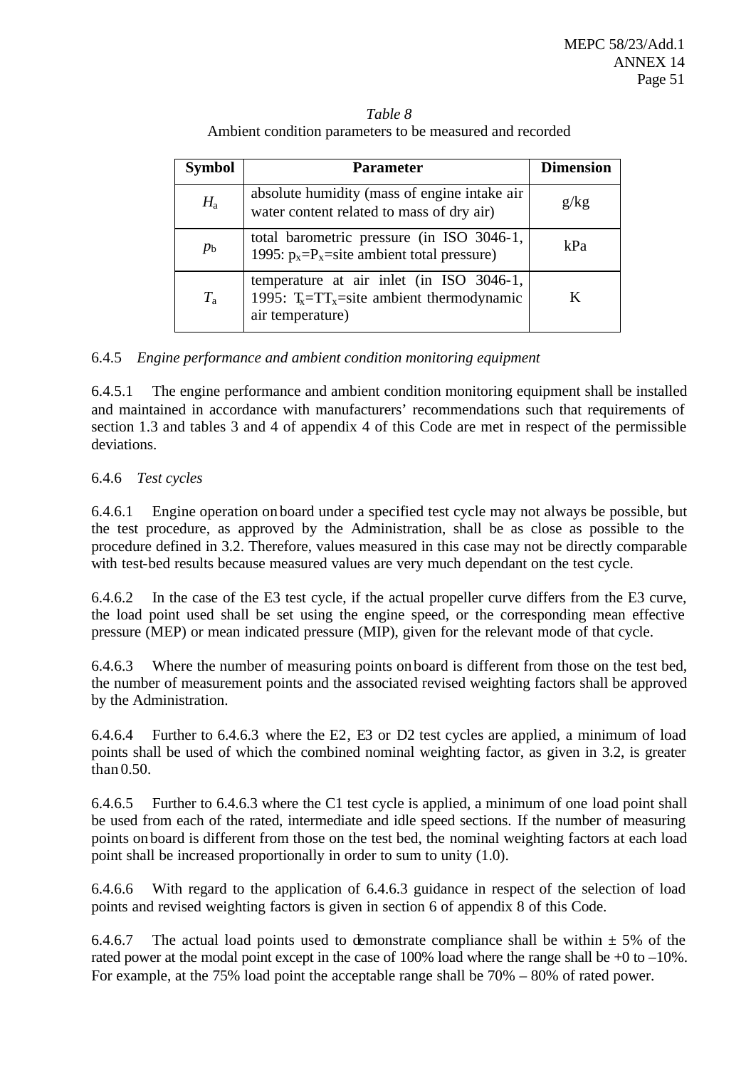*Table 8*
Ambient condition parameters to be measured and recorded

| Symbol | Parameter | Dimension |
|---|---|---|
| $H_a$ | absolute humidity (mass of engine intake air water content related to mass of dry air) | g/kg |
| $p_b$ | total barometric pressure (in ISO 3046-1, 1995: $p_x$=$P_x$=site ambient total pressure) | kPa |
| $T_a$ | temperature at air inlet (in ISO 3046-1, 1995: $T_x$=$TT_x$=site ambient thermodynamic air temperature) | K |

6.4.5 *Engine performance and ambient condition monitoring equipment*

6.4.5.1 The engine performance and ambient condition monitoring equipment shall be installed and maintained in accordance with manufacturers' recommendations such that requirements of section 1.3 and tables 3 and 4 of appendix 4 of this Code are met in respect of the permissible deviations.

6.4.6 *Test cycles*

6.4.6.1 Engine operation onboard under a specified test cycle may not always be possible, but the test procedure, as approved by the Administration, shall be as close as possible to the procedure defined in 3.2. Therefore, values measured in this case may not be directly comparable with test-bed results because measured values are very much dependant on the test cycle.

6.4.6.2 In the case of the E3 test cycle, if the actual propeller curve differs from the E3 curve, the load point used shall be set using the engine speed, or the corresponding mean effective pressure (MEP) or mean indicated pressure (MIP), given for the relevant mode of that cycle.

6.4.6.3 Where the number of measuring points onboard is different from those on the test bed, the number of measurement points and the associated revised weighting factors shall be approved by the Administration.

6.4.6.4 Further to 6.4.6.3 where the E2, E3 or D2 test cycles are applied, a minimum of load points shall be used of which the combined nominal weighting factor, as given in 3.2, is greater than 0.50.

6.4.6.5 Further to 6.4.6.3 where the C1 test cycle is applied, a minimum of one load point shall be used from each of the rated, intermediate and idle speed sections. If the number of measuring points onboard is different from those on the test bed, the nominal weighting factors at each load point shall be increased proportionally in order to sum to unity (1.0).

6.4.6.6 With regard to the application of 6.4.6.3 guidance in respect of the selection of load points and revised weighting factors is given in section 6 of appendix 8 of this Code.

6.4.6.7 The actual load points used to demonstrate compliance shall be within ± 5% of the rated power at the modal point except in the case of 100% load where the range shall be +0 to –10%. For example, at the 75% load point the acceptable range shall be 70% – 80% of rated power.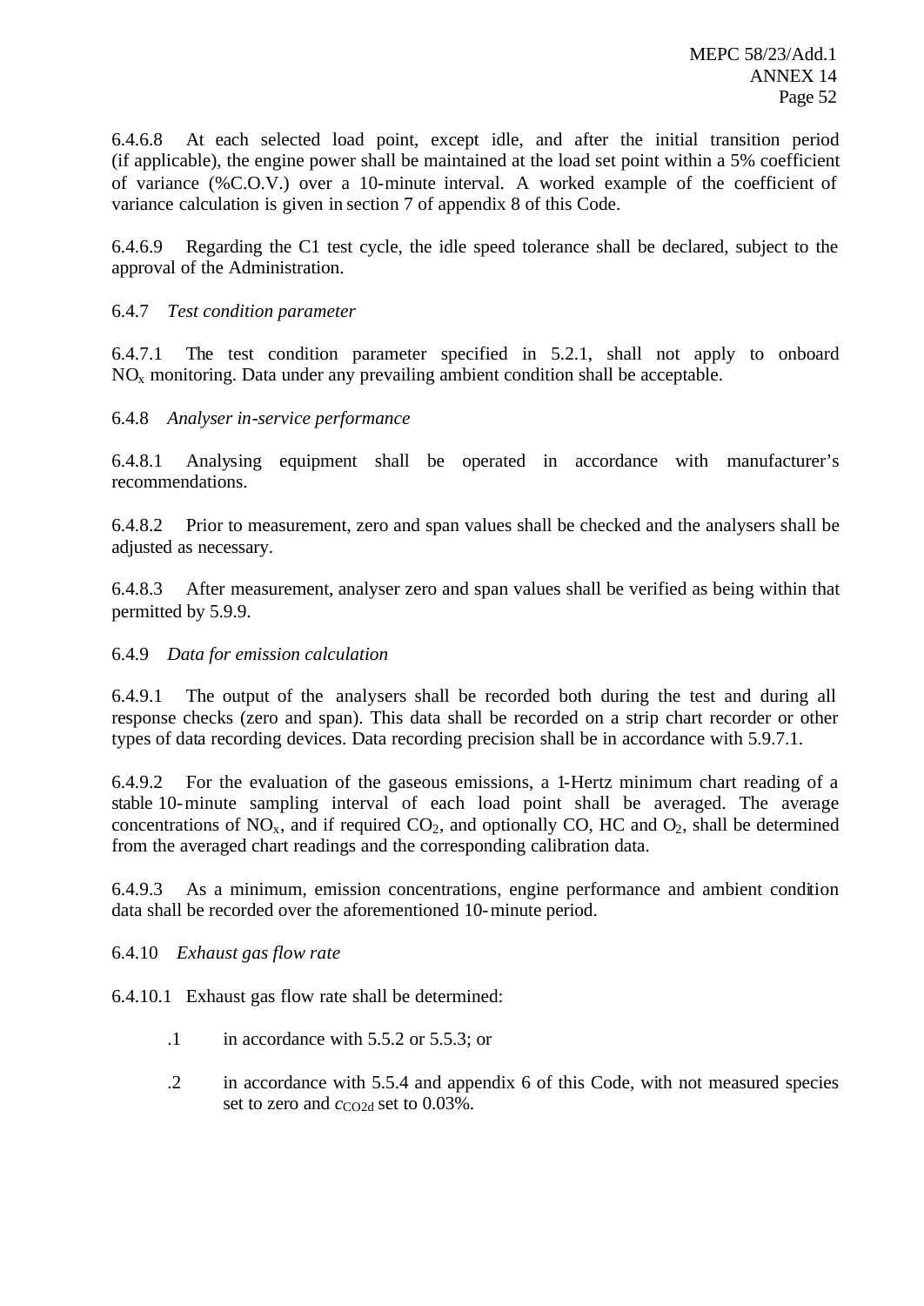6.4.6.8 At each selected load point, except idle, and after the initial transition period (if applicable), the engine power shall be maintained at the load set point within a 5% coefficient of variance (%C.O.V.) over a 10-minute interval. A worked example of the coefficient of variance calculation is given in section 7 of appendix 8 of this Code.

6.4.6.9 Regarding the C1 test cycle, the idle speed tolerance shall be declared, subject to the approval of the Administration.

6.4.7 *Test condition parameter*

6.4.7.1 The test condition parameter specified in 5.2.1, shall not apply to onboard $NO_x$ monitoring. Data under any prevailing ambient condition shall be acceptable.

6.4.8 *Analyser in-service performance*

6.4.8.1 Analysing equipment shall be operated in accordance with manufacturer's recommendations.

6.4.8.2 Prior to measurement, zero and span values shall be checked and the analysers shall be adjusted as necessary.

6.4.8.3 After measurement, analyser zero and span values shall be verified as being within that permitted by 5.9.9.

6.4.9 *Data for emission calculation*

6.4.9.1 The output of the analysers shall be recorded both during the test and during all response checks (zero and span). This data shall be recorded on a strip chart recorder or other types of data recording devices. Data recording precision shall be in accordance with 5.9.7.1.

6.4.9.2 For the evaluation of the gaseous emissions, a 1-Hertz minimum chart reading of a stable 10-minute sampling interval of each load point shall be averaged. The average concentrations of $NO_x$, and if required $CO_2$, and optionally CO, HC and $O_2$, shall be determined from the averaged chart readings and the corresponding calibration data.

6.4.9.3 As a minimum, emission concentrations, engine performance and ambient condition data shall be recorded over the aforementioned 10-minute period.

6.4.10 *Exhaust gas flow rate*

6.4.10.1 Exhaust gas flow rate shall be determined:

.1 in accordance with 5.5.2 or 5.5.3; or

.2 in accordance with 5.5.4 and appendix 6 of this Code, with not measured species set to zero and $c_{CO2d}$ set to 0.03%.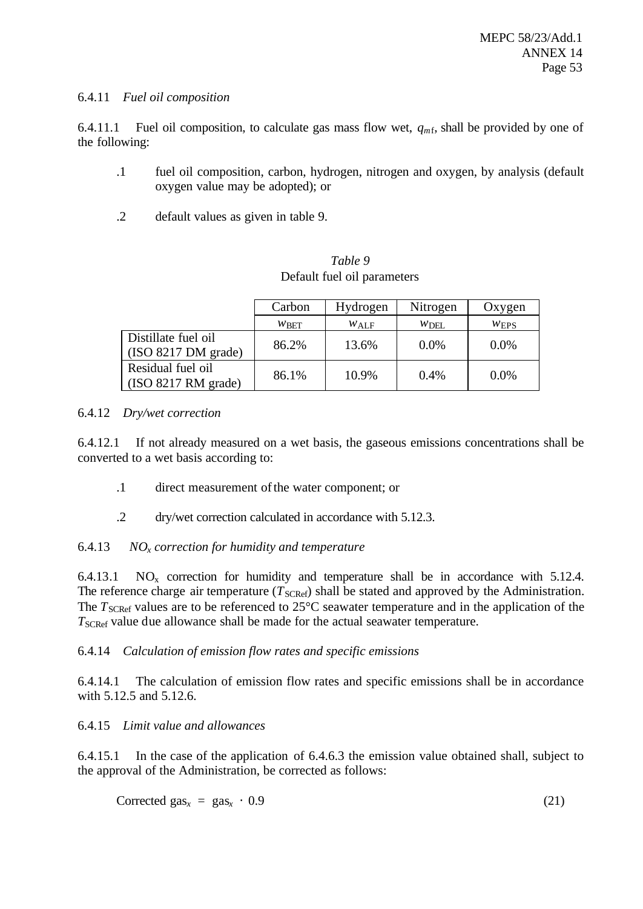6.4.11 *Fuel oil composition*

6.4.11.1 Fuel oil composition, to calculate gas mass flow wet, $q_{mf}$, shall be provided by one of the following:

.1 fuel oil composition, carbon, hydrogen, nitrogen and oxygen, by analysis (default oxygen value may be adopted); or

.2 default values as given in table 9.

*Table 9*
Default fuel oil parameters

| | Carbon | Hydrogen | Nitrogen | Oxygen |
|---|---|---|---|---|
| | $w_{BET}$ | $w_{ALF}$ | $w_{DEL}$ | $w_{EPS}$ |
| Distillate fuel oil (ISO 8217 DM grade) | 86.2% | 13.6% | 0.0% | 0.0% |
| Residual fuel oil (ISO 8217 RM grade) | 86.1% | 10.9% | 0.4% | 0.0% |

6.4.12 *Dry/wet correction*

6.4.12.1 If not already measured on a wet basis, the gaseous emissions concentrations shall be converted to a wet basis according to:

.1 direct measurement of the water component; or

.2 dry/wet correction calculated in accordance with 5.12.3.

6.4.13 *$NO_x$ correction for humidity and temperature*

6.4.13.1 $NO_x$ correction for humidity and temperature shall be in accordance with 5.12.4. The reference charge air temperature ($T_{SCRef}$) shall be stated and approved by the Administration. The $T_{SCRef}$ values are to be referenced to 25°C seawater temperature and in the application of the $T_{SCRef}$ value due allowance shall be made for the actual seawater temperature.

6.4.14 *Calculation of emission flow rates and specific emissions*

6.4.14.1 The calculation of emission flow rates and specific emissions shall be in accordance with 5.12.5 and 5.12.6.

6.4.15 *Limit value and allowances*

6.4.15.1 In the case of the application of 6.4.6.3 the emission value obtained shall, subject to the approval of the Administration, be corrected as follows:

$$\text{Corrected gas}_x = \text{gas}_x \cdot 0.9 \qquad (21)$$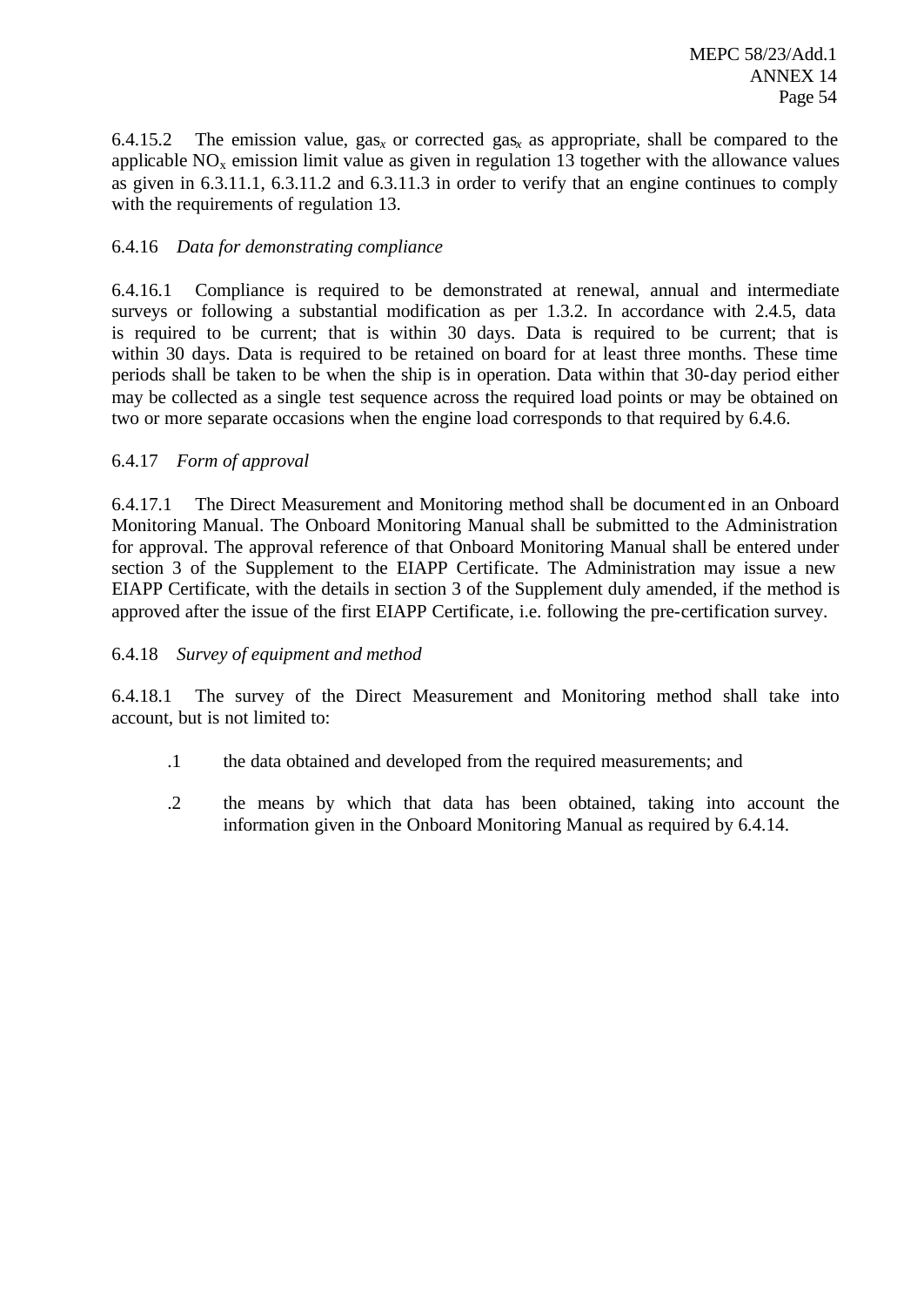6.4.15.2 The emission value, $gas_x$ or corrected $gas_x$ as appropriate, shall be compared to the applicable $NO_x$ emission limit value as given in regulation 13 together with the allowance values as given in 6.3.11.1, 6.3.11.2 and 6.3.11.3 in order to verify that an engine continues to comply with the requirements of regulation 13.

6.4.16 *Data for demonstrating compliance*

6.4.16.1 Compliance is required to be demonstrated at renewal, annual and intermediate surveys or following a substantial modification as per 1.3.2. In accordance with 2.4.5, data is required to be current; that is within 30 days. Data is required to be current; that is within 30 days. Data is required to be retained on board for at least three months. These time periods shall be taken to be when the ship is in operation. Data within that 30-day period either may be collected as a single test sequence across the required load points or may be obtained on two or more separate occasions when the engine load corresponds to that required by 6.4.6.

6.4.17 *Form of approval*

6.4.17.1 The Direct Measurement and Monitoring method shall be documented in an Onboard Monitoring Manual. The Onboard Monitoring Manual shall be submitted to the Administration for approval. The approval reference of that Onboard Monitoring Manual shall be entered under section 3 of the Supplement to the EIAPP Certificate. The Administration may issue a new EIAPP Certificate, with the details in section 3 of the Supplement duly amended, if the method is approved after the issue of the first EIAPP Certificate, i.e. following the pre-certification survey.

6.4.18 *Survey of equipment and method*

6.4.18.1 The survey of the Direct Measurement and Monitoring method shall take into account, but is not limited to:

.1 the data obtained and developed from the required measurements; and

.2 the means by which that data has been obtained, taking into account the information given in the Onboard Monitoring Manual as required by 6.4.14.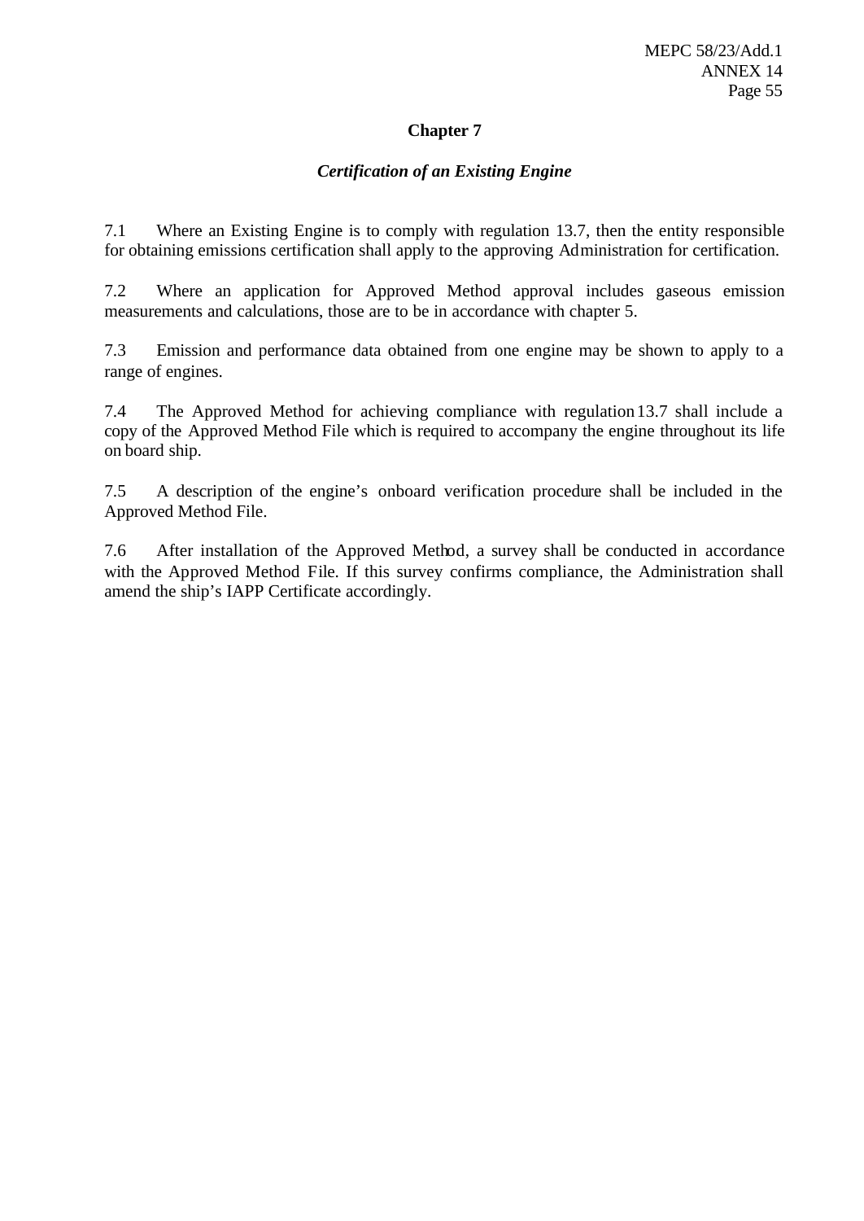## Chapter 7

### *Certification of an Existing Engine*

7.1 Where an Existing Engine is to comply with regulation 13.7, then the entity responsible for obtaining emissions certification shall apply to the approving Administration for certification.

7.2 Where an application for Approved Method approval includes gaseous emission measurements and calculations, those are to be in accordance with chapter 5.

7.3 Emission and performance data obtained from one engine may be shown to apply to a range of engines.

7.4 The Approved Method for achieving compliance with regulation 13.7 shall include a copy of the Approved Method File which is required to accompany the engine throughout its life on board ship.

7.5 A description of the engine's onboard verification procedure shall be included in the Approved Method File.

7.6 After installation of the Approved Method, a survey shall be conducted in accordance with the Approved Method File. If this survey confirms compliance, the Administration shall amend the ship's IAPP Certificate accordingly.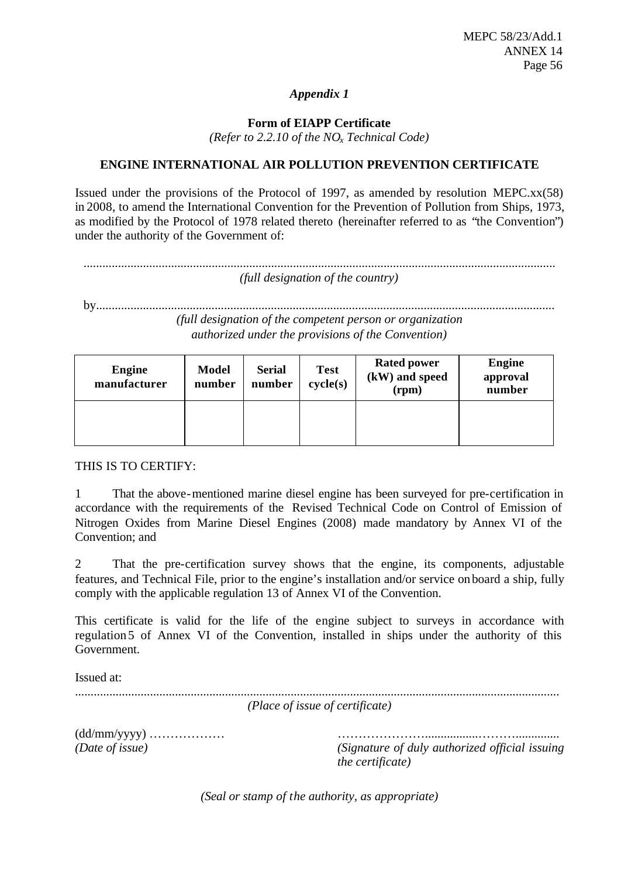*Appendix 1*

**Form of EIAPP Certificate**

*(Refer to 2.2.10 of the $NO_x$ Technical Code)*

**ENGINE INTERNATIONAL AIR POLLUTION PREVENTION CERTIFICATE**

Issued under the provisions of the Protocol of 1997, as amended by resolution MEPC.xx(58) in 2008, to amend the International Convention for the Prevention of Pollution from Ships, 1973, as modified by the Protocol of 1978 related thereto (hereinafter referred to as "the Convention") under the authority of the Government of:

.....................................................................................................................................................

*(full designation of the country)*

by...................................................................................................................................................

*(full designation of the competent person or organization authorized under the provisions of the Convention)*

| **Engine manufacturer** | **Model number** | **Serial number** | **Test cycle(s)** | **Rated power (kW) and speed (rpm)** | **Engine approval number** |
|---|---|---|---|---|---|
| | | | | | |

THIS IS TO CERTIFY:

1 That the above-mentioned marine diesel engine has been surveyed for pre-certification in accordance with the requirements of the Revised Technical Code on Control of Emission of Nitrogen Oxides from Marine Diesel Engines (2008) made mandatory by Annex VI of the Convention; and

2 That the pre-certification survey shows that the engine, its components, adjustable features, and Technical File, prior to the engine's installation and/or service on board a ship, fully comply with the applicable regulation 13 of Annex VI of the Convention.

This certificate is valid for the life of the engine subject to surveys in accordance with regulation 5 of Annex VI of the Convention, installed in ships under the authority of this Government.

Issued at:

.....................................................................................................................................................

*(Place of issue of certificate)*

(dd/mm/yyyy) ………………
*(Date of issue)*

…………………...............………..............
*(Signature of duly authorized official issuing the certificate)*

*(Seal or stamp of the authority, as appropriate)*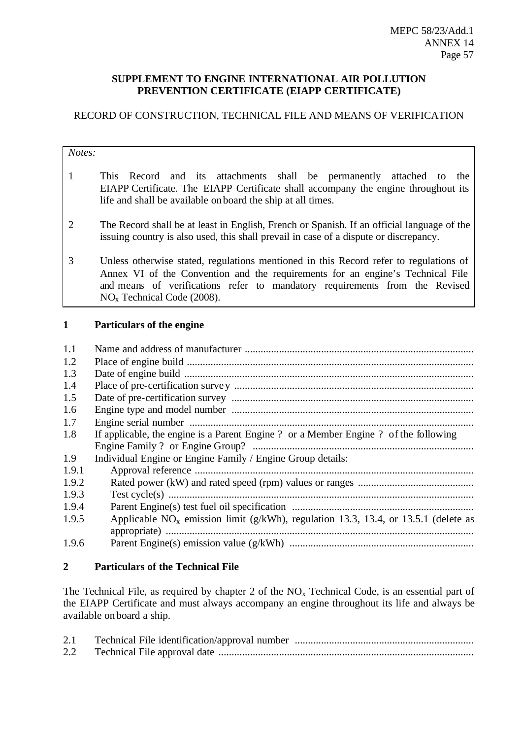**SUPPLEMENT TO ENGINE INTERNATIONAL AIR POLLUTION PREVENTION CERTIFICATE (EIAPP CERTIFICATE)**

RECORD OF CONSTRUCTION, TECHNICAL FILE AND MEANS OF VERIFICATION

*Notes:*

1 This Record and its attachments shall be permanently attached to the EIAPP Certificate. The EIAPP Certificate shall accompany the engine throughout its life and shall be available onboard the ship at all times.

2 The Record shall be at least in English, French or Spanish. If an official language of the issuing country is also used, this shall prevail in case of a dispute or discrepancy.

3 Unless otherwise stated, regulations mentioned in this Record refer to regulations of Annex VI of the Convention and the requirements for an engine's Technical File and means of verifications refer to mandatory requirements from the Revised $NO_x$ Technical Code (2008).

## 1 Particulars of the engine

1.1 Name and address of manufacturer ......................................................................................
1.2 Place of engine build ............................................................................................................
1.3 Date of engine build ............................................................................................................
1.4 Place of pre-certification survey ..........................................................................................
1.5 Date of pre-certification survey ...........................................................................................
1.6 Engine type and model number ...........................................................................................
1.7 Engine serial number ...........................................................................................................
1.8 If applicable, the engine is a Parent Engine ? or a Member Engine ? of the following Engine Family ? or Engine Group? ....................................................................................
1.9 Individual Engine or Engine Family / Engine Group details:
1.9.1 Approval reference .........................................................................................................
1.9.2 Rated power (kW) and rated speed (rpm) values or ranges ............................................
1.9.3 Test cycle(s) ...................................................................................................................
1.9.4 Parent Engine(s) test fuel oil specification .....................................................................
1.9.5 Applicable $NO_x$ emission limit (g/kWh), regulation 13.3, 13.4, or 13.5.1 (delete as appropriate) ....................................................................................................................
1.9.6 Parent Engine(s) emission value (g/kWh) ......................................................................

## 2 Particulars of the Technical File

The Technical File, as required by chapter 2 of the $NO_x$ Technical Code, is an essential part of the EIAPP Certificate and must always accompany an engine throughout its life and always be available onboard a ship.

2.1 Technical File identification/approval number ...................................................................
2.2 Technical File approval date ................................................................................................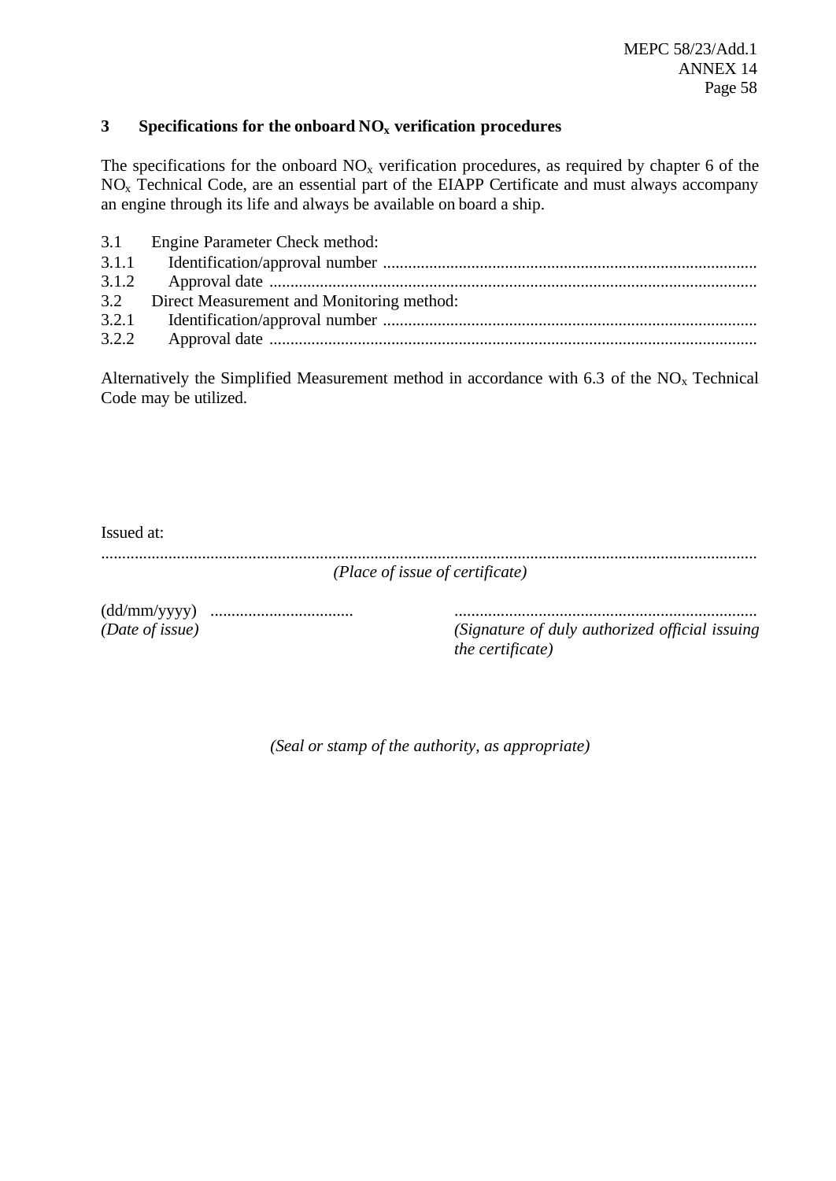### 3 Specifications for the onboard $NO_x$ verification procedures

The specifications for the onboard $NO_x$ verification procedures, as required by chapter 6 of the $NO_x$ Technical Code, are an essential part of the EIAPP Certificate and must always accompany an engine through its life and always be available on board a ship.

3.1 Engine Parameter Check method:
3.1.1 Identification/approval number ........................................................................................
3.1.2 Approval date ...................................................................................................................
3.2 Direct Measurement and Monitoring method:
3.2.1 Identification/approval number ........................................................................................
3.2.2 Approval date ...................................................................................................................

Alternatively the Simplified Measurement method in accordance with 6.3 of the $NO_x$ Technical Code may be utilized.

Issued at:
...........................................................................................................................................................
*(Place of issue of certificate)*

(dd/mm/yyyy) .................................
*(Date of issue)*

........................................................................
*(Signature of duly authorized official issuing the certificate)*

*(Seal or stamp of the authority, as appropriate)*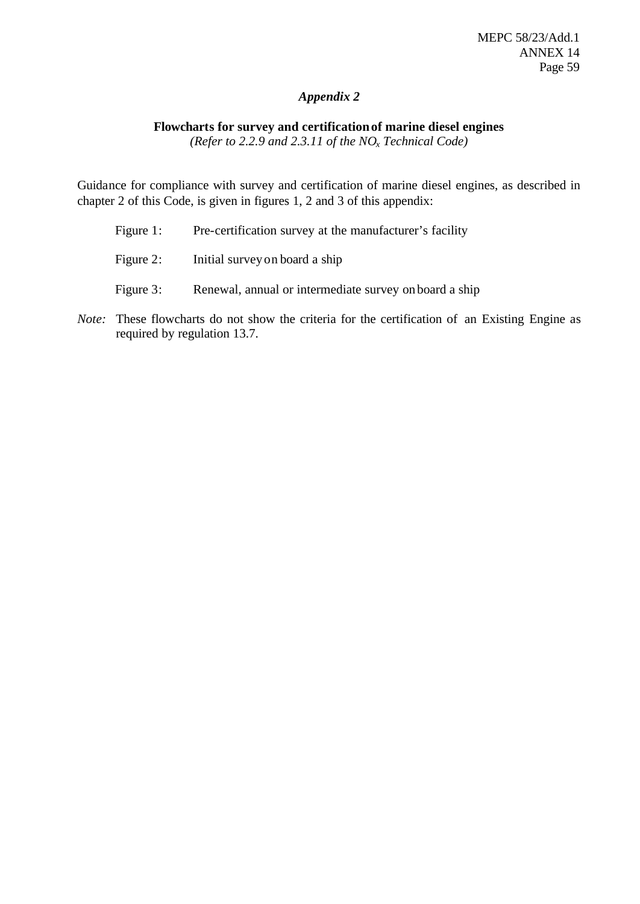## *Appendix 2*

**Flowcharts for survey and certification of marine diesel engines**
*(Refer to 2.2.9 and 2.3.11 of the $NO_x$ Technical Code)*

Guidance for compliance with survey and certification of marine diesel engines, as described in chapter 2 of this Code, is given in figures 1, 2 and 3 of this appendix:

- Figure 1: Pre-certification survey at the manufacturer's facility
- Figure 2: Initial survey on board a ship
- Figure 3: Renewal, annual or intermediate survey on board a ship

*Note:* These flowcharts do not show the criteria for the certification of an Existing Engine as required by regulation 13.7.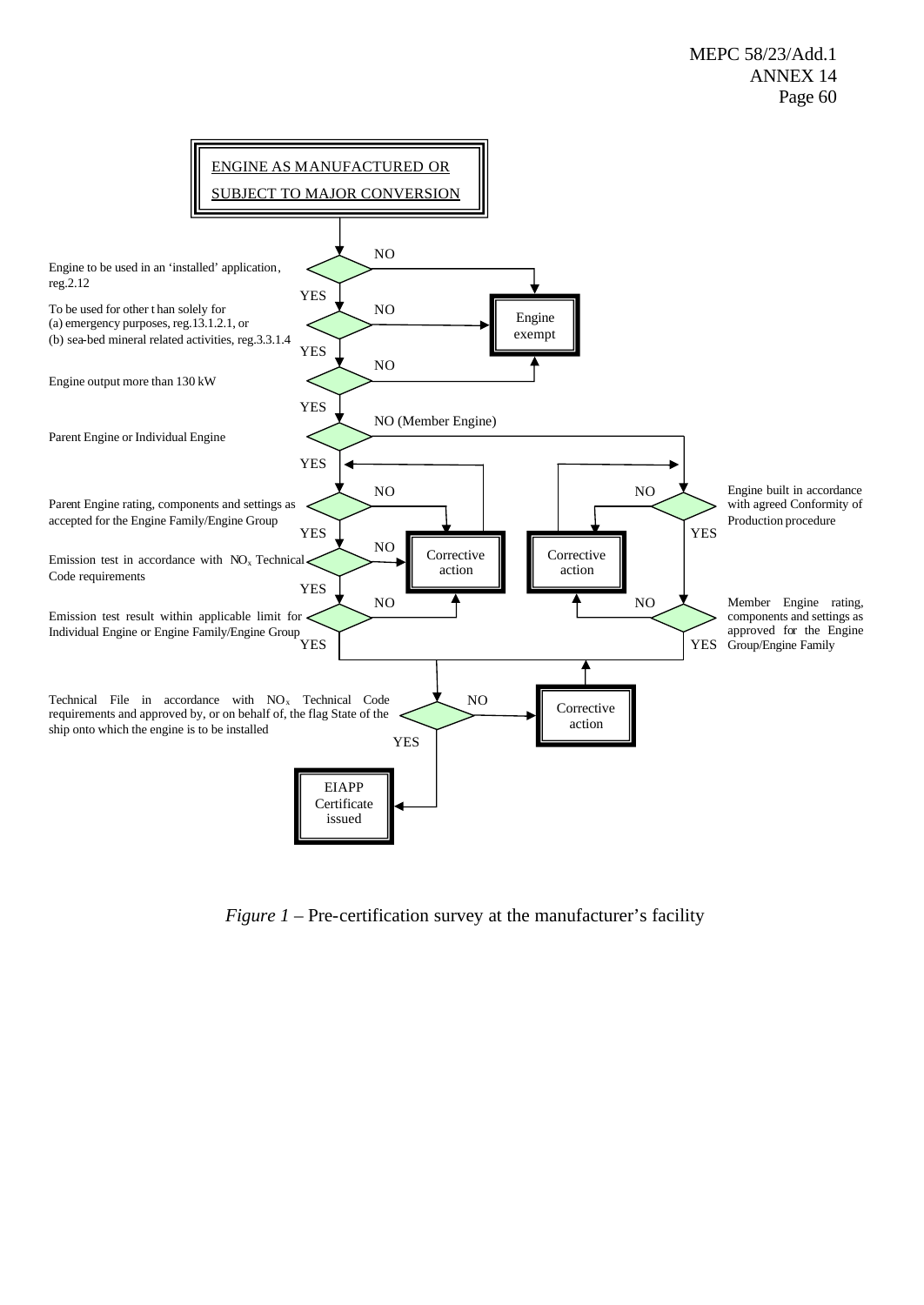ENGINE AS MANUFACTURED OR SUBJECT TO MAJOR CONVERSION

Engine to be used in an 'installed' application, reg.2.12 — NO → Engine exempt; YES ↓

To be used for other than solely for (a) emergency purposes, reg.13.1.2.1, or (b) sea-bed mineral related activities, reg.3.3.1.4 — NO → Engine exempt; YES ↓

Engine output more than 130 kW — NO → Engine exempt; YES ↓

Parent Engine or Individual Engine — NO (Member Engine) → Engine built in accordance with agreed Conformity of Production procedure; YES ↓

Parent Engine rating, components and settings as accepted for the Engine Family/Engine Group — NO → Corrective action; YES ↓

Emission test in accordance with $NO_x$ Technical Code requirements — NO → Corrective action; YES ↓

Emission test result within applicable limit for Individual Engine or Engine Family/Engine Group — NO → Corrective action; YES ↓

Engine built in accordance with agreed Conformity of Production procedure — NO → Corrective action; YES ↓

Member Engine rating, components and settings as approved for the Engine Group/Engine Family — NO → Corrective action; YES ↓

Technical File in accordance with $NO_x$ Technical Code requirements and approved by, or on behalf of, the flag State of the ship onto which the engine is to be installed — NO → Corrective action; YES ↓

EIAPP Certificate issued

*Figure 1* – Pre-certification survey at the manufacturer's facility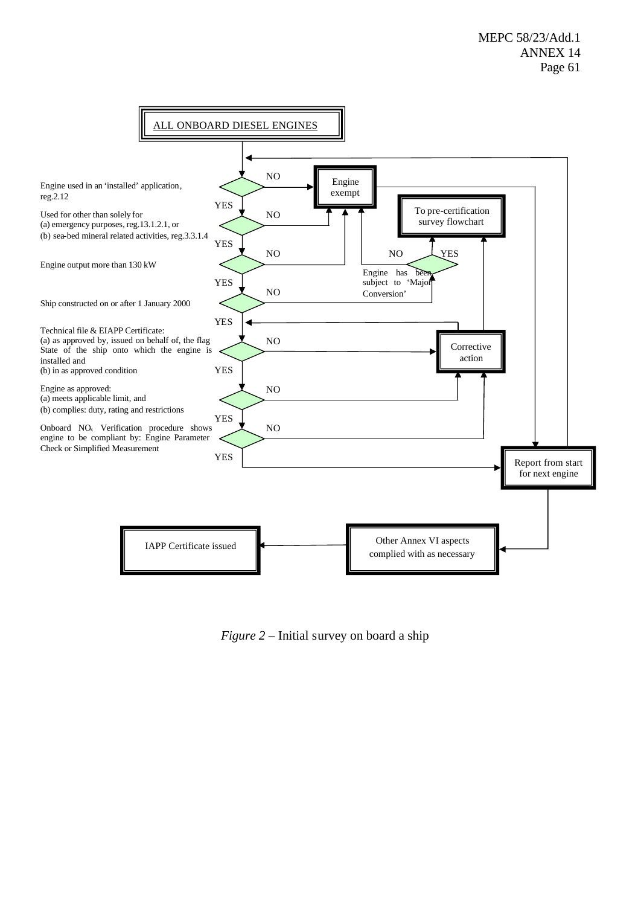ALL ONBOARD DIESEL ENGINES

Engine used in an 'installed' application, reg.2.12 — NO → Engine exempt; YES ↓

Used for other than solely for (a) emergency purposes, reg.13.1.2.1, or (b) sea-bed mineral related activities, reg.3.3.1.4 — NO → Engine exempt; YES ↓

Engine output more than 130 kW — NO → Engine exempt; YES ↓

Ship constructed on or after 1 January 2000 — NO → Engine has been subject to 'Major Conversion' (NO → Engine exempt; YES → To pre-certification survey flowchart); YES ↓

Technical file & EIAPP Certificate: (a) as approved by, issued on behalf of, the flag State of the ship onto which the engine is installed and (b) in as approved condition — NO → Corrective action; YES ↓

Engine as approved: (a) meets applicable limit, and (b) complies: duty, rating and restrictions — NO → Corrective action; YES ↓

Onboard $NO_x$ Verification procedure shows engine to be compliant by: Engine Parameter Check or Simplified Measurement — NO → Corrective action; YES → Report from start for next engine

Corrective action → To pre-certification survey flowchart / back to Technical file & EIAPP Certificate check

Engine exempt → Report from start for next engine

Report from start for next engine → Other Annex VI aspects complied with as necessary → IAPP Certificate issued

*Figure 2* – Initial survey on board a ship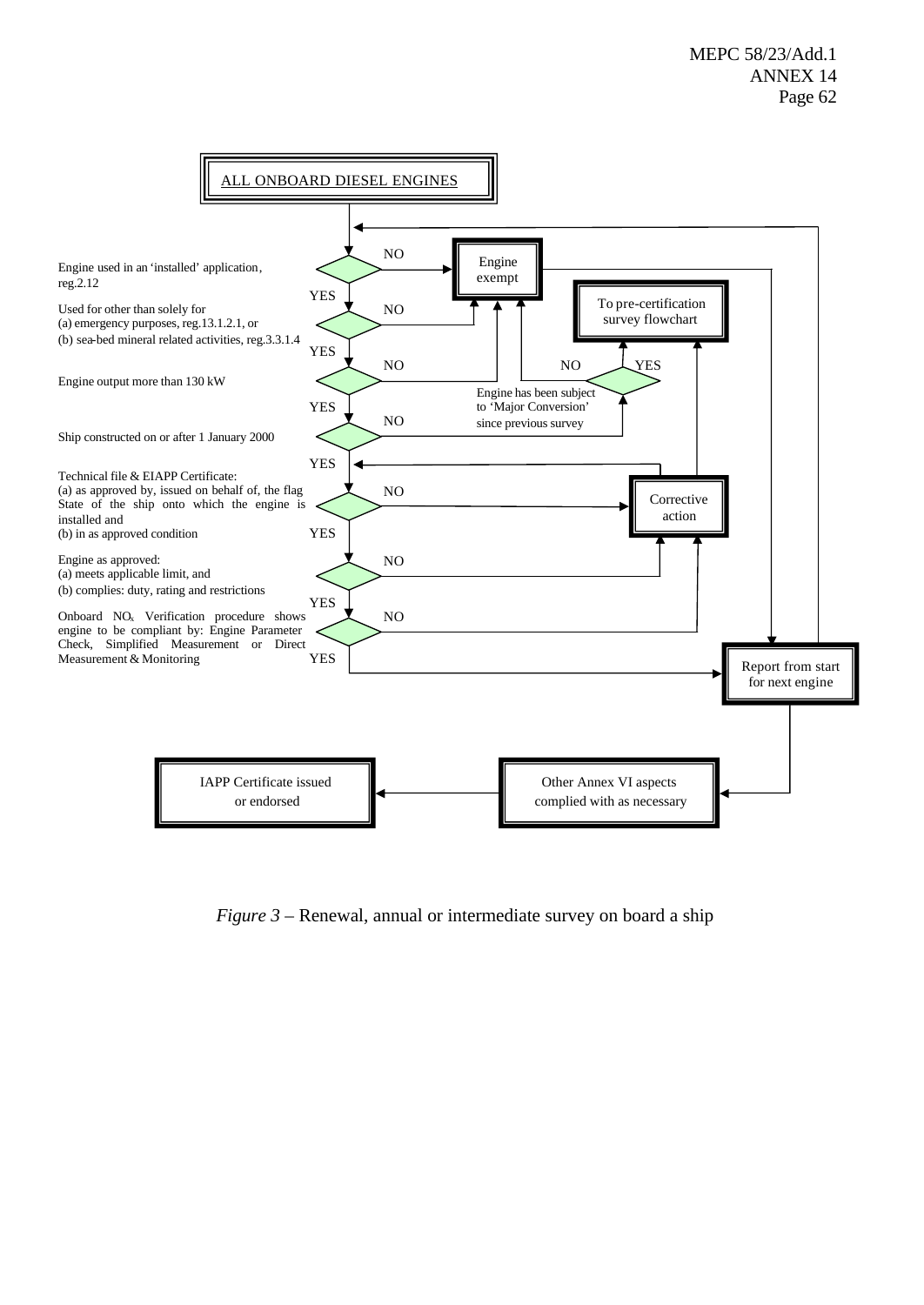ALL ONBOARD DIESEL ENGINES

Engine used in an 'installed' application, reg.2.12 — NO → Engine exempt; YES ↓

Used for other than solely for (a) emergency purposes, reg.13.1.2.1, or (b) sea-bed mineral related activities, reg.3.3.1.4 — NO → Engine exempt; YES ↓

Engine output more than 130 kW — NO → Engine exempt; YES ↓

Ship constructed on or after 1 January 2000 — NO → Engine has been subject to 'Major Conversion' since previous survey (NO → Engine exempt; YES → To pre-certification survey flowchart); YES ↓

Technical file & EIAPP Certificate: (a) as approved by, issued on behalf of, the flag State of the ship onto which the engine is installed and (b) in as approved condition — NO → Corrective action; YES ↓

Engine as approved: (a) meets applicable limit, and (b) complies: duty, rating and restrictions — NO → Corrective action; YES ↓

Onboard $NO_x$ Verification procedure shows engine to be compliant by: Engine Parameter Check, Simplified Measurement or Direct Measurement & Monitoring — NO → Corrective action; YES → Report from start for next engine

Corrective action → (return to Technical file & EIAPP Certificate check) / To pre-certification survey flowchart

Engine exempt → Report from start for next engine

Report from start for next engine → (return to start) → Other Annex VI aspects complied with as necessary → IAPP Certificate issued or endorsed

*Figure 3* – Renewal, annual or intermediate survey on board a ship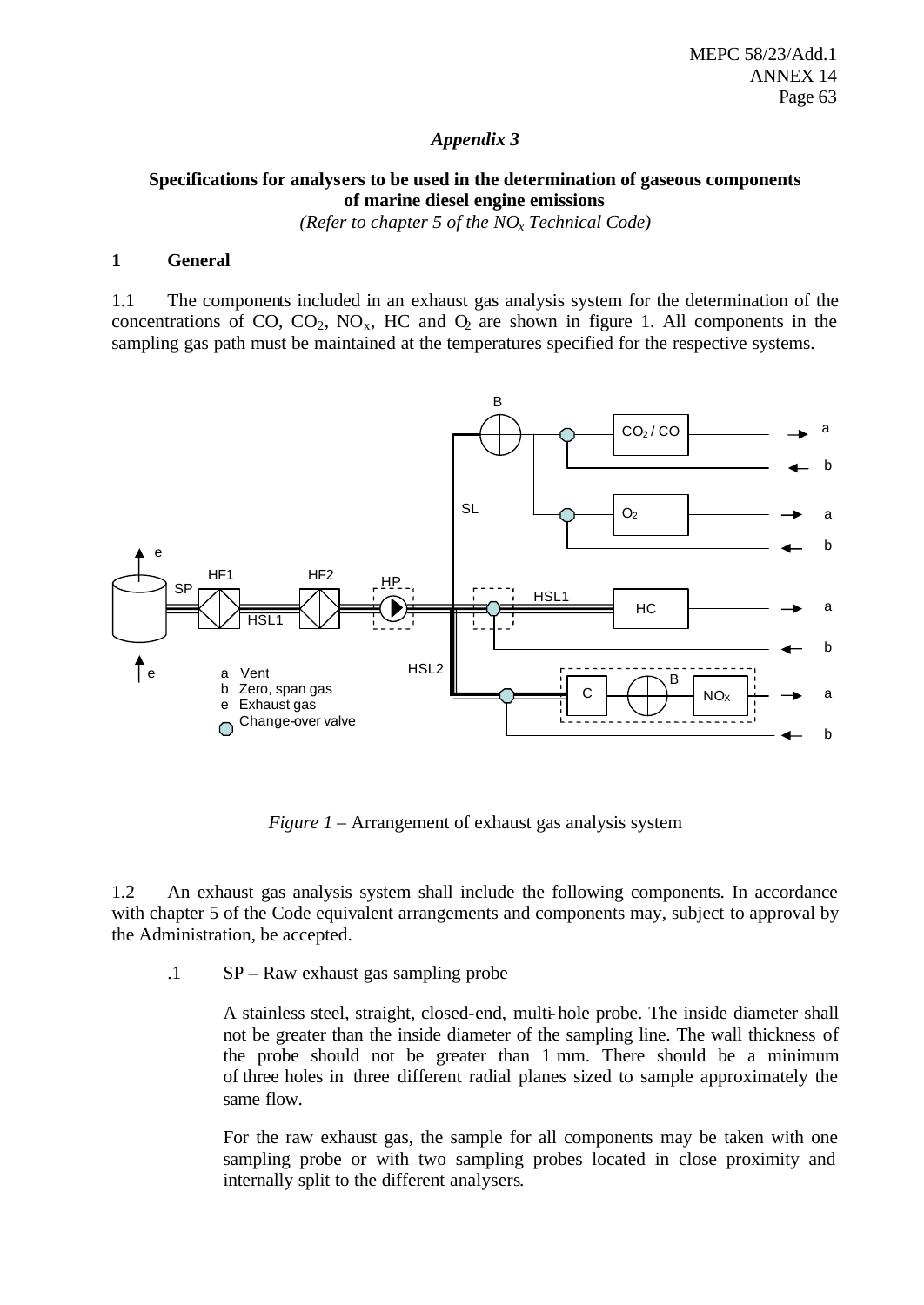## *Appendix 3*

### Specifications for analysers to be used in the determination of gaseous components of marine diesel engine emissions

*(Refer to chapter 5 of the $NO_x$ Technical Code)*

### 1 General

1.1 The components included in an exhaust gas analysis system for the determination of the concentrations of CO, $CO_2$, $NO_x$, HC and $O_2$ are shown in figure 1. All components in the sampling gas path must be maintained at the temperatures specified for the respective systems.

*Figure 1* – Arrangement of exhaust gas analysis system

1.2 An exhaust gas analysis system shall include the following components. In accordance with chapter 5 of the Code equivalent arrangements and components may, subject to approval by the Administration, be accepted.

.1 SP – Raw exhaust gas sampling probe

A stainless steel, straight, closed-end, multi-hole probe. The inside diameter shall not be greater than the inside diameter of the sampling line. The wall thickness of the probe should not be greater than 1 mm. There should be a minimum of three holes in three different radial planes sized to sample approximately the same flow.

For the raw exhaust gas, the sample for all components may be taken with one sampling probe or with two sampling probes located in close proximity and internally split to the different analysers.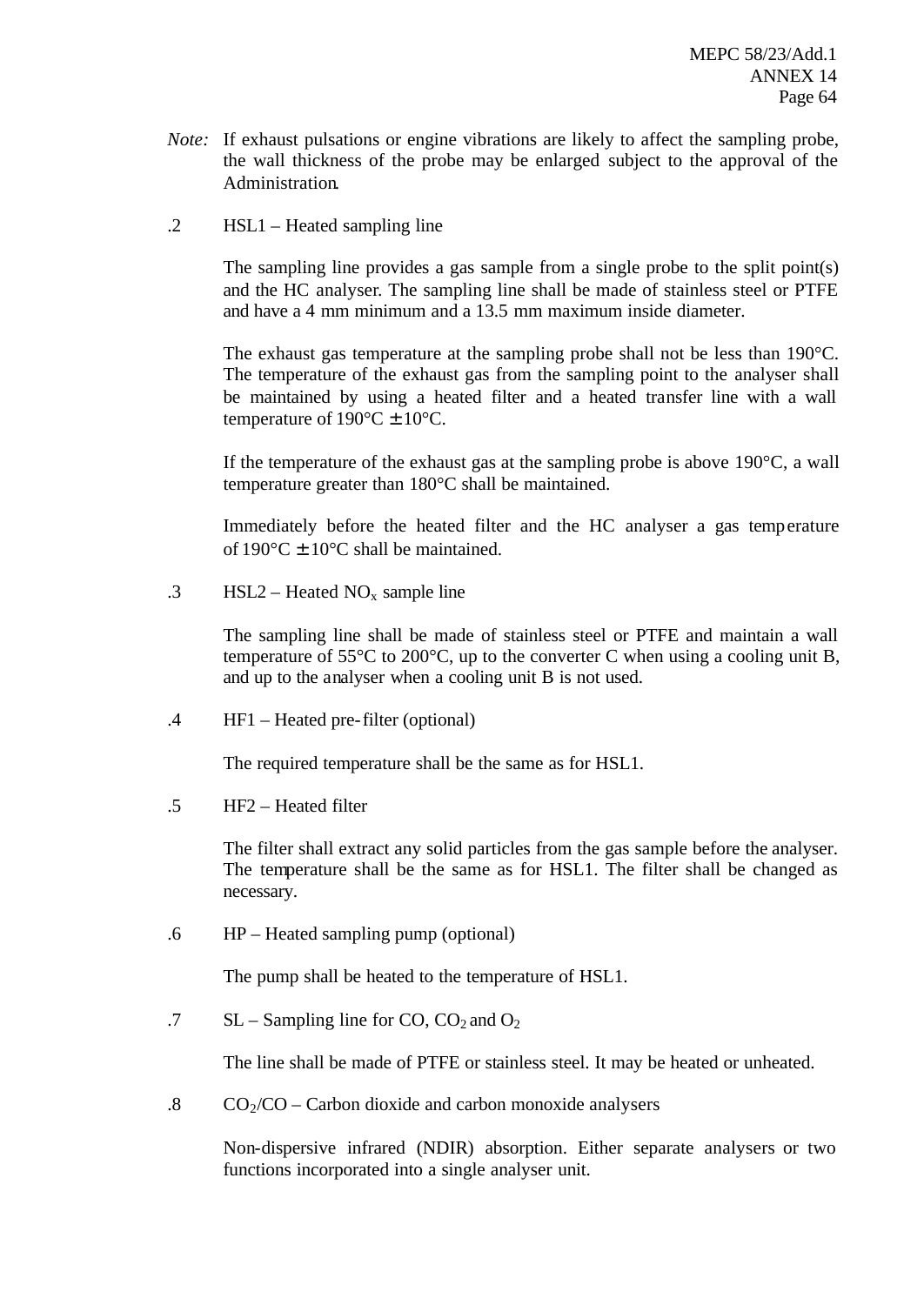*Note:* If exhaust pulsations or engine vibrations are likely to affect the sampling probe, the wall thickness of the probe may be enlarged subject to the approval of the Administration.

.2 HSL1 – Heated sampling line

The sampling line provides a gas sample from a single probe to the split point(s) and the HC analyser. The sampling line shall be made of stainless steel or PTFE and have a 4 mm minimum and a 13.5 mm maximum inside diameter.

The exhaust gas temperature at the sampling probe shall not be less than 190°C. The temperature of the exhaust gas from the sampling point to the analyser shall be maintained by using a heated filter and a heated transfer line with a wall temperature of 190°C ± 10°C.

If the temperature of the exhaust gas at the sampling probe is above 190°C, a wall temperature greater than 180°C shall be maintained.

Immediately before the heated filter and the HC analyser a gas temperature of 190°C ± 10°C shall be maintained.

.3 HSL2 – Heated $NO_x$ sample line

The sampling line shall be made of stainless steel or PTFE and maintain a wall temperature of 55°C to 200°C, up to the converter C when using a cooling unit B, and up to the analyser when a cooling unit B is not used.

.4 HF1 – Heated pre-filter (optional)

The required temperature shall be the same as for HSL1.

.5 HF2 – Heated filter

The filter shall extract any solid particles from the gas sample before the analyser. The temperature shall be the same as for HSL1. The filter shall be changed as necessary.

.6 HP – Heated sampling pump (optional)

The pump shall be heated to the temperature of HSL1.

.7 SL – Sampling line for CO, $CO_2$ and $O_2$

The line shall be made of PTFE or stainless steel. It may be heated or unheated.

.8 $CO_2$/CO – Carbon dioxide and carbon monoxide analysers

Non-dispersive infrared (NDIR) absorption. Either separate analysers or two functions incorporated into a single analyser unit.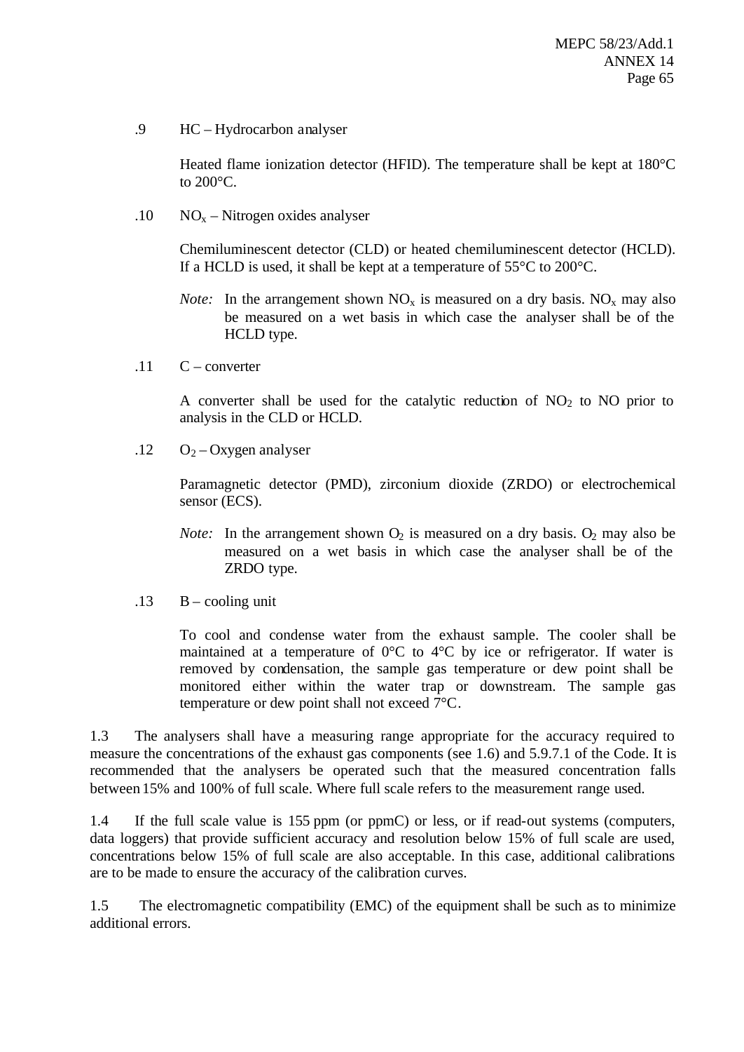.9 HC – Hydrocarbon analyser

Heated flame ionization detector (HFID). The temperature shall be kept at 180°C to 200°C.

.10 $NO_x$ – Nitrogen oxides analyser

Chemiluminescent detector (CLD) or heated chemiluminescent detector (HCLD). If a HCLD is used, it shall be kept at a temperature of 55°C to 200°C.

*Note:* In the arrangement shown $NO_x$ is measured on a dry basis. $NO_x$ may also be measured on a wet basis in which case the analyser shall be of the HCLD type.

.11 C – converter

A converter shall be used for the catalytic reduction of $NO_2$ to NO prior to analysis in the CLD or HCLD.

.12 $O_2$ – Oxygen analyser

Paramagnetic detector (PMD), zirconium dioxide (ZRDO) or electrochemical sensor (ECS).

*Note:* In the arrangement shown $O_2$ is measured on a dry basis. $O_2$ may also be measured on a wet basis in which case the analyser shall be of the ZRDO type.

.13 B – cooling unit

To cool and condense water from the exhaust sample. The cooler shall be maintained at a temperature of 0°C to 4°C by ice or refrigerator. If water is removed by condensation, the sample gas temperature or dew point shall be monitored either within the water trap or downstream. The sample gas temperature or dew point shall not exceed 7°C.

1.3 The analysers shall have a measuring range appropriate for the accuracy required to measure the concentrations of the exhaust gas components (see 1.6) and 5.9.7.1 of the Code. It is recommended that the analysers be operated such that the measured concentration falls between 15% and 100% of full scale. Where full scale refers to the measurement range used.

1.4 If the full scale value is 155 ppm (or ppmC) or less, or if read-out systems (computers, data loggers) that provide sufficient accuracy and resolution below 15% of full scale are used, concentrations below 15% of full scale are also acceptable. In this case, additional calibrations are to be made to ensure the accuracy of the calibration curves.

1.5 The electromagnetic compatibility (EMC) of the equipment shall be such as to minimize additional errors.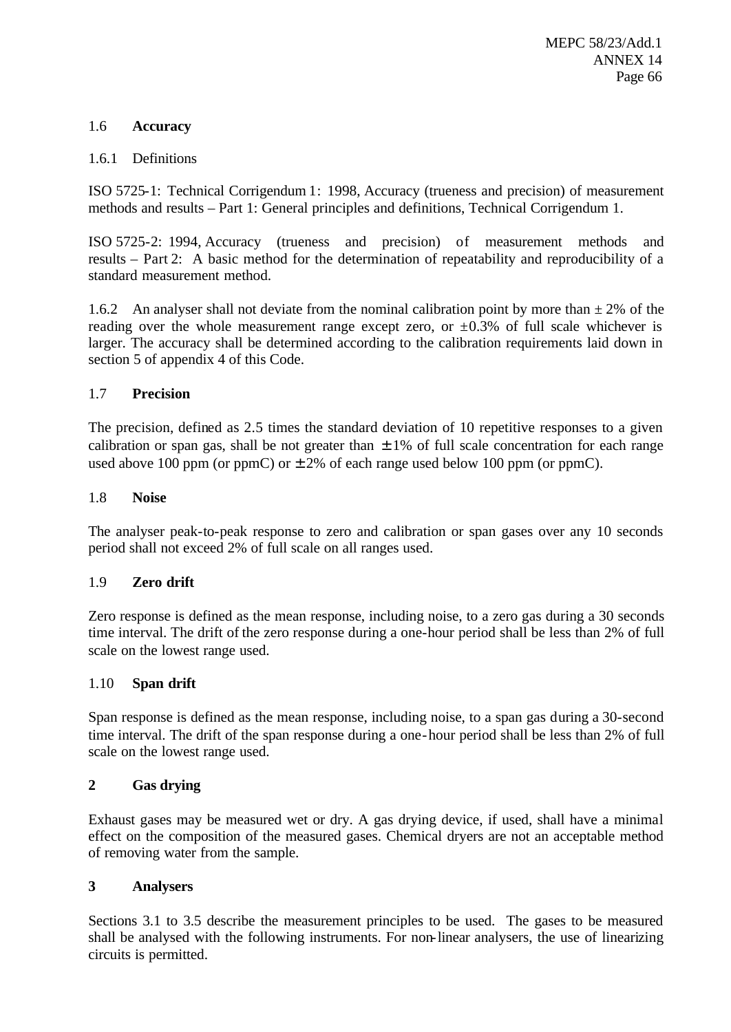### 1.6 **Accuracy**

1.6.1 Definitions

ISO 5725-1: Technical Corrigendum 1: 1998, Accuracy (trueness and precision) of measurement methods and results – Part 1: General principles and definitions, Technical Corrigendum 1.

ISO 5725-2: 1994, Accuracy (trueness and precision) of measurement methods and results – Part 2: A basic method for the determination of repeatability and reproducibility of a standard measurement method.

1.6.2 An analyser shall not deviate from the nominal calibration point by more than ± 2% of the reading over the whole measurement range except zero, or ±0.3% of full scale whichever is larger. The accuracy shall be determined according to the calibration requirements laid down in section 5 of appendix 4 of this Code.

### 1.7 **Precision**

The precision, defined as 2.5 times the standard deviation of 10 repetitive responses to a given calibration or span gas, shall be not greater than ± 1% of full scale concentration for each range used above 100 ppm (or ppmC) or ± 2% of each range used below 100 ppm (or ppmC).

### 1.8 **Noise**

The analyser peak-to-peak response to zero and calibration or span gases over any 10 seconds period shall not exceed 2% of full scale on all ranges used.

### 1.9 **Zero drift**

Zero response is defined as the mean response, including noise, to a zero gas during a 30 seconds time interval. The drift of the zero response during a one-hour period shall be less than 2% of full scale on the lowest range used.

### 1.10 **Span drift**

Span response is defined as the mean response, including noise, to a span gas during a 30-second time interval. The drift of the span response during a one-hour period shall be less than 2% of full scale on the lowest range used.

## 2 **Gas drying**

Exhaust gases may be measured wet or dry. A gas drying device, if used, shall have a minimal effect on the composition of the measured gases. Chemical dryers are not an acceptable method of removing water from the sample.

## 3 **Analysers**

Sections 3.1 to 3.5 describe the measurement principles to be used. The gases to be measured shall be analysed with the following instruments. For non-linear analysers, the use of linearizing circuits is permitted.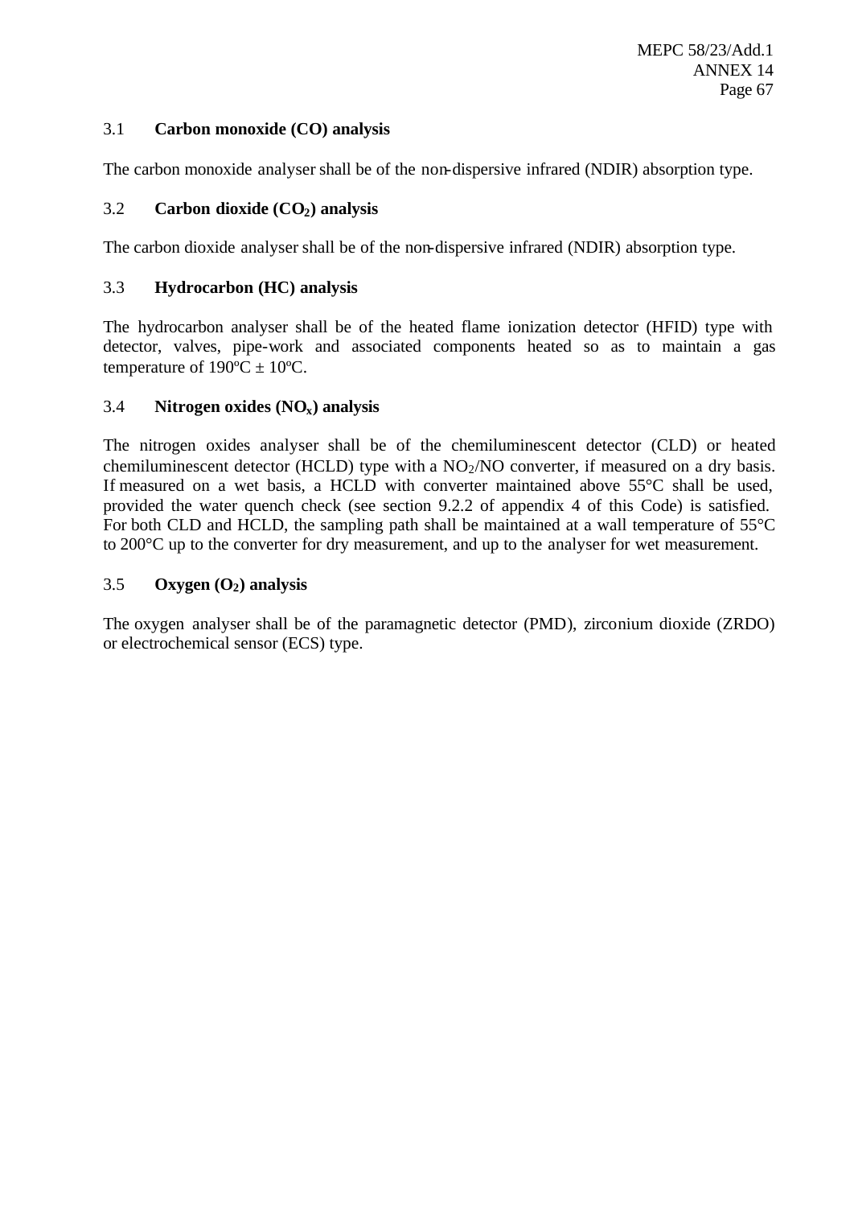### 3.1 **Carbon monoxide (CO) analysis**

The carbon monoxide analyser shall be of the non-dispersive infrared (NDIR) absorption type.

### 3.2 **Carbon dioxide ($CO_2$) analysis**

The carbon dioxide analyser shall be of the non-dispersive infrared (NDIR) absorption type.

### 3.3 **Hydrocarbon (HC) analysis**

The hydrocarbon analyser shall be of the heated flame ionization detector (HFID) type with detector, valves, pipe-work and associated components heated so as to maintain a gas temperature of 190ºC ± 10ºC.

### 3.4 **Nitrogen oxides ($NO_x$) analysis**

The nitrogen oxides analyser shall be of the chemiluminescent detector (CLD) or heated chemiluminescent detector (HCLD) type with a $NO_2$/NO converter, if measured on a dry basis. If measured on a wet basis, a HCLD with converter maintained above 55°C shall be used, provided the water quench check (see section 9.2.2 of appendix 4 of this Code) is satisfied. For both CLD and HCLD, the sampling path shall be maintained at a wall temperature of 55°C to 200°C up to the converter for dry measurement, and up to the analyser for wet measurement.

### 3.5 **Oxygen ($O_2$) analysis**

The oxygen analyser shall be of the paramagnetic detector (PMD), zirconium dioxide (ZRDO) or electrochemical sensor (ECS) type.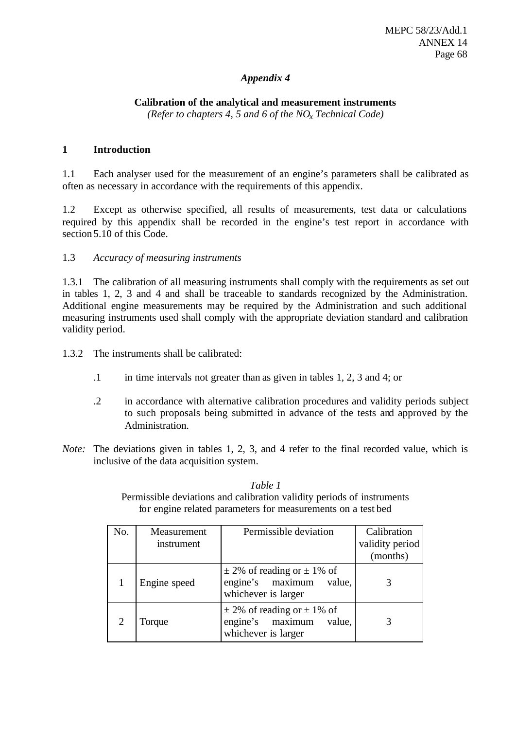*Appendix 4*

**Calibration of the analytical and measurement instruments**
*(Refer to chapters 4, 5 and 6 of the $NO_x$ Technical Code)*

## 1 Introduction

1.1 Each analyser used for the measurement of an engine's parameters shall be calibrated as often as necessary in accordance with the requirements of this appendix.

1.2 Except as otherwise specified, all results of measurements, test data or calculations required by this appendix shall be recorded in the engine's test report in accordance with section 5.10 of this Code.

1.3 *Accuracy of measuring instruments*

1.3.1 The calibration of all measuring instruments shall comply with the requirements as set out in tables 1, 2, 3 and 4 and shall be traceable to standards recognized by the Administration. Additional engine measurements may be required by the Administration and such additional measuring instruments used shall comply with the appropriate deviation standard and calibration validity period.

1.3.2 The instruments shall be calibrated:

.1 in time intervals not greater than as given in tables 1, 2, 3 and 4; or

.2 in accordance with alternative calibration procedures and validity periods subject to such proposals being submitted in advance of the tests and approved by the Administration.

*Note:* The deviations given in tables 1, 2, 3, and 4 refer to the final recorded value, which is inclusive of the data acquisition system.

*Table 1*
Permissible deviations and calibration validity periods of instruments for engine related parameters for measurements on a test bed

| No. | Measurement instrument | Permissible deviation | Calibration validity period (months) |
|---|---|---|---|
| 1 | Engine speed | ± 2% of reading or ± 1% of engine's maximum value, whichever is larger | 3 |
| 2 | Torque | ± 2% of reading or ± 1% of engine's maximum value, whichever is larger | 3 |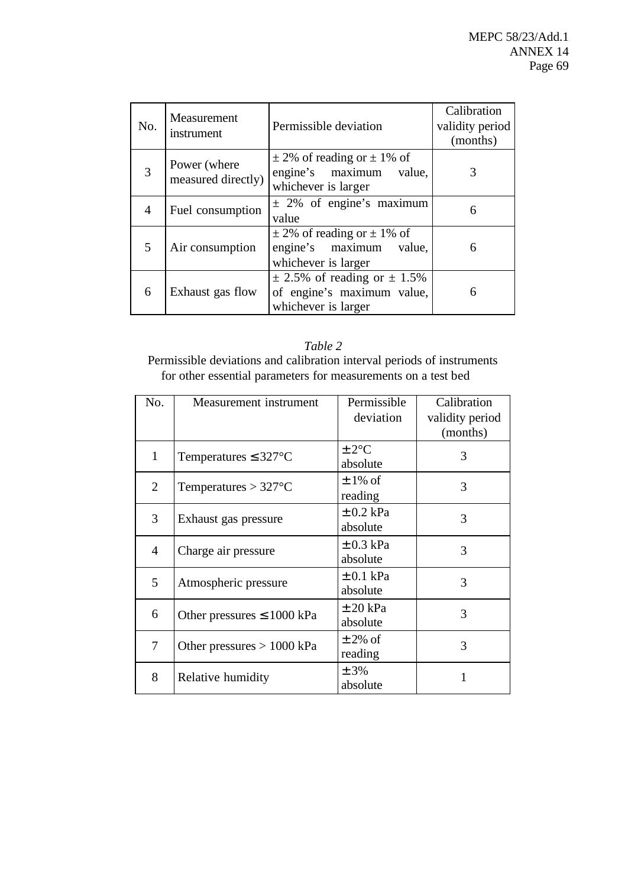| No. | Measurement instrument | Permissible deviation | Calibration validity period (months) |
|---|---|---|---|
| 3 | Power (where measured directly) | ± 2% of reading or ± 1% of engine's maximum value, whichever is larger | 3 |
| 4 | Fuel consumption | ± 2% of engine's maximum value | 6 |
| 5 | Air consumption | ± 2% of reading or ± 1% of engine's maximum value, whichever is larger | 6 |
| 6 | Exhaust gas flow | ± 2.5% of reading or ± 1.5% of engine's maximum value, whichever is larger | 6 |

*Table 2*

Permissible deviations and calibration interval periods of instruments for other essential parameters for measurements on a test bed

| No. | Measurement instrument | Permissible deviation | Calibration validity period (months) |
|---|---|---|---|
| 1 | Temperatures ≤ 327°C | ± 2°C absolute | 3 |
| 2 | Temperatures > 327°C | ± 1% of reading | 3 |
| 3 | Exhaust gas pressure | ± 0.2 kPa absolute | 3 |
| 4 | Charge air pressure | ± 0.3 kPa absolute | 3 |
| 5 | Atmospheric pressure | ± 0.1 kPa absolute | 3 |
| 6 | Other pressures ≤ 1000 kPa | ± 20 kPa absolute | 3 |
| 7 | Other pressures > 1000 kPa | ± 2% of reading | 3 |
| 8 | Relative humidity | ± 3% absolute | 1 |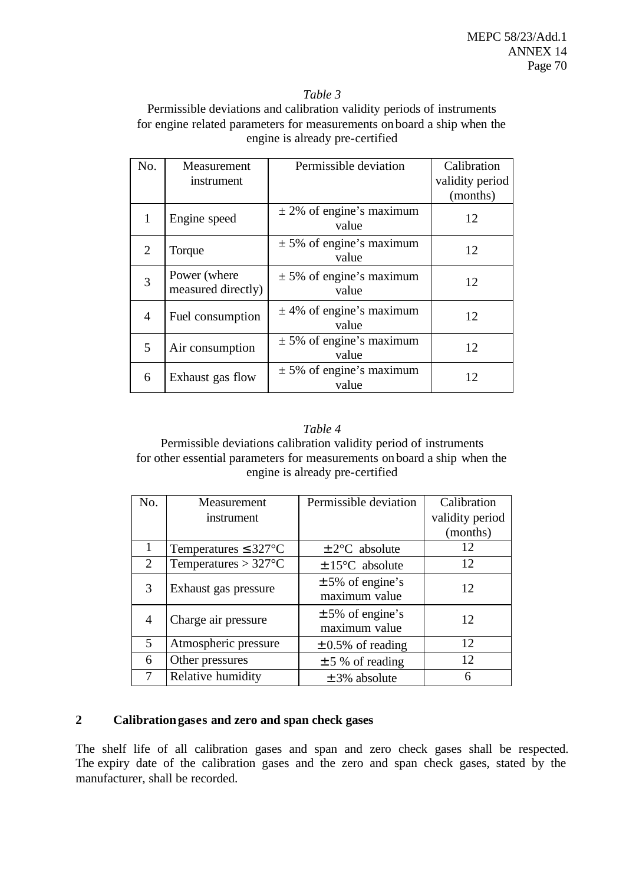*Table 3*

Permissible deviations and calibration validity periods of instruments for engine related parameters for measurements onboard a ship when the engine is already pre-certified

| No. | Measurement instrument | Permissible deviation | Calibration validity period (months) |
|---|---|---|---|
| 1 | Engine speed | ± 2% of engine's maximum value | 12 |
| 2 | Torque | ± 5% of engine's maximum value | 12 |
| 3 | Power (where measured directly) | ± 5% of engine's maximum value | 12 |
| 4 | Fuel consumption | ± 4% of engine's maximum value | 12 |
| 5 | Air consumption | ± 5% of engine's maximum value | 12 |
| 6 | Exhaust gas flow | ± 5% of engine's maximum value | 12 |

*Table 4*

Permissible deviations calibration validity period of instruments for other essential parameters for measurements onboard a ship when the engine is already pre-certified

| No. | Measurement instrument | Permissible deviation | Calibration validity period (months) |
|---|---|---|---|
| 1 | Temperatures ≤ 327°C | ± 2°C absolute | 12 |
| 2 | Temperatures > 327°C | ± 15°C absolute | 12 |
| 3 | Exhaust gas pressure | ± 5% of engine's maximum value | 12 |
| 4 | Charge air pressure | ± 5% of engine's maximum value | 12 |
| 5 | Atmospheric pressure | ± 0.5% of reading | 12 |
| 6 | Other pressures | ± 5 % of reading | 12 |
| 7 | Relative humidity | ± 3% absolute | 6 |

## 2 Calibration gases and zero and span check gases

The shelf life of all calibration gases and span and zero check gases shall be respected. The expiry date of the calibration gases and the zero and span check gases, stated by the manufacturer, shall be recorded.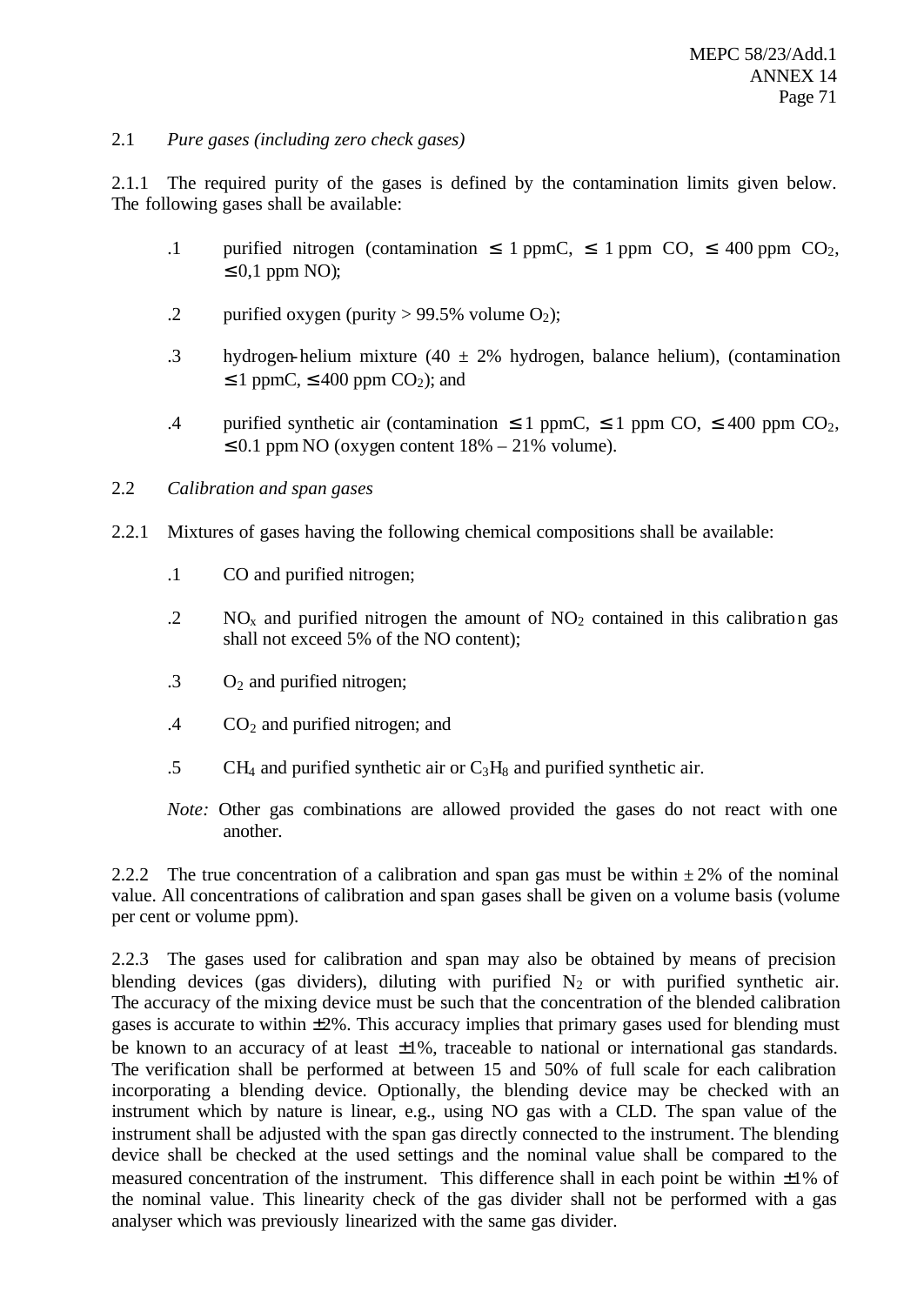2.1 *Pure gases (including zero check gases)*

2.1.1 The required purity of the gases is defined by the contamination limits given below. The following gases shall be available:

.1 purified nitrogen (contamination ≤ 1 ppmC, ≤ 1 ppm CO, ≤ 400 ppm $CO_2$, ≤ 0,1 ppm NO);

.2 purified oxygen (purity > 99.5% volume $O_2$);

.3 hydrogen-helium mixture (40 ± 2% hydrogen, balance helium), (contamination ≤ 1 ppmC, ≤ 400 ppm $CO_2$); and

.4 purified synthetic air (contamination ≤ 1 ppmC, ≤ 1 ppm CO, ≤ 400 ppm $CO_2$, ≤ 0.1 ppm NO (oxygen content 18% – 21% volume).

2.2 *Calibration and span gases*

2.2.1 Mixtures of gases having the following chemical compositions shall be available:

.1 CO and purified nitrogen;

.2 $NO_x$ and purified nitrogen the amount of $NO_2$ contained in this calibration gas shall not exceed 5% of the NO content);

.3 $O_2$ and purified nitrogen;

.4 $CO_2$ and purified nitrogen; and

.5 $CH_4$ and purified synthetic air or $C_3H_8$ and purified synthetic air.

*Note:* Other gas combinations are allowed provided the gases do not react with one another.

2.2.2 The true concentration of a calibration and span gas must be within ± 2% of the nominal value. All concentrations of calibration and span gases shall be given on a volume basis (volume per cent or volume ppm).

2.2.3 The gases used for calibration and span may also be obtained by means of precision blending devices (gas dividers), diluting with purified $N_2$ or with purified synthetic air. The accuracy of the mixing device must be such that the concentration of the blended calibration gases is accurate to within ±2%. This accuracy implies that primary gases used for blending must be known to an accuracy of at least ±1%, traceable to national or international gas standards. The verification shall be performed at between 15 and 50% of full scale for each calibration incorporating a blending device. Optionally, the blending device may be checked with an instrument which by nature is linear, e.g., using NO gas with a CLD. The span value of the instrument shall be adjusted with the span gas directly connected to the instrument. The blending device shall be checked at the used settings and the nominal value shall be compared to the measured concentration of the instrument. This difference shall in each point be within ±1% of the nominal value. This linearity check of the gas divider shall not be performed with a gas analyser which was previously linearized with the same gas divider.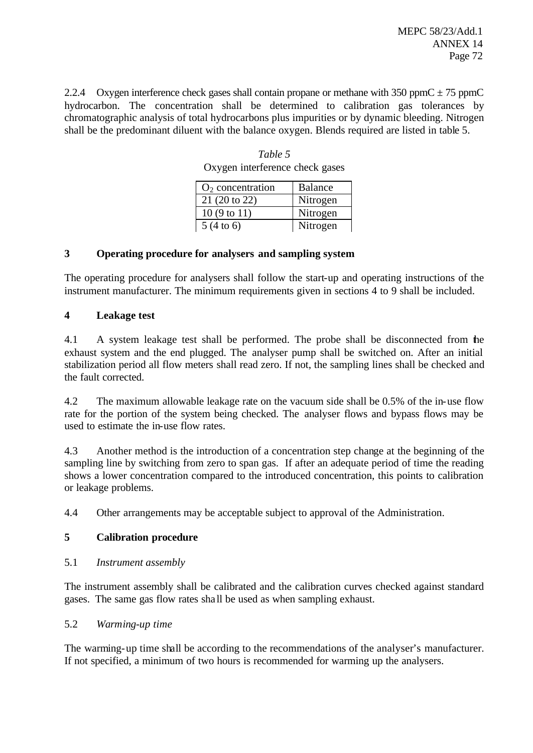2.2.4 Oxygen interference check gases shall contain propane or methane with 350 ppmC ± 75 ppmC hydrocarbon. The concentration shall be determined to calibration gas tolerances by chromatographic analysis of total hydrocarbons plus impurities or by dynamic bleeding. Nitrogen shall be the predominant diluent with the balance oxygen. Blends required are listed in table 5.

*Table 5*
Oxygen interference check gases

| $O_2$ concentration | Balance |
|---|---|
| 21 (20 to 22) | Nitrogen |
| 10 (9 to 11) | Nitrogen |
| 5 (4 to 6) | Nitrogen |

## 3 Operating procedure for analysers and sampling system

The operating procedure for analysers shall follow the start-up and operating instructions of the instrument manufacturer. The minimum requirements given in sections 4 to 9 shall be included.

## 4 Leakage test

4.1 A system leakage test shall be performed. The probe shall be disconnected from the exhaust system and the end plugged. The analyser pump shall be switched on. After an initial stabilization period all flow meters shall read zero. If not, the sampling lines shall be checked and the fault corrected.

4.2 The maximum allowable leakage rate on the vacuum side shall be 0.5% of the in-use flow rate for the portion of the system being checked. The analyser flows and bypass flows may be used to estimate the in-use flow rates.

4.3 Another method is the introduction of a concentration step change at the beginning of the sampling line by switching from zero to span gas. If after an adequate period of time the reading shows a lower concentration compared to the introduced concentration, this points to calibration or leakage problems.

4.4 Other arrangements may be acceptable subject to approval of the Administration.

## 5 Calibration procedure

5.1 *Instrument assembly*

The instrument assembly shall be calibrated and the calibration curves checked against standard gases. The same gas flow rates shall be used as when sampling exhaust.

5.2 *Warming-up time*

The warming-up time shall be according to the recommendations of the analyser's manufacturer. If not specified, a minimum of two hours is recommended for warming up the analysers.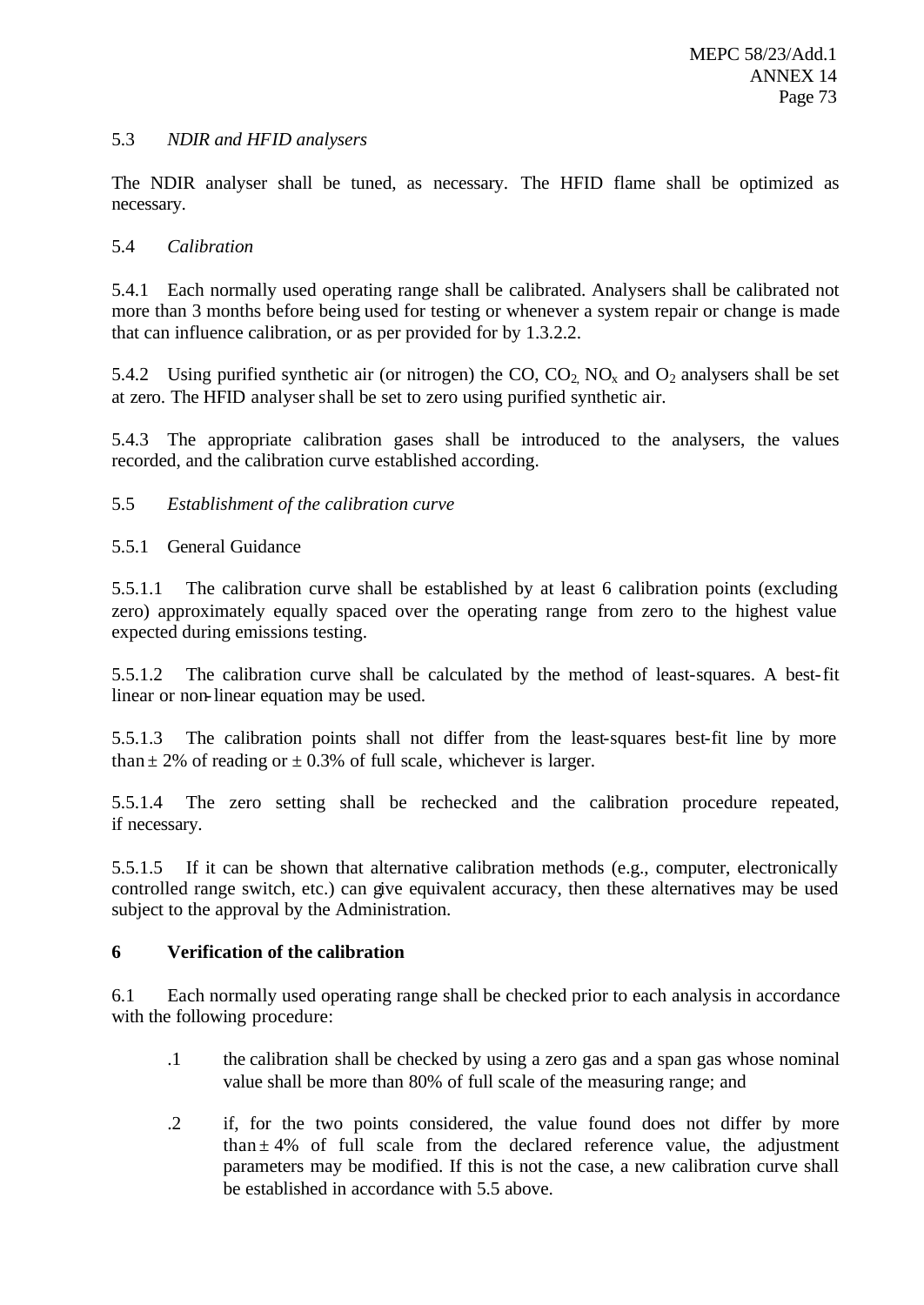5.3 *NDIR and HFID analysers*

The NDIR analyser shall be tuned, as necessary. The HFID flame shall be optimized as necessary.

5.4 *Calibration*

5.4.1 Each normally used operating range shall be calibrated. Analysers shall be calibrated not more than 3 months before being used for testing or whenever a system repair or change is made that can influence calibration, or as per provided for by 1.3.2.2.

5.4.2 Using purified synthetic air (or nitrogen) the CO, $CO_2$, $NO_x$ and $O_2$ analysers shall be set at zero. The HFID analyser shall be set to zero using purified synthetic air.

5.4.3 The appropriate calibration gases shall be introduced to the analysers, the values recorded, and the calibration curve established according.

5.5 *Establishment of the calibration curve*

5.5.1 General Guidance

5.5.1.1 The calibration curve shall be established by at least 6 calibration points (excluding zero) approximately equally spaced over the operating range from zero to the highest value expected during emissions testing.

5.5.1.2 The calibration curve shall be calculated by the method of least-squares. A best-fit linear or non-linear equation may be used.

5.5.1.3 The calibration points shall not differ from the least-squares best-fit line by more than $\pm$ 2% of reading or $\pm$ 0.3% of full scale, whichever is larger.

5.5.1.4 The zero setting shall be rechecked and the calibration procedure repeated, if necessary.

5.5.1.5 If it can be shown that alternative calibration methods (e.g., computer, electronically controlled range switch, etc.) can give equivalent accuracy, then these alternatives may be used subject to the approval by the Administration.

**6 Verification of the calibration**

6.1 Each normally used operating range shall be checked prior to each analysis in accordance with the following procedure:

.1 the calibration shall be checked by using a zero gas and a span gas whose nominal value shall be more than 80% of full scale of the measuring range; and

.2 if, for the two points considered, the value found does not differ by more than $\pm$ 4% of full scale from the declared reference value, the adjustment parameters may be modified. If this is not the case, a new calibration curve shall be established in accordance with 5.5 above.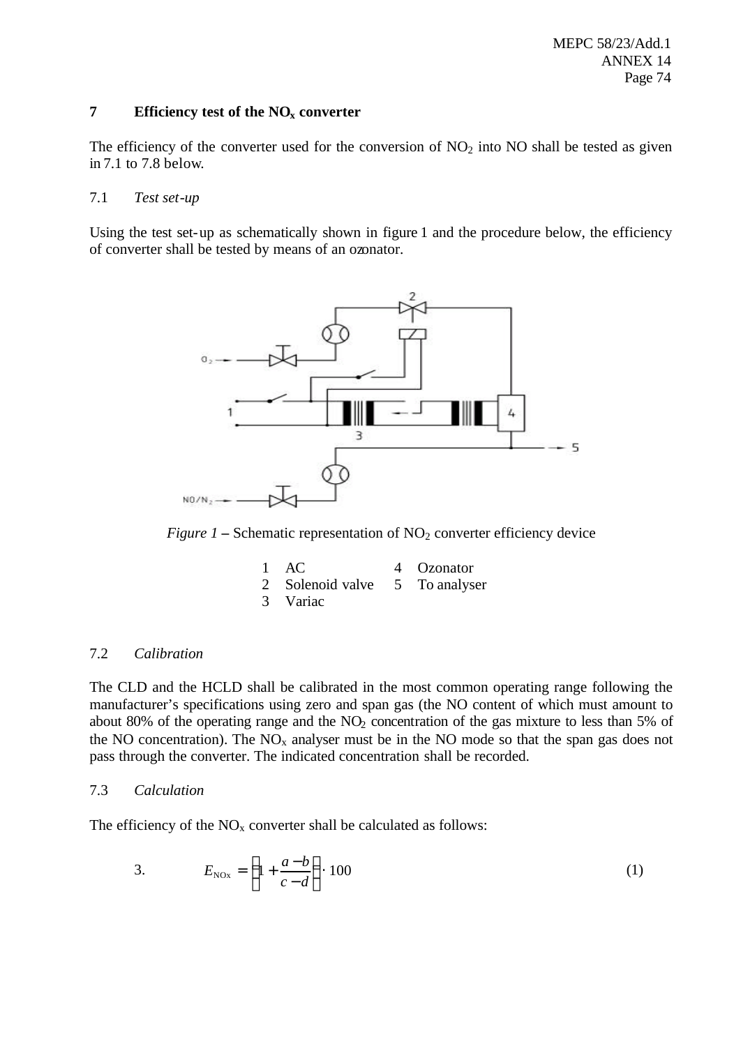## 7 Efficiency test of the $NO_x$ converter

The efficiency of the converter used for the conversion of $NO_2$ into NO shall be tested as given in 7.1 to 7.8 below.

### 7.1 *Test set-up*

Using the test set-up as schematically shown in figure 1 and the procedure below, the efficiency of converter shall be tested by means of an ozonator.

*Figure 1* – Schematic representation of $NO_2$ converter efficiency device

1 AC
2 Solenoid valve
3 Variac
4 Ozonator
5 To analyser

### 7.2 *Calibration*

The CLD and the HCLD shall be calibrated in the most common operating range following the manufacturer's specifications using zero and span gas (the NO content of which must amount to about 80% of the operating range and the $NO_2$ concentration of the gas mixture to less than 5% of the NO concentration). The $NO_x$ analyser must be in the NO mode so that the span gas does not pass through the converter. The indicated concentration shall be recorded.

### 7.3 *Calculation*

The efficiency of the $NO_x$ converter shall be calculated as follows:

3. $$E_{NOx} = \left(1 + \frac{a-b}{c-d}\right) \cdot 100 \qquad (1)$$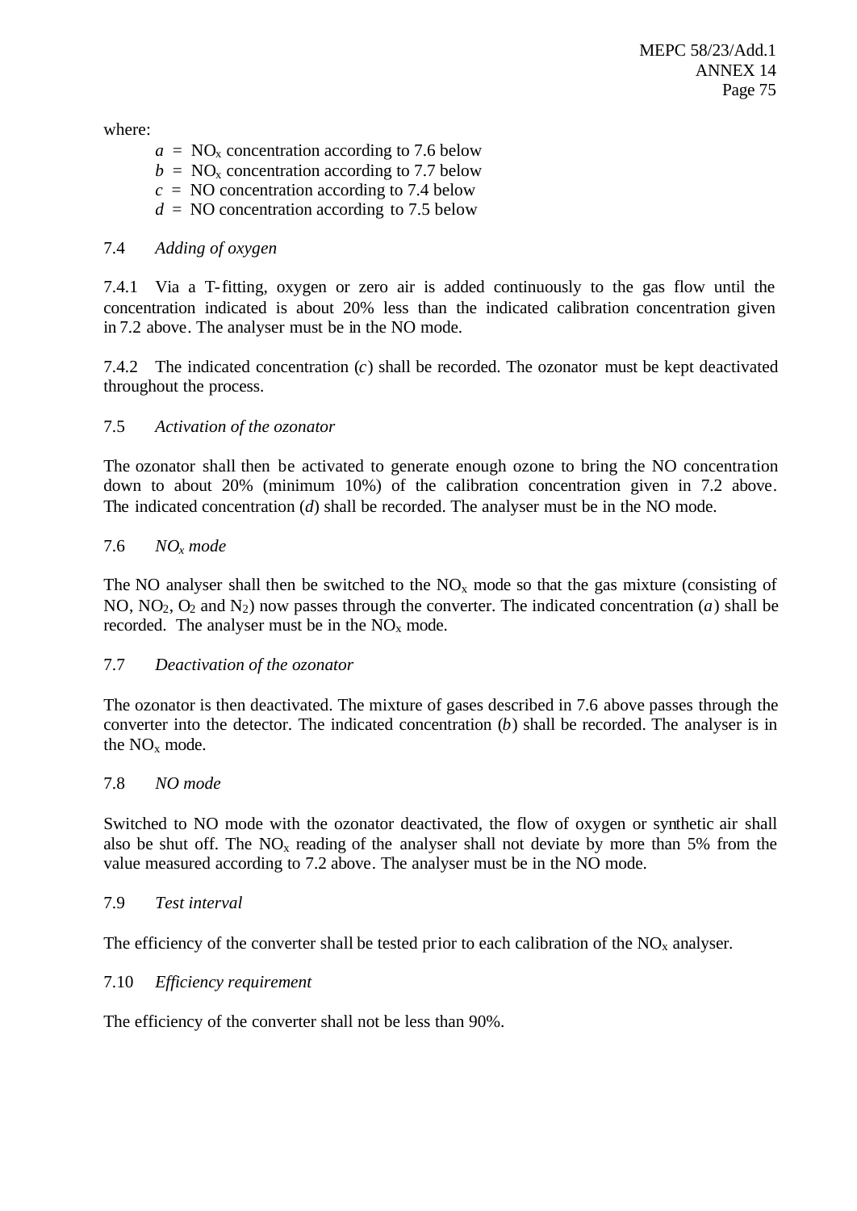where:

$a$ = $NO_x$ concentration according to 7.6 below
$b$ = $NO_x$ concentration according to 7.7 below
$c$ = NO concentration according to 7.4 below
$d$ = NO concentration according to 7.5 below

7.4 *Adding of oxygen*

7.4.1 Via a T-fitting, oxygen or zero air is added continuously to the gas flow until the concentration indicated is about 20% less than the indicated calibration concentration given in 7.2 above. The analyser must be in the NO mode.

7.4.2 The indicated concentration ($c$) shall be recorded. The ozonator must be kept deactivated throughout the process.

7.5 *Activation of the ozonator*

The ozonator shall then be activated to generate enough ozone to bring the NO concentration down to about 20% (minimum 10%) of the calibration concentration given in 7.2 above. The indicated concentration ($d$) shall be recorded. The analyser must be in the NO mode.

7.6 *$NO_x$ mode*

The NO analyser shall then be switched to the $NO_x$ mode so that the gas mixture (consisting of NO, $NO_2$, $O_2$ and $N_2$) now passes through the converter. The indicated concentration ($a$) shall be recorded. The analyser must be in the $NO_x$ mode.

7.7 *Deactivation of the ozonator*

The ozonator is then deactivated. The mixture of gases described in 7.6 above passes through the converter into the detector. The indicated concentration ($b$) shall be recorded. The analyser is in the $NO_x$ mode.

7.8 *NO mode*

Switched to NO mode with the ozonator deactivated, the flow of oxygen or synthetic air shall also be shut off. The $NO_x$ reading of the analyser shall not deviate by more than 5% from the value measured according to 7.2 above. The analyser must be in the NO mode.

7.9 *Test interval*

The efficiency of the converter shall be tested prior to each calibration of the $NO_x$ analyser.

7.10 *Efficiency requirement*

The efficiency of the converter shall not be less than 90%.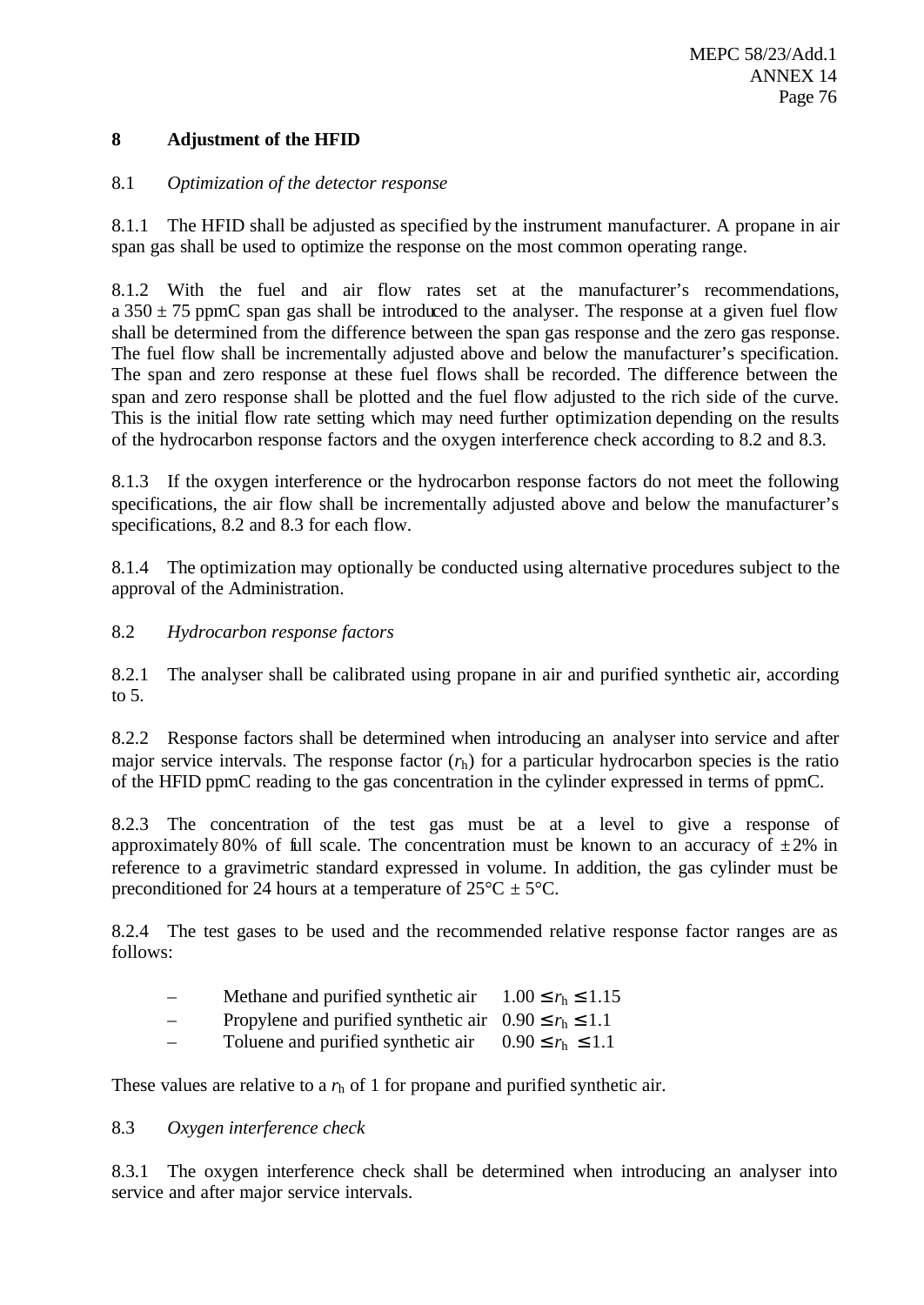## 8 Adjustment of the HFID

### 8.1 *Optimization of the detector response*

8.1.1 The HFID shall be adjusted as specified by the instrument manufacturer. A propane in air span gas shall be used to optimize the response on the most common operating range.

8.1.2 With the fuel and air flow rates set at the manufacturer's recommendations, a 350 ± 75 ppmC span gas shall be introduced to the analyser. The response at a given fuel flow shall be determined from the difference between the span gas response and the zero gas response. The fuel flow shall be incrementally adjusted above and below the manufacturer's specification. The span and zero response at these fuel flows shall be recorded. The difference between the span and zero response shall be plotted and the fuel flow adjusted to the rich side of the curve. This is the initial flow rate setting which may need further optimization depending on the results of the hydrocarbon response factors and the oxygen interference check according to 8.2 and 8.3.

8.1.3 If the oxygen interference or the hydrocarbon response factors do not meet the following specifications, the air flow shall be incrementally adjusted above and below the manufacturer's specifications, 8.2 and 8.3 for each flow.

8.1.4 The optimization may optionally be conducted using alternative procedures subject to the approval of the Administration.

### 8.2 *Hydrocarbon response factors*

8.2.1 The analyser shall be calibrated using propane in air and purified synthetic air, according to 5.

8.2.2 Response factors shall be determined when introducing an analyser into service and after major service intervals. The response factor ($r_h$) for a particular hydrocarbon species is the ratio of the HFID ppmC reading to the gas concentration in the cylinder expressed in terms of ppmC.

8.2.3 The concentration of the test gas must be at a level to give a response of approximately 80% of full scale. The concentration must be known to an accuracy of ±2% in reference to a gravimetric standard expressed in volume. In addition, the gas cylinder must be preconditioned for 24 hours at a temperature of 25°C ± 5°C.

8.2.4 The test gases to be used and the recommended relative response factor ranges are as follows:

- Methane and purified synthetic air $1.00 \leq r_h \leq 1.15$
- Propylene and purified synthetic air $0.90 \leq r_h \leq 1.1$
- Toluene and purified synthetic air $0.90 \leq r_h \leq 1.1$

These values are relative to a $r_h$ of 1 for propane and purified synthetic air.

### 8.3 *Oxygen interference check*

8.3.1 The oxygen interference check shall be determined when introducing an analyser into service and after major service intervals.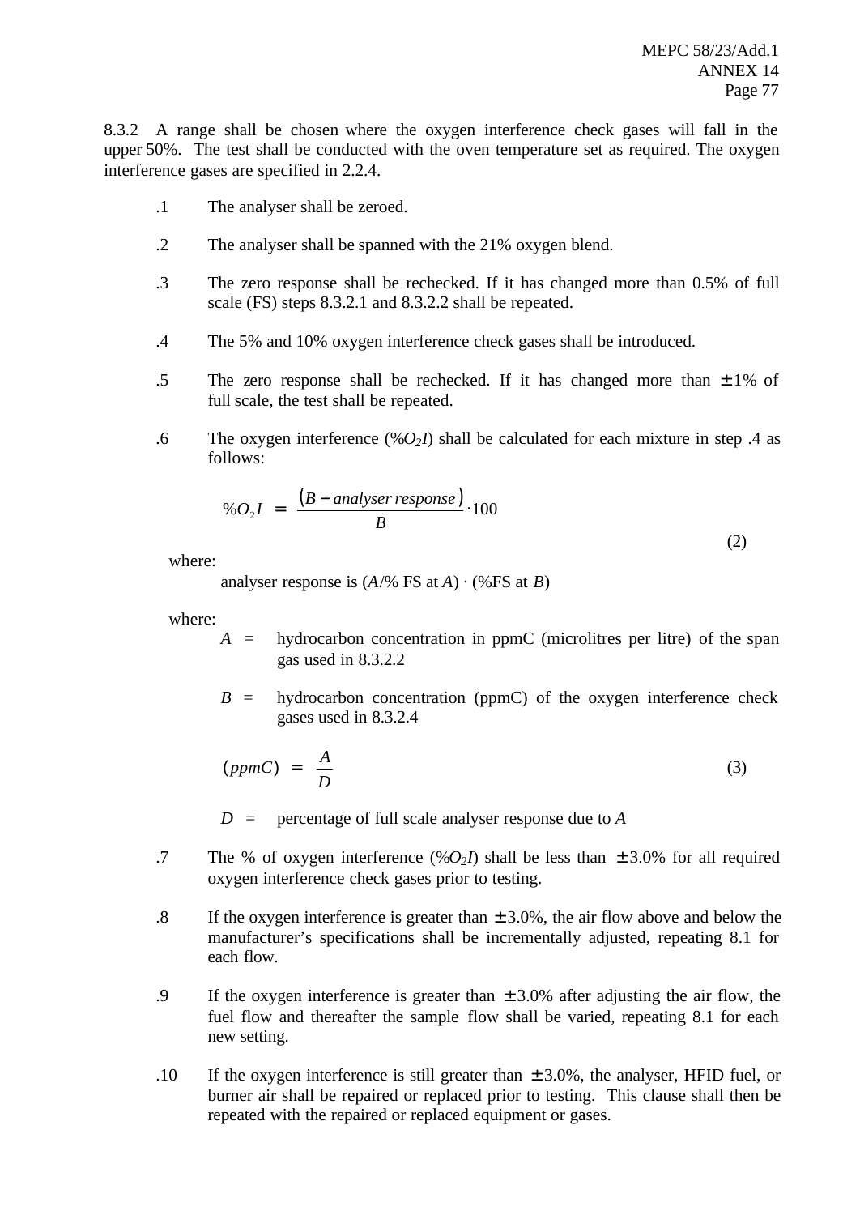8.3.2 A range shall be chosen where the oxygen interference check gases will fall in the upper 50%. The test shall be conducted with the oven temperature set as required. The oxygen interference gases are specified in 2.2.4.

.1 The analyser shall be zeroed.

.2 The analyser shall be spanned with the 21% oxygen blend.

.3 The zero response shall be rechecked. If it has changed more than 0.5% of full scale (FS) steps 8.3.2.1 and 8.3.2.2 shall be repeated.

.4 The 5% and 10% oxygen interference check gases shall be introduced.

.5 The zero response shall be rechecked. If it has changed more than ± 1% of full scale, the test shall be repeated.

.6 The oxygen interference ($\%O_2I$) shall be calculated for each mixture in step .4 as follows:

$$\%O_2I = \frac{(B - analyser\ response)}{B} \cdot 100 \qquad (2)$$

where:

analyser response is ($A$/% FS at $A$) · (%FS at $B$)

where:

$A$ = hydrocarbon concentration in ppmC (microlitres per litre) of the span gas used in 8.3.2.2

$B$ = hydrocarbon concentration (ppmC) of the oxygen interference check gases used in 8.3.2.4

$$(ppmC) = \frac{A}{D} \qquad (3)$$

$D$ = percentage of full scale analyser response due to $A$

.7 The % of oxygen interference ($\%O_2I$) shall be less than ± 3.0% for all required oxygen interference check gases prior to testing.

.8 If the oxygen interference is greater than ± 3.0%, the air flow above and below the manufacturer's specifications shall be incrementally adjusted, repeating 8.1 for each flow.

.9 If the oxygen interference is greater than ± 3.0% after adjusting the air flow, the fuel flow and thereafter the sample flow shall be varied, repeating 8.1 for each new setting.

.10 If the oxygen interference is still greater than ± 3.0%, the analyser, HFID fuel, or burner air shall be repaired or replaced prior to testing. This clause shall then be repeated with the repaired or replaced equipment or gases.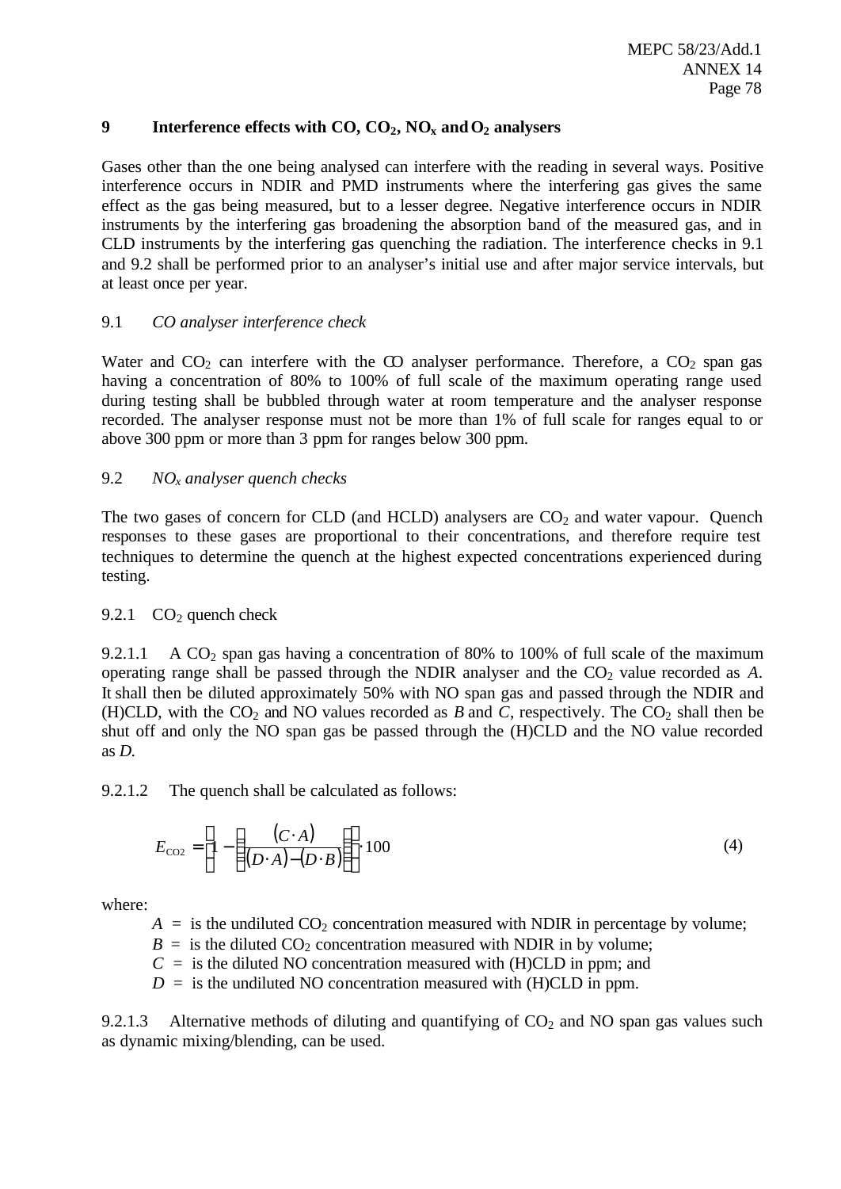## 9 Interference effects with CO, $CO_2$, $NO_x$ and $O_2$ analysers

Gases other than the one being analysed can interfere with the reading in several ways. Positive interference occurs in NDIR and PMD instruments where the interfering gas gives the same effect as the gas being measured, but to a lesser degree. Negative interference occurs in NDIR instruments by the interfering gas broadening the absorption band of the measured gas, and in CLD instruments by the interfering gas quenching the radiation. The interference checks in 9.1 and 9.2 shall be performed prior to an analyser's initial use and after major service intervals, but at least once per year.

9.1 *CO analyser interference check*

Water and $CO_2$ can interfere with the CO analyser performance. Therefore, a $CO_2$ span gas having a concentration of 80% to 100% of full scale of the maximum operating range used during testing shall be bubbled through water at room temperature and the analyser response recorded. The analyser response must not be more than 1% of full scale for ranges equal to or above 300 ppm or more than 3 ppm for ranges below 300 ppm.

9.2 *$NO_x$ analyser quench checks*

The two gases of concern for CLD (and HCLD) analysers are $CO_2$ and water vapour. Quench responses to these gases are proportional to their concentrations, and therefore require test techniques to determine the quench at the highest expected concentrations experienced during testing.

9.2.1 $CO_2$ quench check

9.2.1.1 A $CO_2$ span gas having a concentration of 80% to 100% of full scale of the maximum operating range shall be passed through the NDIR analyser and the $CO_2$ value recorded as *A*. It shall then be diluted approximately 50% with NO span gas and passed through the NDIR and (H)CLD, with the $CO_2$ and NO values recorded as *B* and *C*, respectively. The $CO_2$ shall then be shut off and only the NO span gas be passed through the (H)CLD and the NO value recorded as *D*.

9.2.1.2 The quench shall be calculated as follows:

$$E_{CO2} = \left[1 - \left(\frac{(C \cdot A)}{(D \cdot A) - (D \cdot B)}\right)\right] \cdot 100 \tag{4}$$

where:

$A$ = is the undiluted $CO_2$ concentration measured with NDIR in percentage by volume;
$B$ = is the diluted $CO_2$ concentration measured with NDIR in by volume;
$C$ = is the diluted NO concentration measured with (H)CLD in ppm; and
$D$ = is the undiluted NO concentration measured with (H)CLD in ppm.

9.2.1.3 Alternative methods of diluting and quantifying of $CO_2$ and NO span gas values such as dynamic mixing/blending, can be used.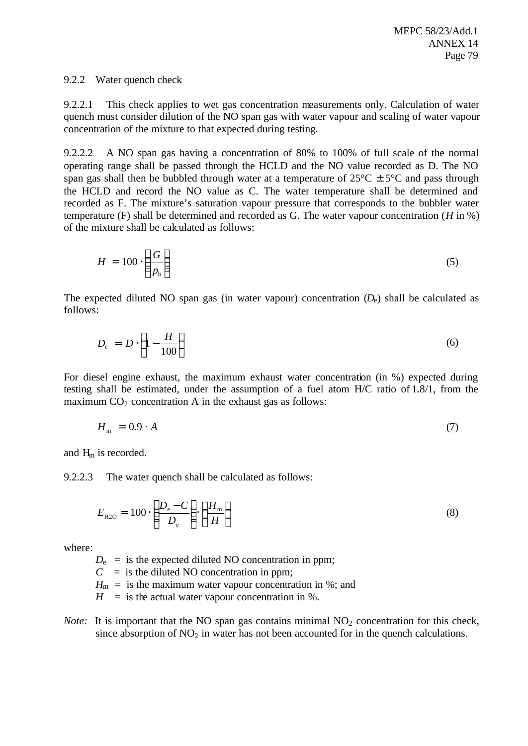9.2.2 Water quench check

9.2.2.1 This check applies to wet gas concentration measurements only. Calculation of water quench must consider dilution of the NO span gas with water vapour and scaling of water vapour concentration of the mixture to that expected during testing.

9.2.2.2 A NO span gas having a concentration of 80% to 100% of full scale of the normal operating range shall be passed through the HCLD and the NO value recorded as D. The NO span gas shall then be bubbled through water at a temperature of 25°C ± 5°C and pass through the HCLD and record the NO value as C. The water temperature shall be determined and recorded as F. The mixture's saturation vapour pressure that corresponds to the bubbler water temperature (F) shall be determined and recorded as G. The water vapour concentration (*H* in %) of the mixture shall be calculated as follows:

$$H = 100 \cdot \left( \frac{G}{p_b} \right) \tag{5}$$

The expected diluted NO span gas (in water vapour) concentration ($D_e$) shall be calculated as follows:

$$D_e = D \cdot \left( 1 - \frac{H}{100} \right) \tag{6}$$

For diesel engine exhaust, the maximum exhaust water concentration (in %) expected during testing shall be estimated, under the assumption of a fuel atom H/C ratio of 1.8/1, from the maximum $CO_2$ concentration A in the exhaust gas as follows:

$$H_m = 0.9 \cdot A \tag{7}$$

and $H_m$ is recorded.

9.2.2.3 The water quench shall be calculated as follows:

$$E_{H2O} = 100 \cdot \left( \frac{D_e - C}{D_e} \right) \cdot \left( \frac{H_m}{H} \right) \tag{8}$$

where:

$D_e$ = is the expected diluted NO concentration in ppm;
$C$ = is the diluted NO concentration in ppm;
$H_m$ = is the maximum water vapour concentration in %; and
$H$ = is the actual water vapour concentration in %.

*Note:* It is important that the NO span gas contains minimal $NO_2$ concentration for this check, since absorption of $NO_2$ in water has not been accounted for in the quench calculations.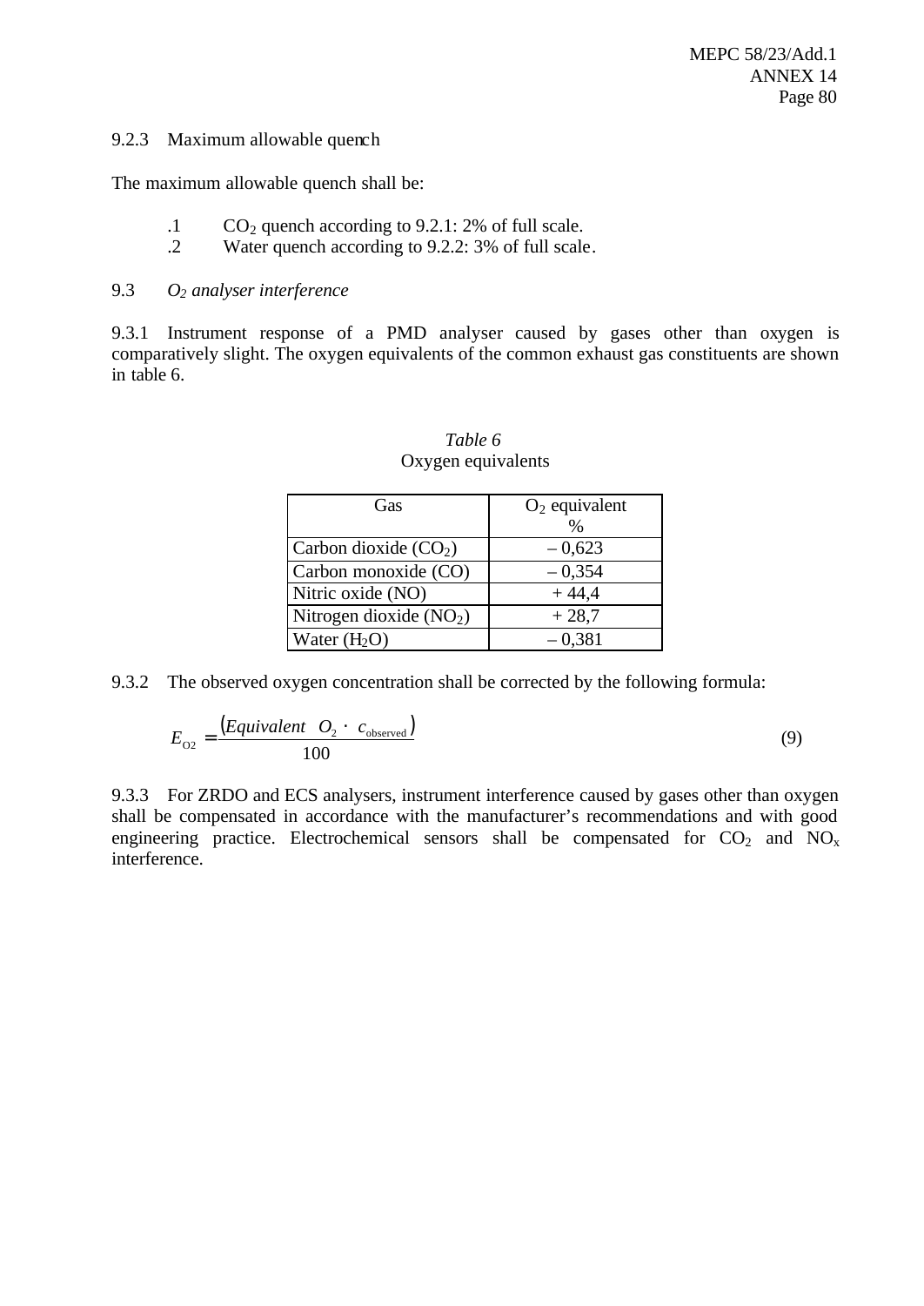9.2.3 Maximum allowable quench

The maximum allowable quench shall be:

.1 $CO_2$ quench according to 9.2.1: 2% of full scale.

.2 Water quench according to 9.2.2: 3% of full scale.

9.3 *$O_2$ analyser interference*

9.3.1 Instrument response of a PMD analyser caused by gases other than oxygen is comparatively slight. The oxygen equivalents of the common exhaust gas constituents are shown in table 6.

*Table 6*

Oxygen equivalents

| Gas | $O_2$ equivalent % |
|---|---|
| Carbon dioxide ($CO_2$) | – 0,623 |
| Carbon monoxide (CO) | – 0,354 |
| Nitric oxide (NO) | + 44,4 |
| Nitrogen dioxide ($NO_2$) | + 28,7 |
| Water ($H_2O$) | – 0,381 |

9.3.2 The observed oxygen concentration shall be corrected by the following formula:

$$E_{O2} = \frac{(Equivalent \ \ O_2 \cdot c_{\text{observed}})}{100} \tag{9}$$

9.3.3 For ZRDO and ECS analysers, instrument interference caused by gases other than oxygen shall be compensated in accordance with the manufacturer's recommendations and with good engineering practice. Electrochemical sensors shall be compensated for $CO_2$ and $NO_x$ interference.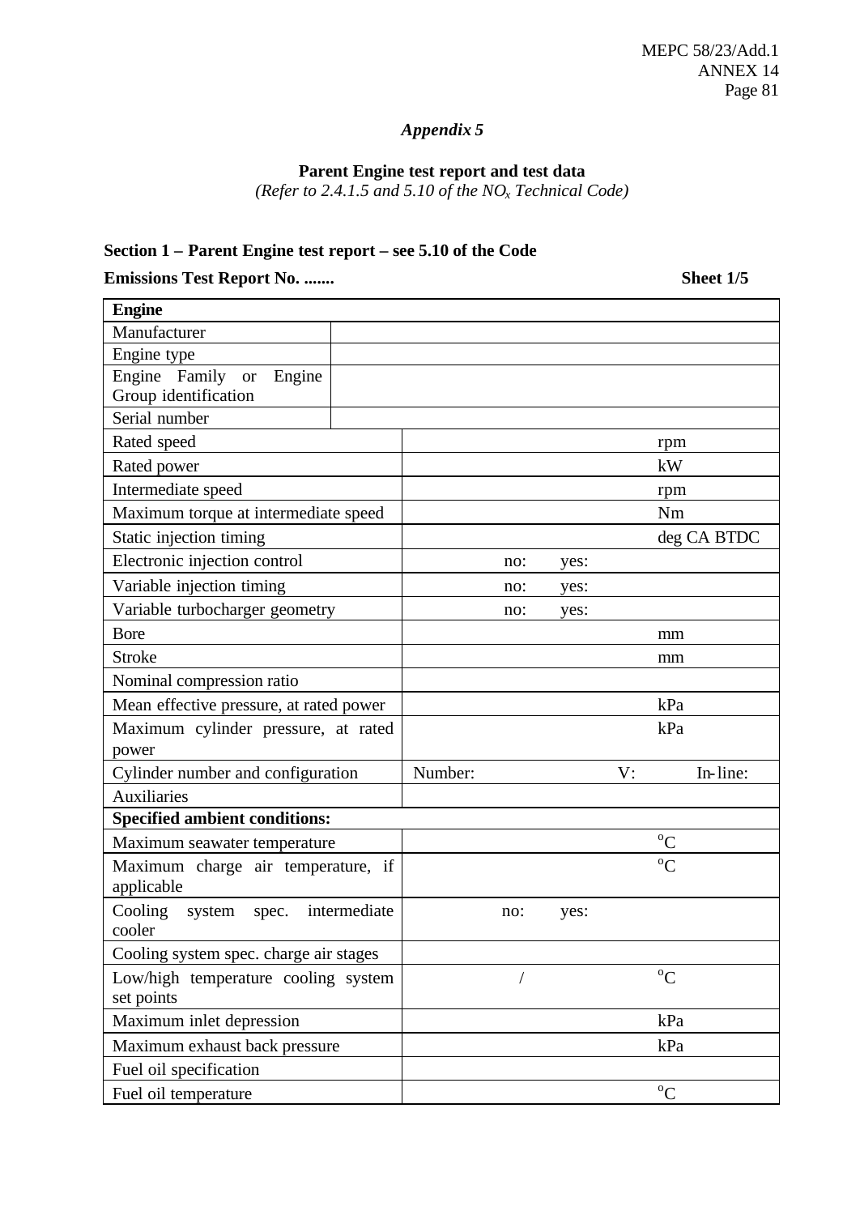*Appendix 5*

**Parent Engine test report and test data**

*(Refer to 2.4.1.5 and 5.10 of the $NO_x$ Technical Code)*

**Section 1 – Parent Engine test report – see 5.10 of the Code**

**Emissions Test Report No. .......** **Sheet 1/5**

| **Engine** | |
|---|---|
| Manufacturer | |
| Engine type | |
| Engine Family or Engine Group identification | |
| Serial number | |
| Rated speed | rpm |
| Rated power | kW |
| Intermediate speed | rpm |
| Maximum torque at intermediate speed | Nm |
| Static injection timing | deg CA BTDC |
| Electronic injection control | no: yes: |
| Variable injection timing | no: yes: |
| Variable turbocharger geometry | no: yes: |
| Bore | mm |
| Stroke | mm |
| Nominal compression ratio | |
| Mean effective pressure, at rated power | kPa |
| Maximum cylinder pressure, at rated power | kPa |
| Cylinder number and configuration | Number: V: In-line: |
| Auxiliaries | |
| **Specified ambient conditions:** | |
| Maximum seawater temperature | °C |
| Maximum charge air temperature, if applicable | °C |
| Cooling system spec. intermediate cooler | no: yes: |
| Cooling system spec. charge air stages | |
| Low/high temperature cooling system set points | / °C |
| Maximum inlet depression | kPa |
| Maximum exhaust back pressure | kPa |
| Fuel oil specification | |
| Fuel oil temperature | °C |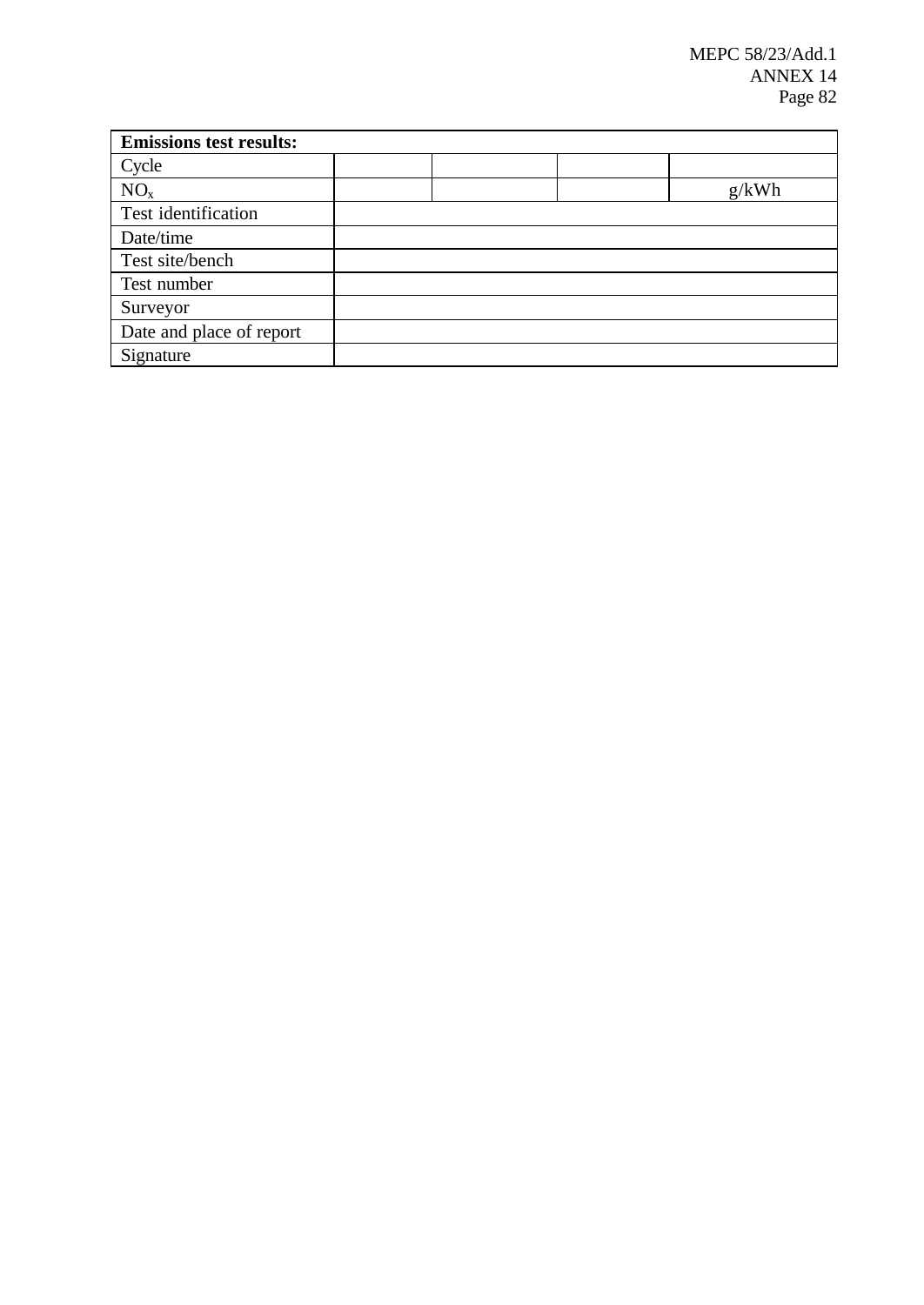| Emissions test results: | | | | |
|---|---|---|---|---|
| Cycle | | | | |
| $NO_x$ | | | | g/kWh |
| Test identification | | | | |
| Date/time | | | | |
| Test site/bench | | | | |
| Test number | | | | |
| Surveyor | | | | |
| Date and place of report | | | | |
| Signature | | | | |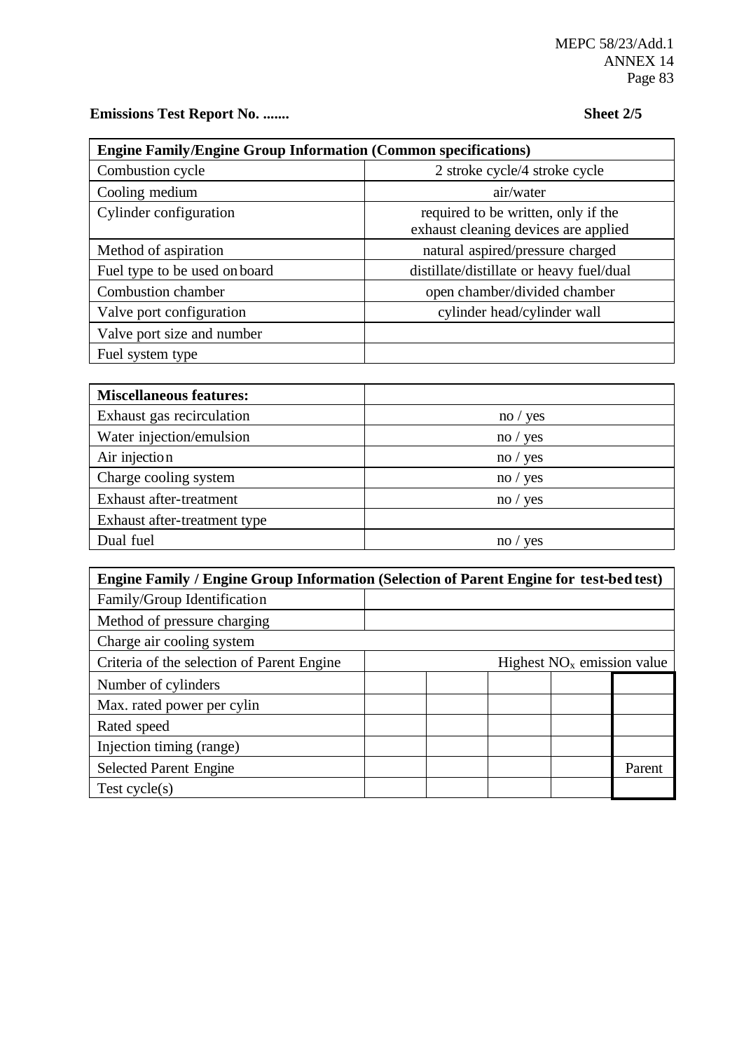**Emissions Test Report No. .......** **Sheet 2/5**

| Engine Family/Engine Group Information (Common specifications) | |
|---|---|
| Combustion cycle | 2 stroke cycle/4 stroke cycle |
| Cooling medium | air/water |
| Cylinder configuration | required to be written, only if the exhaust cleaning devices are applied |
| Method of aspiration | natural aspired/pressure charged |
| Fuel type to be used on board | distillate/distillate or heavy fuel/dual |
| Combustion chamber | open chamber/divided chamber |
| Valve port configuration | cylinder head/cylinder wall |
| Valve port size and number | |
| Fuel system type | |

| Miscellaneous features: | |
|---|---|
| Exhaust gas recirculation | no / yes |
| Water injection/emulsion | no / yes |
| Air injection | no / yes |
| Charge cooling system | no / yes |
| Exhaust after-treatment | no / yes |
| Exhaust after-treatment type | |
| Dual fuel | no / yes |

| Engine Family / Engine Group Information (Selection of Parent Engine for test-bed test) | | | | | |
|---|---|---|---|---|---|
| Family/Group Identification | | | | | |
| Method of pressure charging | | | | | |
| Charge air cooling system | | | | | |
| Criteria of the selection of Parent Engine | Highest $NO_x$ emission value | | | | |
| Number of cylinders | | | | | |
| Max. rated power per cylin | | | | | |
| Rated speed | | | | | |
| Injection timing (range) | | | | | |
| Selected Parent Engine | | | | | Parent |
| Test cycle(s) | | | | | |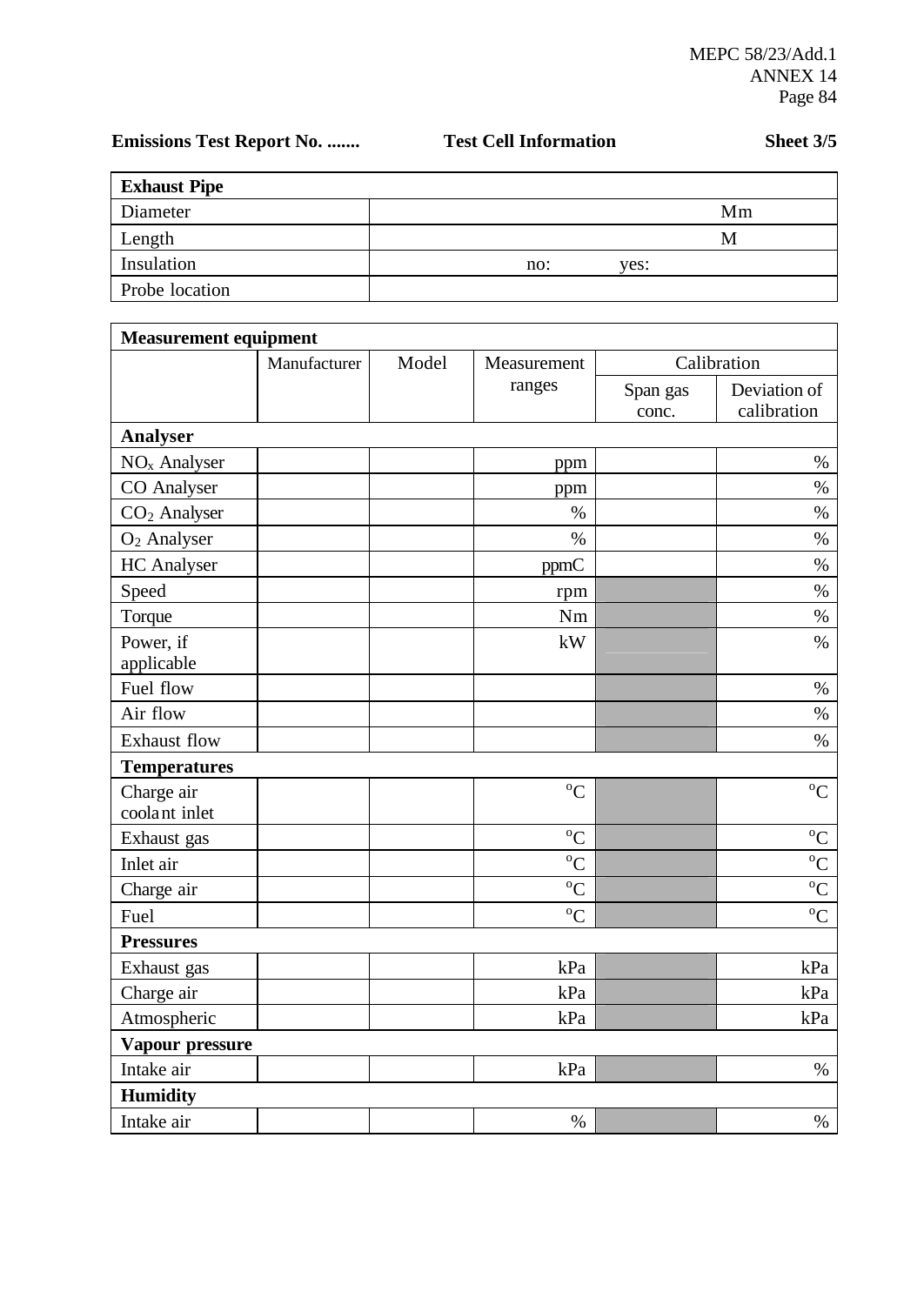**Emissions Test Report No. .......** **Test Cell Information** **Sheet 3/5**

| **Exhaust Pipe** | |
|---|---|
| Diameter | Mm |
| Length | M |
| Insulation | no: yes: |
| Probe location | |

| **Measurement equipment** | | | | | |
|---|---|---|---|---|---|
| | Manufacturer | Model | Measurement ranges | Calibration | |
| | | | | Span gas conc. | Deviation of calibration |
| **Analyser** | | | | | |
| $NO_x$ Analyser | | | ppm | | % |
| CO Analyser | | | ppm | | % |
| $CO_2$ Analyser | | | % | | % |
| $O_2$ Analyser | | | % | | % |
| HC Analyser | | | ppmC | | % |
| Speed | | | rpm | | % |
| Torque | | | Nm | | % |
| Power, if applicable | | | kW | | % |
| Fuel flow | | | | | % |
| Air flow | | | | | % |
| Exhaust flow | | | | | % |
| **Temperatures** | | | | | |
| Charge air coolant inlet | | | °C | | °C |
| Exhaust gas | | | °C | | °C |
| Inlet air | | | °C | | °C |
| Charge air | | | °C | | °C |
| Fuel | | | °C | | °C |
| **Pressures** | | | | | |
| Exhaust gas | | | kPa | | kPa |
| Charge air | | | kPa | | kPa |
| Atmospheric | | | kPa | | kPa |
| **Vapour pressure** | | | | | |
| Intake air | | | kPa | | % |
| **Humidity** | | | | | |
| Intake air | | | % | | % |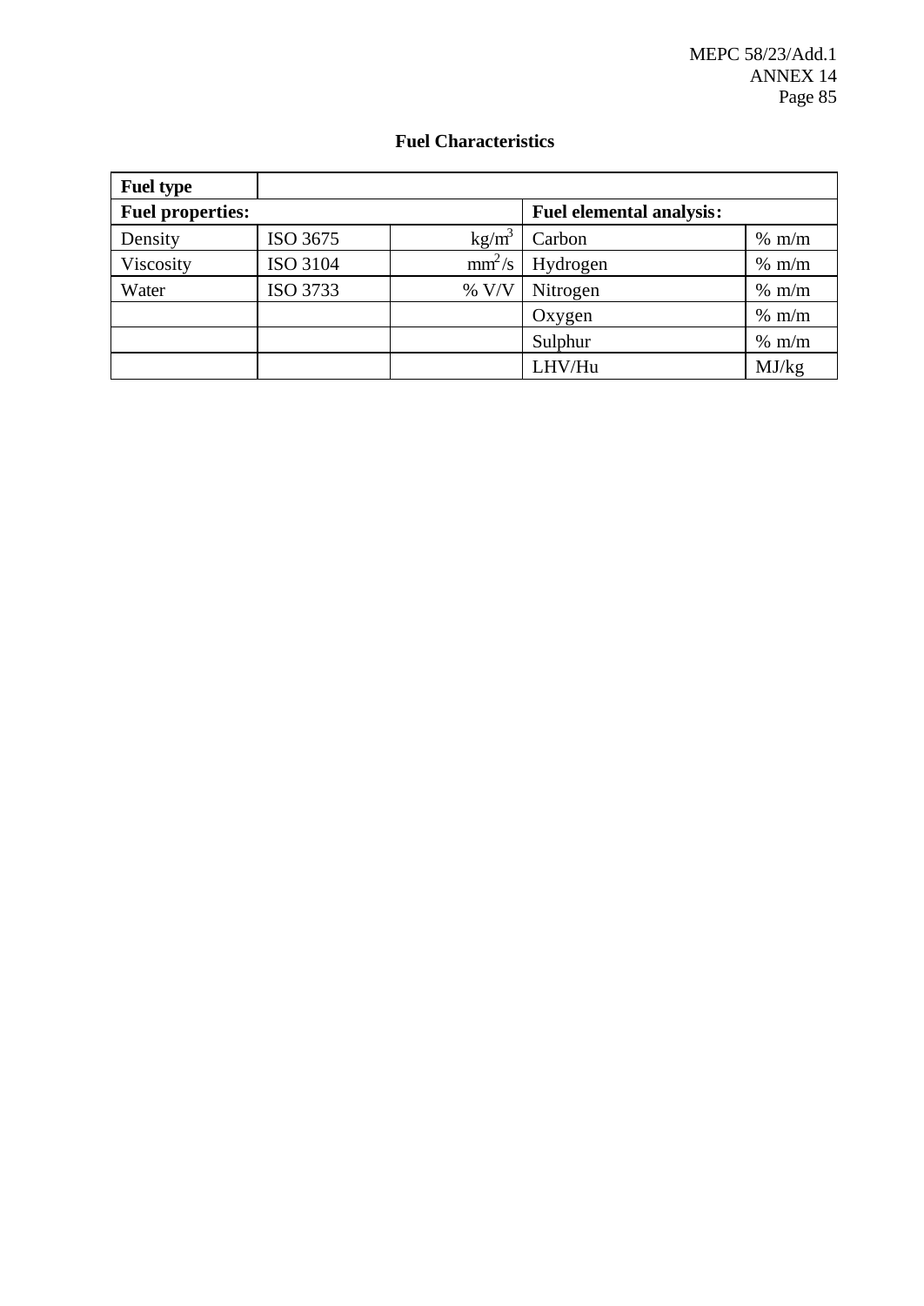## Fuel Characteristics

| **Fuel type** | | | | |
|---|---|---|---|---|
| **Fuel properties:** | | | **Fuel elemental analysis:** | |
| Density | ISO 3675 | $kg/m^3$ | Carbon | % m/m |
| Viscosity | ISO 3104 | $mm^2/s$ | Hydrogen | % m/m |
| Water | ISO 3733 | % V/V | Nitrogen | % m/m |
| | | | Oxygen | % m/m |
| | | | Sulphur | % m/m |
| | | | LHV/Hu | MJ/kg |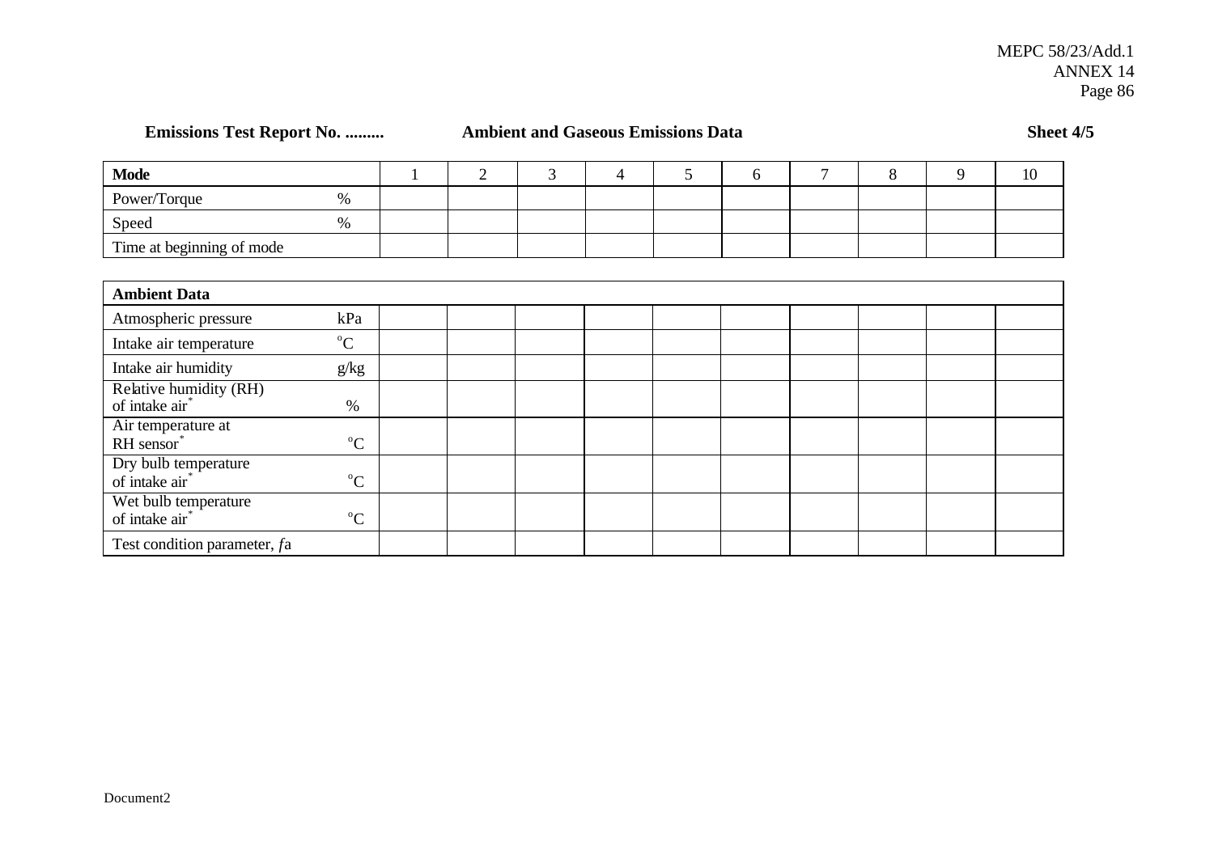**Emissions Test Report No. .........** **Ambient and Gaseous Emissions Data** **Sheet 4/5**

| **Mode** | | 1 | 2 | 3 | 4 | 5 | 6 | 7 | 8 | 9 | 10 |
|---|---|---|---|---|---|---|---|---|---|---|---|
| Power/Torque | % | | | | | | | | | | |
| Speed | % | | | | | | | | | | |
| Time at beginning of mode | | | | | | | | | | | |

| **Ambient Data** | | | | | | | | | | | |
|---|---|---|---|---|---|---|---|---|---|---|---|
| Atmospheric pressure | kPa | | | | | | | | | | |
| Intake air temperature | °C | | | | | | | | | | |
| Intake air humidity | g/kg | | | | | | | | | | |
| Relative humidity (RH) of intake air* | % | | | | | | | | | | |
| Air temperature at RH sensor* | °C | | | | | | | | | | |
| Dry bulb temperature of intake air* | °C | | | | | | | | | | |
| Wet bulb temperature of intake air* | °C | | | | | | | | | | |
| Test condition parameter, $f_a$ | | | | | | | | | | | |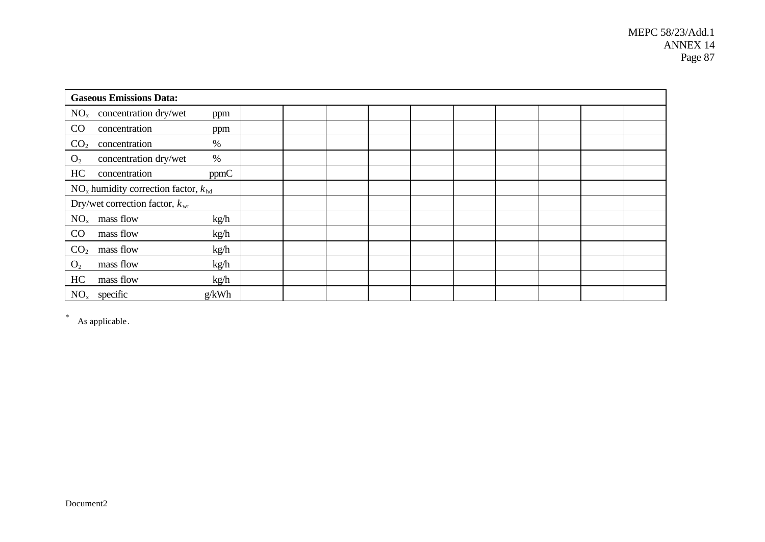| **Gaseous Emissions Data:** | | | | | | | | | | |
|---|---|---|---|---|---|---|---|---|---|---|
| $NO_x$ concentration dry/wet ppm | | | | | | | | | | |
| CO concentration ppm | | | | | | | | | | |
| $CO_2$ concentration % | | | | | | | | | | |
| $O_2$ concentration dry/wet % | | | | | | | | | | |
| HC concentration ppmC | | | | | | | | | | |
| $NO_x$ humidity correction factor, $k_{hd}$ | | | | | | | | | | |
| Dry/wet correction factor, $k_{wr}$ | | | | | | | | | | |
| $NO_x$ mass flow kg/h | | | | | | | | | | |
| CO mass flow kg/h | | | | | | | | | | |
| $CO_2$ mass flow kg/h | | | | | | | | | | |
| $O_2$ mass flow kg/h | | | | | | | | | | |
| HC mass flow kg/h | | | | | | | | | | |
| $NO_x$ specific g/kWh | | | | | | | | | | |

\* As applicable.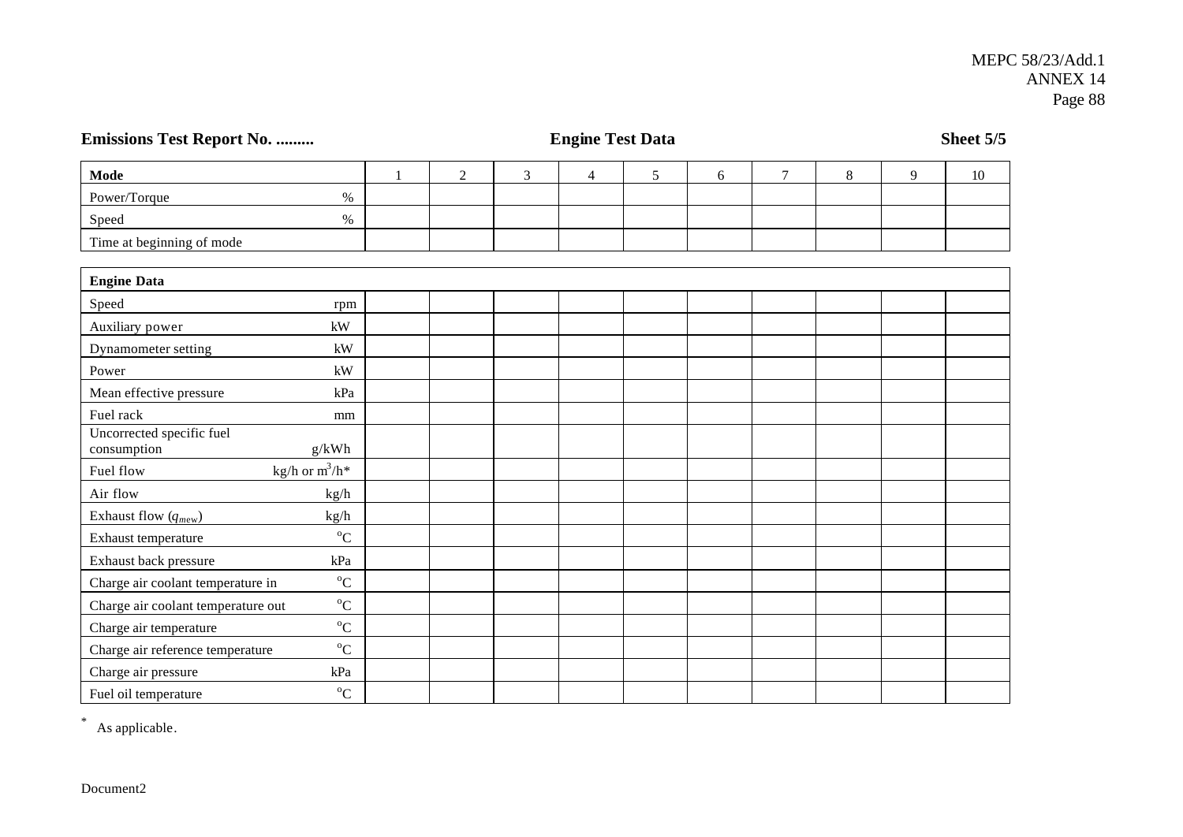**Emissions Test Report No. .........** **Engine Test Data** **Sheet 5/5**

| **Mode** | | 1 | 2 | 3 | 4 | 5 | 6 | 7 | 8 | 9 | 10 |
|---|---|---|---|---|---|---|---|---|---|---|---|
| Power/Torque | % | | | | | | | | | | |
| Speed | % | | | | | | | | | | |
| Time at beginning of mode | | | | | | | | | | | |

| **Engine Data** | | | | | | | | | | | |
|---|---|---|---|---|---|---|---|---|---|---|---|
| Speed | rpm | | | | | | | | | | |
| Auxiliary power | kW | | | | | | | | | | |
| Dynamometer setting | kW | | | | | | | | | | |
| Power | kW | | | | | | | | | | |
| Mean effective pressure | kPa | | | | | | | | | | |
| Fuel rack | mm | | | | | | | | | | |
| Uncorrected specific fuel consumption | g/kWh | | | | | | | | | | |
| Fuel flow | kg/h or $m^3$/h* | | | | | | | | | | |
| Air flow | kg/h | | | | | | | | | | |
| Exhaust flow ($q_{mew}$) | kg/h | | | | | | | | | | |
| Exhaust temperature | °C | | | | | | | | | | |
| Exhaust back pressure | kPa | | | | | | | | | | |
| Charge air coolant temperature in | °C | | | | | | | | | | |
| Charge air coolant temperature out | °C | | | | | | | | | | |
| Charge air temperature | °C | | | | | | | | | | |
| Charge air reference temperature | °C | | | | | | | | | | |
| Charge air pressure | kPa | | | | | | | | | | |
| Fuel oil temperature | °C | | | | | | | | | | |

\* As applicable.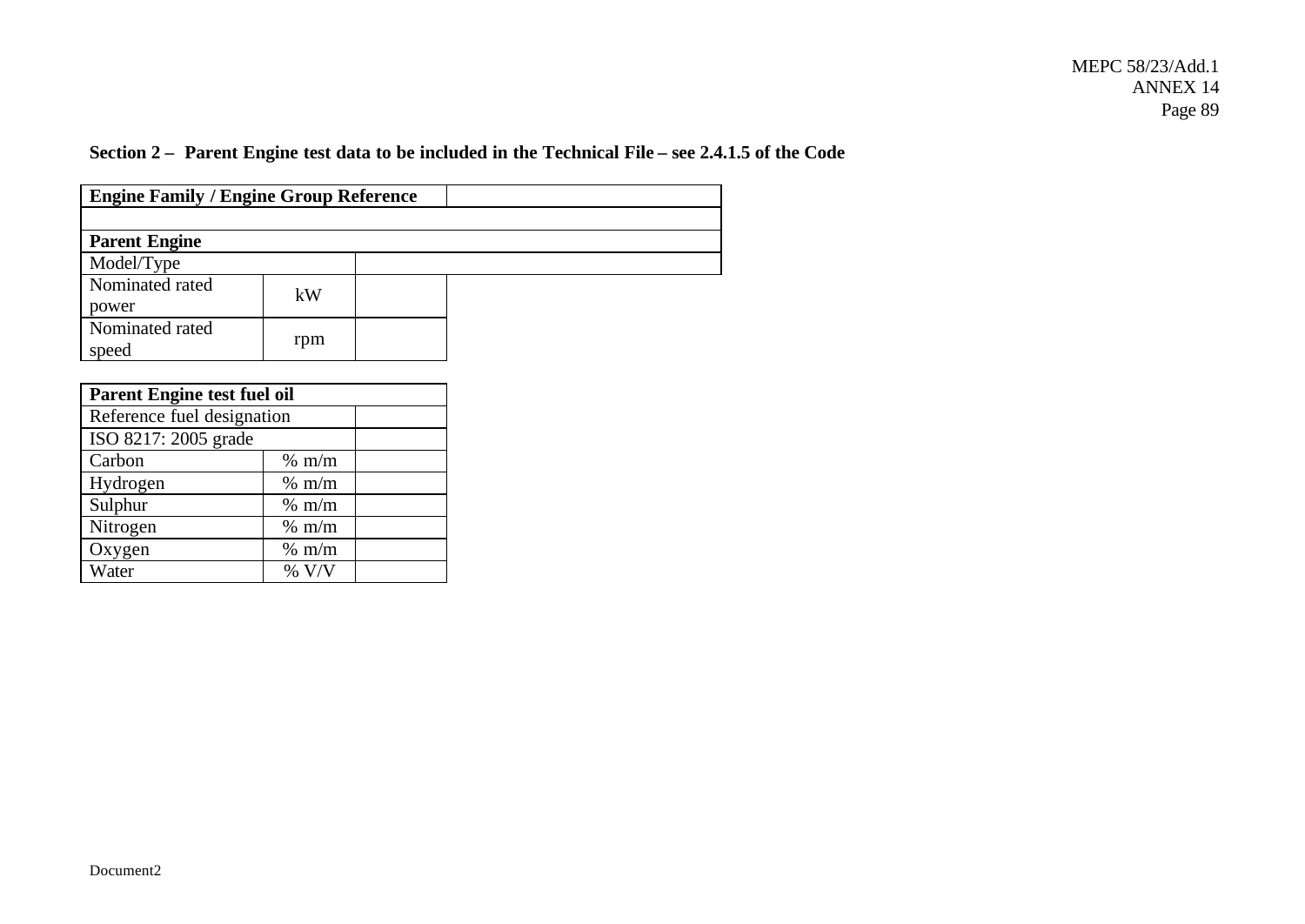**Section 2 – Parent Engine test data to be included in the Technical File – see 2.4.1.5 of the Code**

| **Engine Family / Engine Group Reference** | | | |
|---|---|---|---|
| | | | |
| **Parent Engine** | | | |
| Model/Type | | | |
| Nominated rated power | kW | | |
| Nominated rated speed | rpm | | |

| **Parent Engine test fuel oil** | | |
|---|---|---|
| Reference fuel designation | | |
| ISO 8217: 2005 grade | | |
| Carbon | % m/m | |
| Hydrogen | % m/m | |
| Sulphur | % m/m | |
| Nitrogen | % m/m | |
| Oxygen | % m/m | |
| Water | % V/V | |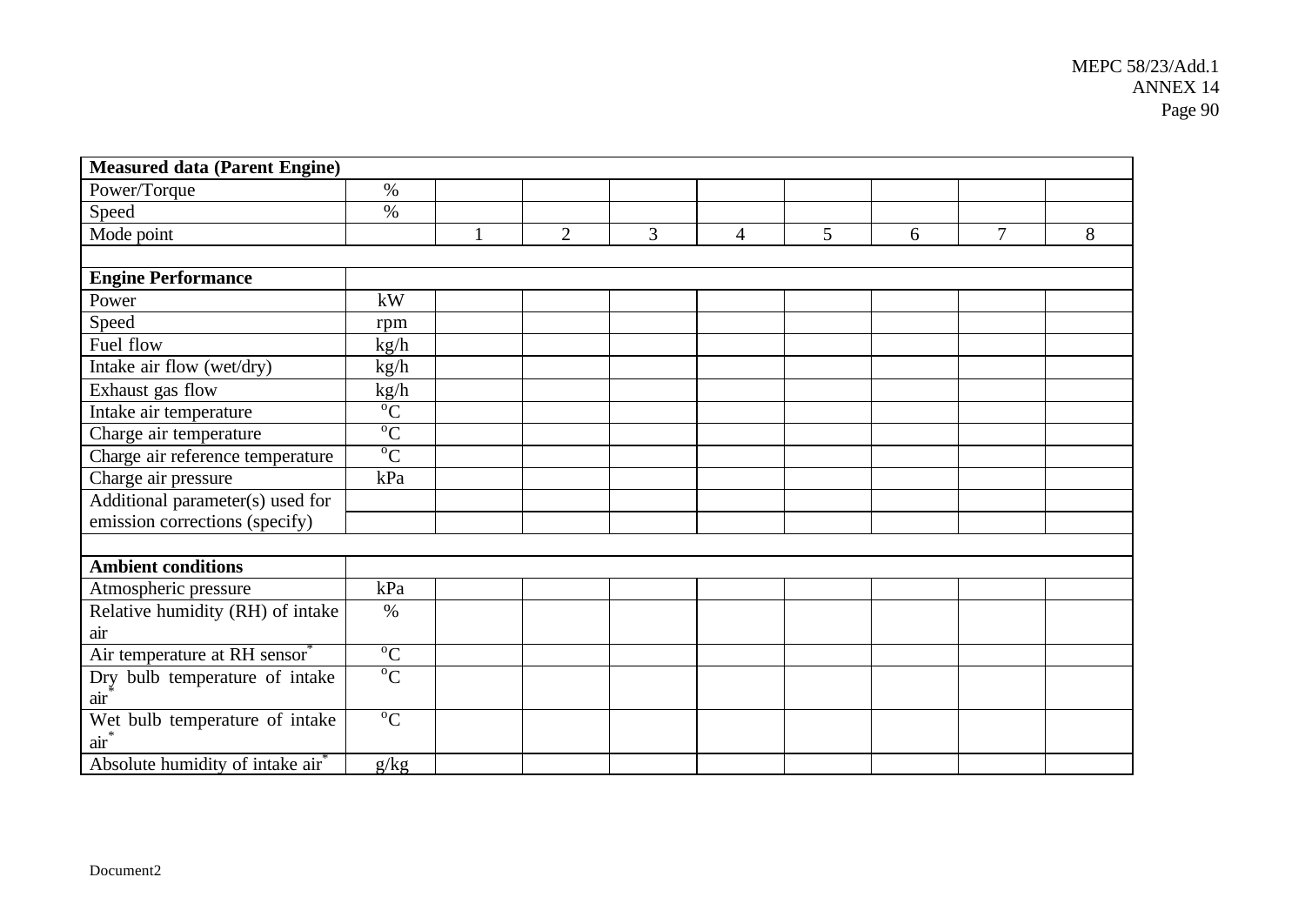| Measured data (Parent Engine) | | | | | | | | | |
|---|---|---|---|---|---|---|---|---|---|
| Power/Torque | % | | | | | | | | |
| Speed | % | | | | | | | | |
| Mode point | | 1 | 2 | 3 | 4 | 5 | 6 | 7 | 8 |
| | | | | | | | | | |
| **Engine Performance** | | | | | | | | | |
| Power | kW | | | | | | | | |
| Speed | rpm | | | | | | | | |
| Fuel flow | kg/h | | | | | | | | |
| Intake air flow (wet/dry) | kg/h | | | | | | | | |
| Exhaust gas flow | kg/h | | | | | | | | |
| Intake air temperature | °C | | | | | | | | |
| Charge air temperature | °C | | | | | | | | |
| Charge air reference temperature | °C | | | | | | | | |
| Charge air pressure | kPa | | | | | | | | |
| Additional parameter(s) used for emission corrections (specify) | | | | | | | | | |
| | | | | | | | | | |
| | | | | | | | | | |
| **Ambient conditions** | | | | | | | | | |
| Atmospheric pressure | kPa | | | | | | | | |
| Relative humidity (RH) of intake air | % | | | | | | | | |
| Air temperature at RH sensor* | °C | | | | | | | | |
| Dry bulb temperature of intake air* | °C | | | | | | | | |
| Wet bulb temperature of intake air* | °C | | | | | | | | |
| Absolute humidity of intake air* | g/kg | | | | | | | | |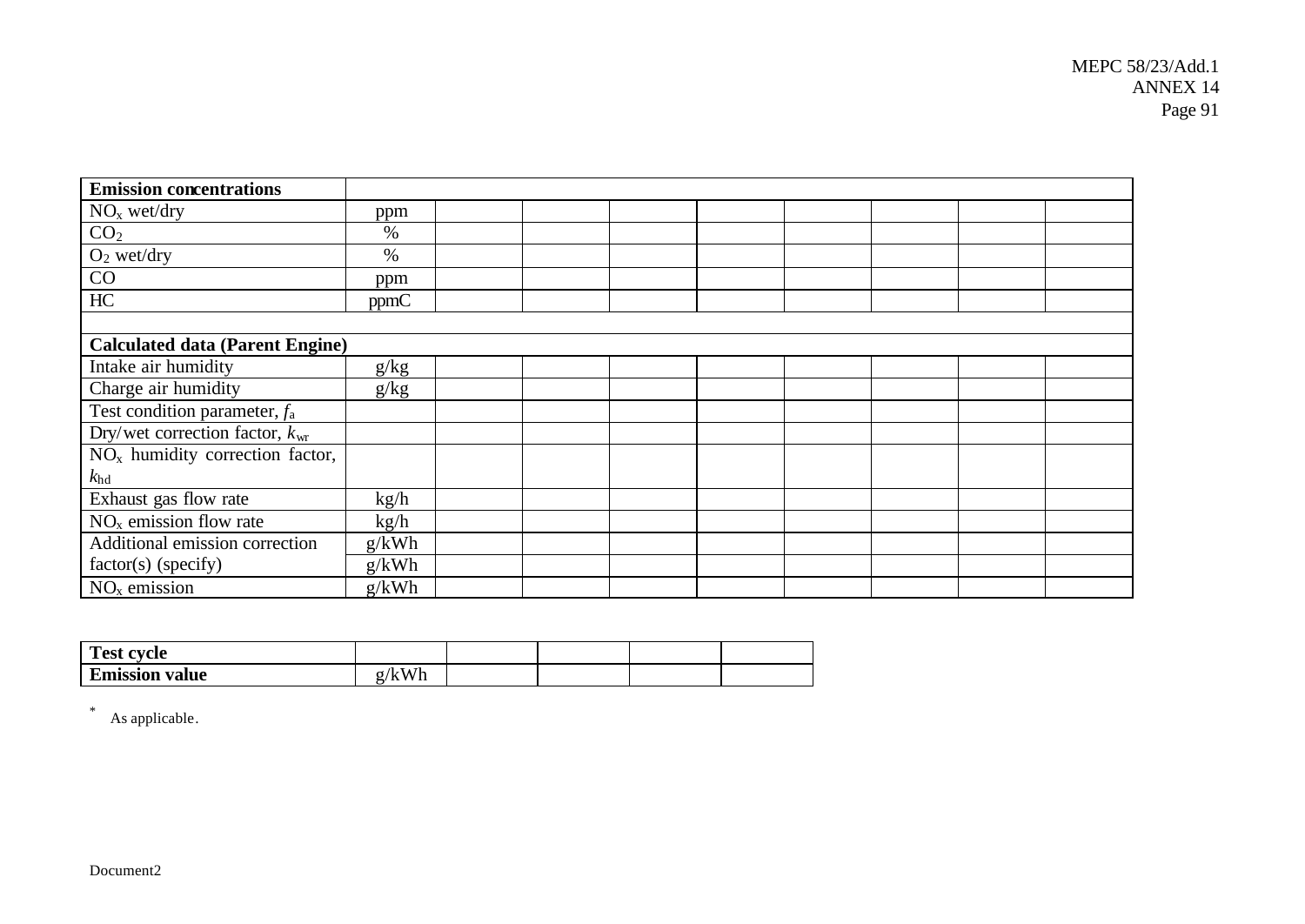| **Emission concentrations** | | | | | | | | | |
|---|---|---|---|---|---|---|---|---|---|
| $NO_x$ wet/dry | ppm | | | | | | | | |
| $CO_2$ | % | | | | | | | | |
| $O_2$ wet/dry | % | | | | | | | | |
| CO | ppm | | | | | | | | |
| HC | ppmC | | | | | | | | |
| | | | | | | | | | |
| **Calculated data (Parent Engine)** | | | | | | | | | |
| Intake air humidity | g/kg | | | | | | | | |
| Charge air humidity | g/kg | | | | | | | | |
| Test condition parameter, $f_a$ | | | | | | | | | |
| Dry/wet correction factor, $k_{wr}$ | | | | | | | | | |
| $NO_x$ humidity correction factor, $k_{hd}$ | | | | | | | | | |
| Exhaust gas flow rate | kg/h | | | | | | | | |
| $NO_x$ emission flow rate | kg/h | | | | | | | | |
| Additional emission correction | g/kWh | | | | | | | | |
| factor(s) (specify) | g/kWh | | | | | | | | |
| $NO_x$ emission | g/kWh | | | | | | | | |

| **Test cycle** | | | | | |
|---|---|---|---|---|---|
| **Emission value** | g/kWh | | | | |

\* As applicable.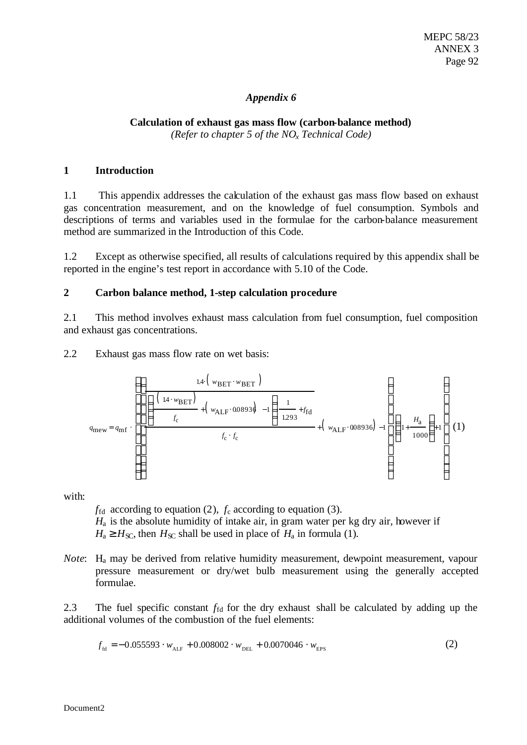## *Appendix 6*

### Calculation of exhaust gas mass flow (carbon-balance method)

*(Refer to chapter 5 of the $NO_x$ Technical Code)*

### 1 Introduction

1.1 This appendix addresses the calculation of the exhaust gas mass flow based on exhaust gas concentration measurement, and on the knowledge of fuel consumption. Symbols and descriptions of terms and variables used in the formulae for the carbon-balance measurement method are summarized in the Introduction of this Code.

1.2 Except as otherwise specified, all results of calculations required by this appendix shall be reported in the engine's test report in accordance with 5.10 of the Code.

### 2 Carbon balance method, 1-step calculation procedure

2.1 This method involves exhaust mass calculation from fuel consumption, fuel composition and exhaust gas concentrations.

2.2 Exhaust gas mass flow rate on wet basis:

$$q_{mew} = q_{mf} \cdot \left( \frac{1.4 \cdot (w_{BET} \cdot w_{BET})}{f_c \cdot f_c} \left( \frac{1.4 \cdot w_{BET}}{f_c} + (w_{ALF} \cdot 0.08936) - 1 \right) \left( \frac{1}{1.293} + f_{fd} \right) + (w_{ALF} \cdot 0.08936) - 1 \right) \left( 1 + \frac{H_a}{1000} \right) + 1 \quad (1)$$

with:

$f_{fd}$ according to equation (2), $f_c$ according to equation (3).
$H_a$ is the absolute humidity of intake air, in gram water per kg dry air, however if $H_a \geq H_{SC}$, then $H_{SC}$ shall be used in place of $H_a$ in formula (1).

*Note*: $H_a$ may be derived from relative humidity measurement, dewpoint measurement, vapour pressure measurement or dry/wet bulb measurement using the generally accepted formulae.

2.3 The fuel specific constant $f_{fd}$ for the dry exhaust shall be calculated by adding up the additional volumes of the combustion of the fuel elements:

$$f_{fd} = -0.055593 \cdot w_{ALF} + 0.008002 \cdot w_{DEL} + 0.0070046 \cdot w_{EPS} \quad (2)$$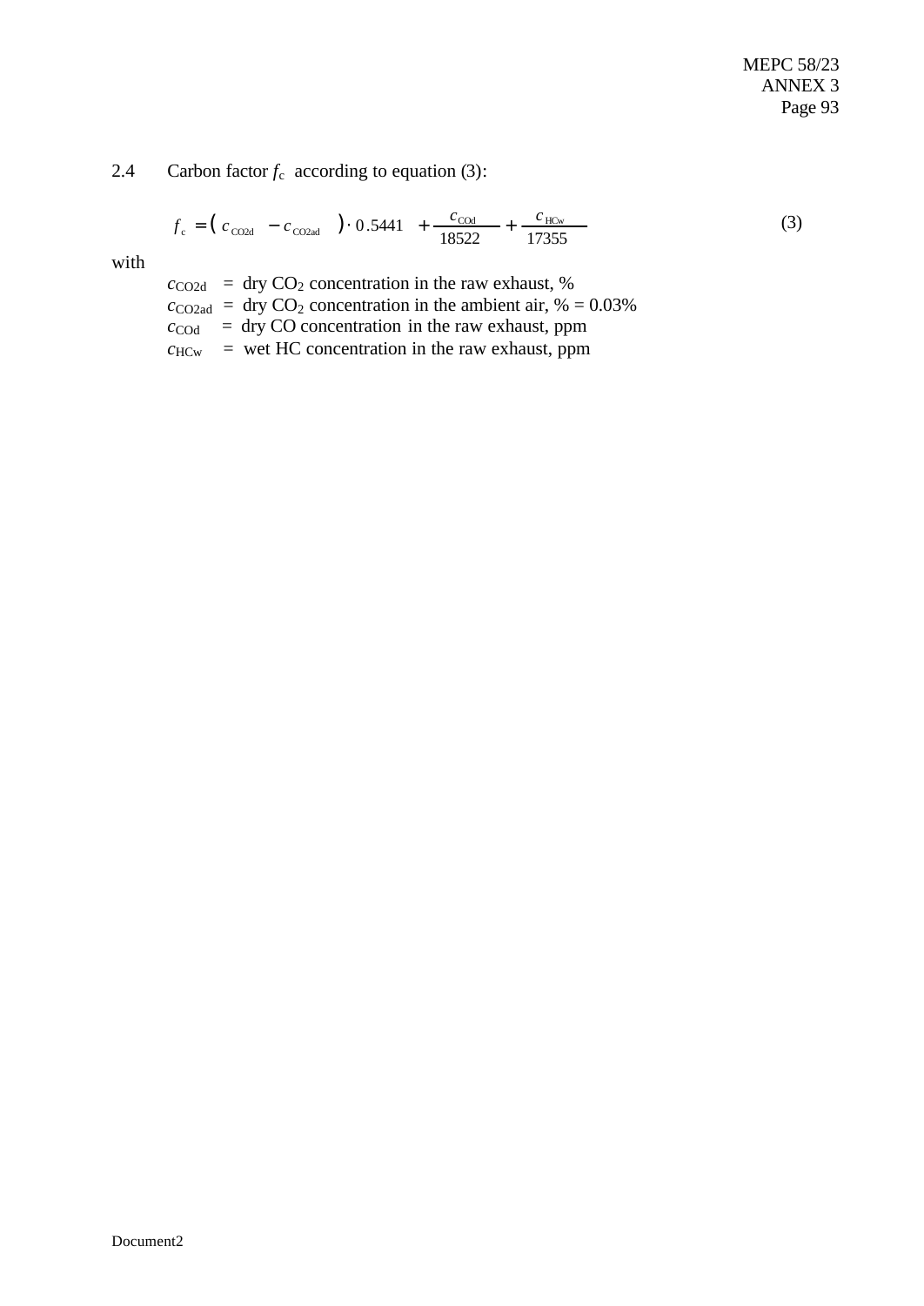2.4 Carbon factor $f_c$ according to equation (3):

$$f_c = (c_{CO2d} - c_{CO2ad}) \cdot 0.5441 + \frac{c_{COd}}{18522} + \frac{c_{HCw}}{17355} \tag{3}$$

with

$c_{CO2d}$ = dry $CO_2$ concentration in the raw exhaust, %
$c_{CO2ad}$ = dry $CO_2$ concentration in the ambient air, % = 0.03%
$c_{COd}$ = dry CO concentration in the raw exhaust, ppm
$c_{HCw}$ = wet HC concentration in the raw exhaust, ppm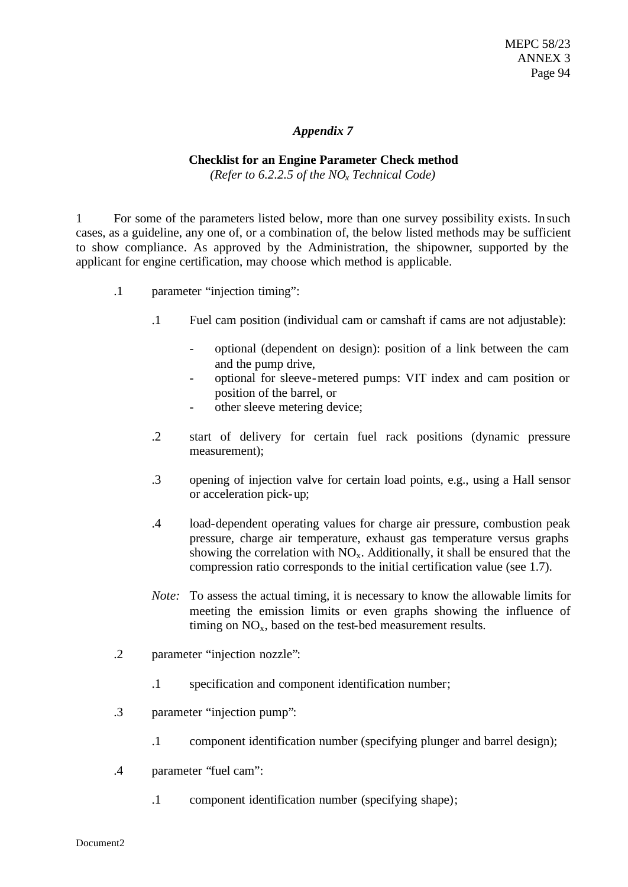## *Appendix 7*

### Checklist for an Engine Parameter Check method

*(Refer to 6.2.2.5 of the $NO_x$ Technical Code)*

1 For some of the parameters listed below, more than one survey possibility exists. In such cases, as a guideline, any one of, or a combination of, the below listed methods may be sufficient to show compliance. As approved by the Administration, the shipowner, supported by the applicant for engine certification, may choose which method is applicable.

.1 parameter "injection timing":

  .1 Fuel cam position (individual cam or camshaft if cams are not adjustable):

   - optional (dependent on design): position of a link between the cam and the pump drive,
   - optional for sleeve-metered pumps: VIT index and cam position or position of the barrel, or
   - other sleeve metering device;

  .2 start of delivery for certain fuel rack positions (dynamic pressure measurement);

  .3 opening of injection valve for certain load points, e.g., using a Hall sensor or acceleration pick-up;

  .4 load-dependent operating values for charge air pressure, combustion peak pressure, charge air temperature, exhaust gas temperature versus graphs showing the correlation with $NO_x$. Additionally, it shall be ensured that the compression ratio corresponds to the initial certification value (see 1.7).

  *Note:* To assess the actual timing, it is necessary to know the allowable limits for meeting the emission limits or even graphs showing the influence of timing on $NO_x$, based on the test-bed measurement results.

.2 parameter "injection nozzle":

  .1 specification and component identification number;

.3 parameter "injection pump":

  .1 component identification number (specifying plunger and barrel design);

.4 parameter "fuel cam":

  .1 component identification number (specifying shape);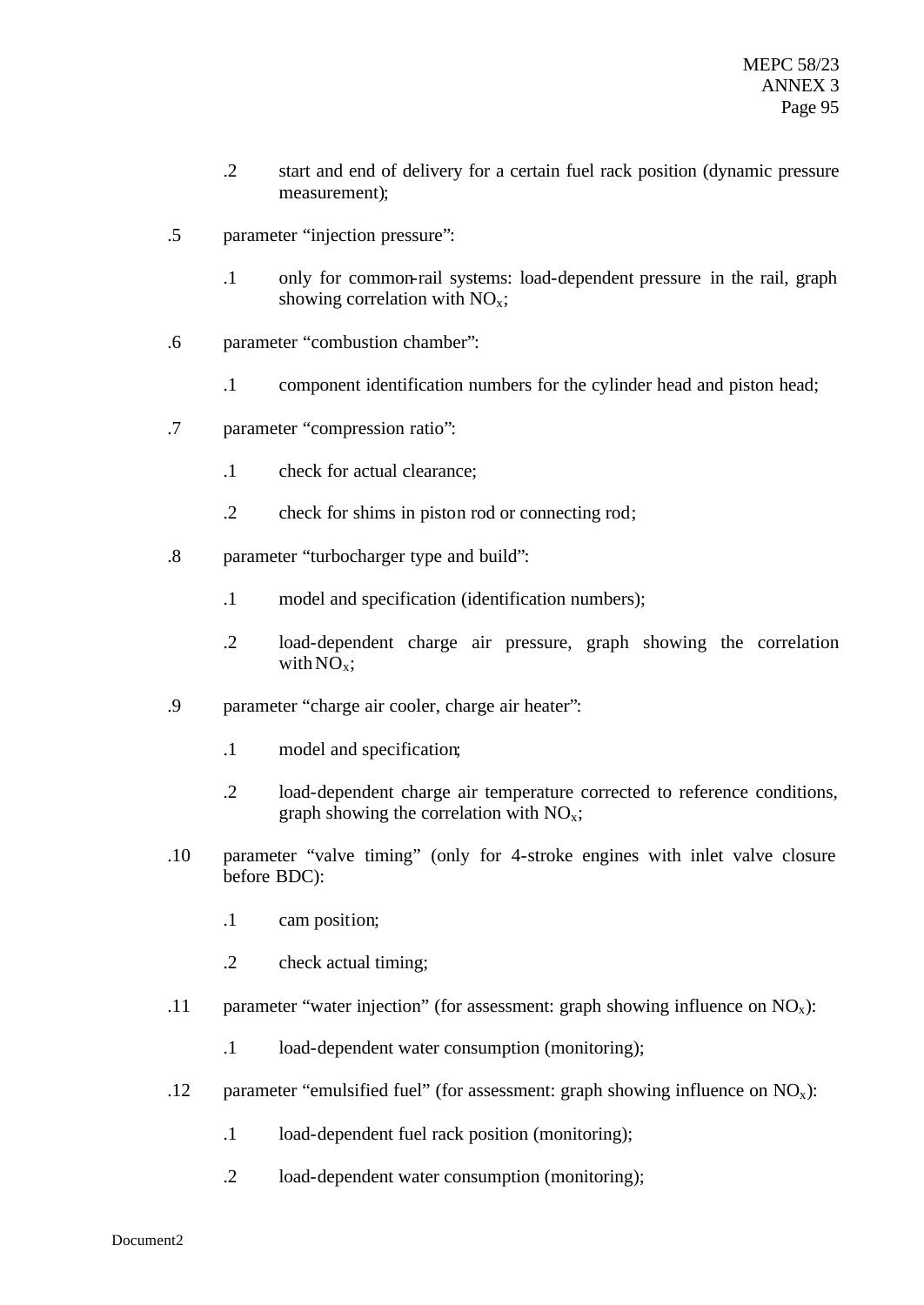.2 start and end of delivery for a certain fuel rack position (dynamic pressure measurement);

.5 parameter "injection pressure":

.1 only for common-rail systems: load-dependent pressure in the rail, graph showing correlation with $NO_x$;

.6 parameter "combustion chamber":

.1 component identification numbers for the cylinder head and piston head;

.7 parameter "compression ratio":

.1 check for actual clearance;

.2 check for shims in piston rod or connecting rod;

.8 parameter "turbocharger type and build":

.1 model and specification (identification numbers);

.2 load-dependent charge air pressure, graph showing the correlation with $NO_x$;

.9 parameter "charge air cooler, charge air heater":

.1 model and specification;

.2 load-dependent charge air temperature corrected to reference conditions, graph showing the correlation with $NO_x$;

.10 parameter "valve timing" (only for 4-stroke engines with inlet valve closure before BDC):

.1 cam position;

.2 check actual timing;

.11 parameter "water injection" (for assessment: graph showing influence on $NO_x$):

.1 load-dependent water consumption (monitoring);

.12 parameter "emulsified fuel" (for assessment: graph showing influence on $NO_x$):

.1 load-dependent fuel rack position (monitoring);

.2 load-dependent water consumption (monitoring);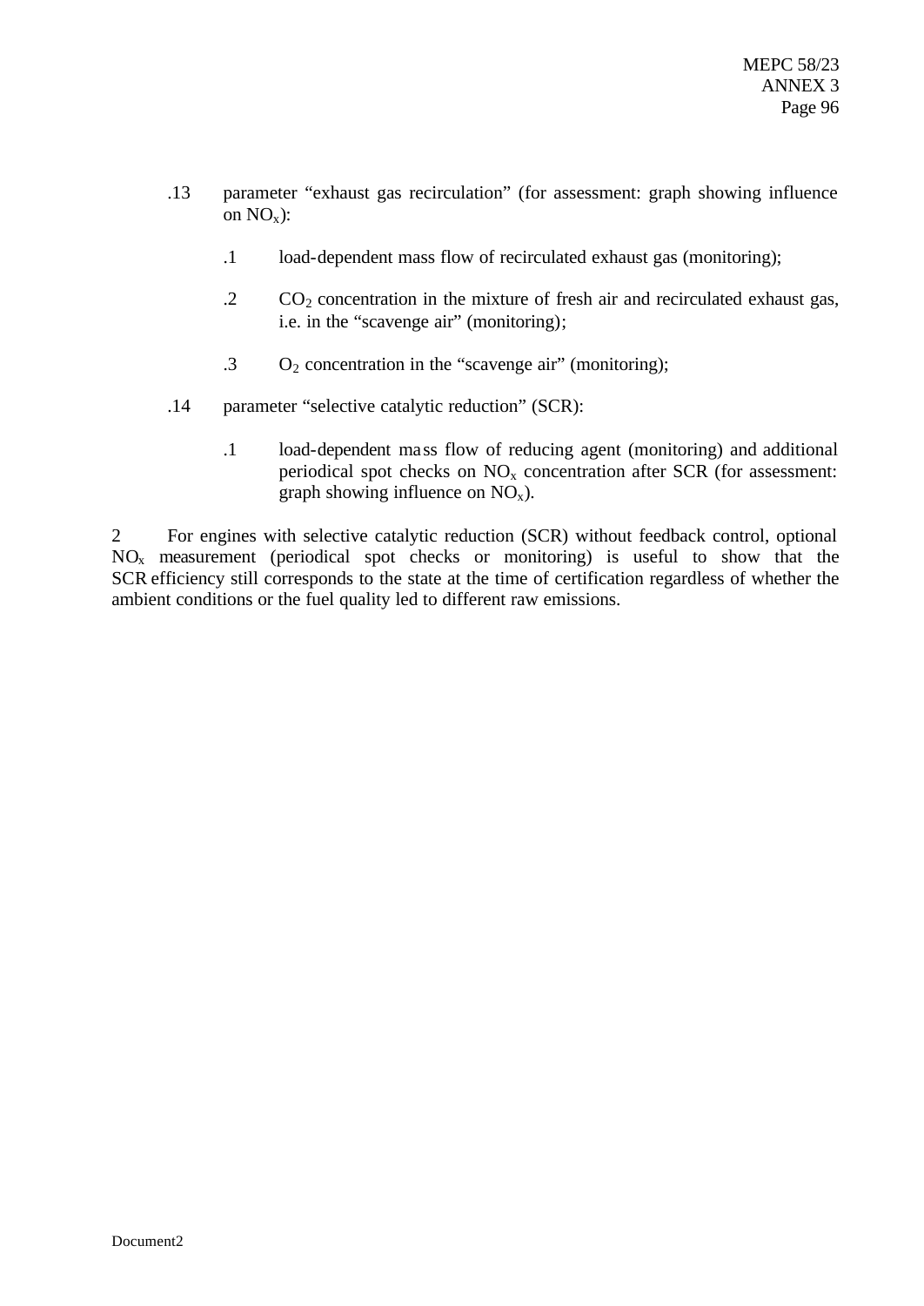.13 parameter "exhaust gas recirculation" (for assessment: graph showing influence on $NO_x$):

.1 load-dependent mass flow of recirculated exhaust gas (monitoring);

.2 $CO_2$ concentration in the mixture of fresh air and recirculated exhaust gas, i.e. in the "scavenge air" (monitoring);

.3 $O_2$ concentration in the "scavenge air" (monitoring);

.14 parameter "selective catalytic reduction" (SCR):

.1 load-dependent mass flow of reducing agent (monitoring) and additional periodical spot checks on $NO_x$ concentration after SCR (for assessment: graph showing influence on $NO_x$).

2 For engines with selective catalytic reduction (SCR) without feedback control, optional $NO_x$ measurement (periodical spot checks or monitoring) is useful to show that the SCR efficiency still corresponds to the state at the time of certification regardless of whether the ambient conditions or the fuel quality led to different raw emissions.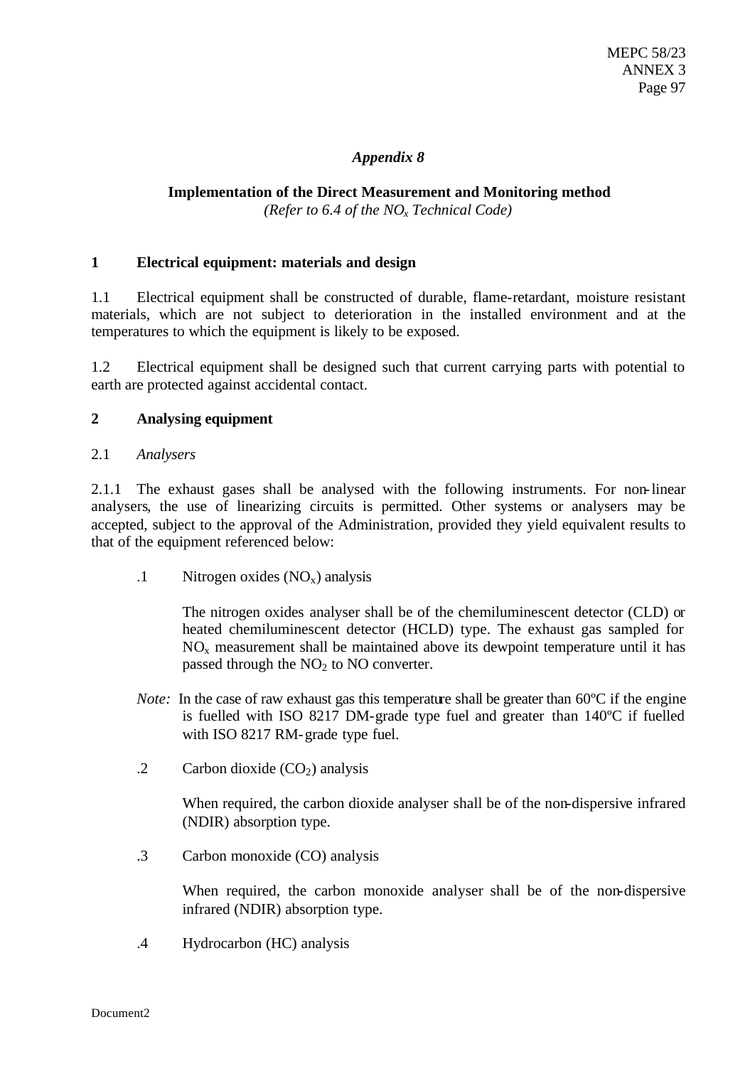*Appendix 8*

**Implementation of the Direct Measurement and Monitoring method**
*(Refer to 6.4 of the $NO_x$ Technical Code)*

**1 Electrical equipment: materials and design**

1.1 Electrical equipment shall be constructed of durable, flame-retardant, moisture resistant materials, which are not subject to deterioration in the installed environment and at the temperatures to which the equipment is likely to be exposed.

1.2 Electrical equipment shall be designed such that current carrying parts with potential to earth are protected against accidental contact.

**2 Analysing equipment**

2.1 *Analysers*

2.1.1 The exhaust gases shall be analysed with the following instruments. For non-linear analysers, the use of linearizing circuits is permitted. Other systems or analysers may be accepted, subject to the approval of the Administration, provided they yield equivalent results to that of the equipment referenced below:

.1 Nitrogen oxides ($NO_x$) analysis

The nitrogen oxides analyser shall be of the chemiluminescent detector (CLD) or heated chemiluminescent detector (HCLD) type. The exhaust gas sampled for $NO_x$ measurement shall be maintained above its dewpoint temperature until it has passed through the $NO_2$ to NO converter.

*Note:* In the case of raw exhaust gas this temperature shall be greater than 60ºC if the engine is fuelled with ISO 8217 DM-grade type fuel and greater than 140ºC if fuelled with ISO 8217 RM-grade type fuel.

.2 Carbon dioxide ($CO_2$) analysis

When required, the carbon dioxide analyser shall be of the non-dispersive infrared (NDIR) absorption type.

.3 Carbon monoxide (CO) analysis

When required, the carbon monoxide analyser shall be of the non-dispersive infrared (NDIR) absorption type.

.4 Hydrocarbon (HC) analysis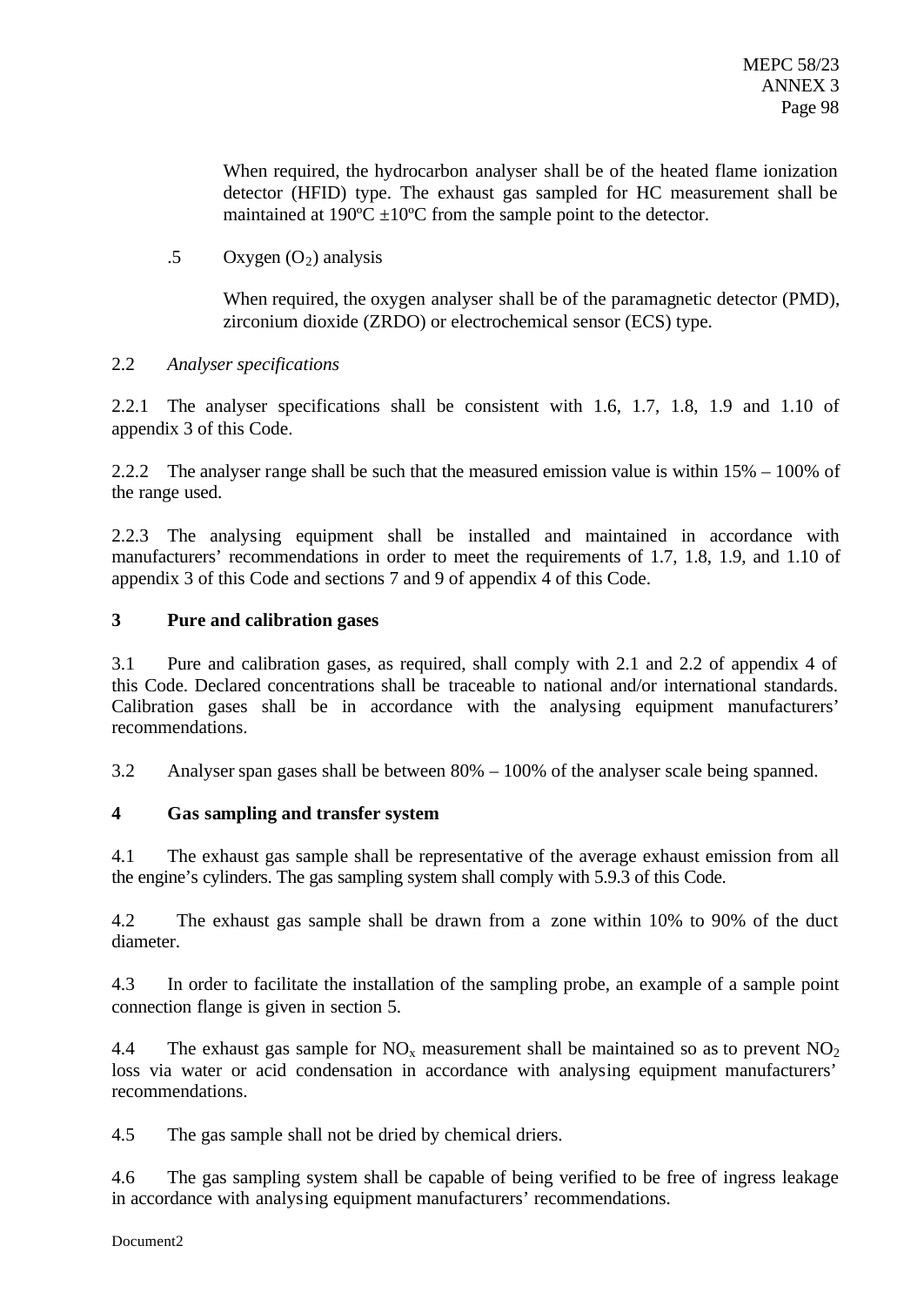When required, the hydrocarbon analyser shall be of the heated flame ionization detector (HFID) type. The exhaust gas sampled for HC measurement shall be maintained at 190ºC ±10ºC from the sample point to the detector.

.5 Oxygen ($O_2$) analysis

When required, the oxygen analyser shall be of the paramagnetic detector (PMD), zirconium dioxide (ZRDO) or electrochemical sensor (ECS) type.

2.2 *Analyser specifications*

2.2.1 The analyser specifications shall be consistent with 1.6, 1.7, 1.8, 1.9 and 1.10 of appendix 3 of this Code.

2.2.2 The analyser range shall be such that the measured emission value is within 15% – 100% of the range used.

2.2.3 The analysing equipment shall be installed and maintained in accordance with manufacturers' recommendations in order to meet the requirements of 1.7, 1.8, 1.9, and 1.10 of appendix 3 of this Code and sections 7 and 9 of appendix 4 of this Code.

**3 Pure and calibration gases**

3.1 Pure and calibration gases, as required, shall comply with 2.1 and 2.2 of appendix 4 of this Code. Declared concentrations shall be traceable to national and/or international standards. Calibration gases shall be in accordance with the analysing equipment manufacturers' recommendations.

3.2 Analyser span gases shall be between 80% – 100% of the analyser scale being spanned.

**4 Gas sampling and transfer system**

4.1 The exhaust gas sample shall be representative of the average exhaust emission from all the engine's cylinders. The gas sampling system shall comply with 5.9.3 of this Code.

4.2 The exhaust gas sample shall be drawn from a zone within 10% to 90% of the duct diameter.

4.3 In order to facilitate the installation of the sampling probe, an example of a sample point connection flange is given in section 5.

4.4 The exhaust gas sample for $NO_x$ measurement shall be maintained so as to prevent $NO_2$ loss via water or acid condensation in accordance with analysing equipment manufacturers' recommendations.

4.5 The gas sample shall not be dried by chemical driers.

4.6 The gas sampling system shall be capable of being verified to be free of ingress leakage in accordance with analysing equipment manufacturers' recommendations.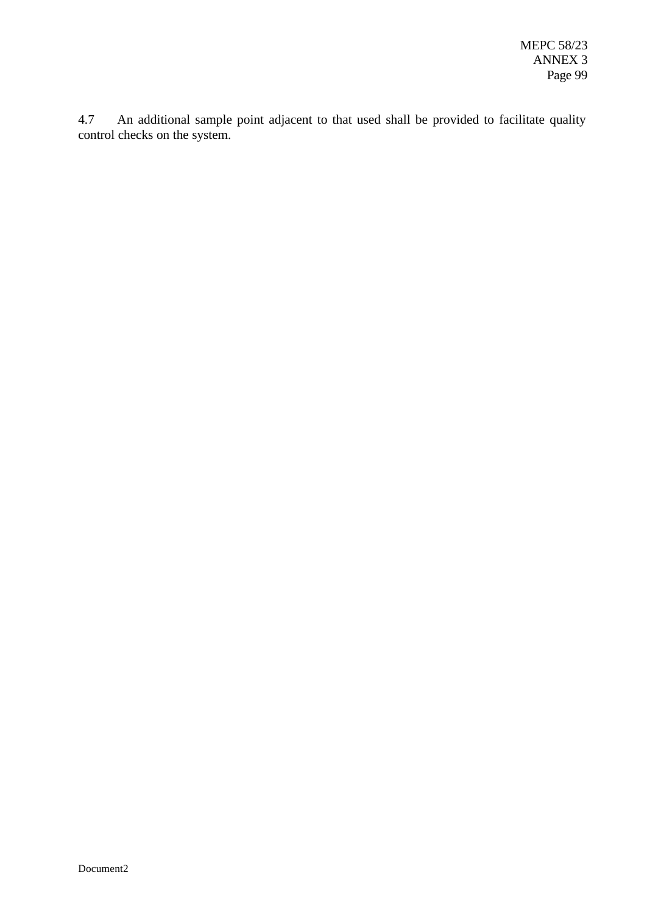4.7 An additional sample point adjacent to that used shall be provided to facilitate quality control checks on the system.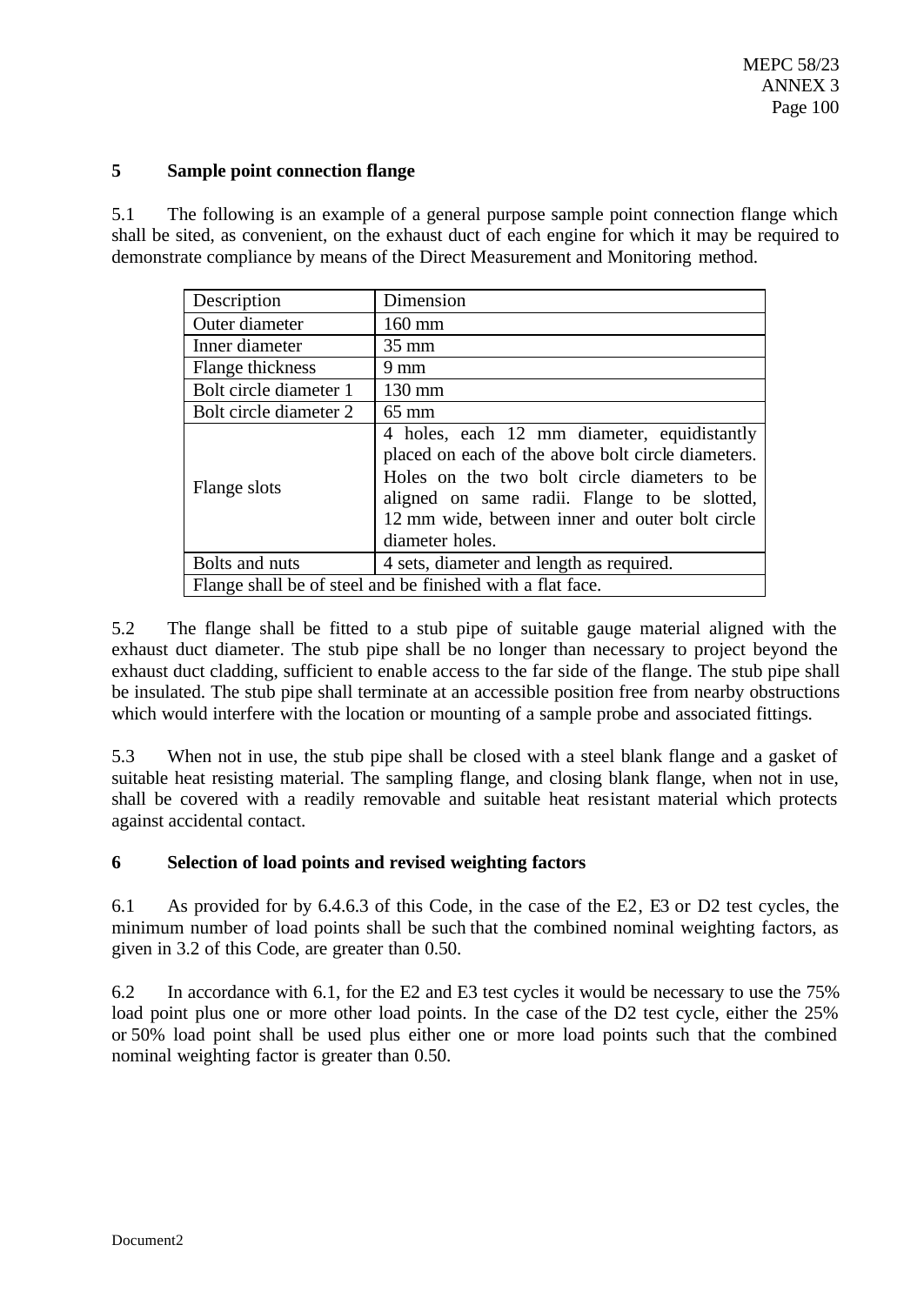## 5 Sample point connection flange

5.1 The following is an example of a general purpose sample point connection flange which shall be sited, as convenient, on the exhaust duct of each engine for which it may be required to demonstrate compliance by means of the Direct Measurement and Monitoring method.

| Description | Dimension |
|---|---|
| Outer diameter | 160 mm |
| Inner diameter | 35 mm |
| Flange thickness | 9 mm |
| Bolt circle diameter 1 | 130 mm |
| Bolt circle diameter 2 | 65 mm |
| Flange slots | 4 holes, each 12 mm diameter, equidistantly placed on each of the above bolt circle diameters. Holes on the two bolt circle diameters to be aligned on same radii. Flange to be slotted, 12 mm wide, between inner and outer bolt circle diameter holes. |
| Bolts and nuts | 4 sets, diameter and length as required. |
| Flange shall be of steel and be finished with a flat face. | |

5.2 The flange shall be fitted to a stub pipe of suitable gauge material aligned with the exhaust duct diameter. The stub pipe shall be no longer than necessary to project beyond the exhaust duct cladding, sufficient to enable access to the far side of the flange. The stub pipe shall be insulated. The stub pipe shall terminate at an accessible position free from nearby obstructions which would interfere with the location or mounting of a sample probe and associated fittings.

5.3 When not in use, the stub pipe shall be closed with a steel blank flange and a gasket of suitable heat resisting material. The sampling flange, and closing blank flange, when not in use, shall be covered with a readily removable and suitable heat resistant material which protects against accidental contact.

## 6 Selection of load points and revised weighting factors

6.1 As provided for by 6.4.6.3 of this Code, in the case of the E2, E3 or D2 test cycles, the minimum number of load points shall be such that the combined nominal weighting factors, as given in 3.2 of this Code, are greater than 0.50.

6.2 In accordance with 6.1, for the E2 and E3 test cycles it would be necessary to use the 75% load point plus one or more other load points. In the case of the D2 test cycle, either the 25% or 50% load point shall be used plus either one or more load points such that the combined nominal weighting factor is greater than 0.50.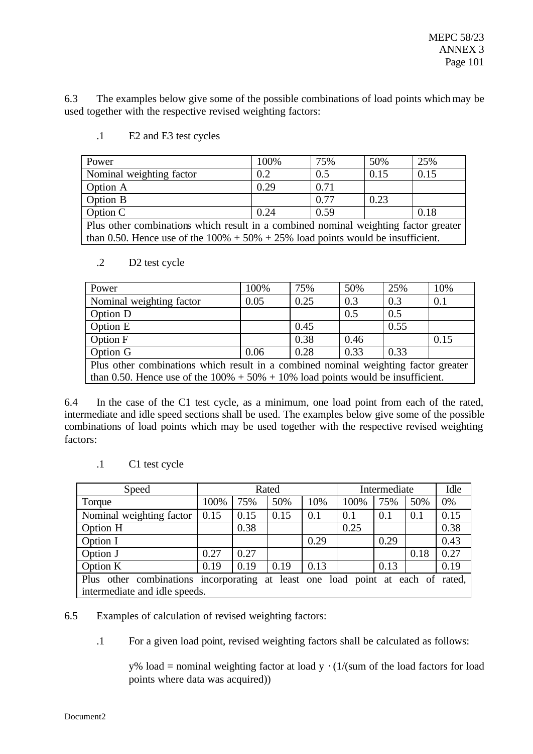6.3 The examples below give some of the possible combinations of load points which may be used together with the respective revised weighting factors:

.1 E2 and E3 test cycles

| Power | 100% | 75% | 50% | 25% |
|---|---|---|---|---|
| Nominal weighting factor | 0.2 | 0.5 | 0.15 | 0.15 |
| Option A | 0.29 | 0.71 | | |
| Option B | | 0.77 | 0.23 | |
| Option C | 0.24 | 0.59 | | 0.18 |
| Plus other combinations which result in a combined nominal weighting factor greater than 0.50. Hence use of the 100% + 50% + 25% load points would be insufficient. | | | | |

.2 D2 test cycle

| Power | 100% | 75% | 50% | 25% | 10% |
|---|---|---|---|---|---|
| Nominal weighting factor | 0.05 | 0.25 | 0.3 | 0.3 | 0.1 |
| Option D | | | 0.5 | 0.5 | |
| Option E | | 0.45 | | 0.55 | |
| Option F | | 0.38 | 0.46 | | 0.15 |
| Option G | 0.06 | 0.28 | 0.33 | 0.33 | |
| Plus other combinations which result in a combined nominal weighting factor greater than 0.50. Hence use of the 100% + 50% + 10% load points would be insufficient. | | | | | |

6.4 In the case of the C1 test cycle, as a minimum, one load point from each of the rated, intermediate and idle speed sections shall be used. The examples below give some of the possible combinations of load points which may be used together with the respective revised weighting factors:

.1 C1 test cycle

| Speed | Rated | | | | Intermediate | | | Idle |
|---|---|---|---|---|---|---|---|---|
| Torque | 100% | 75% | 50% | 10% | 100% | 75% | 50% | 0% |
| Nominal weighting factor | 0.15 | 0.15 | 0.15 | 0.1 | 0.1 | 0.1 | 0.1 | 0.15 |
| Option H | | 0.38 | | | 0.25 | | | 0.38 |
| Option I | | | | 0.29 | | 0.29 | | 0.43 |
| Option J | 0.27 | 0.27 | | | | | 0.18 | 0.27 |
| Option K | 0.19 | 0.19 | 0.19 | 0.13 | | 0.13 | | 0.19 |
| Plus other combinations incorporating at least one load point at each of rated, intermediate and idle speeds. | | | | | | | | |

6.5 Examples of calculation of revised weighting factors:

.1 For a given load point, revised weighting factors shall be calculated as follows:

y% load = nominal weighting factor at load y · (1/(sum of the load factors for load points where data was acquired))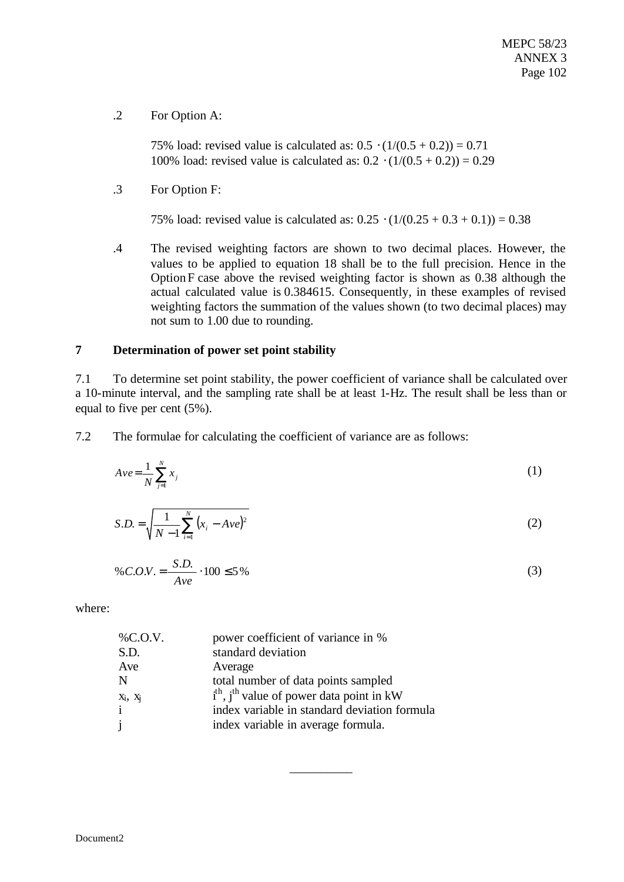.2 For Option A:

75% load: revised value is calculated as: $0.5 \cdot (1/(0.5 + 0.2)) = 0.71$
100% load: revised value is calculated as: $0.2 \cdot (1/(0.5 + 0.2)) = 0.29$

.3 For Option F:

75% load: revised value is calculated as: $0.25 \cdot (1/(0.25 + 0.3 + 0.1)) = 0.38$

.4 The revised weighting factors are shown to two decimal places. However, the values to be applied to equation 18 shall be to the full precision. Hence in the Option F case above the revised weighting factor is shown as 0.38 although the actual calculated value is 0.384615. Consequently, in these examples of revised weighting factors the summation of the values shown (to two decimal places) may not sum to 1.00 due to rounding.

## 7 Determination of power set point stability

7.1 To determine set point stability, the power coefficient of variance shall be calculated over a 10-minute interval, and the sampling rate shall be at least 1-Hz. The result shall be less than or equal to five per cent (5%).

7.2 The formulae for calculating the coefficient of variance are as follows:

$$Ave = \frac{1}{N}\sum_{j=1}^{N} x_j \tag{1}$$

$$S.D. = \sqrt{\frac{1}{N-1}\sum_{i=1}^{N}(x_i - Ave)^2} \tag{2}$$

$$\%C.O.V. = \frac{S.D.}{Ave} \cdot 100 \leq 5\% \tag{3}$$

where:

| | |
|---|---|
| %C.O.V. | power coefficient of variance in % |
| S.D. | standard deviation |
| Ave | Average |
| N | total number of data points sampled |
| $x_i$, $x_j$ | $i^{th}$, $j^{th}$ value of power data point in kW |
| i | index variable in standard deviation formula |
| j | index variable in average formula. |

__________